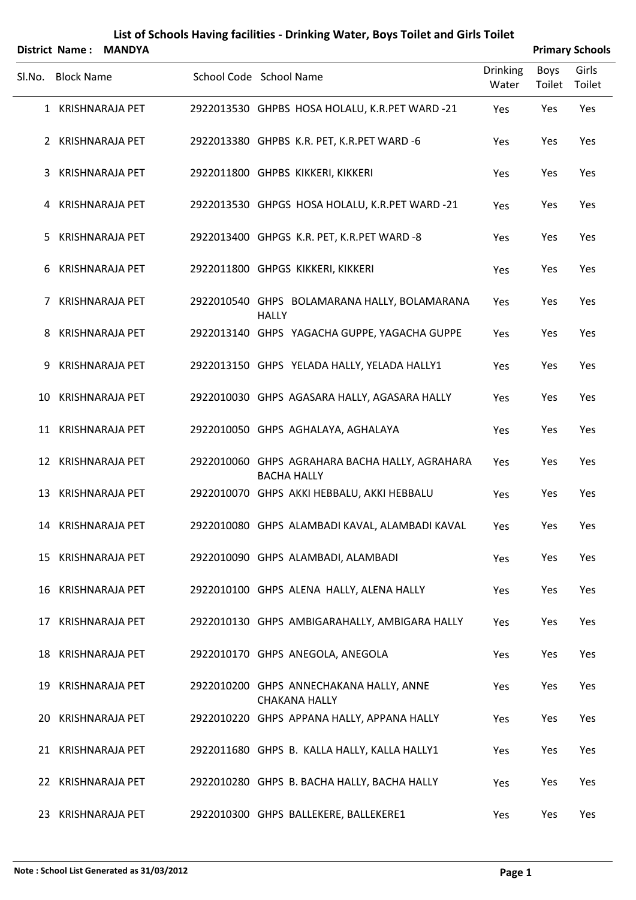# List of Schools Having facilities - Drinking Water, Boys Toilet and Girls Toilet

**District Name : MANDYA** **Primary Schools**

| Sl.No. | Block Name | School Code | School Name | Drinking Water | Boys Toilet | Girls Toilet |
|---|---|---|---|---|---|---|
| 1 | KRISHNARAJA PET | 2922013530 | GHPBS HOSA HOLALU, K.R.PET WARD -21 | Yes | Yes | Yes |
| 2 | KRISHNARAJA PET | 2922013380 | GHPBS K.R. PET, K.R.PET WARD -6 | Yes | Yes | Yes |
| 3 | KRISHNARAJA PET | 2922011800 | GHPBS KIKKERI, KIKKERI | Yes | Yes | Yes |
| 4 | KRISHNARAJA PET | 2922013530 | GHPGS HOSA HOLALU, K.R.PET WARD -21 | Yes | Yes | Yes |
| 5 | KRISHNARAJA PET | 2922013400 | GHPGS K.R. PET, K.R.PET WARD -8 | Yes | Yes | Yes |
| 6 | KRISHNARAJA PET | 2922011800 | GHPGS KIKKERI, KIKKERI | Yes | Yes | Yes |
| 7 | KRISHNARAJA PET | 2922010540 | GHPS BOLAMARANA HALLY, BOLAMARANA HALLY | Yes | Yes | Yes |
| 8 | KRISHNARAJA PET | 2922013140 | GHPS YAGACHA GUPPE, YAGACHA GUPPE | Yes | Yes | Yes |
| 9 | KRISHNARAJA PET | 2922013150 | GHPS YELADA HALLY, YELADA HALLY1 | Yes | Yes | Yes |
| 10 | KRISHNARAJA PET | 2922010030 | GHPS AGASARA HALLY, AGASARA HALLY | Yes | Yes | Yes |
| 11 | KRISHNARAJA PET | 2922010050 | GHPS AGHALAYA, AGHALAYA | Yes | Yes | Yes |
| 12 | KRISHNARAJA PET | 2922010060 | GHPS AGRAHARA BACHA HALLY, AGRAHARA BACHA HALLY | Yes | Yes | Yes |
| 13 | KRISHNARAJA PET | 2922010070 | GHPS AKKI HEBBALU, AKKI HEBBALU | Yes | Yes | Yes |
| 14 | KRISHNARAJA PET | 2922010080 | GHPS ALAMBADI KAVAL, ALAMBADI KAVAL | Yes | Yes | Yes |
| 15 | KRISHNARAJA PET | 2922010090 | GHPS ALAMBADI, ALAMBADI | Yes | Yes | Yes |
| 16 | KRISHNARAJA PET | 2922010100 | GHPS ALENA HALLY, ALENA HALLY | Yes | Yes | Yes |
| 17 | KRISHNARAJA PET | 2922010130 | GHPS AMBIGARAHALLY, AMBIGARA HALLY | Yes | Yes | Yes |
| 18 | KRISHNARAJA PET | 2922010170 | GHPS ANEGOLA, ANEGOLA | Yes | Yes | Yes |
| 19 | KRISHNARAJA PET | 2922010200 | GHPS ANNECHAKANA HALLY, ANNE CHAKANA HALLY | Yes | Yes | Yes |
| 20 | KRISHNARAJA PET | 2922010220 | GHPS APPANA HALLY, APPANA HALLY | Yes | Yes | Yes |
| 21 | KRISHNARAJA PET | 2922011680 | GHPS B. KALLA HALLY, KALLA HALLY1 | Yes | Yes | Yes |
| 22 | KRISHNARAJA PET | 2922010280 | GHPS B. BACHA HALLY, BACHA HALLY | Yes | Yes | Yes |
| 23 | KRISHNARAJA PET | 2922010300 | GHPS BALLEKERE, BALLEKERE1 | Yes | Yes | Yes |

**Note : School List Generated as 31/03/2012**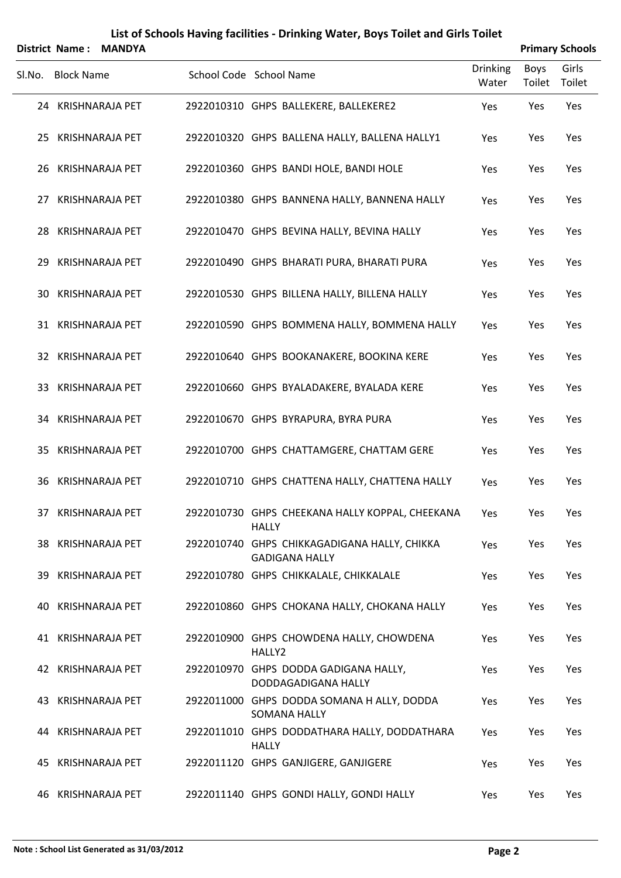# List of Schools Having facilities - Drinking Water, Boys Toilet and Girls Toilet

**District Name : MANDYA** **Primary Schools**

| Sl.No. | Block Name | School Code | School Name | Drinking Water | Boys Toilet | Girls Toilet |
|---|---|---|---|---|---|---|
| 24 | KRISHNARAJA PET | 2922010310 | GHPS BALLEKERE, BALLEKERE2 | Yes | Yes | Yes |
| 25 | KRISHNARAJA PET | 2922010320 | GHPS BALLENA HALLY, BALLENA HALLY1 | Yes | Yes | Yes |
| 26 | KRISHNARAJA PET | 2922010360 | GHPS BANDI HOLE, BANDI HOLE | Yes | Yes | Yes |
| 27 | KRISHNARAJA PET | 2922010380 | GHPS BANNENA HALLY, BANNENA HALLY | Yes | Yes | Yes |
| 28 | KRISHNARAJA PET | 2922010470 | GHPS BEVINA HALLY, BEVINA HALLY | Yes | Yes | Yes |
| 29 | KRISHNARAJA PET | 2922010490 | GHPS BHARATI PURA, BHARATI PURA | Yes | Yes | Yes |
| 30 | KRISHNARAJA PET | 2922010530 | GHPS BILLENA HALLY, BILLENA HALLY | Yes | Yes | Yes |
| 31 | KRISHNARAJA PET | 2922010590 | GHPS BOMMENA HALLY, BOMMENA HALLY | Yes | Yes | Yes |
| 32 | KRISHNARAJA PET | 2922010640 | GHPS BOOKANAKERE, BOOKINA KERE | Yes | Yes | Yes |
| 33 | KRISHNARAJA PET | 2922010660 | GHPS BYALADAKERE, BYALADA KERE | Yes | Yes | Yes |
| 34 | KRISHNARAJA PET | 2922010670 | GHPS BYRAPURA, BYRA PURA | Yes | Yes | Yes |
| 35 | KRISHNARAJA PET | 2922010700 | GHPS CHATTAMGERE, CHATTAM GERE | Yes | Yes | Yes |
| 36 | KRISHNARAJA PET | 2922010710 | GHPS CHATTENA HALLY, CHATTENA HALLY | Yes | Yes | Yes |
| 37 | KRISHNARAJA PET | 2922010730 | GHPS CHEEKANA HALLY KOPPAL, CHEEKANA HALLY | Yes | Yes | Yes |
| 38 | KRISHNARAJA PET | 2922010740 | GHPS CHIKKAGADIGANA HALLY, CHIKKA GADIGANA HALLY | Yes | Yes | Yes |
| 39 | KRISHNARAJA PET | 2922010780 | GHPS CHIKKALALE, CHIKKALALE | Yes | Yes | Yes |
| 40 | KRISHNARAJA PET | 2922010860 | GHPS CHOKANA HALLY, CHOKANA HALLY | Yes | Yes | Yes |
| 41 | KRISHNARAJA PET | 2922010900 | GHPS CHOWDENA HALLY, CHOWDENA HALLY2 | Yes | Yes | Yes |
| 42 | KRISHNARAJA PET | 2922010970 | GHPS DODDA GADIGANA HALLY, DODDAGADIGANA HALLY | Yes | Yes | Yes |
| 43 | KRISHNARAJA PET | 2922011000 | GHPS DODDA SOMANA H ALLY, DODDA SOMANA HALLY | Yes | Yes | Yes |
| 44 | KRISHNARAJA PET | 2922011010 | GHPS DODDATHARA HALLY, DODDATHARA HALLY | Yes | Yes | Yes |
| 45 | KRISHNARAJA PET | 2922011120 | GHPS GANJIGERE, GANJIGERE | Yes | Yes | Yes |
| 46 | KRISHNARAJA PET | 2922011140 | GHPS GONDI HALLY, GONDI HALLY | Yes | Yes | Yes |

**Note : School List Generated as 31/03/2012**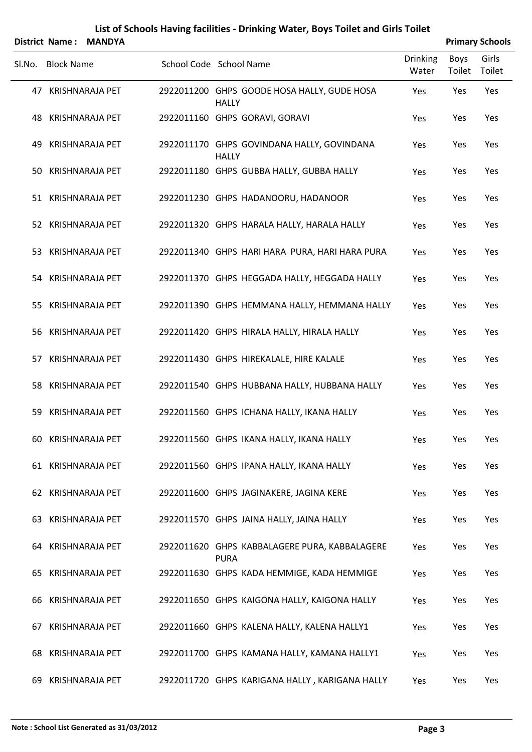# List of Schools Having facilities - Drinking Water, Boys Toilet and Girls Toilet

**District Name : MANDYA** **Primary Schools**

| Sl.No. | Block Name | School Code | School Name | Drinking Water | Boys Toilet | Girls Toilet |
|---|---|---|---|---|---|---|
| 47 | KRISHNARAJA PET | 2922011200 | GHPS GOODE HOSA HALLY, GUDE HOSA HALLY | Yes | Yes | Yes |
| 48 | KRISHNARAJA PET | 2922011160 | GHPS GORAVI, GORAVI | Yes | Yes | Yes |
| 49 | KRISHNARAJA PET | 2922011170 | GHPS GOVINDANA HALLY, GOVINDANA HALLY | Yes | Yes | Yes |
| 50 | KRISHNARAJA PET | 2922011180 | GHPS GUBBA HALLY, GUBBA HALLY | Yes | Yes | Yes |
| 51 | KRISHNARAJA PET | 2922011230 | GHPS HADANOORU, HADANOOR | Yes | Yes | Yes |
| 52 | KRISHNARAJA PET | 2922011320 | GHPS HARALA HALLY, HARALA HALLY | Yes | Yes | Yes |
| 53 | KRISHNARAJA PET | 2922011340 | GHPS HARI HARA PURA, HARI HARA PURA | Yes | Yes | Yes |
| 54 | KRISHNARAJA PET | 2922011370 | GHPS HEGGADA HALLY, HEGGADA HALLY | Yes | Yes | Yes |
| 55 | KRISHNARAJA PET | 2922011390 | GHPS HEMMANA HALLY, HEMMANA HALLY | Yes | Yes | Yes |
| 56 | KRISHNARAJA PET | 2922011420 | GHPS HIRALA HALLY, HIRALA HALLY | Yes | Yes | Yes |
| 57 | KRISHNARAJA PET | 2922011430 | GHPS HIREKALALE, HIRE KALALE | Yes | Yes | Yes |
| 58 | KRISHNARAJA PET | 2922011540 | GHPS HUBBANA HALLY, HUBBANA HALLY | Yes | Yes | Yes |
| 59 | KRISHNARAJA PET | 2922011560 | GHPS ICHANA HALLY, IKANA HALLY | Yes | Yes | Yes |
| 60 | KRISHNARAJA PET | 2922011560 | GHPS IKANA HALLY, IKANA HALLY | Yes | Yes | Yes |
| 61 | KRISHNARAJA PET | 2922011560 | GHPS IPANA HALLY, IKANA HALLY | Yes | Yes | Yes |
| 62 | KRISHNARAJA PET | 2922011600 | GHPS JAGINAKERE, JAGINA KERE | Yes | Yes | Yes |
| 63 | KRISHNARAJA PET | 2922011570 | GHPS JAINA HALLY, JAINA HALLY | Yes | Yes | Yes |
| 64 | KRISHNARAJA PET | 2922011620 | GHPS KABBALAGERE PURA, KABBALAGERE PURA | Yes | Yes | Yes |
| 65 | KRISHNARAJA PET | 2922011630 | GHPS KADA HEMMIGE, KADA HEMMIGE | Yes | Yes | Yes |
| 66 | KRISHNARAJA PET | 2922011650 | GHPS KAIGONA HALLY, KAIGONA HALLY | Yes | Yes | Yes |
| 67 | KRISHNARAJA PET | 2922011660 | GHPS KALENA HALLY, KALENA HALLY1 | Yes | Yes | Yes |
| 68 | KRISHNARAJA PET | 2922011700 | GHPS KAMANA HALLY, KAMANA HALLY1 | Yes | Yes | Yes |
| 69 | KRISHNARAJA PET | 2922011720 | GHPS KARIGANA HALLY , KARIGANA HALLY | Yes | Yes | Yes |

**Note : School List Generated as 31/03/2012**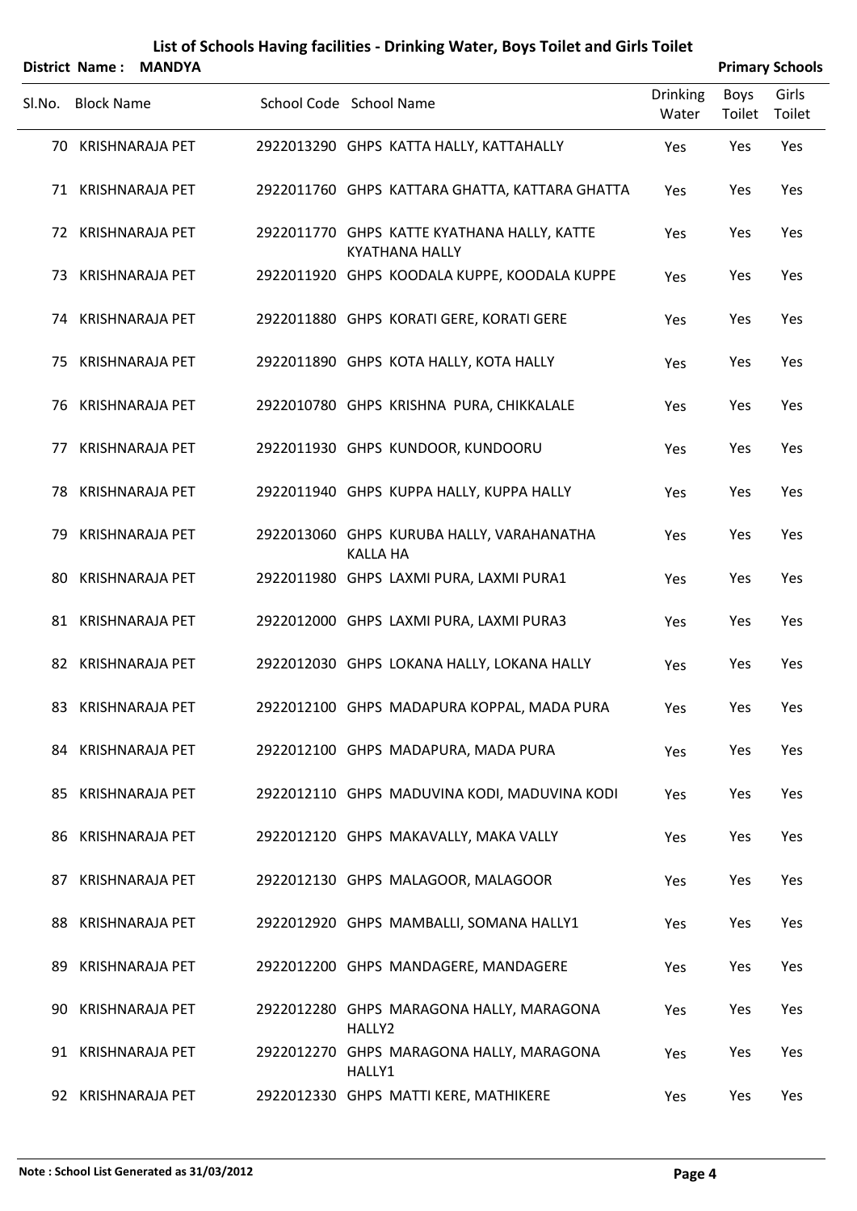## List of Schools Having facilities - Drinking Water, Boys Toilet and Girls Toilet

**District Name : MANDYA** **Primary Schools**

| Sl.No. | Block Name | School Code | School Name | Drinking Water | Boys Toilet | Girls Toilet |
|---|---|---|---|---|---|---|
| 70 | KRISHNARAJA PET | 2922013290 | GHPS KATTA HALLY, KATTAHALLY | Yes | Yes | Yes |
| 71 | KRISHNARAJA PET | 2922011760 | GHPS KATTARA GHATTA, KATTARA GHATTA | Yes | Yes | Yes |
| 72 | KRISHNARAJA PET | 2922011770 | GHPS KATTE KYATHANA HALLY, KATTE KYATHANA HALLY | Yes | Yes | Yes |
| 73 | KRISHNARAJA PET | 2922011920 | GHPS KOODALA KUPPE, KOODALA KUPPE | Yes | Yes | Yes |
| 74 | KRISHNARAJA PET | 2922011880 | GHPS KORATI GERE, KORATI GERE | Yes | Yes | Yes |
| 75 | KRISHNARAJA PET | 2922011890 | GHPS KOTA HALLY, KOTA HALLY | Yes | Yes | Yes |
| 76 | KRISHNARAJA PET | 2922010780 | GHPS KRISHNA PURA, CHIKKALALE | Yes | Yes | Yes |
| 77 | KRISHNARAJA PET | 2922011930 | GHPS KUNDOOR, KUNDOORU | Yes | Yes | Yes |
| 78 | KRISHNARAJA PET | 2922011940 | GHPS KUPPA HALLY, KUPPA HALLY | Yes | Yes | Yes |
| 79 | KRISHNARAJA PET | 2922013060 | GHPS KURUBA HALLY, VARAHANATHA KALLA HA | Yes | Yes | Yes |
| 80 | KRISHNARAJA PET | 2922011980 | GHPS LAXMI PURA, LAXMI PURA1 | Yes | Yes | Yes |
| 81 | KRISHNARAJA PET | 2922012000 | GHPS LAXMI PURA, LAXMI PURA3 | Yes | Yes | Yes |
| 82 | KRISHNARAJA PET | 2922012030 | GHPS LOKANA HALLY, LOKANA HALLY | Yes | Yes | Yes |
| 83 | KRISHNARAJA PET | 2922012100 | GHPS MADAPURA KOPPAL, MADA PURA | Yes | Yes | Yes |
| 84 | KRISHNARAJA PET | 2922012100 | GHPS MADAPURA, MADA PURA | Yes | Yes | Yes |
| 85 | KRISHNARAJA PET | 2922012110 | GHPS MADUVINA KODI, MADUVINA KODI | Yes | Yes | Yes |
| 86 | KRISHNARAJA PET | 2922012120 | GHPS MAKAVALLY, MAKA VALLY | Yes | Yes | Yes |
| 87 | KRISHNARAJA PET | 2922012130 | GHPS MALAGOOR, MALAGOOR | Yes | Yes | Yes |
| 88 | KRISHNARAJA PET | 2922012920 | GHPS MAMBALLI, SOMANA HALLY1 | Yes | Yes | Yes |
| 89 | KRISHNARAJA PET | 2922012200 | GHPS MANDAGERE, MANDAGERE | Yes | Yes | Yes |
| 90 | KRISHNARAJA PET | 2922012280 | GHPS MARAGONA HALLY, MARAGONA HALLY2 | Yes | Yes | Yes |
| 91 | KRISHNARAJA PET | 2922012270 | GHPS MARAGONA HALLY, MARAGONA HALLY1 | Yes | Yes | Yes |
| 92 | KRISHNARAJA PET | 2922012330 | GHPS MATTI KERE, MATHIKERE | Yes | Yes | Yes |

**Note : School List Generated as 31/03/2012**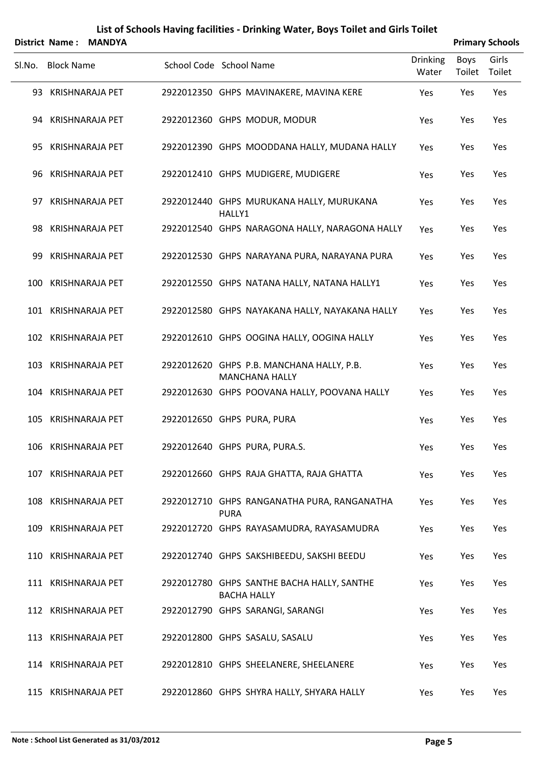# List of Schools Having facilities - Drinking Water, Boys Toilet and Girls Toilet

**District Name : MANDYA** **Primary Schools**

| Sl.No. | Block Name | School Code | School Name | Drinking Water | Boys Toilet | Girls Toilet |
|---|---|---|---|---|---|---|
| 93 | KRISHNARAJA PET | 2922012350 | GHPS MAVINAKERE, MAVINA KERE | Yes | Yes | Yes |
| 94 | KRISHNARAJA PET | 2922012360 | GHPS MODUR, MODUR | Yes | Yes | Yes |
| 95 | KRISHNARAJA PET | 2922012390 | GHPS MOODDANA HALLY, MUDANA HALLY | Yes | Yes | Yes |
| 96 | KRISHNARAJA PET | 2922012410 | GHPS MUDIGERE, MUDIGERE | Yes | Yes | Yes |
| 97 | KRISHNARAJA PET | 2922012440 | GHPS MURUKANA HALLY, MURUKANA HALLY1 | Yes | Yes | Yes |
| 98 | KRISHNARAJA PET | 2922012540 | GHPS NARAGONA HALLY, NARAGONA HALLY | Yes | Yes | Yes |
| 99 | KRISHNARAJA PET | 2922012530 | GHPS NARAYANA PURA, NARAYANA PURA | Yes | Yes | Yes |
| 100 | KRISHNARAJA PET | 2922012550 | GHPS NATANA HALLY, NATANA HALLY1 | Yes | Yes | Yes |
| 101 | KRISHNARAJA PET | 2922012580 | GHPS NAYAKANA HALLY, NAYAKANA HALLY | Yes | Yes | Yes |
| 102 | KRISHNARAJA PET | 2922012610 | GHPS OOGINA HALLY, OOGINA HALLY | Yes | Yes | Yes |
| 103 | KRISHNARAJA PET | 2922012620 | GHPS P.B. MANCHANA HALLY, P.B. MANCHANA HALLY | Yes | Yes | Yes |
| 104 | KRISHNARAJA PET | 2922012630 | GHPS POOVANA HALLY, POOVANA HALLY | Yes | Yes | Yes |
| 105 | KRISHNARAJA PET | 2922012650 | GHPS PURA, PURA | Yes | Yes | Yes |
| 106 | KRISHNARAJA PET | 2922012640 | GHPS PURA, PURA.S. | Yes | Yes | Yes |
| 107 | KRISHNARAJA PET | 2922012660 | GHPS RAJA GHATTA, RAJA GHATTA | Yes | Yes | Yes |
| 108 | KRISHNARAJA PET | 2922012710 | GHPS RANGANATHA PURA, RANGANATHA PURA | Yes | Yes | Yes |
| 109 | KRISHNARAJA PET | 2922012720 | GHPS RAYASAMUDRA, RAYASAMUDRA | Yes | Yes | Yes |
| 110 | KRISHNARAJA PET | 2922012740 | GHPS SAKSHIBEEDU, SAKSHI BEEDU | Yes | Yes | Yes |
| 111 | KRISHNARAJA PET | 2922012780 | GHPS SANTHE BACHA HALLY, SANTHE BACHA HALLY | Yes | Yes | Yes |
| 112 | KRISHNARAJA PET | 2922012790 | GHPS SARANGI, SARANGI | Yes | Yes | Yes |
| 113 | KRISHNARAJA PET | 2922012800 | GHPS SASALU, SASALU | Yes | Yes | Yes |
| 114 | KRISHNARAJA PET | 2922012810 | GHPS SHEELANERE, SHEELANERE | Yes | Yes | Yes |
| 115 | KRISHNARAJA PET | 2922012860 | GHPS SHYRA HALLY, SHYARA HALLY | Yes | Yes | Yes |

**Note : School List Generated as 31/03/2012**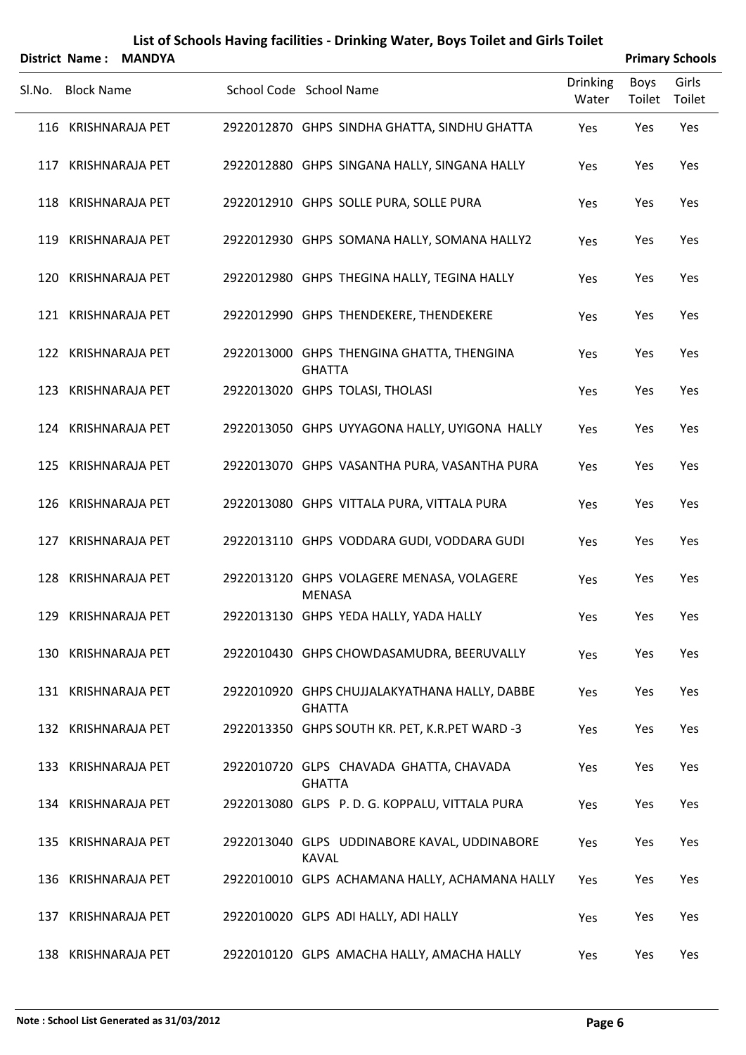# List of Schools Having facilities - Drinking Water, Boys Toilet and Girls Toilet

**District Name : MANDYA** **Primary Schools**

| Sl.No. | Block Name | School Code | School Name | Drinking Water | Boys Toilet | Girls Toilet |
|---|---|---|---|---|---|---|
| 116 | KRISHNARAJA PET | 2922012870 | GHPS SINDHA GHATTA, SINDHU GHATTA | Yes | Yes | Yes |
| 117 | KRISHNARAJA PET | 2922012880 | GHPS SINGANA HALLY, SINGANA HALLY | Yes | Yes | Yes |
| 118 | KRISHNARAJA PET | 2922012910 | GHPS SOLLE PURA, SOLLE PURA | Yes | Yes | Yes |
| 119 | KRISHNARAJA PET | 2922012930 | GHPS SOMANA HALLY, SOMANA HALLY2 | Yes | Yes | Yes |
| 120 | KRISHNARAJA PET | 2922012980 | GHPS THEGINA HALLY, TEGINA HALLY | Yes | Yes | Yes |
| 121 | KRISHNARAJA PET | 2922012990 | GHPS THENDEKERE, THENDEKERE | Yes | Yes | Yes |
| 122 | KRISHNARAJA PET | 2922013000 | GHPS THENGINA GHATTA, THENGINA GHATTA | Yes | Yes | Yes |
| 123 | KRISHNARAJA PET | 2922013020 | GHPS TOLASI, THOLASI | Yes | Yes | Yes |
| 124 | KRISHNARAJA PET | 2922013050 | GHPS UYYAGONA HALLY, UYIGONA HALLY | Yes | Yes | Yes |
| 125 | KRISHNARAJA PET | 2922013070 | GHPS VASANTHA PURA, VASANTHA PURA | Yes | Yes | Yes |
| 126 | KRISHNARAJA PET | 2922013080 | GHPS VITTALA PURA, VITTALA PURA | Yes | Yes | Yes |
| 127 | KRISHNARAJA PET | 2922013110 | GHPS VODDARA GUDI, VODDARA GUDI | Yes | Yes | Yes |
| 128 | KRISHNARAJA PET | 2922013120 | GHPS VOLAGERE MENASA, VOLAGERE MENASA | Yes | Yes | Yes |
| 129 | KRISHNARAJA PET | 2922013130 | GHPS YEDA HALLY, YADA HALLY | Yes | Yes | Yes |
| 130 | KRISHNARAJA PET | 2922010430 | GHPS CHOWDASAMUDRA, BEERUVALLY | Yes | Yes | Yes |
| 131 | KRISHNARAJA PET | 2922010920 | GHPS CHUJJALAKYATHANA HALLY, DABBE GHATTA | Yes | Yes | Yes |
| 132 | KRISHNARAJA PET | 2922013350 | GHPS SOUTH KR. PET, K.R.PET WARD -3 | Yes | Yes | Yes |
| 133 | KRISHNARAJA PET | 2922010720 | GLPS CHAVADA GHATTA, CHAVADA GHATTA | Yes | Yes | Yes |
| 134 | KRISHNARAJA PET | 2922013080 | GLPS P. D. G. KOPPALU, VITTALA PURA | Yes | Yes | Yes |
| 135 | KRISHNARAJA PET | 2922013040 | GLPS UDDINABORE KAVAL, UDDINABORE KAVAL | Yes | Yes | Yes |
| 136 | KRISHNARAJA PET | 2922010010 | GLPS ACHAMANA HALLY, ACHAMANA HALLY | Yes | Yes | Yes |
| 137 | KRISHNARAJA PET | 2922010020 | GLPS ADI HALLY, ADI HALLY | Yes | Yes | Yes |
| 138 | KRISHNARAJA PET | 2922010120 | GLPS AMACHA HALLY, AMACHA HALLY | Yes | Yes | Yes |

**Note : School List Generated as 31/03/2012**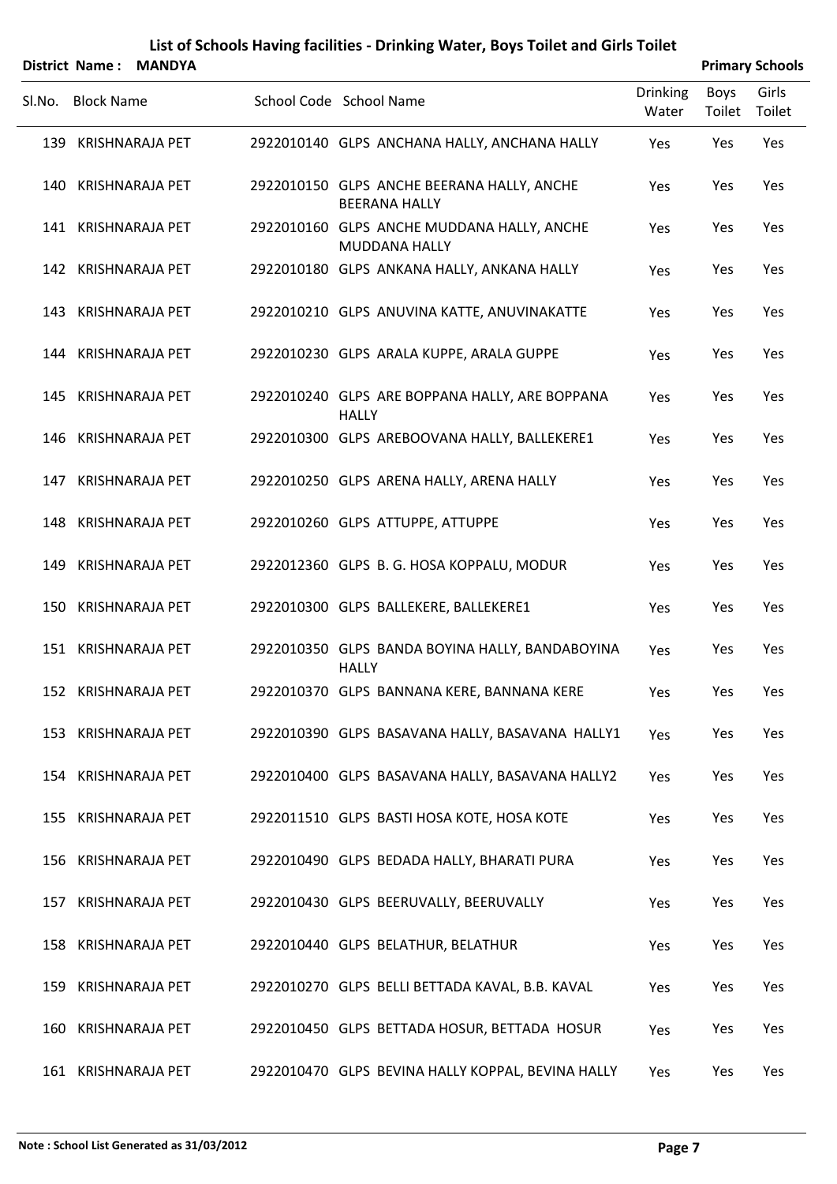# List of Schools Having facilities - Drinking Water, Boys Toilet and Girls Toilet

**District Name : MANDYA** **Primary Schools**

| Sl.No. | Block Name | School Code | School Name | Drinking Water | Boys Toilet | Girls Toilet |
|---|---|---|---|---|---|---|
| 139 | KRISHNARAJA PET | 2922010140 | GLPS ANCHANA HALLY, ANCHANA HALLY | Yes | Yes | Yes |
| 140 | KRISHNARAJA PET | 2922010150 | GLPS ANCHE BEERANA HALLY, ANCHE BEERANA HALLY | Yes | Yes | Yes |
| 141 | KRISHNARAJA PET | 2922010160 | GLPS ANCHE MUDDANA HALLY, ANCHE MUDDANA HALLY | Yes | Yes | Yes |
| 142 | KRISHNARAJA PET | 2922010180 | GLPS ANKANA HALLY, ANKANA HALLY | Yes | Yes | Yes |
| 143 | KRISHNARAJA PET | 2922010210 | GLPS ANUVINA KATTE, ANUVINAKATTE | Yes | Yes | Yes |
| 144 | KRISHNARAJA PET | 2922010230 | GLPS ARALA KUPPE, ARALA GUPPE | Yes | Yes | Yes |
| 145 | KRISHNARAJA PET | 2922010240 | GLPS ARE BOPPANA HALLY, ARE BOPPANA HALLY | Yes | Yes | Yes |
| 146 | KRISHNARAJA PET | 2922010300 | GLPS AREBOOVANA HALLY, BALLEKERE1 | Yes | Yes | Yes |
| 147 | KRISHNARAJA PET | 2922010250 | GLPS ARENA HALLY, ARENA HALLY | Yes | Yes | Yes |
| 148 | KRISHNARAJA PET | 2922010260 | GLPS ATTUPPE, ATTUPPE | Yes | Yes | Yes |
| 149 | KRISHNARAJA PET | 2922012360 | GLPS B. G. HOSA KOPPALU, MODUR | Yes | Yes | Yes |
| 150 | KRISHNARAJA PET | 2922010300 | GLPS BALLEKERE, BALLEKERE1 | Yes | Yes | Yes |
| 151 | KRISHNARAJA PET | 2922010350 | GLPS BANDA BOYINA HALLY, BANDABOYINA HALLY | Yes | Yes | Yes |
| 152 | KRISHNARAJA PET | 2922010370 | GLPS BANNANA KERE, BANNANA KERE | Yes | Yes | Yes |
| 153 | KRISHNARAJA PET | 2922010390 | GLPS BASAVANA HALLY, BASAVANA HALLY1 | Yes | Yes | Yes |
| 154 | KRISHNARAJA PET | 2922010400 | GLPS BASAVANA HALLY, BASAVANA HALLY2 | Yes | Yes | Yes |
| 155 | KRISHNARAJA PET | 2922011510 | GLPS BASTI HOSA KOTE, HOSA KOTE | Yes | Yes | Yes |
| 156 | KRISHNARAJA PET | 2922010490 | GLPS BEDADA HALLY, BHARATI PURA | Yes | Yes | Yes |
| 157 | KRISHNARAJA PET | 2922010430 | GLPS BEERUVALLY, BEERUVALLY | Yes | Yes | Yes |
| 158 | KRISHNARAJA PET | 2922010440 | GLPS BELATHUR, BELATHUR | Yes | Yes | Yes |
| 159 | KRISHNARAJA PET | 2922010270 | GLPS BELLI BETTADA KAVAL, B.B. KAVAL | Yes | Yes | Yes |
| 160 | KRISHNARAJA PET | 2922010450 | GLPS BETTADA HOSUR, BETTADA HOSUR | Yes | Yes | Yes |
| 161 | KRISHNARAJA PET | 2922010470 | GLPS BEVINA HALLY KOPPAL, BEVINA HALLY | Yes | Yes | Yes |

**Note : School List Generated as 31/03/2012**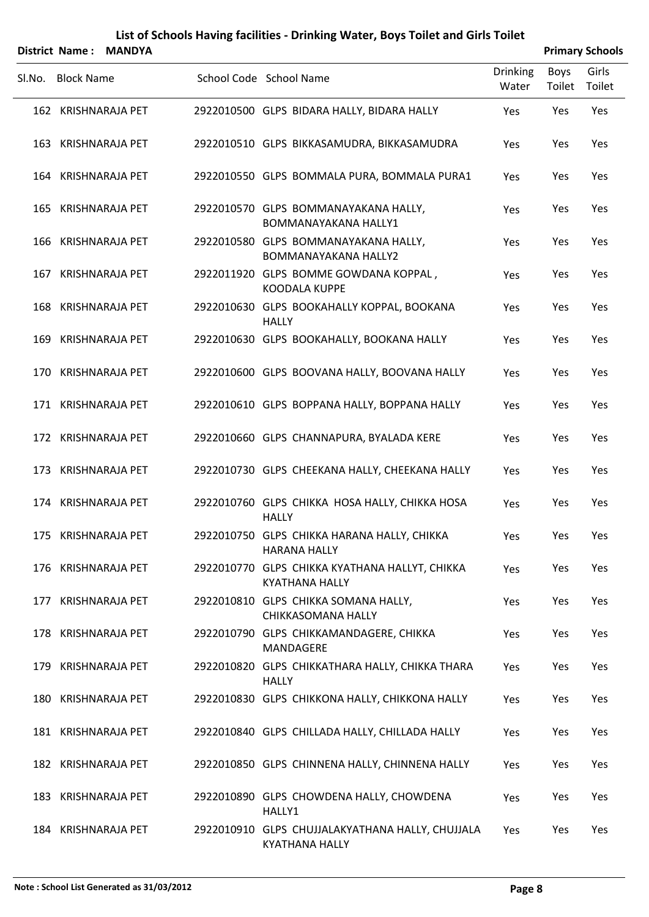# List of Schools Having facilities - Drinking Water, Boys Toilet and Girls Toilet

**District Name : MANDYA** | **Primary Schools**

| Sl.No. | Block Name | School Code | School Name | Drinking Water | Boys Toilet | Girls Toilet |
|---|---|---|---|---|---|---|
| 162 | KRISHNARAJA PET | 2922010500 | GLPS BIDARA HALLY, BIDARA HALLY | Yes | Yes | Yes |
| 163 | KRISHNARAJA PET | 2922010510 | GLPS BIKKASAMUDRA, BIKKASAMUDRA | Yes | Yes | Yes |
| 164 | KRISHNARAJA PET | 2922010550 | GLPS BOMMALA PURA, BOMMALA PURA1 | Yes | Yes | Yes |
| 165 | KRISHNARAJA PET | 2922010570 | GLPS BOMMANAYAKANA HALLY, BOMMANAYAKANA HALLY1 | Yes | Yes | Yes |
| 166 | KRISHNARAJA PET | 2922010580 | GLPS BOMMANAYAKANA HALLY, BOMMANAYAKANA HALLY2 | Yes | Yes | Yes |
| 167 | KRISHNARAJA PET | 2922011920 | GLPS BOMME GOWDANA KOPPAL , KOODALA KUPPE | Yes | Yes | Yes |
| 168 | KRISHNARAJA PET | 2922010630 | GLPS BOOKAHALLY KOPPAL, BOOKANA HALLY | Yes | Yes | Yes |
| 169 | KRISHNARAJA PET | 2922010630 | GLPS BOOKAHALLY, BOOKANA HALLY | Yes | Yes | Yes |
| 170 | KRISHNARAJA PET | 2922010600 | GLPS BOOVANA HALLY, BOOVANA HALLY | Yes | Yes | Yes |
| 171 | KRISHNARAJA PET | 2922010610 | GLPS BOPPANA HALLY, BOPPANA HALLY | Yes | Yes | Yes |
| 172 | KRISHNARAJA PET | 2922010660 | GLPS CHANNAPURA, BYALADA KERE | Yes | Yes | Yes |
| 173 | KRISHNARAJA PET | 2922010730 | GLPS CHEEKANA HALLY, CHEEKANA HALLY | Yes | Yes | Yes |
| 174 | KRISHNARAJA PET | 2922010760 | GLPS CHIKKA HOSA HALLY, CHIKKA HOSA HALLY | Yes | Yes | Yes |
| 175 | KRISHNARAJA PET | 2922010750 | GLPS CHIKKA HARANA HALLY, CHIKKA HARANA HALLY | Yes | Yes | Yes |
| 176 | KRISHNARAJA PET | 2922010770 | GLPS CHIKKA KYATHANA HALLYT, CHIKKA KYATHANA HALLY | Yes | Yes | Yes |
| 177 | KRISHNARAJA PET | 2922010810 | GLPS CHIKKA SOMANA HALLY, CHIKKASOMANA HALLY | Yes | Yes | Yes |
| 178 | KRISHNARAJA PET | 2922010790 | GLPS CHIKKAMANDAGERE, CHIKKA MANDAGERE | Yes | Yes | Yes |
| 179 | KRISHNARAJA PET | 2922010820 | GLPS CHIKKATHARA HALLY, CHIKKA THARA HALLY | Yes | Yes | Yes |
| 180 | KRISHNARAJA PET | 2922010830 | GLPS CHIKKONA HALLY, CHIKKONA HALLY | Yes | Yes | Yes |
| 181 | KRISHNARAJA PET | 2922010840 | GLPS CHILLADA HALLY, CHILLADA HALLY | Yes | Yes | Yes |
| 182 | KRISHNARAJA PET | 2922010850 | GLPS CHINNENA HALLY, CHINNENA HALLY | Yes | Yes | Yes |
| 183 | KRISHNARAJA PET | 2922010890 | GLPS CHOWDENA HALLY, CHOWDENA HALLY1 | Yes | Yes | Yes |
| 184 | KRISHNARAJA PET | 2922010910 | GLPS CHUJJALAKYATHANA HALLY, CHUJJALA KYATHANA HALLY | Yes | Yes | Yes |

**Note : School List Generated as 31/03/2012**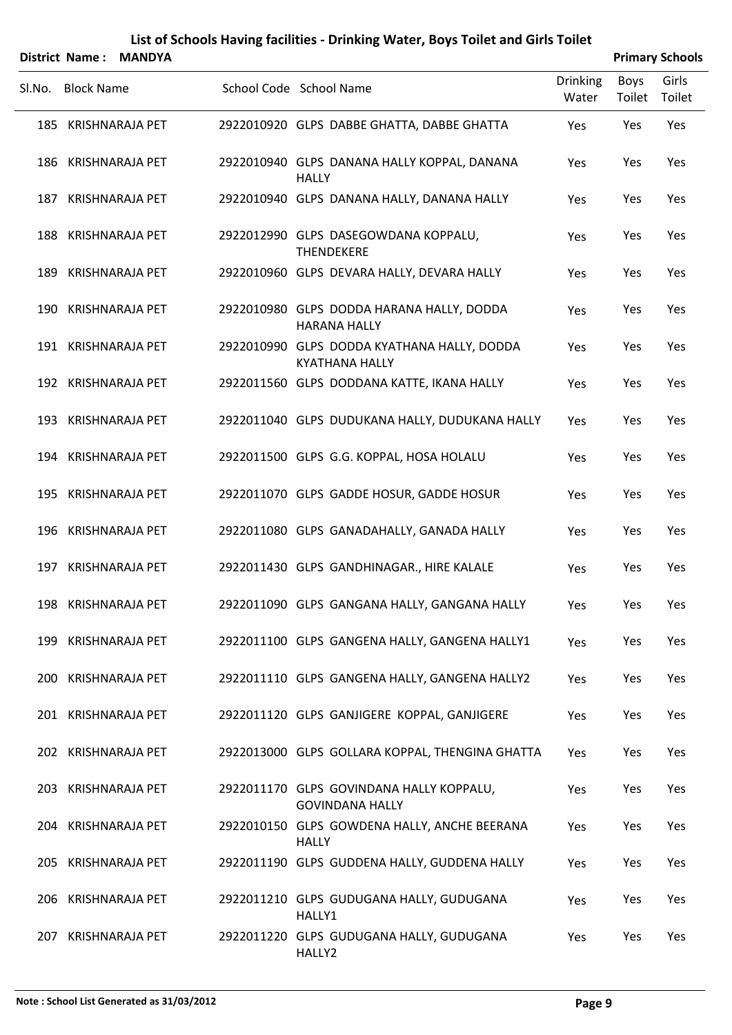# List of Schools Having facilities - Drinking Water, Boys Toilet and Girls Toilet

**District Name : MANDYA** **Primary Schools**

| Sl.No. | Block Name | School Code | School Name | Drinking Water | Boys Toilet | Girls Toilet |
|---|---|---|---|---|---|---|
| 185 | KRISHNARAJA PET | 2922010920 | GLPS DABBE GHATTA, DABBE GHATTA | Yes | Yes | Yes |
| 186 | KRISHNARAJA PET | 2922010940 | GLPS DANANA HALLY KOPPAL, DANANA HALLY | Yes | Yes | Yes |
| 187 | KRISHNARAJA PET | 2922010940 | GLPS DANANA HALLY, DANANA HALLY | Yes | Yes | Yes |
| 188 | KRISHNARAJA PET | 2922012990 | GLPS DASEGOWDANA KOPPALU, THENDEKERE | Yes | Yes | Yes |
| 189 | KRISHNARAJA PET | 2922010960 | GLPS DEVARA HALLY, DEVARA HALLY | Yes | Yes | Yes |
| 190 | KRISHNARAJA PET | 2922010980 | GLPS DODDA HARANA HALLY, DODDA HARANA HALLY | Yes | Yes | Yes |
| 191 | KRISHNARAJA PET | 2922010990 | GLPS DODDA KYATHANA HALLY, DODDA KYATHANA HALLY | Yes | Yes | Yes |
| 192 | KRISHNARAJA PET | 2922011560 | GLPS DODDANA KATTE, IKANA HALLY | Yes | Yes | Yes |
| 193 | KRISHNARAJA PET | 2922011040 | GLPS DUDUKANA HALLY, DUDUKANA HALLY | Yes | Yes | Yes |
| 194 | KRISHNARAJA PET | 2922011500 | GLPS G.G. KOPPAL, HOSA HOLALU | Yes | Yes | Yes |
| 195 | KRISHNARAJA PET | 2922011070 | GLPS GADDE HOSUR, GADDE HOSUR | Yes | Yes | Yes |
| 196 | KRISHNARAJA PET | 2922011080 | GLPS GANADAHALLY, GANADA HALLY | Yes | Yes | Yes |
| 197 | KRISHNARAJA PET | 2922011430 | GLPS GANDHINAGAR., HIRE KALALE | Yes | Yes | Yes |
| 198 | KRISHNARAJA PET | 2922011090 | GLPS GANGANA HALLY, GANGANA HALLY | Yes | Yes | Yes |
| 199 | KRISHNARAJA PET | 2922011100 | GLPS GANGENA HALLY, GANGENA HALLY1 | Yes | Yes | Yes |
| 200 | KRISHNARAJA PET | 2922011110 | GLPS GANGENA HALLY, GANGENA HALLY2 | Yes | Yes | Yes |
| 201 | KRISHNARAJA PET | 2922011120 | GLPS GANJIGERE KOPPAL, GANJIGERE | Yes | Yes | Yes |
| 202 | KRISHNARAJA PET | 2922013000 | GLPS GOLLARA KOPPAL, THENGINA GHATTA | Yes | Yes | Yes |
| 203 | KRISHNARAJA PET | 2922011170 | GLPS GOVINDANA HALLY KOPPALU, GOVINDANA HALLY | Yes | Yes | Yes |
| 204 | KRISHNARAJA PET | 2922010150 | GLPS GOWDENA HALLY, ANCHE BEERANA HALLY | Yes | Yes | Yes |
| 205 | KRISHNARAJA PET | 2922011190 | GLPS GUDDENA HALLY, GUDDENA HALLY | Yes | Yes | Yes |
| 206 | KRISHNARAJA PET | 2922011210 | GLPS GUDUGANA HALLY, GUDUGANA HALLY1 | Yes | Yes | Yes |
| 207 | KRISHNARAJA PET | 2922011220 | GLPS GUDUGANA HALLY, GUDUGANA HALLY2 | Yes | Yes | Yes |

**Note : School List Generated as 31/03/2012**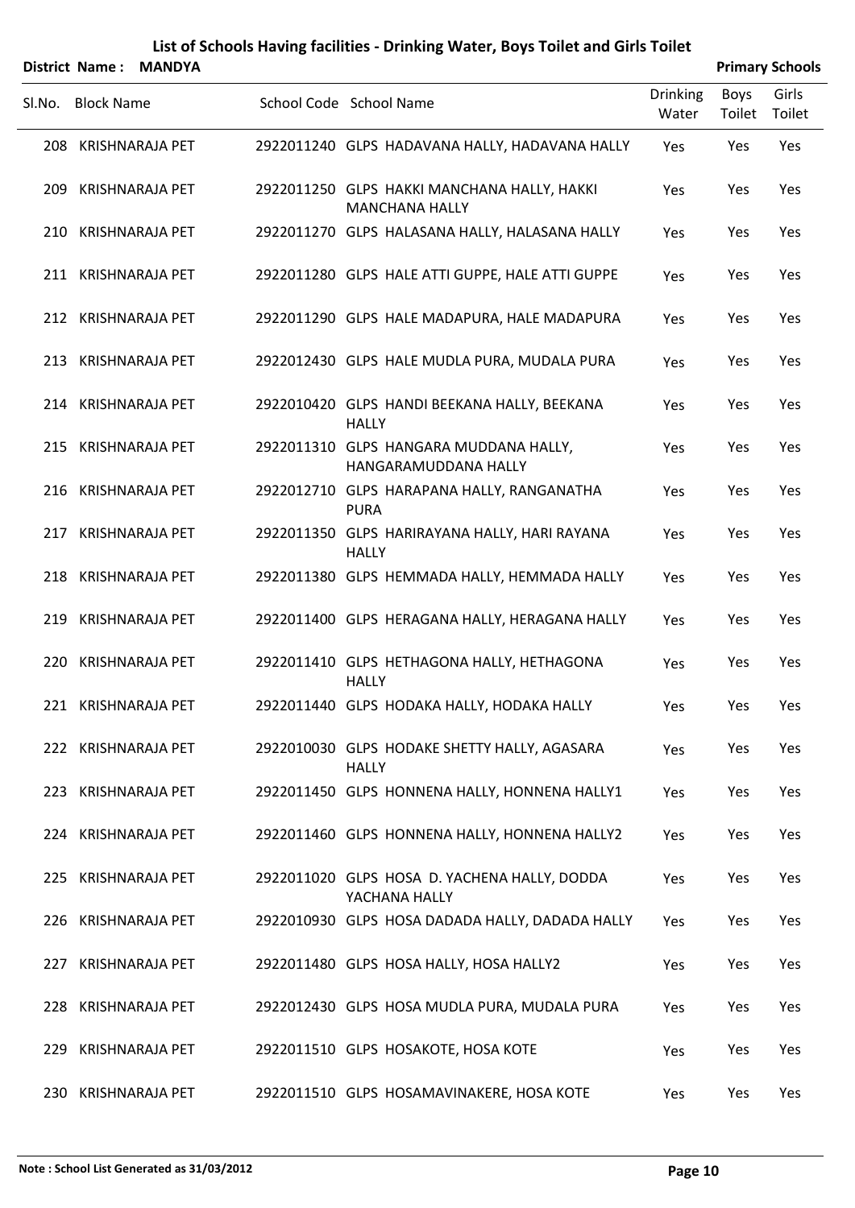# List of Schools Having facilities - Drinking Water, Boys Toilet and Girls Toilet

**District Name : MANDYA** **Primary Schools**

| Sl.No. | Block Name | School Code | School Name | Drinking Water | Boys Toilet | Girls Toilet |
|---|---|---|---|---|---|---|
| 208 | KRISHNARAJA PET | 2922011240 | GLPS HADAVANA HALLY, HADAVANA HALLY | Yes | Yes | Yes |
| 209 | KRISHNARAJA PET | 2922011250 | GLPS HAKKI MANCHANA HALLY, HAKKI MANCHANA HALLY | Yes | Yes | Yes |
| 210 | KRISHNARAJA PET | 2922011270 | GLPS HALASANA HALLY, HALASANA HALLY | Yes | Yes | Yes |
| 211 | KRISHNARAJA PET | 2922011280 | GLPS HALE ATTI GUPPE, HALE ATTI GUPPE | Yes | Yes | Yes |
| 212 | KRISHNARAJA PET | 2922011290 | GLPS HALE MADAPURA, HALE MADAPURA | Yes | Yes | Yes |
| 213 | KRISHNARAJA PET | 2922012430 | GLPS HALE MUDLA PURA, MUDALA PURA | Yes | Yes | Yes |
| 214 | KRISHNARAJA PET | 2922010420 | GLPS HANDI BEEKANA HALLY, BEEKANA HALLY | Yes | Yes | Yes |
| 215 | KRISHNARAJA PET | 2922011310 | GLPS HANGARA MUDDANA HALLY, HANGARAMUDDANA HALLY | Yes | Yes | Yes |
| 216 | KRISHNARAJA PET | 2922012710 | GLPS HARAPANA HALLY, RANGANATHA PURA | Yes | Yes | Yes |
| 217 | KRISHNARAJA PET | 2922011350 | GLPS HARIRAYANA HALLY, HARI RAYANA HALLY | Yes | Yes | Yes |
| 218 | KRISHNARAJA PET | 2922011380 | GLPS HEMMADA HALLY, HEMMADA HALLY | Yes | Yes | Yes |
| 219 | KRISHNARAJA PET | 2922011400 | GLPS HERAGANA HALLY, HERAGANA HALLY | Yes | Yes | Yes |
| 220 | KRISHNARAJA PET | 2922011410 | GLPS HETHAGONA HALLY, HETHAGONA HALLY | Yes | Yes | Yes |
| 221 | KRISHNARAJA PET | 2922011440 | GLPS HODAKA HALLY, HODAKA HALLY | Yes | Yes | Yes |
| 222 | KRISHNARAJA PET | 2922010030 | GLPS HODAKE SHETTY HALLY, AGASARA HALLY | Yes | Yes | Yes |
| 223 | KRISHNARAJA PET | 2922011450 | GLPS HONNENA HALLY, HONNENA HALLY1 | Yes | Yes | Yes |
| 224 | KRISHNARAJA PET | 2922011460 | GLPS HONNENA HALLY, HONNENA HALLY2 | Yes | Yes | Yes |
| 225 | KRISHNARAJA PET | 2922011020 | GLPS HOSA D. YACHENA HALLY, DODDA YACHANA HALLY | Yes | Yes | Yes |
| 226 | KRISHNARAJA PET | 2922010930 | GLPS HOSA DADADA HALLY, DADADA HALLY | Yes | Yes | Yes |
| 227 | KRISHNARAJA PET | 2922011480 | GLPS HOSA HALLY, HOSA HALLY2 | Yes | Yes | Yes |
| 228 | KRISHNARAJA PET | 2922012430 | GLPS HOSA MUDLA PURA, MUDALA PURA | Yes | Yes | Yes |
| 229 | KRISHNARAJA PET | 2922011510 | GLPS HOSAKOTE, HOSA KOTE | Yes | Yes | Yes |
| 230 | KRISHNARAJA PET | 2922011510 | GLPS HOSAMAVINAKERE, HOSA KOTE | Yes | Yes | Yes |

**Note : School List Generated as 31/03/2012**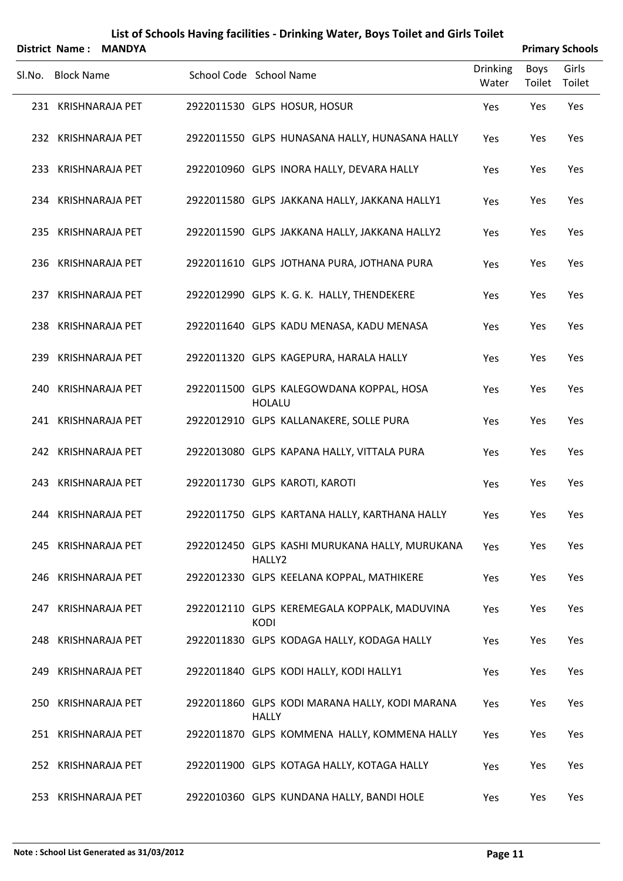# List of Schools Having facilities - Drinking Water, Boys Toilet and Girls Toilet

**District Name : MANDYA** **Primary Schools**

| Sl.No. | Block Name | School Code | School Name | Drinking Water | Boys Toilet | Girls Toilet |
|---|---|---|---|---|---|---|
| 231 | KRISHNARAJA PET | 2922011530 | GLPS HOSUR, HOSUR | Yes | Yes | Yes |
| 232 | KRISHNARAJA PET | 2922011550 | GLPS HUNASANA HALLY, HUNASANA HALLY | Yes | Yes | Yes |
| 233 | KRISHNARAJA PET | 2922010960 | GLPS INORA HALLY, DEVARA HALLY | Yes | Yes | Yes |
| 234 | KRISHNARAJA PET | 2922011580 | GLPS JAKKANA HALLY, JAKKANA HALLY1 | Yes | Yes | Yes |
| 235 | KRISHNARAJA PET | 2922011590 | GLPS JAKKANA HALLY, JAKKANA HALLY2 | Yes | Yes | Yes |
| 236 | KRISHNARAJA PET | 2922011610 | GLPS JOTHANA PURA, JOTHANA PURA | Yes | Yes | Yes |
| 237 | KRISHNARAJA PET | 2922012990 | GLPS K. G. K. HALLY, THENDEKERE | Yes | Yes | Yes |
| 238 | KRISHNARAJA PET | 2922011640 | GLPS KADU MENASA, KADU MENASA | Yes | Yes | Yes |
| 239 | KRISHNARAJA PET | 2922011320 | GLPS KAGEPURA, HARALA HALLY | Yes | Yes | Yes |
| 240 | KRISHNARAJA PET | 2922011500 | GLPS KALEGOWDANA KOPPAL, HOSA HOLALU | Yes | Yes | Yes |
| 241 | KRISHNARAJA PET | 2922012910 | GLPS KALLANAKERE, SOLLE PURA | Yes | Yes | Yes |
| 242 | KRISHNARAJA PET | 2922013080 | GLPS KAPANA HALLY, VITTALA PURA | Yes | Yes | Yes |
| 243 | KRISHNARAJA PET | 2922011730 | GLPS KAROTI, KAROTI | Yes | Yes | Yes |
| 244 | KRISHNARAJA PET | 2922011750 | GLPS KARTANA HALLY, KARTHANA HALLY | Yes | Yes | Yes |
| 245 | KRISHNARAJA PET | 2922012450 | GLPS KASHI MURUKANA HALLY, MURUKANA HALLY2 | Yes | Yes | Yes |
| 246 | KRISHNARAJA PET | 2922012330 | GLPS KEELANA KOPPAL, MATHIKERE | Yes | Yes | Yes |
| 247 | KRISHNARAJA PET | 2922012110 | GLPS KEREMEGALA KOPPALK, MADUVINA KODI | Yes | Yes | Yes |
| 248 | KRISHNARAJA PET | 2922011830 | GLPS KODAGA HALLY, KODAGA HALLY | Yes | Yes | Yes |
| 249 | KRISHNARAJA PET | 2922011840 | GLPS KODI HALLY, KODI HALLY1 | Yes | Yes | Yes |
| 250 | KRISHNARAJA PET | 2922011860 | GLPS KODI MARANA HALLY, KODI MARANA HALLY | Yes | Yes | Yes |
| 251 | KRISHNARAJA PET | 2922011870 | GLPS KOMMENA HALLY, KOMMENA HALLY | Yes | Yes | Yes |
| 252 | KRISHNARAJA PET | 2922011900 | GLPS KOTAGA HALLY, KOTAGA HALLY | Yes | Yes | Yes |
| 253 | KRISHNARAJA PET | 2922010360 | GLPS KUNDANA HALLY, BANDI HOLE | Yes | Yes | Yes |

**Note : School List Generated as 31/03/2012**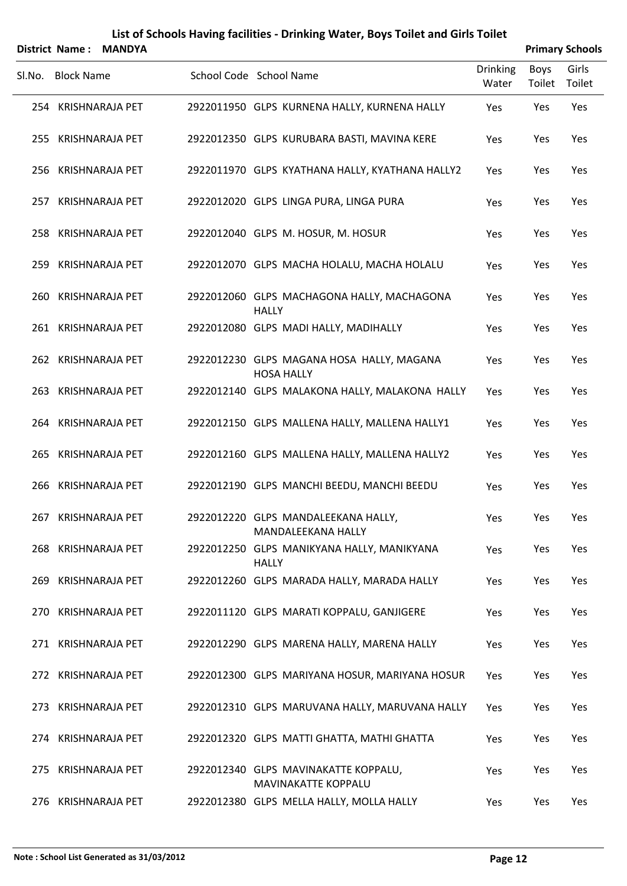# List of Schools Having facilities - Drinking Water, Boys Toilet and Girls Toilet

**District Name : MANDYA** **Primary Schools**

| Sl.No. | Block Name | School Code | School Name | Drinking Water | Boys Toilet | Girls Toilet |
|---|---|---|---|---|---|---|
| 254 | KRISHNARAJA PET | 2922011950 | GLPS KURNENA HALLY, KURNENA HALLY | Yes | Yes | Yes |
| 255 | KRISHNARAJA PET | 2922012350 | GLPS KURUBARA BASTI, MAVINA KERE | Yes | Yes | Yes |
| 256 | KRISHNARAJA PET | 2922011970 | GLPS KYATHANA HALLY, KYATHANA HALLY2 | Yes | Yes | Yes |
| 257 | KRISHNARAJA PET | 2922012020 | GLPS LINGA PURA, LINGA PURA | Yes | Yes | Yes |
| 258 | KRISHNARAJA PET | 2922012040 | GLPS M. HOSUR, M. HOSUR | Yes | Yes | Yes |
| 259 | KRISHNARAJA PET | 2922012070 | GLPS MACHA HOLALU, MACHA HOLALU | Yes | Yes | Yes |
| 260 | KRISHNARAJA PET | 2922012060 | GLPS MACHAGONA HALLY, MACHAGONA HALLY | Yes | Yes | Yes |
| 261 | KRISHNARAJA PET | 2922012080 | GLPS MADI HALLY, MADIHALLY | Yes | Yes | Yes |
| 262 | KRISHNARAJA PET | 2922012230 | GLPS MAGANA HOSA HALLY, MAGANA HOSA HALLY | Yes | Yes | Yes |
| 263 | KRISHNARAJA PET | 2922012140 | GLPS MALAKONA HALLY, MALAKONA HALLY | Yes | Yes | Yes |
| 264 | KRISHNARAJA PET | 2922012150 | GLPS MALLENA HALLY, MALLENA HALLY1 | Yes | Yes | Yes |
| 265 | KRISHNARAJA PET | 2922012160 | GLPS MALLENA HALLY, MALLENA HALLY2 | Yes | Yes | Yes |
| 266 | KRISHNARAJA PET | 2922012190 | GLPS MANCHI BEEDU, MANCHI BEEDU | Yes | Yes | Yes |
| 267 | KRISHNARAJA PET | 2922012220 | GLPS MANDALEEKANA HALLY, MANDALEEKANA HALLY | Yes | Yes | Yes |
| 268 | KRISHNARAJA PET | 2922012250 | GLPS MANIKYANA HALLY, MANIKYANA HALLY | Yes | Yes | Yes |
| 269 | KRISHNARAJA PET | 2922012260 | GLPS MARADA HALLY, MARADA HALLY | Yes | Yes | Yes |
| 270 | KRISHNARAJA PET | 2922011120 | GLPS MARATI KOPPALU, GANJIGERE | Yes | Yes | Yes |
| 271 | KRISHNARAJA PET | 2922012290 | GLPS MARENA HALLY, MARENA HALLY | Yes | Yes | Yes |
| 272 | KRISHNARAJA PET | 2922012300 | GLPS MARIYANA HOSUR, MARIYANA HOSUR | Yes | Yes | Yes |
| 273 | KRISHNARAJA PET | 2922012310 | GLPS MARUVANA HALLY, MARUVANA HALLY | Yes | Yes | Yes |
| 274 | KRISHNARAJA PET | 2922012320 | GLPS MATTI GHATTA, MATHI GHATTA | Yes | Yes | Yes |
| 275 | KRISHNARAJA PET | 2922012340 | GLPS MAVINAKATTE KOPPALU, MAVINAKATTE KOPPALU | Yes | Yes | Yes |
| 276 | KRISHNARAJA PET | 2922012380 | GLPS MELLA HALLY, MOLLA HALLY | Yes | Yes | Yes |

**Note : School List Generated as 31/03/2012**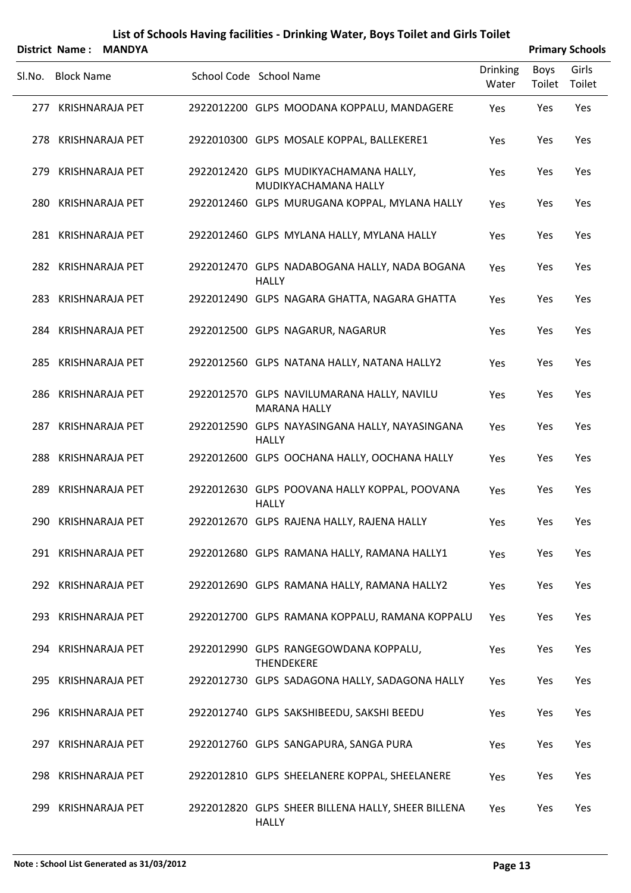# List of Schools Having facilities - Drinking Water, Boys Toilet and Girls Toilet

**District Name : MANDYA** **Primary Schools**

| Sl.No. | Block Name | School Code | School Name | Drinking Water | Boys Toilet | Girls Toilet |
|---|---|---|---|---|---|---|
| 277 | KRISHNARAJA PET | 2922012200 | GLPS MOODANA KOPPALU, MANDAGERE | Yes | Yes | Yes |
| 278 | KRISHNARAJA PET | 2922010300 | GLPS MOSALE KOPPAL, BALLEKERE1 | Yes | Yes | Yes |
| 279 | KRISHNARAJA PET | 2922012420 | GLPS MUDIKYACHAMANA HALLY, MUDIKYACHAMANA HALLY | Yes | Yes | Yes |
| 280 | KRISHNARAJA PET | 2922012460 | GLPS MURUGANA KOPPAL, MYLANA HALLY | Yes | Yes | Yes |
| 281 | KRISHNARAJA PET | 2922012460 | GLPS MYLANA HALLY, MYLANA HALLY | Yes | Yes | Yes |
| 282 | KRISHNARAJA PET | 2922012470 | GLPS NADABOGANA HALLY, NADA BOGANA HALLY | Yes | Yes | Yes |
| 283 | KRISHNARAJA PET | 2922012490 | GLPS NAGARA GHATTA, NAGARA GHATTA | Yes | Yes | Yes |
| 284 | KRISHNARAJA PET | 2922012500 | GLPS NAGARUR, NAGARUR | Yes | Yes | Yes |
| 285 | KRISHNARAJA PET | 2922012560 | GLPS NATANA HALLY, NATANA HALLY2 | Yes | Yes | Yes |
| 286 | KRISHNARAJA PET | 2922012570 | GLPS NAVILUMARANA HALLY, NAVILU MARANA HALLY | Yes | Yes | Yes |
| 287 | KRISHNARAJA PET | 2922012590 | GLPS NAYASINGANA HALLY, NAYASINGANA HALLY | Yes | Yes | Yes |
| 288 | KRISHNARAJA PET | 2922012600 | GLPS OOCHANA HALLY, OOCHANA HALLY | Yes | Yes | Yes |
| 289 | KRISHNARAJA PET | 2922012630 | GLPS POOVANA HALLY KOPPAL, POOVANA HALLY | Yes | Yes | Yes |
| 290 | KRISHNARAJA PET | 2922012670 | GLPS RAJENA HALLY, RAJENA HALLY | Yes | Yes | Yes |
| 291 | KRISHNARAJA PET | 2922012680 | GLPS RAMANA HALLY, RAMANA HALLY1 | Yes | Yes | Yes |
| 292 | KRISHNARAJA PET | 2922012690 | GLPS RAMANA HALLY, RAMANA HALLY2 | Yes | Yes | Yes |
| 293 | KRISHNARAJA PET | 2922012700 | GLPS RAMANA KOPPALU, RAMANA KOPPALU | Yes | Yes | Yes |
| 294 | KRISHNARAJA PET | 2922012990 | GLPS RANGEGOWDANA KOPPALU, THENDEKERE | Yes | Yes | Yes |
| 295 | KRISHNARAJA PET | 2922012730 | GLPS SADAGONA HALLY, SADAGONA HALLY | Yes | Yes | Yes |
| 296 | KRISHNARAJA PET | 2922012740 | GLPS SAKSHIBEEDU, SAKSHI BEEDU | Yes | Yes | Yes |
| 297 | KRISHNARAJA PET | 2922012760 | GLPS SANGAPURA, SANGA PURA | Yes | Yes | Yes |
| 298 | KRISHNARAJA PET | 2922012810 | GLPS SHEELANERE KOPPAL, SHEELANERE | Yes | Yes | Yes |
| 299 | KRISHNARAJA PET | 2922012820 | GLPS SHEER BILLENA HALLY, SHEER BILLENA HALLY | Yes | Yes | Yes |

**Note : School List Generated as 31/03/2012**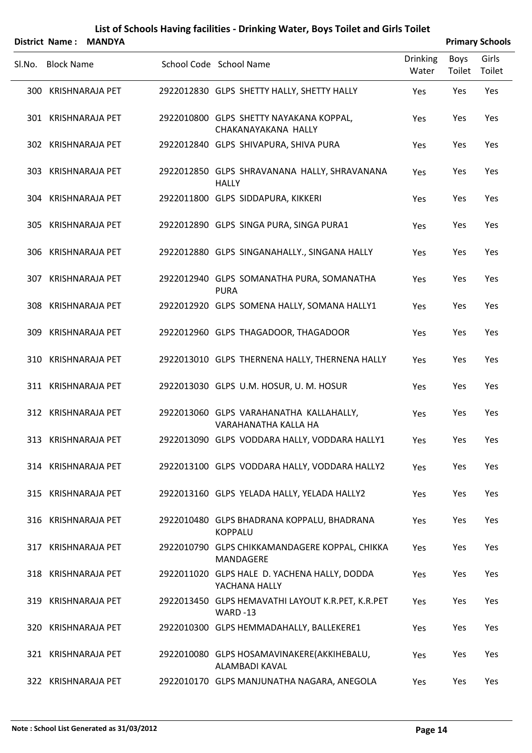# List of Schools Having facilities - Drinking Water, Boys Toilet and Girls Toilet

**District Name : MANDYA** **Primary Schools**

| Sl.No. | Block Name | School Code | School Name | Drinking Water | Boys Toilet | Girls Toilet |
|---|---|---|---|---|---|---|
| 300 | KRISHNARAJA PET | 2922012830 | GLPS SHETTY HALLY, SHETTY HALLY | Yes | Yes | Yes |
| 301 | KRISHNARAJA PET | 2922010800 | GLPS SHETTY NAYAKANA KOPPAL, CHAKANAYAKANA HALLY | Yes | Yes | Yes |
| 302 | KRISHNARAJA PET | 2922012840 | GLPS SHIVAPURA, SHIVA PURA | Yes | Yes | Yes |
| 303 | KRISHNARAJA PET | 2922012850 | GLPS SHRAVANANA HALLY, SHRAVANANA HALLY | Yes | Yes | Yes |
| 304 | KRISHNARAJA PET | 2922011800 | GLPS SIDDAPURA, KIKKERI | Yes | Yes | Yes |
| 305 | KRISHNARAJA PET | 2922012890 | GLPS SINGA PURA, SINGA PURA1 | Yes | Yes | Yes |
| 306 | KRISHNARAJA PET | 2922012880 | GLPS SINGANAHALLY., SINGANA HALLY | Yes | Yes | Yes |
| 307 | KRISHNARAJA PET | 2922012940 | GLPS SOMANATHA PURA, SOMANATHA PURA | Yes | Yes | Yes |
| 308 | KRISHNARAJA PET | 2922012920 | GLPS SOMENA HALLY, SOMANA HALLY1 | Yes | Yes | Yes |
| 309 | KRISHNARAJA PET | 2922012960 | GLPS THAGADOOR, THAGADOOR | Yes | Yes | Yes |
| 310 | KRISHNARAJA PET | 2922013010 | GLPS THERNENA HALLY, THERNENA HALLY | Yes | Yes | Yes |
| 311 | KRISHNARAJA PET | 2922013030 | GLPS U.M. HOSUR, U. M. HOSUR | Yes | Yes | Yes |
| 312 | KRISHNARAJA PET | 2922013060 | GLPS VARAHANATHA KALLAHALLY, VARAHANATHA KALLA HA | Yes | Yes | Yes |
| 313 | KRISHNARAJA PET | 2922013090 | GLPS VODDARA HALLY, VODDARA HALLY1 | Yes | Yes | Yes |
| 314 | KRISHNARAJA PET | 2922013100 | GLPS VODDARA HALLY, VODDARA HALLY2 | Yes | Yes | Yes |
| 315 | KRISHNARAJA PET | 2922013160 | GLPS YELADA HALLY, YELADA HALLY2 | Yes | Yes | Yes |
| 316 | KRISHNARAJA PET | 2922010480 | GLPS BHADRANA KOPPALU, BHADRANA KOPPALU | Yes | Yes | Yes |
| 317 | KRISHNARAJA PET | 2922010790 | GLPS CHIKKAMANDAGERE KOPPAL, CHIKKA MANDAGERE | Yes | Yes | Yes |
| 318 | KRISHNARAJA PET | 2922011020 | GLPS HALE D. YACHENA HALLY, DODDA YACHANA HALLY | Yes | Yes | Yes |
| 319 | KRISHNARAJA PET | 2922013450 | GLPS HEMAVATHI LAYOUT K.R.PET, K.R.PET WARD -13 | Yes | Yes | Yes |
| 320 | KRISHNARAJA PET | 2922010300 | GLPS HEMMADAHALLY, BALLEKERE1 | Yes | Yes | Yes |
| 321 | KRISHNARAJA PET | 2922010080 | GLPS HOSAMAVINAKERE(AKKIHEBALU, ALAMBADI KAVAL | Yes | Yes | Yes |
| 322 | KRISHNARAJA PET | 2922010170 | GLPS MANJUNATHA NAGARA, ANEGOLA | Yes | Yes | Yes |

**Note : School List Generated as 31/03/2012**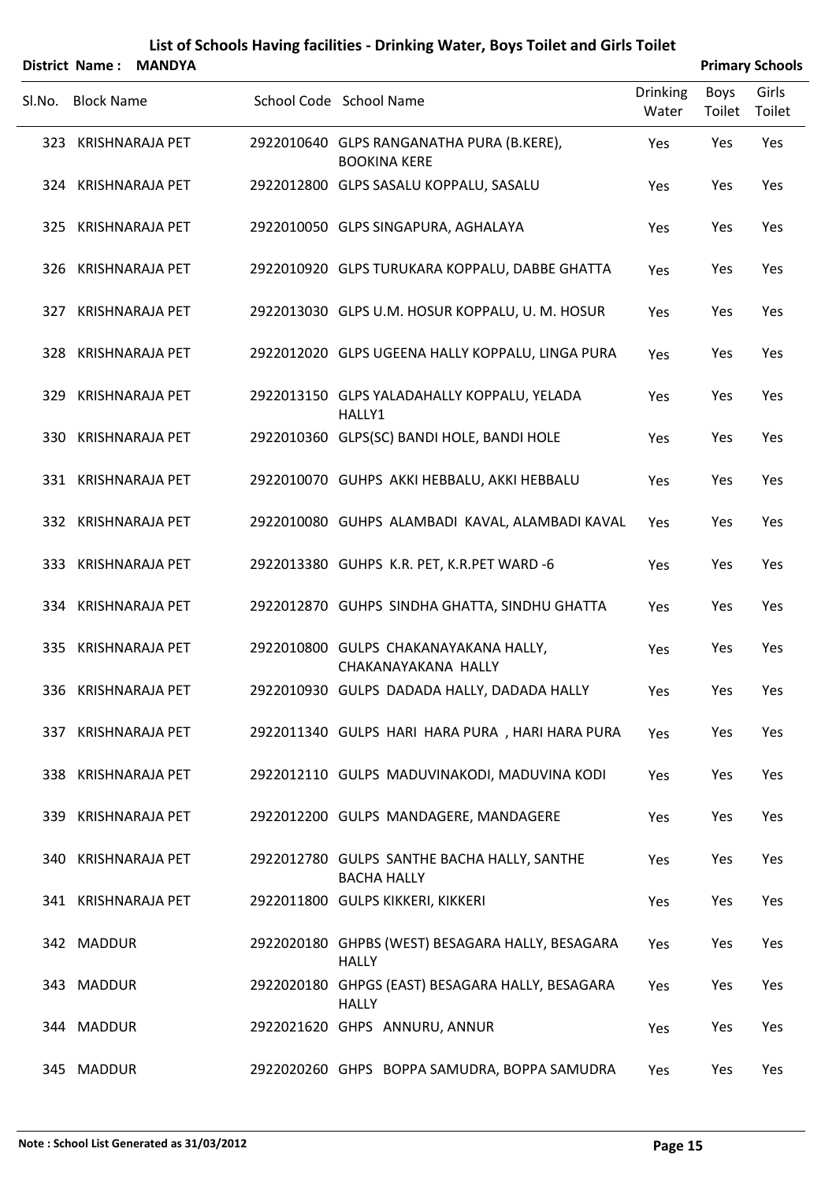# List of Schools Having facilities - Drinking Water, Boys Toilet and Girls Toilet

**District Name : MANDYA** **Primary Schools**

| Sl.No. | Block Name | School Code | School Name | Drinking Water | Boys Toilet | Girls Toilet |
|---|---|---|---|---|---|---|
| 323 | KRISHNARAJA PET | 2922010640 | GLPS RANGANATHA PURA (B.KERE), BOOKINA KERE | Yes | Yes | Yes |
| 324 | KRISHNARAJA PET | 2922012800 | GLPS SASALU KOPPALU, SASALU | Yes | Yes | Yes |
| 325 | KRISHNARAJA PET | 2922010050 | GLPS SINGAPURA, AGHALAYA | Yes | Yes | Yes |
| 326 | KRISHNARAJA PET | 2922010920 | GLPS TURUKARA KOPPALU, DABBE GHATTA | Yes | Yes | Yes |
| 327 | KRISHNARAJA PET | 2922013030 | GLPS U.M. HOSUR KOPPALU, U. M. HOSUR | Yes | Yes | Yes |
| 328 | KRISHNARAJA PET | 2922012020 | GLPS UGEENA HALLY KOPPALU, LINGA PURA | Yes | Yes | Yes |
| 329 | KRISHNARAJA PET | 2922013150 | GLPS YALADAHALLY KOPPALU, YELADA HALLY1 | Yes | Yes | Yes |
| 330 | KRISHNARAJA PET | 2922010360 | GLPS(SC) BANDI HOLE, BANDI HOLE | Yes | Yes | Yes |
| 331 | KRISHNARAJA PET | 2922010070 | GUHPS AKKI HEBBALU, AKKI HEBBALU | Yes | Yes | Yes |
| 332 | KRISHNARAJA PET | 2922010080 | GUHPS ALAMBADI KAVAL, ALAMBADI KAVAL | Yes | Yes | Yes |
| 333 | KRISHNARAJA PET | 2922013380 | GUHPS K.R. PET, K.R.PET WARD -6 | Yes | Yes | Yes |
| 334 | KRISHNARAJA PET | 2922012870 | GUHPS SINDHA GHATTA, SINDHU GHATTA | Yes | Yes | Yes |
| 335 | KRISHNARAJA PET | 2922010800 | GULPS CHAKANAYAKANA HALLY, CHAKANAYAKANA HALLY | Yes | Yes | Yes |
| 336 | KRISHNARAJA PET | 2922010930 | GULPS DADADA HALLY, DADADA HALLY | Yes | Yes | Yes |
| 337 | KRISHNARAJA PET | 2922011340 | GULPS HARI HARA PURA , HARI HARA PURA | Yes | Yes | Yes |
| 338 | KRISHNARAJA PET | 2922012110 | GULPS MADUVINAKODI, MADUVINA KODI | Yes | Yes | Yes |
| 339 | KRISHNARAJA PET | 2922012200 | GULPS MANDAGERE, MANDAGERE | Yes | Yes | Yes |
| 340 | KRISHNARAJA PET | 2922012780 | GULPS SANTHE BACHA HALLY, SANTHE BACHA HALLY | Yes | Yes | Yes |
| 341 | KRISHNARAJA PET | 2922011800 | GULPS KIKKERI, KIKKERI | Yes | Yes | Yes |
| 342 | MADDUR | 2922020180 | GHPBS (WEST) BESAGARA HALLY, BESAGARA HALLY | Yes | Yes | Yes |
| 343 | MADDUR | 2922020180 | GHPGS (EAST) BESAGARA HALLY, BESAGARA HALLY | Yes | Yes | Yes |
| 344 | MADDUR | 2922021620 | GHPS ANNURU, ANNUR | Yes | Yes | Yes |
| 345 | MADDUR | 2922020260 | GHPS BOPPA SAMUDRA, BOPPA SAMUDRA | Yes | Yes | Yes |

Note : School List Generated as 31/03/2012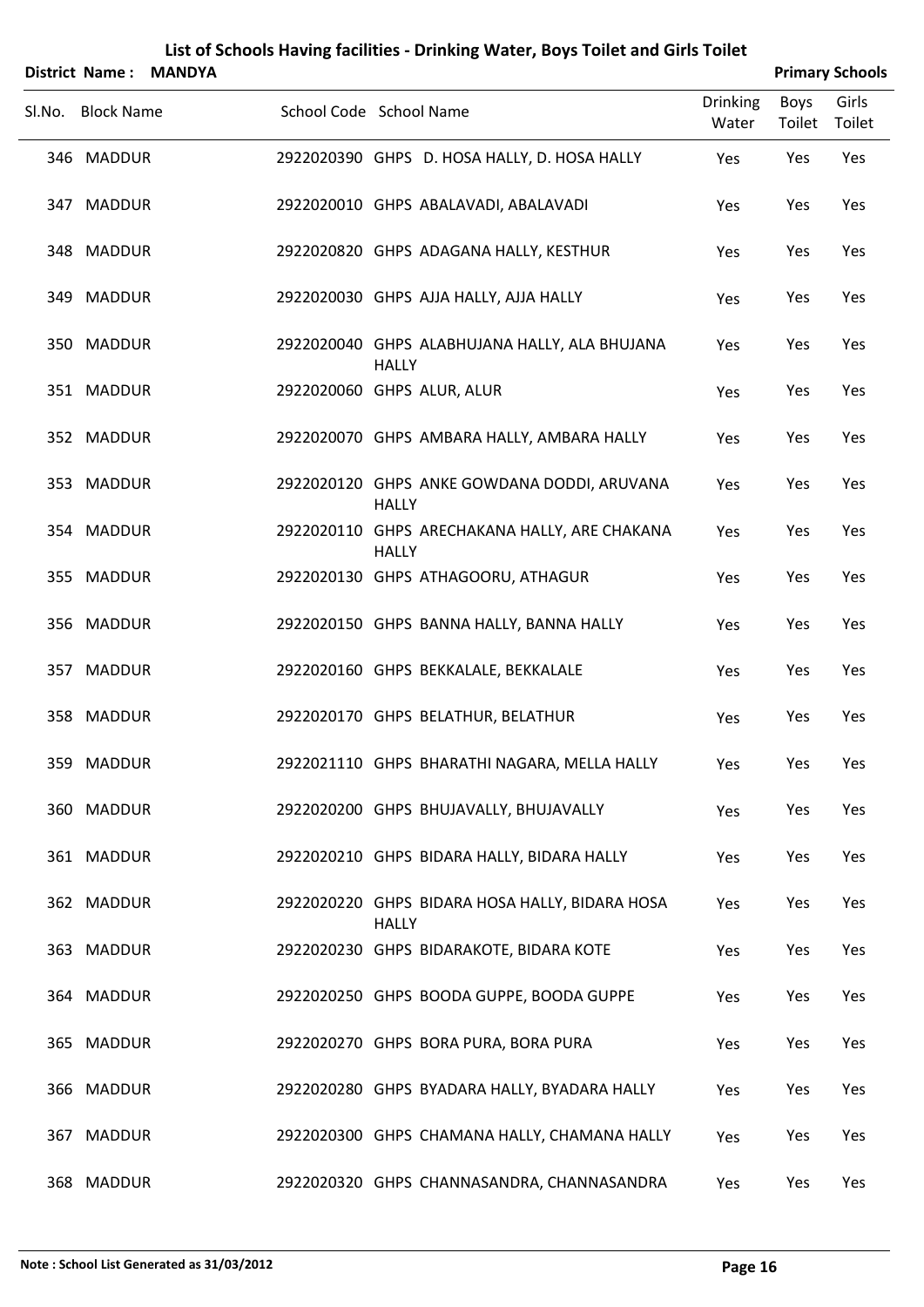# List of Schools Having facilities - Drinking Water, Boys Toilet and Girls Toilet

**District Name : MANDYA** **Primary Schools**

| Sl.No. | Block Name | School Code | School Name | Drinking Water | Boys Toilet | Girls Toilet |
|---|---|---|---|---|---|---|
| 346 | MADDUR | 2922020390 | GHPS D. HOSA HALLY, D. HOSA HALLY | Yes | Yes | Yes |
| 347 | MADDUR | 2922020010 | GHPS ABALAVADI, ABALAVADI | Yes | Yes | Yes |
| 348 | MADDUR | 2922020820 | GHPS ADAGANA HALLY, KESTHUR | Yes | Yes | Yes |
| 349 | MADDUR | 2922020030 | GHPS AJJA HALLY, AJJA HALLY | Yes | Yes | Yes |
| 350 | MADDUR | 2922020040 | GHPS ALABHUJANA HALLY, ALA BHUJANA HALLY | Yes | Yes | Yes |
| 351 | MADDUR | 2922020060 | GHPS ALUR, ALUR | Yes | Yes | Yes |
| 352 | MADDUR | 2922020070 | GHPS AMBARA HALLY, AMBARA HALLY | Yes | Yes | Yes |
| 353 | MADDUR | 2922020120 | GHPS ANKE GOWDANA DODDI, ARUVANA HALLY | Yes | Yes | Yes |
| 354 | MADDUR | 2922020110 | GHPS ARECHAKANA HALLY, ARE CHAKANA HALLY | Yes | Yes | Yes |
| 355 | MADDUR | 2922020130 | GHPS ATHAGOORU, ATHAGUR | Yes | Yes | Yes |
| 356 | MADDUR | 2922020150 | GHPS BANNA HALLY, BANNA HALLY | Yes | Yes | Yes |
| 357 | MADDUR | 2922020160 | GHPS BEKKALALE, BEKKALALE | Yes | Yes | Yes |
| 358 | MADDUR | 2922020170 | GHPS BELATHUR, BELATHUR | Yes | Yes | Yes |
| 359 | MADDUR | 2922021110 | GHPS BHARATHI NAGARA, MELLA HALLY | Yes | Yes | Yes |
| 360 | MADDUR | 2922020200 | GHPS BHUJAVALLY, BHUJAVALLY | Yes | Yes | Yes |
| 361 | MADDUR | 2922020210 | GHPS BIDARA HALLY, BIDARA HALLY | Yes | Yes | Yes |
| 362 | MADDUR | 2922020220 | GHPS BIDARA HOSA HALLY, BIDARA HOSA HALLY | Yes | Yes | Yes |
| 363 | MADDUR | 2922020230 | GHPS BIDARAKOTE, BIDARA KOTE | Yes | Yes | Yes |
| 364 | MADDUR | 2922020250 | GHPS BOODA GUPPE, BOODA GUPPE | Yes | Yes | Yes |
| 365 | MADDUR | 2922020270 | GHPS BORA PURA, BORA PURA | Yes | Yes | Yes |
| 366 | MADDUR | 2922020280 | GHPS BYADARA HALLY, BYADARA HALLY | Yes | Yes | Yes |
| 367 | MADDUR | 2922020300 | GHPS CHAMANA HALLY, CHAMANA HALLY | Yes | Yes | Yes |
| 368 | MADDUR | 2922020320 | GHPS CHANNASANDRA, CHANNASANDRA | Yes | Yes | Yes |

**Note : School List Generated as 31/03/2012**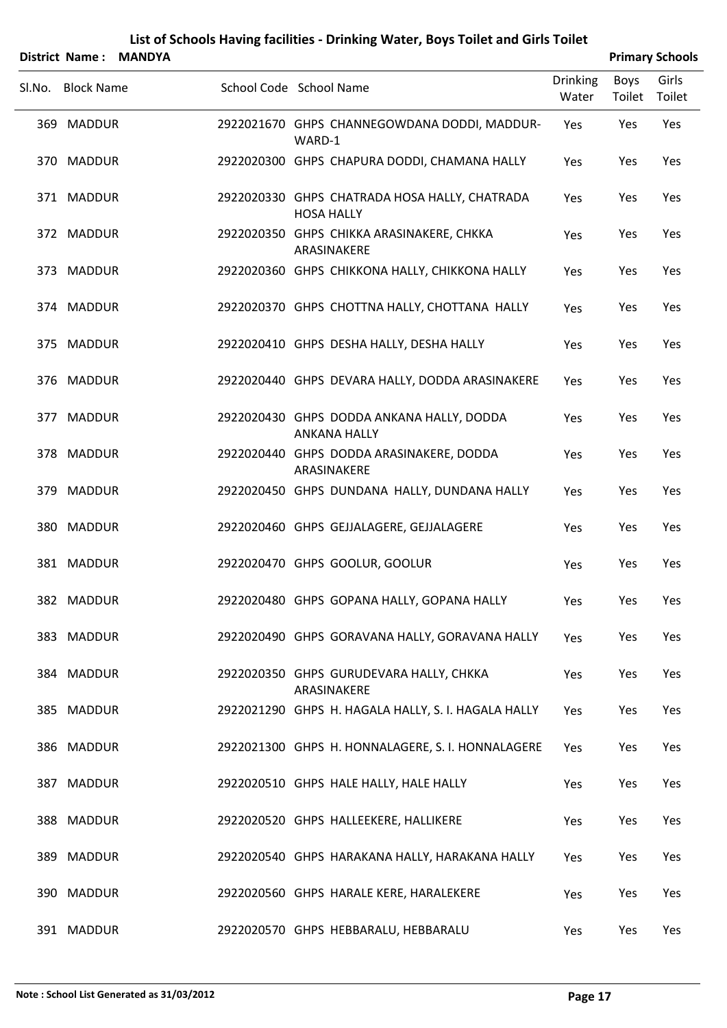# List of Schools Having facilities - Drinking Water, Boys Toilet and Girls Toilet

**District Name : MANDYA** **Primary Schools**

| Sl.No. | Block Name | School Code | School Name | Drinking Water | Boys Toilet | Girls Toilet |
|---|---|---|---|---|---|---|
| 369 | MADDUR | 2922021670 | GHPS CHANNEGOWDANA DODDI, MADDUR-WARD-1 | Yes | Yes | Yes |
| 370 | MADDUR | 2922020300 | GHPS CHAPURA DODDI, CHAMANA HALLY | Yes | Yes | Yes |
| 371 | MADDUR | 2922020330 | GHPS CHATRADA HOSA HALLY, CHATRADA HOSA HALLY | Yes | Yes | Yes |
| 372 | MADDUR | 2922020350 | GHPS CHIKKA ARASINAKERE, CHKKA ARASINAKERE | Yes | Yes | Yes |
| 373 | MADDUR | 2922020360 | GHPS CHIKKONA HALLY, CHIKKONA HALLY | Yes | Yes | Yes |
| 374 | MADDUR | 2922020370 | GHPS CHOTTNA HALLY, CHOTTANA HALLY | Yes | Yes | Yes |
| 375 | MADDUR | 2922020410 | GHPS DESHA HALLY, DESHA HALLY | Yes | Yes | Yes |
| 376 | MADDUR | 2922020440 | GHPS DEVARA HALLY, DODDA ARASINAKERE | Yes | Yes | Yes |
| 377 | MADDUR | 2922020430 | GHPS DODDA ANKANA HALLY, DODDA ANKANA HALLY | Yes | Yes | Yes |
| 378 | MADDUR | 2922020440 | GHPS DODDA ARASINAKERE, DODDA ARASINAKERE | Yes | Yes | Yes |
| 379 | MADDUR | 2922020450 | GHPS DUNDANA HALLY, DUNDANA HALLY | Yes | Yes | Yes |
| 380 | MADDUR | 2922020460 | GHPS GEJJALAGERE, GEJJALAGERE | Yes | Yes | Yes |
| 381 | MADDUR | 2922020470 | GHPS GOOLUR, GOOLUR | Yes | Yes | Yes |
| 382 | MADDUR | 2922020480 | GHPS GOPANA HALLY, GOPANA HALLY | Yes | Yes | Yes |
| 383 | MADDUR | 2922020490 | GHPS GORAVANA HALLY, GORAVANA HALLY | Yes | Yes | Yes |
| 384 | MADDUR | 2922020350 | GHPS GURUDEVARA HALLY, CHKKA ARASINAKERE | Yes | Yes | Yes |
| 385 | MADDUR | 2922021290 | GHPS H. HAGALA HALLY, S. I. HAGALA HALLY | Yes | Yes | Yes |
| 386 | MADDUR | 2922021300 | GHPS H. HONNALAGERE, S. I. HONNALAGERE | Yes | Yes | Yes |
| 387 | MADDUR | 2922020510 | GHPS HALE HALLY, HALE HALLY | Yes | Yes | Yes |
| 388 | MADDUR | 2922020520 | GHPS HALLEEKERE, HALLIKERE | Yes | Yes | Yes |
| 389 | MADDUR | 2922020540 | GHPS HARAKANA HALLY, HARAKANA HALLY | Yes | Yes | Yes |
| 390 | MADDUR | 2922020560 | GHPS HARALE KERE, HARALEKERE | Yes | Yes | Yes |
| 391 | MADDUR | 2922020570 | GHPS HEBBARALU, HEBBARALU | Yes | Yes | Yes |

**Note : School List Generated as 31/03/2012**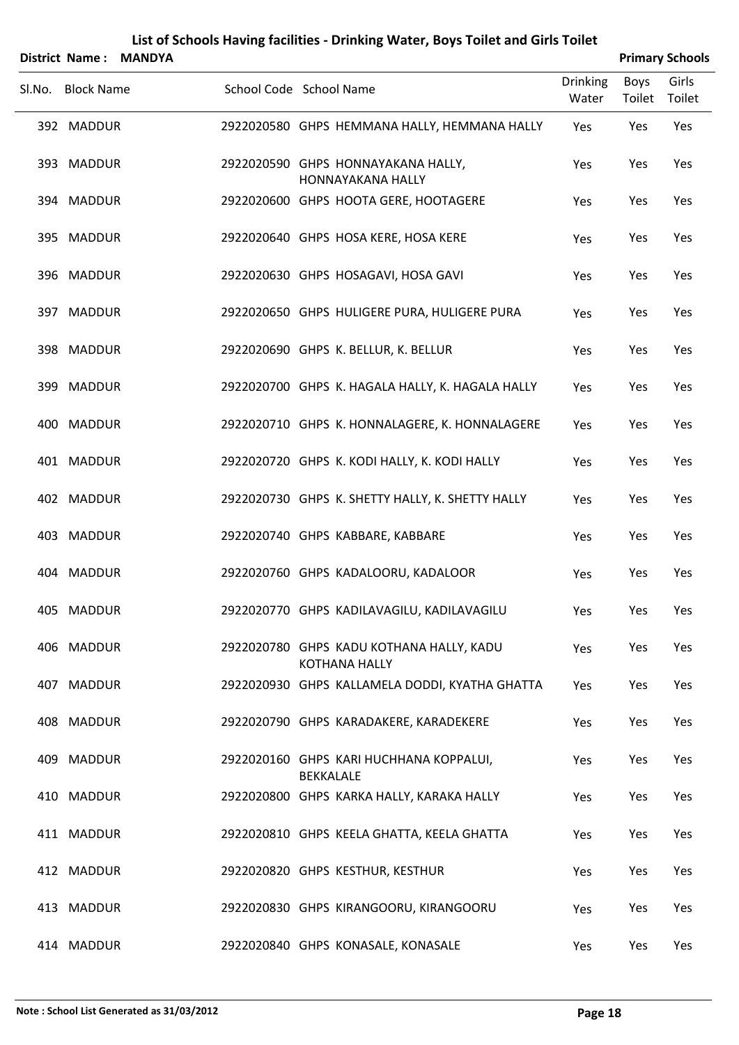# List of Schools Having facilities - Drinking Water, Boys Toilet and Girls Toilet

**District Name : MANDYA** — **Primary Schools**

| Sl.No. | Block Name | School Code | School Name | Drinking Water | Boys Toilet | Girls Toilet |
|---|---|---|---|---|---|---|
| 392 | MADDUR | 2922020580 | GHPS HEMMANA HALLY, HEMMANA HALLY | Yes | Yes | Yes |
| 393 | MADDUR | 2922020590 | GHPS HONNAYAKANA HALLY, HONNAYAKANA HALLY | Yes | Yes | Yes |
| 394 | MADDUR | 2922020600 | GHPS HOOTA GERE, HOOTAGERE | Yes | Yes | Yes |
| 395 | MADDUR | 2922020640 | GHPS HOSA KERE, HOSA KERE | Yes | Yes | Yes |
| 396 | MADDUR | 2922020630 | GHPS HOSAGAVI, HOSA GAVI | Yes | Yes | Yes |
| 397 | MADDUR | 2922020650 | GHPS HULIGERE PURA, HULIGERE PURA | Yes | Yes | Yes |
| 398 | MADDUR | 2922020690 | GHPS K. BELLUR, K. BELLUR | Yes | Yes | Yes |
| 399 | MADDUR | 2922020700 | GHPS K. HAGALA HALLY, K. HAGALA HALLY | Yes | Yes | Yes |
| 400 | MADDUR | 2922020710 | GHPS K. HONNALAGERE, K. HONNALAGERE | Yes | Yes | Yes |
| 401 | MADDUR | 2922020720 | GHPS K. KODI HALLY, K. KODI HALLY | Yes | Yes | Yes |
| 402 | MADDUR | 2922020730 | GHPS K. SHETTY HALLY, K. SHETTY HALLY | Yes | Yes | Yes |
| 403 | MADDUR | 2922020740 | GHPS KABBARE, KABBARE | Yes | Yes | Yes |
| 404 | MADDUR | 2922020760 | GHPS KADALOORU, KADALOOR | Yes | Yes | Yes |
| 405 | MADDUR | 2922020770 | GHPS KADILAVAGILU, KADILAVAGILU | Yes | Yes | Yes |
| 406 | MADDUR | 2922020780 | GHPS KADU KOTHANA HALLY, KADU KOTHANA HALLY | Yes | Yes | Yes |
| 407 | MADDUR | 2922020930 | GHPS KALLAMELA DODDI, KYATHA GHATTA | Yes | Yes | Yes |
| 408 | MADDUR | 2922020790 | GHPS KARADAKERE, KARADEKERE | Yes | Yes | Yes |
| 409 | MADDUR | 2922020160 | GHPS KARI HUCHHANA KOPPALUI, BEKKALALE | Yes | Yes | Yes |
| 410 | MADDUR | 2922020800 | GHPS KARKA HALLY, KARAKA HALLY | Yes | Yes | Yes |
| 411 | MADDUR | 2922020810 | GHPS KEELA GHATTA, KEELA GHATTA | Yes | Yes | Yes |
| 412 | MADDUR | 2922020820 | GHPS KESTHUR, KESTHUR | Yes | Yes | Yes |
| 413 | MADDUR | 2922020830 | GHPS KIRANGOORU, KIRANGOORU | Yes | Yes | Yes |
| 414 | MADDUR | 2922020840 | GHPS KONASALE, KONASALE | Yes | Yes | Yes |

**Note : School List Generated as 31/03/2012**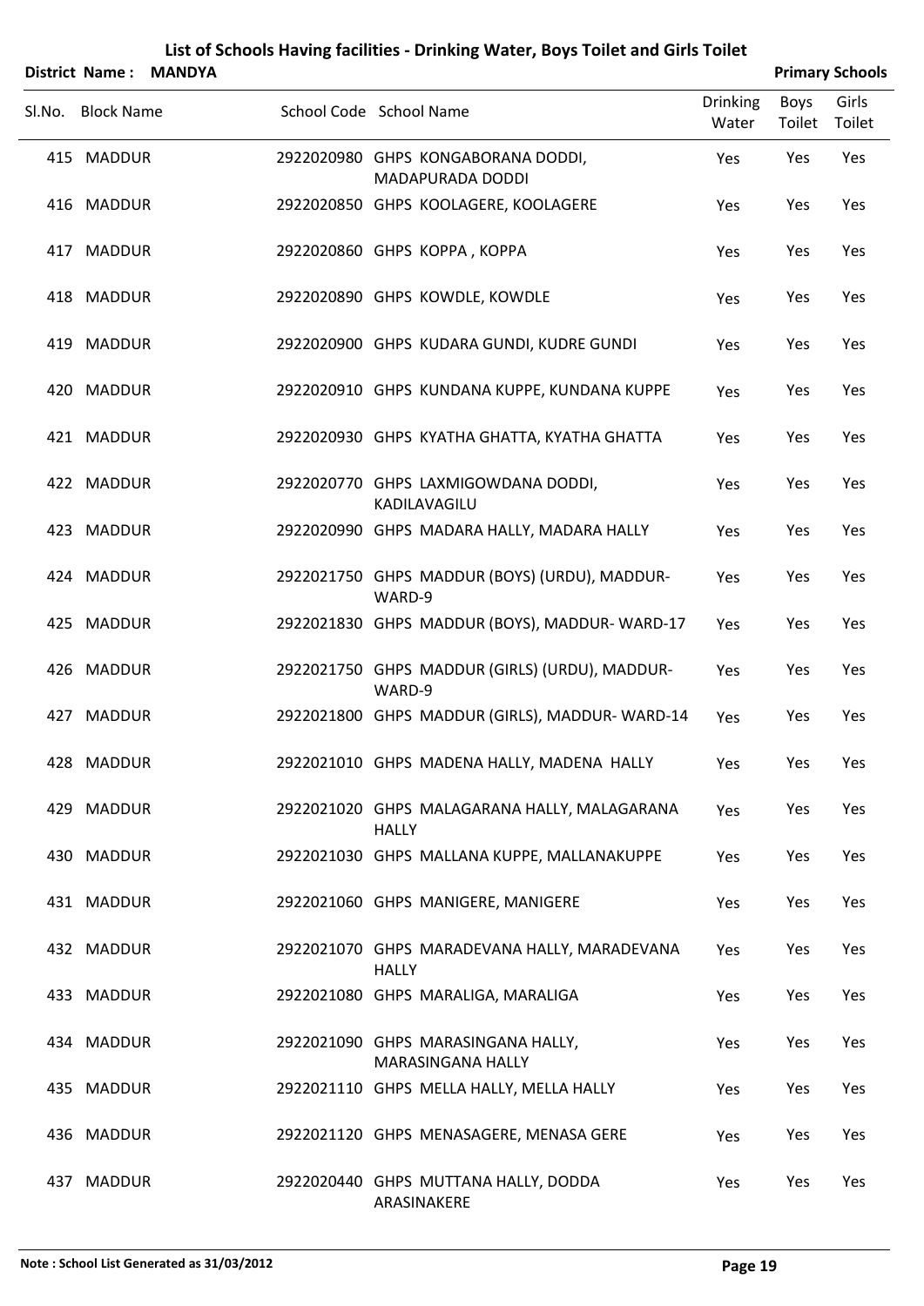# List of Schools Having facilities - Drinking Water, Boys Toilet and Girls Toilet

**District Name : MANDYA** **Primary Schools**

| Sl.No. | Block Name | School Code | School Name | Drinking Water | Boys Toilet | Girls Toilet |
|---|---|---|---|---|---|---|
| 415 | MADDUR | 2922020980 | GHPS KONGABORANA DODDI, MADAPURADA DODDI | Yes | Yes | Yes |
| 416 | MADDUR | 2922020850 | GHPS KOOLAGERE, KOOLAGERE | Yes | Yes | Yes |
| 417 | MADDUR | 2922020860 | GHPS KOPPA , KOPPA | Yes | Yes | Yes |
| 418 | MADDUR | 2922020890 | GHPS KOWDLE, KOWDLE | Yes | Yes | Yes |
| 419 | MADDUR | 2922020900 | GHPS KUDARA GUNDI, KUDRE GUNDI | Yes | Yes | Yes |
| 420 | MADDUR | 2922020910 | GHPS KUNDANA KUPPE, KUNDANA KUPPE | Yes | Yes | Yes |
| 421 | MADDUR | 2922020930 | GHPS KYATHA GHATTA, KYATHA GHATTA | Yes | Yes | Yes |
| 422 | MADDUR | 2922020770 | GHPS LAXMIGOWDANA DODDI, KADILAVAGILU | Yes | Yes | Yes |
| 423 | MADDUR | 2922020990 | GHPS MADARA HALLY, MADARA HALLY | Yes | Yes | Yes |
| 424 | MADDUR | 2922021750 | GHPS MADDUR (BOYS) (URDU), MADDUR-WARD-9 | Yes | Yes | Yes |
| 425 | MADDUR | 2922021830 | GHPS MADDUR (BOYS), MADDUR- WARD-17 | Yes | Yes | Yes |
| 426 | MADDUR | 2922021750 | GHPS MADDUR (GIRLS) (URDU), MADDUR-WARD-9 | Yes | Yes | Yes |
| 427 | MADDUR | 2922021800 | GHPS MADDUR (GIRLS), MADDUR- WARD-14 | Yes | Yes | Yes |
| 428 | MADDUR | 2922021010 | GHPS MADENA HALLY, MADENA HALLY | Yes | Yes | Yes |
| 429 | MADDUR | 2922021020 | GHPS MALAGARANA HALLY, MALAGARANA HALLY | Yes | Yes | Yes |
| 430 | MADDUR | 2922021030 | GHPS MALLANA KUPPE, MALLANAKUPPE | Yes | Yes | Yes |
| 431 | MADDUR | 2922021060 | GHPS MANIGERE, MANIGERE | Yes | Yes | Yes |
| 432 | MADDUR | 2922021070 | GHPS MARADEVANA HALLY, MARADEVANA HALLY | Yes | Yes | Yes |
| 433 | MADDUR | 2922021080 | GHPS MARALIGA, MARALIGA | Yes | Yes | Yes |
| 434 | MADDUR | 2922021090 | GHPS MARASINGANA HALLY, MARASINGANA HALLY | Yes | Yes | Yes |
| 435 | MADDUR | 2922021110 | GHPS MELLA HALLY, MELLA HALLY | Yes | Yes | Yes |
| 436 | MADDUR | 2922021120 | GHPS MENASAGERE, MENASA GERE | Yes | Yes | Yes |
| 437 | MADDUR | 2922020440 | GHPS MUTTANA HALLY, DODDA ARASINAKERE | Yes | Yes | Yes |

**Note : School List Generated as 31/03/2012**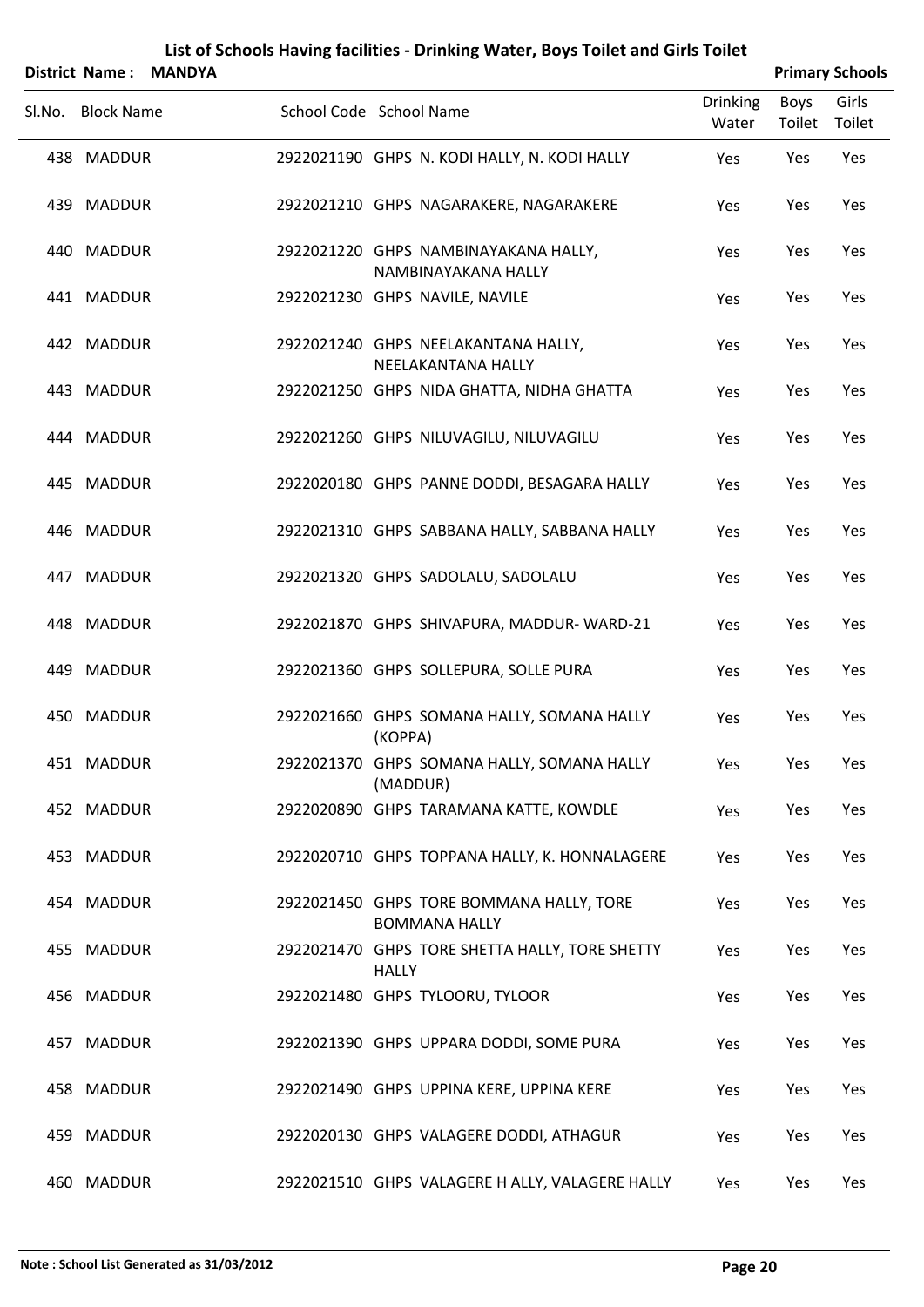# List of Schools Having facilities - Drinking Water, Boys Toilet and Girls Toilet

**District Name : MANDYA** **Primary Schools**

| Sl.No. | Block Name | School Code | School Name | Drinking Water | Boys Toilet | Girls Toilet |
|---|---|---|---|---|---|---|
| 438 | MADDUR | 2922021190 | GHPS N. KODI HALLY, N. KODI HALLY | Yes | Yes | Yes |
| 439 | MADDUR | 2922021210 | GHPS NAGARAKERE, NAGARAKERE | Yes | Yes | Yes |
| 440 | MADDUR | 2922021220 | GHPS NAMBINAYAKANA HALLY, NAMBINAYAKANA HALLY | Yes | Yes | Yes |
| 441 | MADDUR | 2922021230 | GHPS NAVILE, NAVILE | Yes | Yes | Yes |
| 442 | MADDUR | 2922021240 | GHPS NEELAKANTANA HALLY, NEELAKANTANA HALLY | Yes | Yes | Yes |
| 443 | MADDUR | 2922021250 | GHPS NIDA GHATTA, NIDHA GHATTA | Yes | Yes | Yes |
| 444 | MADDUR | 2922021260 | GHPS NILUVAGILU, NILUVAGILU | Yes | Yes | Yes |
| 445 | MADDUR | 2922020180 | GHPS PANNE DODDI, BESAGARA HALLY | Yes | Yes | Yes |
| 446 | MADDUR | 2922021310 | GHPS SABBANA HALLY, SABBANA HALLY | Yes | Yes | Yes |
| 447 | MADDUR | 2922021320 | GHPS SADOLALU, SADOLALU | Yes | Yes | Yes |
| 448 | MADDUR | 2922021870 | GHPS SHIVAPURA, MADDUR- WARD-21 | Yes | Yes | Yes |
| 449 | MADDUR | 2922021360 | GHPS SOLLEPURA, SOLLE PURA | Yes | Yes | Yes |
| 450 | MADDUR | 2922021660 | GHPS SOMANA HALLY, SOMANA HALLY (KOPPA) | Yes | Yes | Yes |
| 451 | MADDUR | 2922021370 | GHPS SOMANA HALLY, SOMANA HALLY (MADDUR) | Yes | Yes | Yes |
| 452 | MADDUR | 2922020890 | GHPS TARAMANA KATTE, KOWDLE | Yes | Yes | Yes |
| 453 | MADDUR | 2922020710 | GHPS TOPPANA HALLY, K. HONNALAGERE | Yes | Yes | Yes |
| 454 | MADDUR | 2922021450 | GHPS TORE BOMMANA HALLY, TORE BOMMANA HALLY | Yes | Yes | Yes |
| 455 | MADDUR | 2922021470 | GHPS TORE SHETTA HALLY, TORE SHETTY HALLY | Yes | Yes | Yes |
| 456 | MADDUR | 2922021480 | GHPS TYLOORU, TYLOOR | Yes | Yes | Yes |
| 457 | MADDUR | 2922021390 | GHPS UPPARA DODDI, SOME PURA | Yes | Yes | Yes |
| 458 | MADDUR | 2922021490 | GHPS UPPINA KERE, UPPINA KERE | Yes | Yes | Yes |
| 459 | MADDUR | 2922020130 | GHPS VALAGERE DODDI, ATHAGUR | Yes | Yes | Yes |
| 460 | MADDUR | 2922021510 | GHPS VALAGERE H ALLY, VALAGERE HALLY | Yes | Yes | Yes |

**Note : School List Generated as 31/03/2012**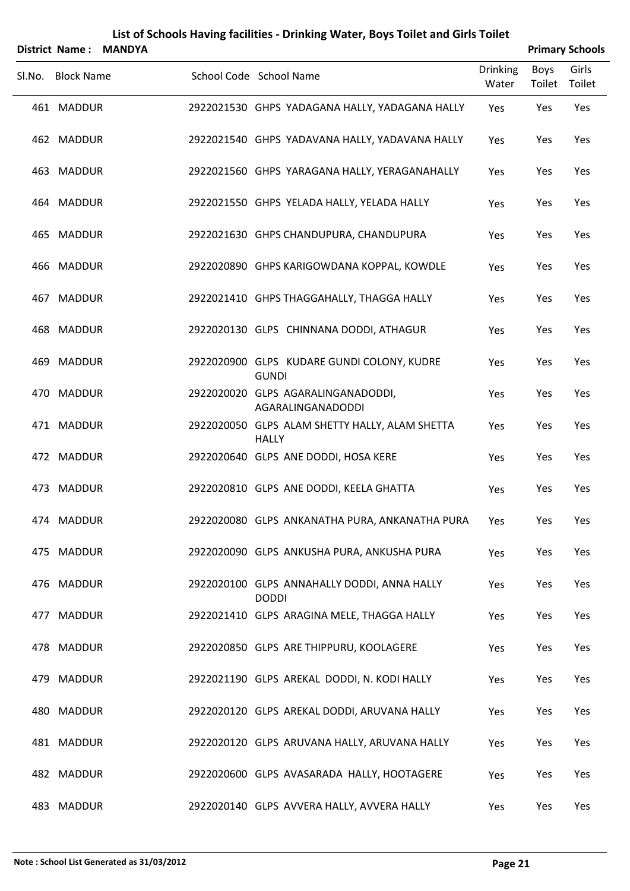# List of Schools Having facilities - Drinking Water, Boys Toilet and Girls Toilet

**District Name : MANDYA** **Primary Schools**

| Sl.No. | Block Name | School Code | School Name | Drinking Water | Boys Toilet | Girls Toilet |
|---|---|---|---|---|---|---|
| 461 | MADDUR | 2922021530 | GHPS YADAGANA HALLY, YADAGANA HALLY | Yes | Yes | Yes |
| 462 | MADDUR | 2922021540 | GHPS YADAVANA HALLY, YADAVANA HALLY | Yes | Yes | Yes |
| 463 | MADDUR | 2922021560 | GHPS YARAGANA HALLY, YERAGANAHALLY | Yes | Yes | Yes |
| 464 | MADDUR | 2922021550 | GHPS YELADA HALLY, YELADA HALLY | Yes | Yes | Yes |
| 465 | MADDUR | 2922021630 | GHPS CHANDUPURA, CHANDUPURA | Yes | Yes | Yes |
| 466 | MADDUR | 2922020890 | GHPS KARIGOWDANA KOPPAL, KOWDLE | Yes | Yes | Yes |
| 467 | MADDUR | 2922021410 | GHPS THAGGAHALLY, THAGGA HALLY | Yes | Yes | Yes |
| 468 | MADDUR | 2922020130 | GLPS CHINNANA DODDI, ATHAGUR | Yes | Yes | Yes |
| 469 | MADDUR | 2922020900 | GLPS KUDARE GUNDI COLONY, KUDRE GUNDI | Yes | Yes | Yes |
| 470 | MADDUR | 2922020020 | GLPS AGARALINGANADODDI, AGARALINGANADODDI | Yes | Yes | Yes |
| 471 | MADDUR | 2922020050 | GLPS ALAM SHETTY HALLY, ALAM SHETTA HALLY | Yes | Yes | Yes |
| 472 | MADDUR | 2922020640 | GLPS ANE DODDI, HOSA KERE | Yes | Yes | Yes |
| 473 | MADDUR | 2922020810 | GLPS ANE DODDI, KEELA GHATTA | Yes | Yes | Yes |
| 474 | MADDUR | 2922020080 | GLPS ANKANATHA PURA, ANKANATHA PURA | Yes | Yes | Yes |
| 475 | MADDUR | 2922020090 | GLPS ANKUSHA PURA, ANKUSHA PURA | Yes | Yes | Yes |
| 476 | MADDUR | 2922020100 | GLPS ANNAHALLY DODDI, ANNA HALLY DODDI | Yes | Yes | Yes |
| 477 | MADDUR | 2922021410 | GLPS ARAGINA MELE, THAGGA HALLY | Yes | Yes | Yes |
| 478 | MADDUR | 2922020850 | GLPS ARE THIPPURU, KOOLAGERE | Yes | Yes | Yes |
| 479 | MADDUR | 2922021190 | GLPS AREKAL DODDI, N. KODI HALLY | Yes | Yes | Yes |
| 480 | MADDUR | 2922020120 | GLPS AREKAL DODDI, ARUVANA HALLY | Yes | Yes | Yes |
| 481 | MADDUR | 2922020120 | GLPS ARUVANA HALLY, ARUVANA HALLY | Yes | Yes | Yes |
| 482 | MADDUR | 2922020600 | GLPS AVASARADA HALLY, HOOTAGERE | Yes | Yes | Yes |
| 483 | MADDUR | 2922020140 | GLPS AVVERA HALLY, AVVERA HALLY | Yes | Yes | Yes |

**Note : School List Generated as 31/03/2012**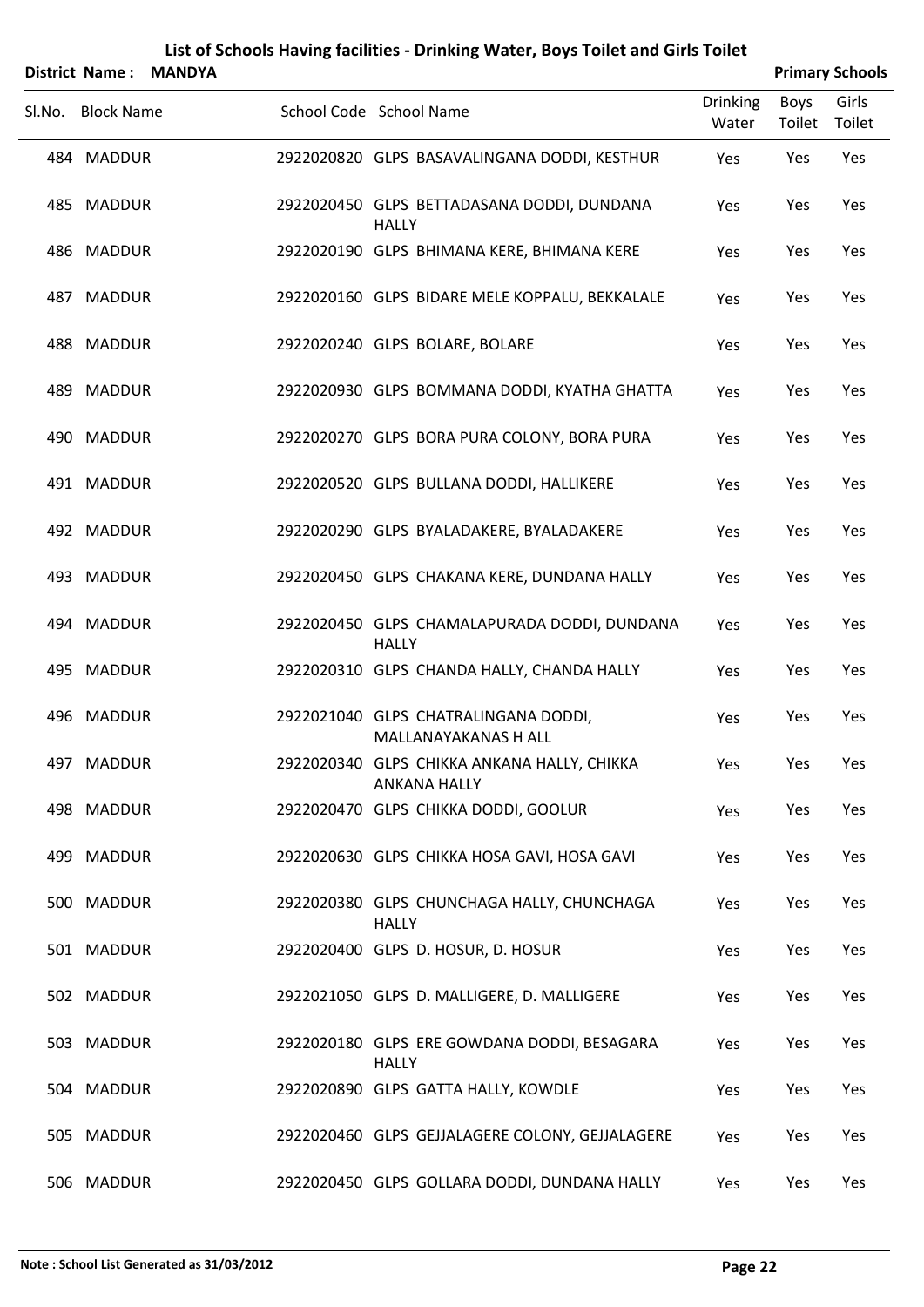# List of Schools Having facilities - Drinking Water, Boys Toilet and Girls Toilet

**District Name : MANDYA** **Primary Schools**

| Sl.No. | Block Name | School Code | School Name | Drinking Water | Boys Toilet | Girls Toilet |
|---|---|---|---|---|---|---|
| 484 | MADDUR | 2922020820 | GLPS BASAVALINGANA DODDI, KESTHUR | Yes | Yes | Yes |
| 485 | MADDUR | 2922020450 | GLPS BETTADASANA DODDI, DUNDANA HALLY | Yes | Yes | Yes |
| 486 | MADDUR | 2922020190 | GLPS BHIMANA KERE, BHIMANA KERE | Yes | Yes | Yes |
| 487 | MADDUR | 2922020160 | GLPS BIDARE MELE KOPPALU, BEKKALALE | Yes | Yes | Yes |
| 488 | MADDUR | 2922020240 | GLPS BOLARE, BOLARE | Yes | Yes | Yes |
| 489 | MADDUR | 2922020930 | GLPS BOMMANA DODDI, KYATHA GHATTA | Yes | Yes | Yes |
| 490 | MADDUR | 2922020270 | GLPS BORA PURA COLONY, BORA PURA | Yes | Yes | Yes |
| 491 | MADDUR | 2922020520 | GLPS BULLANA DODDI, HALLIKERE | Yes | Yes | Yes |
| 492 | MADDUR | 2922020290 | GLPS BYALADAKERE, BYALADAKERE | Yes | Yes | Yes |
| 493 | MADDUR | 2922020450 | GLPS CHAKANA KERE, DUNDANA HALLY | Yes | Yes | Yes |
| 494 | MADDUR | 2922020450 | GLPS CHAMALAPURADA DODDI, DUNDANA HALLY | Yes | Yes | Yes |
| 495 | MADDUR | 2922020310 | GLPS CHANDA HALLY, CHANDA HALLY | Yes | Yes | Yes |
| 496 | MADDUR | 2922021040 | GLPS CHATRALINGANA DODDI, MALLANAYAKANAS H ALL | Yes | Yes | Yes |
| 497 | MADDUR | 2922020340 | GLPS CHIKKA ANKANA HALLY, CHIKKA ANKANA HALLY | Yes | Yes | Yes |
| 498 | MADDUR | 2922020470 | GLPS CHIKKA DODDI, GOOLUR | Yes | Yes | Yes |
| 499 | MADDUR | 2922020630 | GLPS CHIKKA HOSA GAVI, HOSA GAVI | Yes | Yes | Yes |
| 500 | MADDUR | 2922020380 | GLPS CHUNCHAGA HALLY, CHUNCHAGA HALLY | Yes | Yes | Yes |
| 501 | MADDUR | 2922020400 | GLPS D. HOSUR, D. HOSUR | Yes | Yes | Yes |
| 502 | MADDUR | 2922021050 | GLPS D. MALLIGERE, D. MALLIGERE | Yes | Yes | Yes |
| 503 | MADDUR | 2922020180 | GLPS ERE GOWDANA DODDI, BESAGARA HALLY | Yes | Yes | Yes |
| 504 | MADDUR | 2922020890 | GLPS GATTA HALLY, KOWDLE | Yes | Yes | Yes |
| 505 | MADDUR | 2922020460 | GLPS GEJJALAGERE COLONY, GEJJALAGERE | Yes | Yes | Yes |
| 506 | MADDUR | 2922020450 | GLPS GOLLARA DODDI, DUNDANA HALLY | Yes | Yes | Yes |

**Note : School List Generated as 31/03/2012**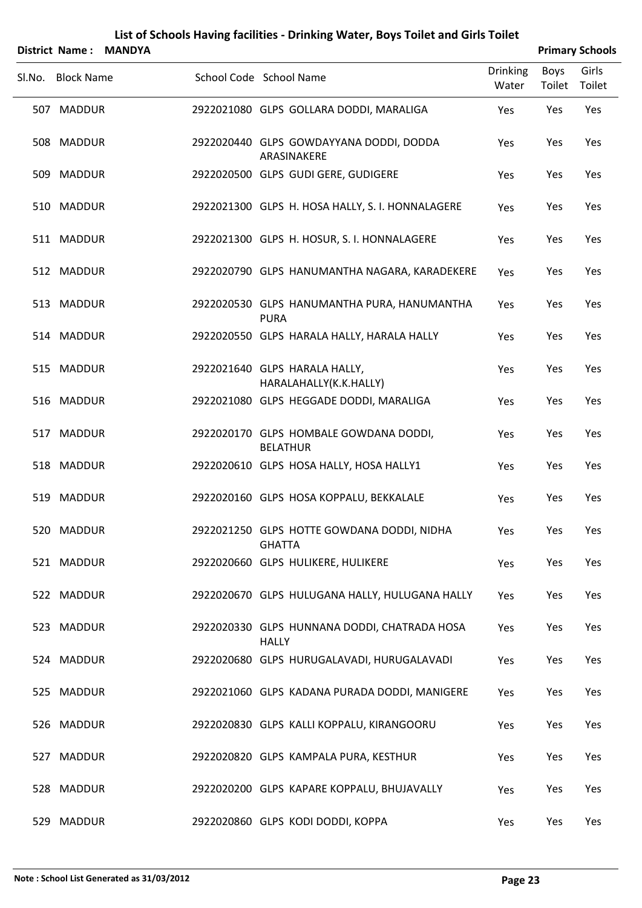# List of Schools Having facilities - Drinking Water, Boys Toilet and Girls Toilet

**District Name : MANDYA** | **Primary Schools**

| Sl.No. | Block Name | School Code | School Name | Drinking Water | Boys Toilet | Girls Toilet |
|---|---|---|---|---|---|---|
| 507 | MADDUR | 2922021080 | GLPS GOLLARA DODDI, MARALIGA | Yes | Yes | Yes |
| 508 | MADDUR | 2922020440 | GLPS GOWDAYYANA DODDI, DODDA ARASINAKERE | Yes | Yes | Yes |
| 509 | MADDUR | 2922020500 | GLPS GUDI GERE, GUDIGERE | Yes | Yes | Yes |
| 510 | MADDUR | 2922021300 | GLPS H. HOSA HALLY, S. I. HONNALAGERE | Yes | Yes | Yes |
| 511 | MADDUR | 2922021300 | GLPS H. HOSUR, S. I. HONNALAGERE | Yes | Yes | Yes |
| 512 | MADDUR | 2922020790 | GLPS HANUMANTHA NAGARA, KARADEKERE | Yes | Yes | Yes |
| 513 | MADDUR | 2922020530 | GLPS HANUMANTHA PURA, HANUMANTHA PURA | Yes | Yes | Yes |
| 514 | MADDUR | 2922020550 | GLPS HARALA HALLY, HARALA HALLY | Yes | Yes | Yes |
| 515 | MADDUR | 2922021640 | GLPS HARALA HALLY, HARALAHALLY(K.K.HALLY) | Yes | Yes | Yes |
| 516 | MADDUR | 2922021080 | GLPS HEGGADE DODDI, MARALIGA | Yes | Yes | Yes |
| 517 | MADDUR | 2922020170 | GLPS HOMBALE GOWDANA DODDI, BELATHUR | Yes | Yes | Yes |
| 518 | MADDUR | 2922020610 | GLPS HOSA HALLY, HOSA HALLY1 | Yes | Yes | Yes |
| 519 | MADDUR | 2922020160 | GLPS HOSA KOPPALU, BEKKALALE | Yes | Yes | Yes |
| 520 | MADDUR | 2922021250 | GLPS HOTTE GOWDANA DODDI, NIDHA GHATTA | Yes | Yes | Yes |
| 521 | MADDUR | 2922020660 | GLPS HULIKERE, HULIKERE | Yes | Yes | Yes |
| 522 | MADDUR | 2922020670 | GLPS HULUGANA HALLY, HULUGANA HALLY | Yes | Yes | Yes |
| 523 | MADDUR | 2922020330 | GLPS HUNNANA DODDI, CHATRADA HOSA HALLY | Yes | Yes | Yes |
| 524 | MADDUR | 2922020680 | GLPS HURUGALAVADI, HURUGALAVADI | Yes | Yes | Yes |
| 525 | MADDUR | 2922021060 | GLPS KADANA PURADA DODDI, MANIGERE | Yes | Yes | Yes |
| 526 | MADDUR | 2922020830 | GLPS KALLI KOPPALU, KIRANGOORU | Yes | Yes | Yes |
| 527 | MADDUR | 2922020820 | GLPS KAMPALA PURA, KESTHUR | Yes | Yes | Yes |
| 528 | MADDUR | 2922020200 | GLPS KAPARE KOPPALU, BHUJAVALLY | Yes | Yes | Yes |
| 529 | MADDUR | 2922020860 | GLPS KODI DODDI, KOPPA | Yes | Yes | Yes |

**Note : School List Generated as 31/03/2012**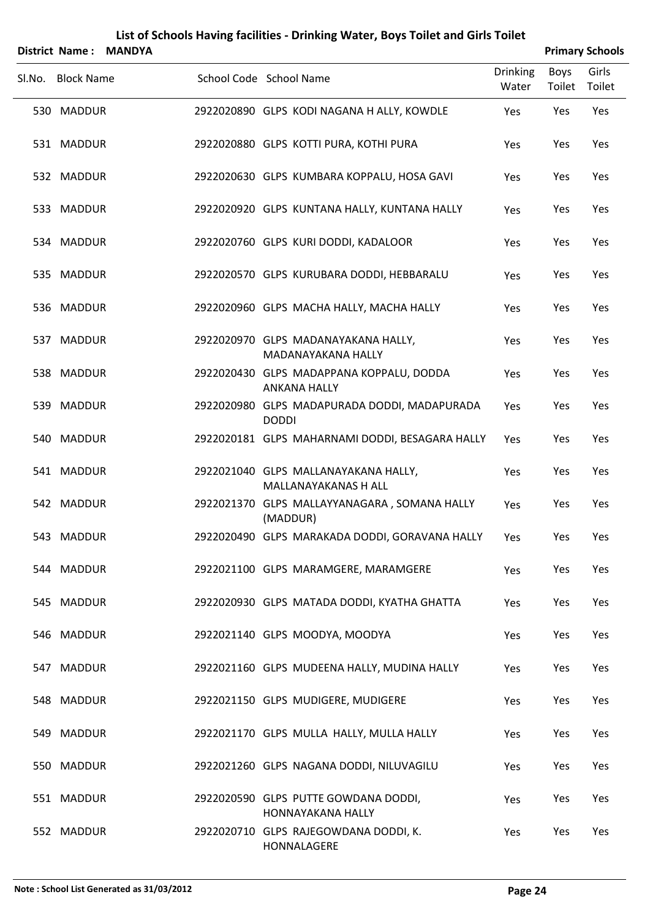# List of Schools Having facilities - Drinking Water, Boys Toilet and Girls Toilet

**District Name : MANDYA** **Primary Schools**

| Sl.No. | Block Name | School Code | School Name | Drinking Water | Boys Toilet | Girls Toilet |
|---|---|---|---|---|---|---|
| 530 | MADDUR | 2922020890 | GLPS KODI NAGANA H ALLY, KOWDLE | Yes | Yes | Yes |
| 531 | MADDUR | 2922020880 | GLPS KOTTI PURA, KOTHI PURA | Yes | Yes | Yes |
| 532 | MADDUR | 2922020630 | GLPS KUMBARA KOPPALU, HOSA GAVI | Yes | Yes | Yes |
| 533 | MADDUR | 2922020920 | GLPS KUNTANA HALLY, KUNTANA HALLY | Yes | Yes | Yes |
| 534 | MADDUR | 2922020760 | GLPS KURI DODDI, KADALOOR | Yes | Yes | Yes |
| 535 | MADDUR | 2922020570 | GLPS KURUBARA DODDI, HEBBARALU | Yes | Yes | Yes |
| 536 | MADDUR | 2922020960 | GLPS MACHA HALLY, MACHA HALLY | Yes | Yes | Yes |
| 537 | MADDUR | 2922020970 | GLPS MADANAYAKANA HALLY, MADANAYAKANA HALLY | Yes | Yes | Yes |
| 538 | MADDUR | 2922020430 | GLPS MADAPPANA KOPPALU, DODDA ANKANA HALLY | Yes | Yes | Yes |
| 539 | MADDUR | 2922020980 | GLPS MADAPURADA DODDI, MADAPURADA DODDI | Yes | Yes | Yes |
| 540 | MADDUR | 2922020181 | GLPS MAHARNAMI DODDI, BESAGARA HALLY | Yes | Yes | Yes |
| 541 | MADDUR | 2922021040 | GLPS MALLANAYAKANA HALLY, MALLANAYAKANAS H ALL | Yes | Yes | Yes |
| 542 | MADDUR | 2922021370 | GLPS MALLAYYANAGARA , SOMANA HALLY (MADDUR) | Yes | Yes | Yes |
| 543 | MADDUR | 2922020490 | GLPS MARAKADA DODDI, GORAVANA HALLY | Yes | Yes | Yes |
| 544 | MADDUR | 2922021100 | GLPS MARAMGERE, MARAMGERE | Yes | Yes | Yes |
| 545 | MADDUR | 2922020930 | GLPS MATADA DODDI, KYATHA GHATTA | Yes | Yes | Yes |
| 546 | MADDUR | 2922021140 | GLPS MOODYA, MOODYA | Yes | Yes | Yes |
| 547 | MADDUR | 2922021160 | GLPS MUDEENA HALLY, MUDINA HALLY | Yes | Yes | Yes |
| 548 | MADDUR | 2922021150 | GLPS MUDIGERE, MUDIGERE | Yes | Yes | Yes |
| 549 | MADDUR | 2922021170 | GLPS MULLA HALLY, MULLA HALLY | Yes | Yes | Yes |
| 550 | MADDUR | 2922021260 | GLPS NAGANA DODDI, NILUVAGILU | Yes | Yes | Yes |
| 551 | MADDUR | 2922020590 | GLPS PUTTE GOWDANA DODDI, HONNAYAKANA HALLY | Yes | Yes | Yes |
| 552 | MADDUR | 2922020710 | GLPS RAJEGOWDANA DODDI, K. HONNALAGERE | Yes | Yes | Yes |

**Note : School List Generated as 31/03/2012**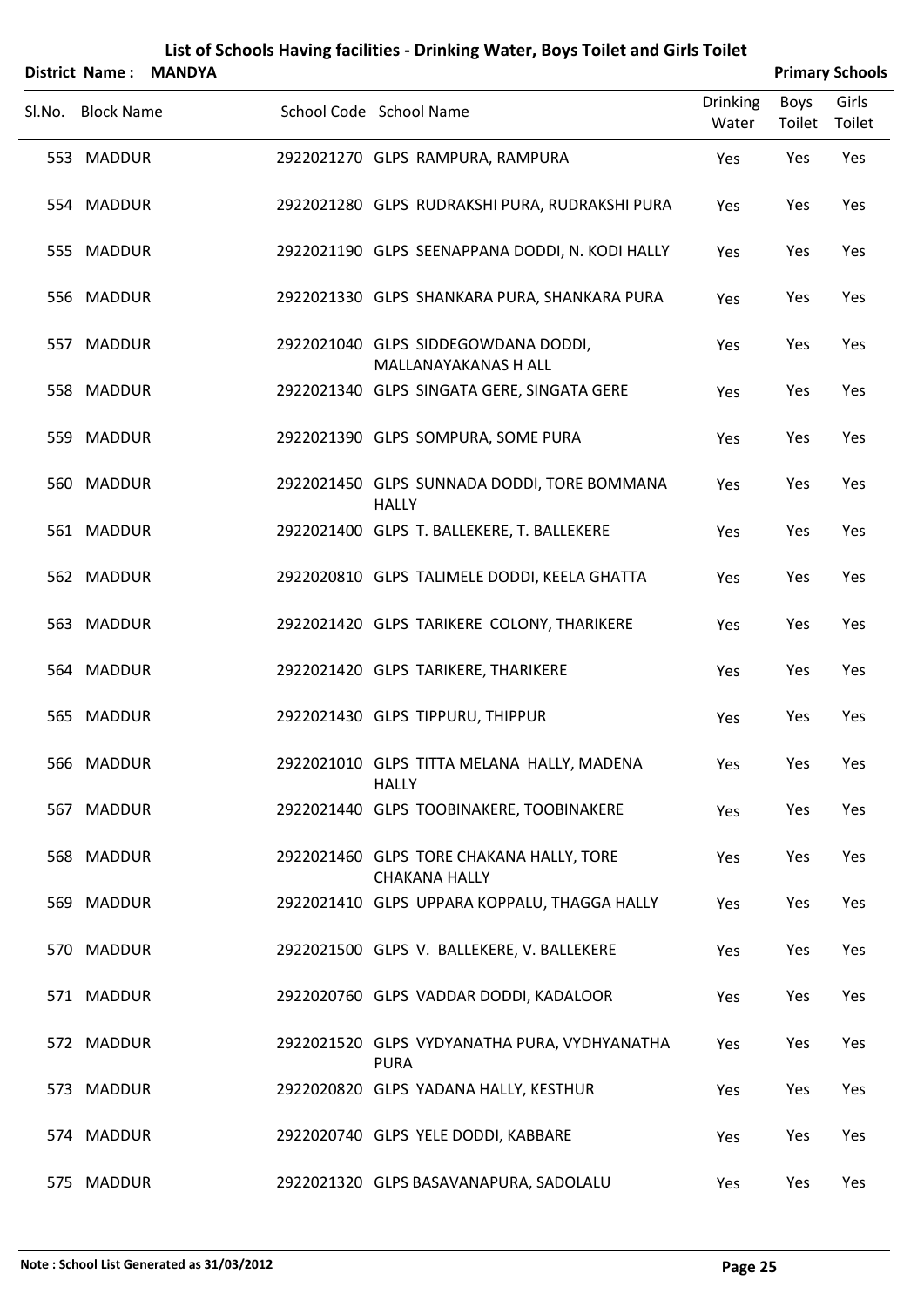# List of Schools Having facilities - Drinking Water, Boys Toilet and Girls Toilet

**District Name : MANDYA** **Primary Schools**

| Sl.No. | Block Name | School Code | School Name | Drinking Water | Boys Toilet | Girls Toilet |
|---|---|---|---|---|---|---|
| 553 | MADDUR | 2922021270 | GLPS RAMPURA, RAMPURA | Yes | Yes | Yes |
| 554 | MADDUR | 2922021280 | GLPS RUDRAKSHI PURA, RUDRAKSHI PURA | Yes | Yes | Yes |
| 555 | MADDUR | 2922021190 | GLPS SEENAPPANA DODDI, N. KODI HALLY | Yes | Yes | Yes |
| 556 | MADDUR | 2922021330 | GLPS SHANKARA PURA, SHANKARA PURA | Yes | Yes | Yes |
| 557 | MADDUR | 2922021040 | GLPS SIDDEGOWDANA DODDI, MALLANAYAKANAS H ALL | Yes | Yes | Yes |
| 558 | MADDUR | 2922021340 | GLPS SINGATA GERE, SINGATA GERE | Yes | Yes | Yes |
| 559 | MADDUR | 2922021390 | GLPS SOMPURA, SOME PURA | Yes | Yes | Yes |
| 560 | MADDUR | 2922021450 | GLPS SUNNADA DODDI, TORE BOMMANA HALLY | Yes | Yes | Yes |
| 561 | MADDUR | 2922021400 | GLPS T. BALLEKERE, T. BALLEKERE | Yes | Yes | Yes |
| 562 | MADDUR | 2922020810 | GLPS TALIMELE DODDI, KEELA GHATTA | Yes | Yes | Yes |
| 563 | MADDUR | 2922021420 | GLPS TARIKERE COLONY, THARIKERE | Yes | Yes | Yes |
| 564 | MADDUR | 2922021420 | GLPS TARIKERE, THARIKERE | Yes | Yes | Yes |
| 565 | MADDUR | 2922021430 | GLPS TIPPURU, THIPPUR | Yes | Yes | Yes |
| 566 | MADDUR | 2922021010 | GLPS TITTA MELANA HALLY, MADENA HALLY | Yes | Yes | Yes |
| 567 | MADDUR | 2922021440 | GLPS TOOBINAKERE, TOOBINAKERE | Yes | Yes | Yes |
| 568 | MADDUR | 2922021460 | GLPS TORE CHAKANA HALLY, TORE CHAKANA HALLY | Yes | Yes | Yes |
| 569 | MADDUR | 2922021410 | GLPS UPPARA KOPPALU, THAGGA HALLY | Yes | Yes | Yes |
| 570 | MADDUR | 2922021500 | GLPS V. BALLEKERE, V. BALLEKERE | Yes | Yes | Yes |
| 571 | MADDUR | 2922020760 | GLPS VADDAR DODDI, KADALOOR | Yes | Yes | Yes |
| 572 | MADDUR | 2922021520 | GLPS VYDYANATHA PURA, VYDHYANATHA PURA | Yes | Yes | Yes |
| 573 | MADDUR | 2922020820 | GLPS YADANA HALLY, KESTHUR | Yes | Yes | Yes |
| 574 | MADDUR | 2922020740 | GLPS YELE DODDI, KABBARE | Yes | Yes | Yes |
| 575 | MADDUR | 2922021320 | GLPS BASAVANAPURA, SADOLALU | Yes | Yes | Yes |

**Note : School List Generated as 31/03/2012**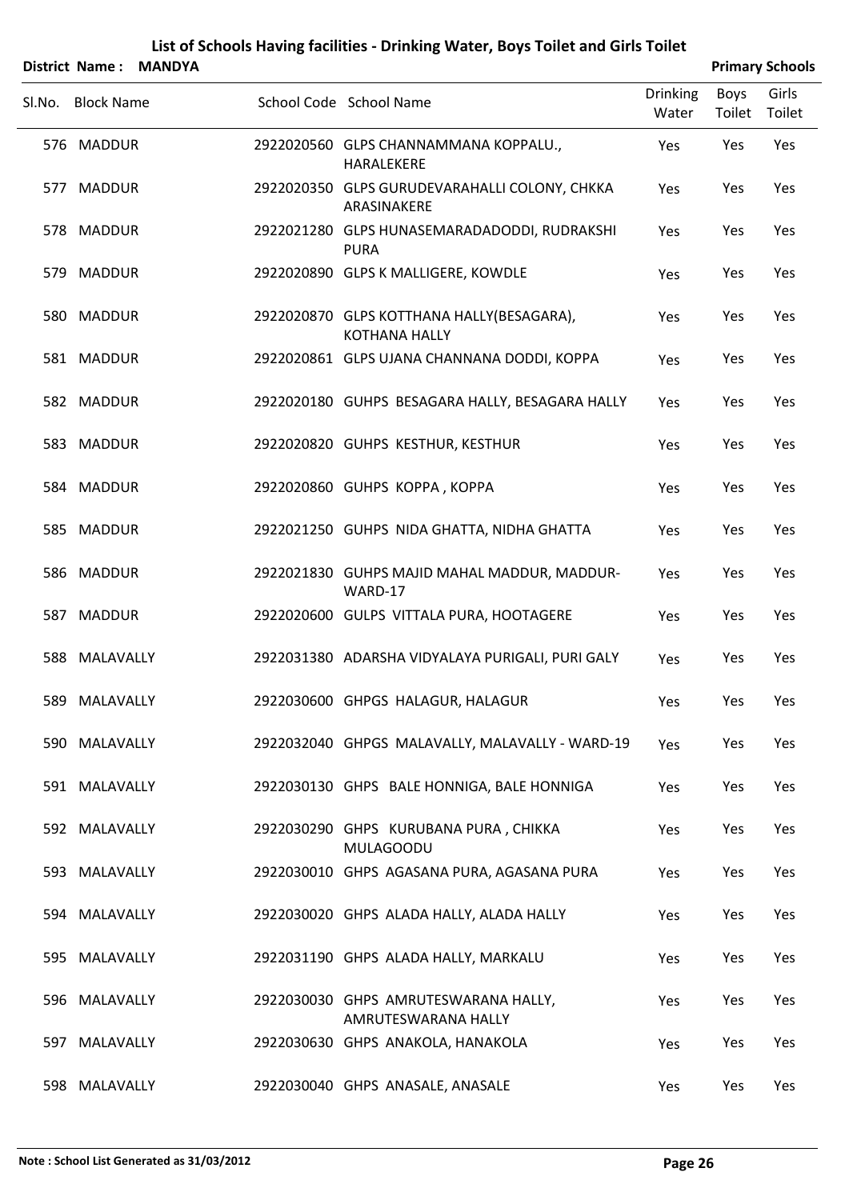# List of Schools Having facilities - Drinking Water, Boys Toilet and Girls Toilet

**District Name : MANDYA** **Primary Schools**

| Sl.No. | Block Name | School Code | School Name | Drinking Water | Boys Toilet | Girls Toilet |
|---|---|---|---|---|---|---|
| 576 | MADDUR | 2922020560 | GLPS CHANNAMMANA KOPPALU., HARALEKERE | Yes | Yes | Yes |
| 577 | MADDUR | 2922020350 | GLPS GURUDEVARAHALLI COLONY, CHKKA ARASINAKERE | Yes | Yes | Yes |
| 578 | MADDUR | 2922021280 | GLPS HUNASEMARADADODDI, RUDRAKSHI PURA | Yes | Yes | Yes |
| 579 | MADDUR | 2922020890 | GLPS K MALLIGERE, KOWDLE | Yes | Yes | Yes |
| 580 | MADDUR | 2922020870 | GLPS KOTTHANA HALLY(BESAGARA), KOTHANA HALLY | Yes | Yes | Yes |
| 581 | MADDUR | 2922020861 | GLPS UJANA CHANNANA DODDI, KOPPA | Yes | Yes | Yes |
| 582 | MADDUR | 2922020180 | GUHPS BESAGARA HALLY, BESAGARA HALLY | Yes | Yes | Yes |
| 583 | MADDUR | 2922020820 | GUHPS KESTHUR, KESTHUR | Yes | Yes | Yes |
| 584 | MADDUR | 2922020860 | GUHPS KOPPA , KOPPA | Yes | Yes | Yes |
| 585 | MADDUR | 2922021250 | GUHPS NIDA GHATTA, NIDHA GHATTA | Yes | Yes | Yes |
| 586 | MADDUR | 2922021830 | GUHPS MAJID MAHAL MADDUR, MADDUR-WARD-17 | Yes | Yes | Yes |
| 587 | MADDUR | 2922020600 | GULPS VITTALA PURA, HOOTAGERE | Yes | Yes | Yes |
| 588 | MALAVALLY | 2922031380 | ADARSHA VIDYALAYA PURIGALI, PURI GALY | Yes | Yes | Yes |
| 589 | MALAVALLY | 2922030600 | GHPGS HALAGUR, HALAGUR | Yes | Yes | Yes |
| 590 | MALAVALLY | 2922032040 | GHPGS MALAVALLY, MALAVALLY - WARD-19 | Yes | Yes | Yes |
| 591 | MALAVALLY | 2922030130 | GHPS BALE HONNIGA, BALE HONNIGA | Yes | Yes | Yes |
| 592 | MALAVALLY | 2922030290 | GHPS KURUBANA PURA , CHIKKA MULAGOODU | Yes | Yes | Yes |
| 593 | MALAVALLY | 2922030010 | GHPS AGASANA PURA, AGASANA PURA | Yes | Yes | Yes |
| 594 | MALAVALLY | 2922030020 | GHPS ALADA HALLY, ALADA HALLY | Yes | Yes | Yes |
| 595 | MALAVALLY | 2922031190 | GHPS ALADA HALLY, MARKALU | Yes | Yes | Yes |
| 596 | MALAVALLY | 2922030030 | GHPS AMRUTESWARANA HALLY, AMRUTESWARANA HALLY | Yes | Yes | Yes |
| 597 | MALAVALLY | 2922030630 | GHPS ANAKOLA, HANAKOLA | Yes | Yes | Yes |
| 598 | MALAVALLY | 2922030040 | GHPS ANASALE, ANASALE | Yes | Yes | Yes |

**Note : School List Generated as 31/03/2012**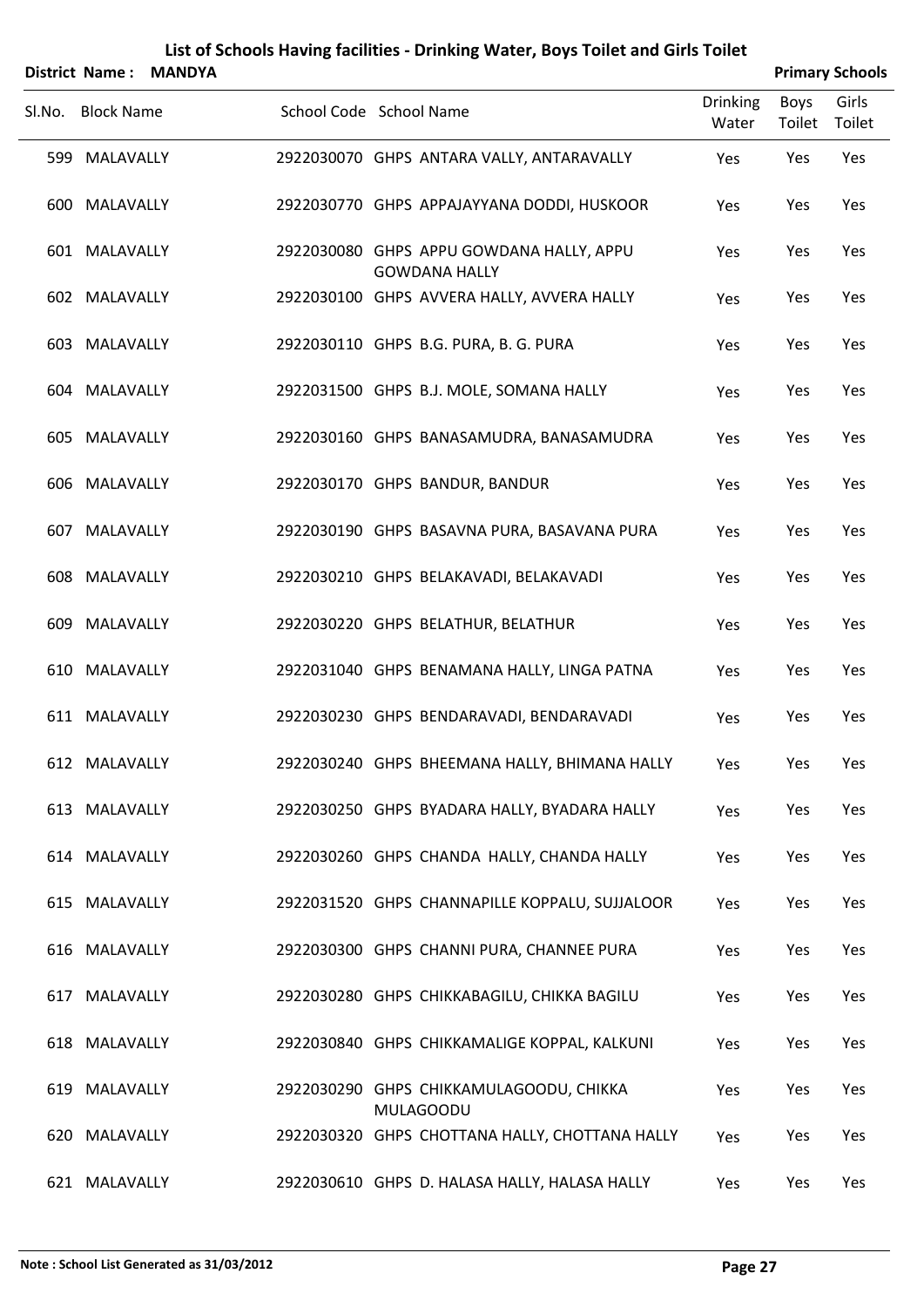# List of Schools Having facilities - Drinking Water, Boys Toilet and Girls Toilet

**District Name : MANDYA** **Primary Schools**

| Sl.No. | Block Name | School Code | School Name | Drinking Water | Boys Toilet | Girls Toilet |
|---|---|---|---|---|---|---|
| 599 | MALAVALLY | 2922030070 | GHPS ANTARA VALLY, ANTARAVALLY | Yes | Yes | Yes |
| 600 | MALAVALLY | 2922030770 | GHPS APPAJAYYANA DODDI, HUSKOOR | Yes | Yes | Yes |
| 601 | MALAVALLY | 2922030080 | GHPS APPU GOWDANA HALLY, APPU GOWDANA HALLY | Yes | Yes | Yes |
| 602 | MALAVALLY | 2922030100 | GHPS AVVERA HALLY, AVVERA HALLY | Yes | Yes | Yes |
| 603 | MALAVALLY | 2922030110 | GHPS B.G. PURA, B. G. PURA | Yes | Yes | Yes |
| 604 | MALAVALLY | 2922031500 | GHPS B.J. MOLE, SOMANA HALLY | Yes | Yes | Yes |
| 605 | MALAVALLY | 2922030160 | GHPS BANASAMUDRA, BANASAMUDRA | Yes | Yes | Yes |
| 606 | MALAVALLY | 2922030170 | GHPS BANDUR, BANDUR | Yes | Yes | Yes |
| 607 | MALAVALLY | 2922030190 | GHPS BASAVNA PURA, BASAVANA PURA | Yes | Yes | Yes |
| 608 | MALAVALLY | 2922030210 | GHPS BELAKAVADI, BELAKAVADI | Yes | Yes | Yes |
| 609 | MALAVALLY | 2922030220 | GHPS BELATHUR, BELATHUR | Yes | Yes | Yes |
| 610 | MALAVALLY | 2922031040 | GHPS BENAMANA HALLY, LINGA PATNA | Yes | Yes | Yes |
| 611 | MALAVALLY | 2922030230 | GHPS BENDARAVADI, BENDARAVADI | Yes | Yes | Yes |
| 612 | MALAVALLY | 2922030240 | GHPS BHEEMANA HALLY, BHIMANA HALLY | Yes | Yes | Yes |
| 613 | MALAVALLY | 2922030250 | GHPS BYADARA HALLY, BYADARA HALLY | Yes | Yes | Yes |
| 614 | MALAVALLY | 2922030260 | GHPS CHANDA HALLY, CHANDA HALLY | Yes | Yes | Yes |
| 615 | MALAVALLY | 2922031520 | GHPS CHANNAPILLE KOPPALU, SUJJALOOR | Yes | Yes | Yes |
| 616 | MALAVALLY | 2922030300 | GHPS CHANNI PURA, CHANNEE PURA | Yes | Yes | Yes |
| 617 | MALAVALLY | 2922030280 | GHPS CHIKKABAGILU, CHIKKA BAGILU | Yes | Yes | Yes |
| 618 | MALAVALLY | 2922030840 | GHPS CHIKKAMALIGE KOPPAL, KALKUNI | Yes | Yes | Yes |
| 619 | MALAVALLY | 2922030290 | GHPS CHIKKAMULAGOODU, CHIKKA MULAGOODU | Yes | Yes | Yes |
| 620 | MALAVALLY | 2922030320 | GHPS CHOTTANA HALLY, CHOTTANA HALLY | Yes | Yes | Yes |
| 621 | MALAVALLY | 2922030610 | GHPS D. HALASA HALLY, HALASA HALLY | Yes | Yes | Yes |

**Note : School List Generated as 31/03/2012**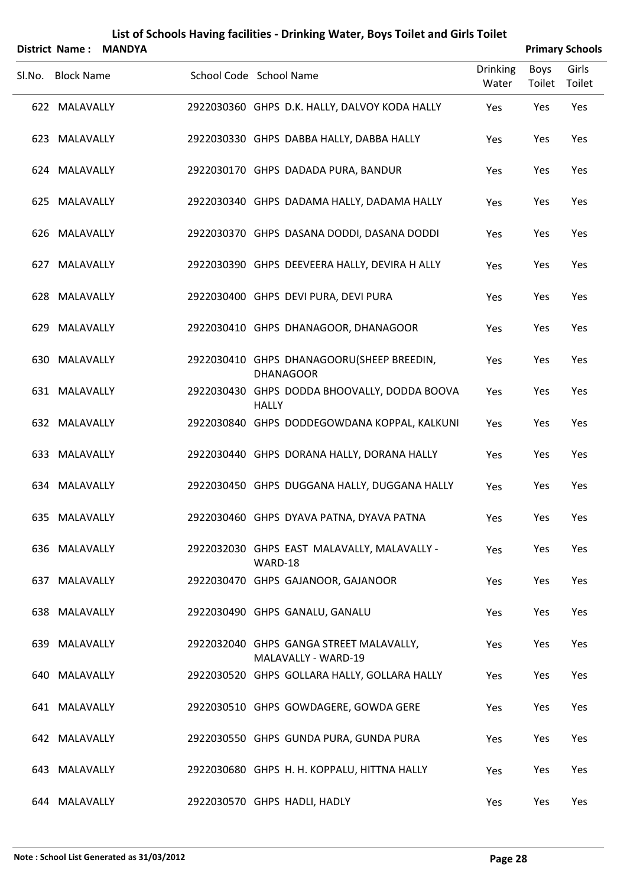# List of Schools Having facilities - Drinking Water, Boys Toilet and Girls Toilet

**District Name : MANDYA** **Primary Schools**

| Sl.No. | Block Name | School Code | School Name | Drinking Water | Boys Toilet | Girls Toilet |
|---|---|---|---|---|---|---|
| 622 | MALAVALLY | 2922030360 | GHPS D.K. HALLY, DALVOY KODA HALLY | Yes | Yes | Yes |
| 623 | MALAVALLY | 2922030330 | GHPS DABBA HALLY, DABBA HALLY | Yes | Yes | Yes |
| 624 | MALAVALLY | 2922030170 | GHPS DADADA PURA, BANDUR | Yes | Yes | Yes |
| 625 | MALAVALLY | 2922030340 | GHPS DADAMA HALLY, DADAMA HALLY | Yes | Yes | Yes |
| 626 | MALAVALLY | 2922030370 | GHPS DASANA DODDI, DASANA DODDI | Yes | Yes | Yes |
| 627 | MALAVALLY | 2922030390 | GHPS DEEVEERA HALLY, DEVIRA H ALLY | Yes | Yes | Yes |
| 628 | MALAVALLY | 2922030400 | GHPS DEVI PURA, DEVI PURA | Yes | Yes | Yes |
| 629 | MALAVALLY | 2922030410 | GHPS DHANAGOOR, DHANAGOOR | Yes | Yes | Yes |
| 630 | MALAVALLY | 2922030410 | GHPS DHANAGOORU(SHEEP BREEDIN, DHANAGOOR | Yes | Yes | Yes |
| 631 | MALAVALLY | 2922030430 | GHPS DODDA BHOOVALLY, DODDA BOOVA HALLY | Yes | Yes | Yes |
| 632 | MALAVALLY | 2922030840 | GHPS DODDEGOWDANA KOPPAL, KALKUNI | Yes | Yes | Yes |
| 633 | MALAVALLY | 2922030440 | GHPS DORANA HALLY, DORANA HALLY | Yes | Yes | Yes |
| 634 | MALAVALLY | 2922030450 | GHPS DUGGANA HALLY, DUGGANA HALLY | Yes | Yes | Yes |
| 635 | MALAVALLY | 2922030460 | GHPS DYAVA PATNA, DYAVA PATNA | Yes | Yes | Yes |
| 636 | MALAVALLY | 2922032030 | GHPS EAST MALAVALLY, MALAVALLY - WARD-18 | Yes | Yes | Yes |
| 637 | MALAVALLY | 2922030470 | GHPS GAJANOOR, GAJANOOR | Yes | Yes | Yes |
| 638 | MALAVALLY | 2922030490 | GHPS GANALU, GANALU | Yes | Yes | Yes |
| 639 | MALAVALLY | 2922032040 | GHPS GANGA STREET MALAVALLY, MALAVALLY - WARD-19 | Yes | Yes | Yes |
| 640 | MALAVALLY | 2922030520 | GHPS GOLLARA HALLY, GOLLARA HALLY | Yes | Yes | Yes |
| 641 | MALAVALLY | 2922030510 | GHPS GOWDAGERE, GOWDA GERE | Yes | Yes | Yes |
| 642 | MALAVALLY | 2922030550 | GHPS GUNDA PURA, GUNDA PURA | Yes | Yes | Yes |
| 643 | MALAVALLY | 2922030680 | GHPS H. H. KOPPALU, HITTNA HALLY | Yes | Yes | Yes |
| 644 | MALAVALLY | 2922030570 | GHPS HADLI, HADLY | Yes | Yes | Yes |

**Note : School List Generated as 31/03/2012**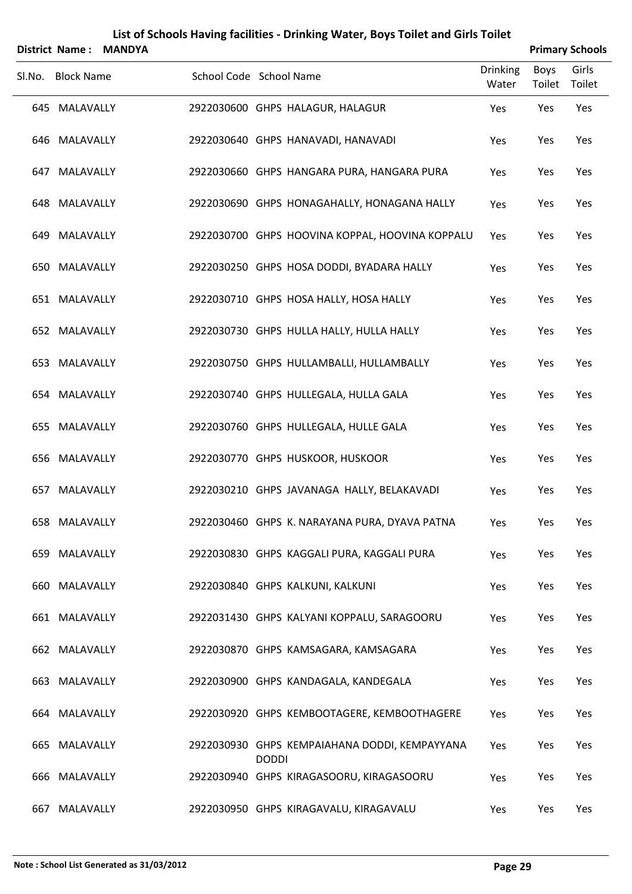# List of Schools Having facilities - Drinking Water, Boys Toilet and Girls Toilet

**District Name : MANDYA** **Primary Schools**

| Sl.No. | Block Name | School Code | School Name | Drinking Water | Boys Toilet | Girls Toilet |
|---|---|---|---|---|---|---|
| 645 | MALAVALLY | 2922030600 | GHPS HALAGUR, HALAGUR | Yes | Yes | Yes |
| 646 | MALAVALLY | 2922030640 | GHPS HANAVADI, HANAVADI | Yes | Yes | Yes |
| 647 | MALAVALLY | 2922030660 | GHPS HANGARA PURA, HANGARA PURA | Yes | Yes | Yes |
| 648 | MALAVALLY | 2922030690 | GHPS HONAGAHALLY, HONAGANA HALLY | Yes | Yes | Yes |
| 649 | MALAVALLY | 2922030700 | GHPS HOOVINA KOPPAL, HOOVINA KOPPALU | Yes | Yes | Yes |
| 650 | MALAVALLY | 2922030250 | GHPS HOSA DODDI, BYADARA HALLY | Yes | Yes | Yes |
| 651 | MALAVALLY | 2922030710 | GHPS HOSA HALLY, HOSA HALLY | Yes | Yes | Yes |
| 652 | MALAVALLY | 2922030730 | GHPS HULLA HALLY, HULLA HALLY | Yes | Yes | Yes |
| 653 | MALAVALLY | 2922030750 | GHPS HULLAMBALLI, HULLAMBALLY | Yes | Yes | Yes |
| 654 | MALAVALLY | 2922030740 | GHPS HULLEGALA, HULLA GALA | Yes | Yes | Yes |
| 655 | MALAVALLY | 2922030760 | GHPS HULLEGALA, HULLE GALA | Yes | Yes | Yes |
| 656 | MALAVALLY | 2922030770 | GHPS HUSKOOR, HUSKOOR | Yes | Yes | Yes |
| 657 | MALAVALLY | 2922030210 | GHPS JAVANAGA HALLY, BELAKAVADI | Yes | Yes | Yes |
| 658 | MALAVALLY | 2922030460 | GHPS K. NARAYANA PURA, DYAVA PATNA | Yes | Yes | Yes |
| 659 | MALAVALLY | 2922030830 | GHPS KAGGALI PURA, KAGGALI PURA | Yes | Yes | Yes |
| 660 | MALAVALLY | 2922030840 | GHPS KALKUNI, KALKUNI | Yes | Yes | Yes |
| 661 | MALAVALLY | 2922031430 | GHPS KALYANI KOPPALU, SARAGOORU | Yes | Yes | Yes |
| 662 | MALAVALLY | 2922030870 | GHPS KAMSAGARA, KAMSAGARA | Yes | Yes | Yes |
| 663 | MALAVALLY | 2922030900 | GHPS KANDAGALA, KANDEGALA | Yes | Yes | Yes |
| 664 | MALAVALLY | 2922030920 | GHPS KEMBOOTAGERE, KEMBOOTHAGERE | Yes | Yes | Yes |
| 665 | MALAVALLY | 2922030930 | GHPS KEMPAIAHANA DODDI, KEMPAYYANA DODDI | Yes | Yes | Yes |
| 666 | MALAVALLY | 2922030940 | GHPS KIRAGASOORU, KIRAGASOORU | Yes | Yes | Yes |
| 667 | MALAVALLY | 2922030950 | GHPS KIRAGAVALU, KIRAGAVALU | Yes | Yes | Yes |

**Note : School List Generated as 31/03/2012**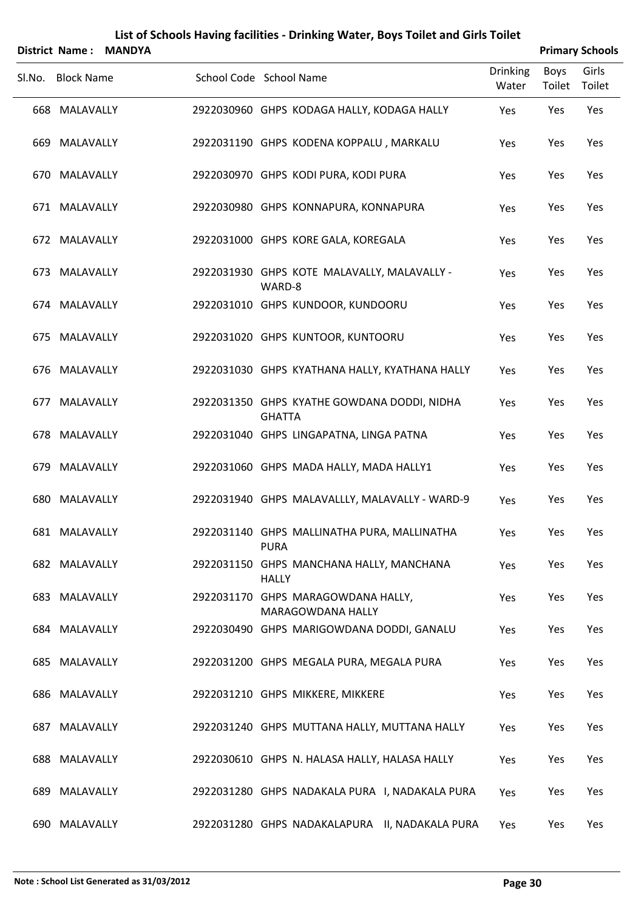# List of Schools Having facilities - Drinking Water, Boys Toilet and Girls Toilet

**District Name : MANDYA** **Primary Schools**

| Sl.No. | Block Name | School Code | School Name | Drinking Water | Boys Toilet | Girls Toilet |
|---|---|---|---|---|---|---|
| 668 | MALAVALLY | 2922030960 | GHPS KODAGA HALLY, KODAGA HALLY | Yes | Yes | Yes |
| 669 | MALAVALLY | 2922031190 | GHPS KODENA KOPPALU , MARKALU | Yes | Yes | Yes |
| 670 | MALAVALLY | 2922030970 | GHPS KODI PURA, KODI PURA | Yes | Yes | Yes |
| 671 | MALAVALLY | 2922030980 | GHPS KONNAPURA, KONNAPURA | Yes | Yes | Yes |
| 672 | MALAVALLY | 2922031000 | GHPS KORE GALA, KOREGALA | Yes | Yes | Yes |
| 673 | MALAVALLY | 2922031930 | GHPS KOTE MALAVALLY, MALAVALLY - WARD-8 | Yes | Yes | Yes |
| 674 | MALAVALLY | 2922031010 | GHPS KUNDOOR, KUNDOORU | Yes | Yes | Yes |
| 675 | MALAVALLY | 2922031020 | GHPS KUNTOOR, KUNTOORU | Yes | Yes | Yes |
| 676 | MALAVALLY | 2922031030 | GHPS KYATHANA HALLY, KYATHANA HALLY | Yes | Yes | Yes |
| 677 | MALAVALLY | 2922031350 | GHPS KYATHE GOWDANA DODDI, NIDHA GHATTA | Yes | Yes | Yes |
| 678 | MALAVALLY | 2922031040 | GHPS LINGAPATNA, LINGA PATNA | Yes | Yes | Yes |
| 679 | MALAVALLY | 2922031060 | GHPS MADA HALLY, MADA HALLY1 | Yes | Yes | Yes |
| 680 | MALAVALLY | 2922031940 | GHPS MALAVALLLY, MALAVALLY - WARD-9 | Yes | Yes | Yes |
| 681 | MALAVALLY | 2922031140 | GHPS MALLINATHA PURA, MALLINATHA PURA | Yes | Yes | Yes |
| 682 | MALAVALLY | 2922031150 | GHPS MANCHANA HALLY, MANCHANA HALLY | Yes | Yes | Yes |
| 683 | MALAVALLY | 2922031170 | GHPS MARAGOWDANA HALLY, MARAGOWDANA HALLY | Yes | Yes | Yes |
| 684 | MALAVALLY | 2922030490 | GHPS MARIGOWDANA DODDI, GANALU | Yes | Yes | Yes |
| 685 | MALAVALLY | 2922031200 | GHPS MEGALA PURA, MEGALA PURA | Yes | Yes | Yes |
| 686 | MALAVALLY | 2922031210 | GHPS MIKKERE, MIKKERE | Yes | Yes | Yes |
| 687 | MALAVALLY | 2922031240 | GHPS MUTTANA HALLY, MUTTANA HALLY | Yes | Yes | Yes |
| 688 | MALAVALLY | 2922030610 | GHPS N. HALASA HALLY, HALASA HALLY | Yes | Yes | Yes |
| 689 | MALAVALLY | 2922031280 | GHPS NADAKALA PURA I, NADAKALA PURA | Yes | Yes | Yes |
| 690 | MALAVALLY | 2922031280 | GHPS NADAKALAPURA II, NADAKALA PURA | Yes | Yes | Yes |

**Note : School List Generated as 31/03/2012**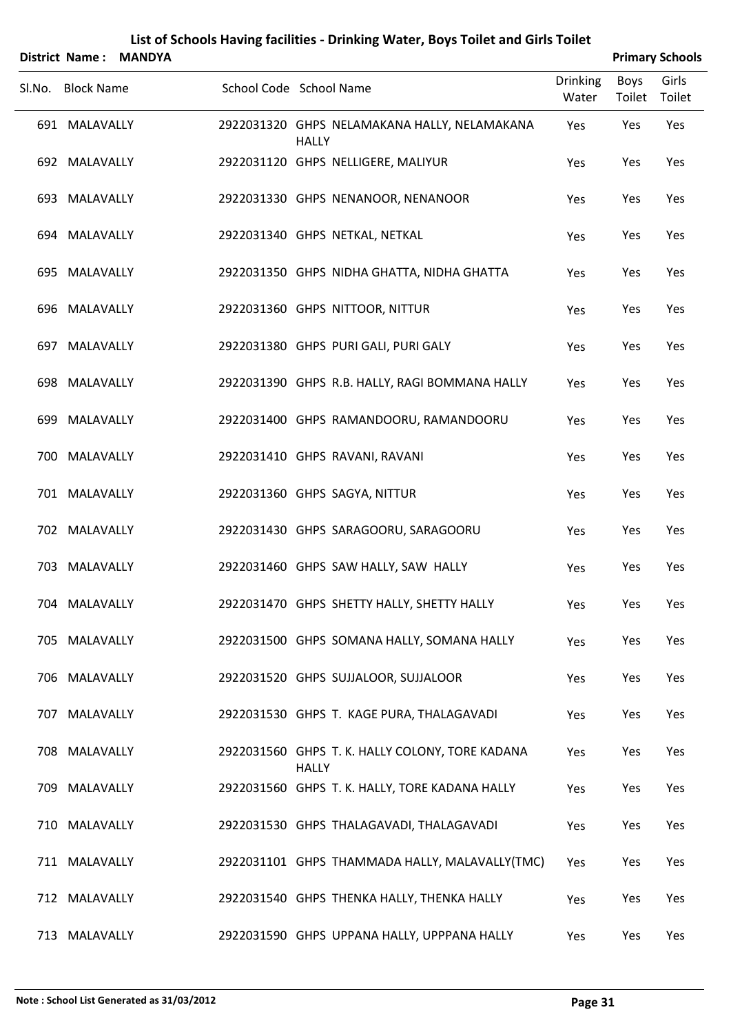# List of Schools Having facilities - Drinking Water, Boys Toilet and Girls Toilet

**District Name : MANDYA** — **Primary Schools**

| Sl.No. | Block Name | School Code | School Name | Drinking Water | Boys Toilet | Girls Toilet |
|---|---|---|---|---|---|---|
| 691 | MALAVALLY | 2922031320 | GHPS NELAMAKANA HALLY, NELAMAKANA HALLY | Yes | Yes | Yes |
| 692 | MALAVALLY | 2922031120 | GHPS NELLIGERE, MALIYUR | Yes | Yes | Yes |
| 693 | MALAVALLY | 2922031330 | GHPS NENANOOR, NENANOOR | Yes | Yes | Yes |
| 694 | MALAVALLY | 2922031340 | GHPS NETKAL, NETKAL | Yes | Yes | Yes |
| 695 | MALAVALLY | 2922031350 | GHPS NIDHA GHATTA, NIDHA GHATTA | Yes | Yes | Yes |
| 696 | MALAVALLY | 2922031360 | GHPS NITTOOR, NITTUR | Yes | Yes | Yes |
| 697 | MALAVALLY | 2922031380 | GHPS PURI GALI, PURI GALY | Yes | Yes | Yes |
| 698 | MALAVALLY | 2922031390 | GHPS R.B. HALLY, RAGI BOMMANA HALLY | Yes | Yes | Yes |
| 699 | MALAVALLY | 2922031400 | GHPS RAMANDOORU, RAMANDOORU | Yes | Yes | Yes |
| 700 | MALAVALLY | 2922031410 | GHPS RAVANI, RAVANI | Yes | Yes | Yes |
| 701 | MALAVALLY | 2922031360 | GHPS SAGYA, NITTUR | Yes | Yes | Yes |
| 702 | MALAVALLY | 2922031430 | GHPS SARAGOORU, SARAGOORU | Yes | Yes | Yes |
| 703 | MALAVALLY | 2922031460 | GHPS SAW HALLY, SAW HALLY | Yes | Yes | Yes |
| 704 | MALAVALLY | 2922031470 | GHPS SHETTY HALLY, SHETTY HALLY | Yes | Yes | Yes |
| 705 | MALAVALLY | 2922031500 | GHPS SOMANA HALLY, SOMANA HALLY | Yes | Yes | Yes |
| 706 | MALAVALLY | 2922031520 | GHPS SUJJALOOR, SUJJALOOR | Yes | Yes | Yes |
| 707 | MALAVALLY | 2922031530 | GHPS T. KAGE PURA, THALAGAVADI | Yes | Yes | Yes |
| 708 | MALAVALLY | 2922031560 | GHPS T. K. HALLY COLONY, TORE KADANA HALLY | Yes | Yes | Yes |
| 709 | MALAVALLY | 2922031560 | GHPS T. K. HALLY, TORE KADANA HALLY | Yes | Yes | Yes |
| 710 | MALAVALLY | 2922031530 | GHPS THALAGAVADI, THALAGAVADI | Yes | Yes | Yes |
| 711 | MALAVALLY | 2922031101 | GHPS THAMMADA HALLY, MALAVALLY(TMC) | Yes | Yes | Yes |
| 712 | MALAVALLY | 2922031540 | GHPS THENKA HALLY, THENKA HALLY | Yes | Yes | Yes |
| 713 | MALAVALLY | 2922031590 | GHPS UPPANA HALLY, UPPPANA HALLY | Yes | Yes | Yes |

**Note : School List Generated as 31/03/2012**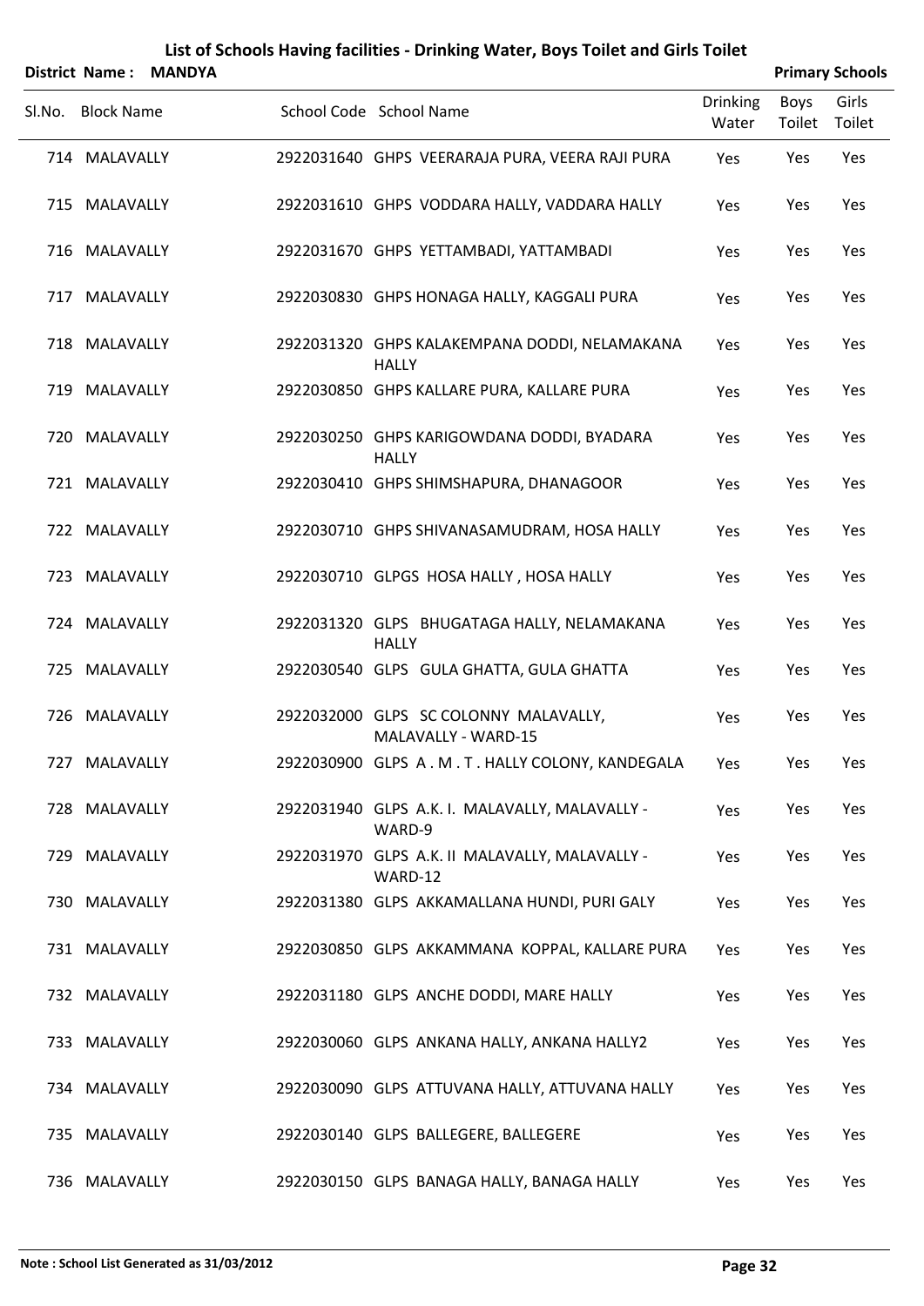# List of Schools Having facilities - Drinking Water, Boys Toilet and Girls Toilet

**District Name : MANDYA** **Primary Schools**

| Sl.No. | Block Name | School Code | School Name | Drinking Water | Boys Toilet | Girls Toilet |
|---|---|---|---|---|---|---|
| 714 | MALAVALLY | 2922031640 | GHPS VEERARAJA PURA, VEERA RAJI PURA | Yes | Yes | Yes |
| 715 | MALAVALLY | 2922031610 | GHPS VODDARA HALLY, VADDARA HALLY | Yes | Yes | Yes |
| 716 | MALAVALLY | 2922031670 | GHPS YETTAMBADI, YATTAMBADI | Yes | Yes | Yes |
| 717 | MALAVALLY | 2922030830 | GHPS HONAGA HALLY, KAGGALI PURA | Yes | Yes | Yes |
| 718 | MALAVALLY | 2922031320 | GHPS KALAKEMPANA DODDI, NELAMAKANA HALLY | Yes | Yes | Yes |
| 719 | MALAVALLY | 2922030850 | GHPS KALLARE PURA, KALLARE PURA | Yes | Yes | Yes |
| 720 | MALAVALLY | 2922030250 | GHPS KARIGOWDANA DODDI, BYADARA HALLY | Yes | Yes | Yes |
| 721 | MALAVALLY | 2922030410 | GHPS SHIMSHAPURA, DHANAGOOR | Yes | Yes | Yes |
| 722 | MALAVALLY | 2922030710 | GHPS SHIVANASAMUDRAM, HOSA HALLY | Yes | Yes | Yes |
| 723 | MALAVALLY | 2922030710 | GLPGS HOSA HALLY , HOSA HALLY | Yes | Yes | Yes |
| 724 | MALAVALLY | 2922031320 | GLPS BHUGATAGA HALLY, NELAMAKANA HALLY | Yes | Yes | Yes |
| 725 | MALAVALLY | 2922030540 | GLPS GULA GHATTA, GULA GHATTA | Yes | Yes | Yes |
| 726 | MALAVALLY | 2922032000 | GLPS SC COLONNY MALAVALLY, MALAVALLY - WARD-15 | Yes | Yes | Yes |
| 727 | MALAVALLY | 2922030900 | GLPS A . M . T . HALLY COLONY, KANDEGALA | Yes | Yes | Yes |
| 728 | MALAVALLY | 2922031940 | GLPS A.K. I. MALAVALLY, MALAVALLY - WARD-9 | Yes | Yes | Yes |
| 729 | MALAVALLY | 2922031970 | GLPS A.K. II MALAVALLY, MALAVALLY - WARD-12 | Yes | Yes | Yes |
| 730 | MALAVALLY | 2922031380 | GLPS AKKAMALLANA HUNDI, PURI GALY | Yes | Yes | Yes |
| 731 | MALAVALLY | 2922030850 | GLPS AKKAMMANA KOPPAL, KALLARE PURA | Yes | Yes | Yes |
| 732 | MALAVALLY | 2922031180 | GLPS ANCHE DODDI, MARE HALLY | Yes | Yes | Yes |
| 733 | MALAVALLY | 2922030060 | GLPS ANKANA HALLY, ANKANA HALLY2 | Yes | Yes | Yes |
| 734 | MALAVALLY | 2922030090 | GLPS ATTUVANA HALLY, ATTUVANA HALLY | Yes | Yes | Yes |
| 735 | MALAVALLY | 2922030140 | GLPS BALLEGERE, BALLEGERE | Yes | Yes | Yes |
| 736 | MALAVALLY | 2922030150 | GLPS BANAGA HALLY, BANAGA HALLY | Yes | Yes | Yes |

**Note : School List Generated as 31/03/2012**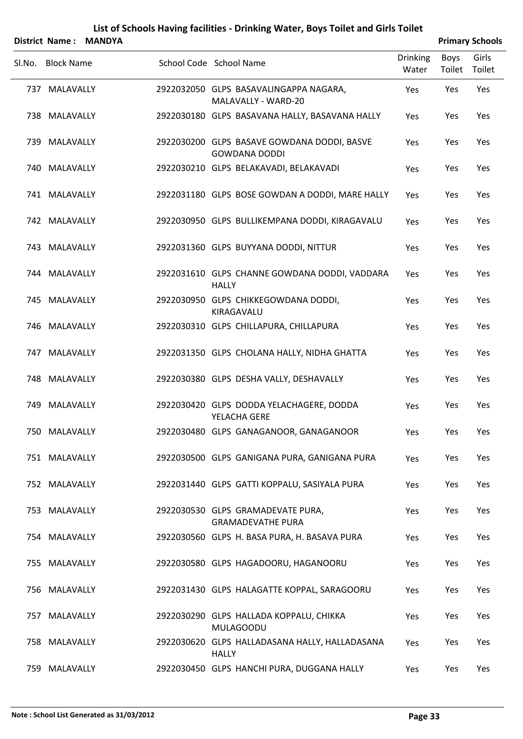# List of Schools Having facilities - Drinking Water, Boys Toilet and Girls Toilet

**District Name : MANDYA** **Primary Schools**

| Sl.No. | Block Name | School Code | School Name | Drinking Water | Boys Toilet | Girls Toilet |
|---|---|---|---|---|---|---|
| 737 | MALAVALLY | 2922032050 | GLPS BASAVALINGAPPA NAGARA, MALAVALLY - WARD-20 | Yes | Yes | Yes |
| 738 | MALAVALLY | 2922030180 | GLPS BASAVANA HALLY, BASAVANA HALLY | Yes | Yes | Yes |
| 739 | MALAVALLY | 2922030200 | GLPS BASAVE GOWDANA DODDI, BASVE GOWDANA DODDI | Yes | Yes | Yes |
| 740 | MALAVALLY | 2922030210 | GLPS BELAKAVADI, BELAKAVADI | Yes | Yes | Yes |
| 741 | MALAVALLY | 2922031180 | GLPS BOSE GOWDAN A DODDI, MARE HALLY | Yes | Yes | Yes |
| 742 | MALAVALLY | 2922030950 | GLPS BULLIKEMPANA DODDI, KIRAGAVALU | Yes | Yes | Yes |
| 743 | MALAVALLY | 2922031360 | GLPS BUYYANA DODDI, NITTUR | Yes | Yes | Yes |
| 744 | MALAVALLY | 2922031610 | GLPS CHANNE GOWDANA DODDI, VADDARA HALLY | Yes | Yes | Yes |
| 745 | MALAVALLY | 2922030950 | GLPS CHIKKEGOWDANA DODDI, KIRAGAVALU | Yes | Yes | Yes |
| 746 | MALAVALLY | 2922030310 | GLPS CHILLAPURA, CHILLAPURA | Yes | Yes | Yes |
| 747 | MALAVALLY | 2922031350 | GLPS CHOLANA HALLY, NIDHA GHATTA | Yes | Yes | Yes |
| 748 | MALAVALLY | 2922030380 | GLPS DESHA VALLY, DESHAVALLY | Yes | Yes | Yes |
| 749 | MALAVALLY | 2922030420 | GLPS DODDA YELACHAGERE, DODDA YELACHA GERE | Yes | Yes | Yes |
| 750 | MALAVALLY | 2922030480 | GLPS GANAGANOOR, GANAGANOOR | Yes | Yes | Yes |
| 751 | MALAVALLY | 2922030500 | GLPS GANIGANA PURA, GANIGANA PURA | Yes | Yes | Yes |
| 752 | MALAVALLY | 2922031440 | GLPS GATTI KOPPALU, SASIYALA PURA | Yes | Yes | Yes |
| 753 | MALAVALLY | 2922030530 | GLPS GRAMADEVATE PURA, GRAMADEVATHE PURA | Yes | Yes | Yes |
| 754 | MALAVALLY | 2922030560 | GLPS H. BASA PURA, H. BASAVA PURA | Yes | Yes | Yes |
| 755 | MALAVALLY | 2922030580 | GLPS HAGADOORU, HAGANOORU | Yes | Yes | Yes |
| 756 | MALAVALLY | 2922031430 | GLPS HALAGATTE KOPPAL, SARAGOORU | Yes | Yes | Yes |
| 757 | MALAVALLY | 2922030290 | GLPS HALLADA KOPPALU, CHIKKA MULAGOODU | Yes | Yes | Yes |
| 758 | MALAVALLY | 2922030620 | GLPS HALLADASANA HALLY, HALLADASANA HALLY | Yes | Yes | Yes |
| 759 | MALAVALLY | 2922030450 | GLPS HANCHI PURA, DUGGANA HALLY | Yes | Yes | Yes |

**Note : School List Generated as 31/03/2012**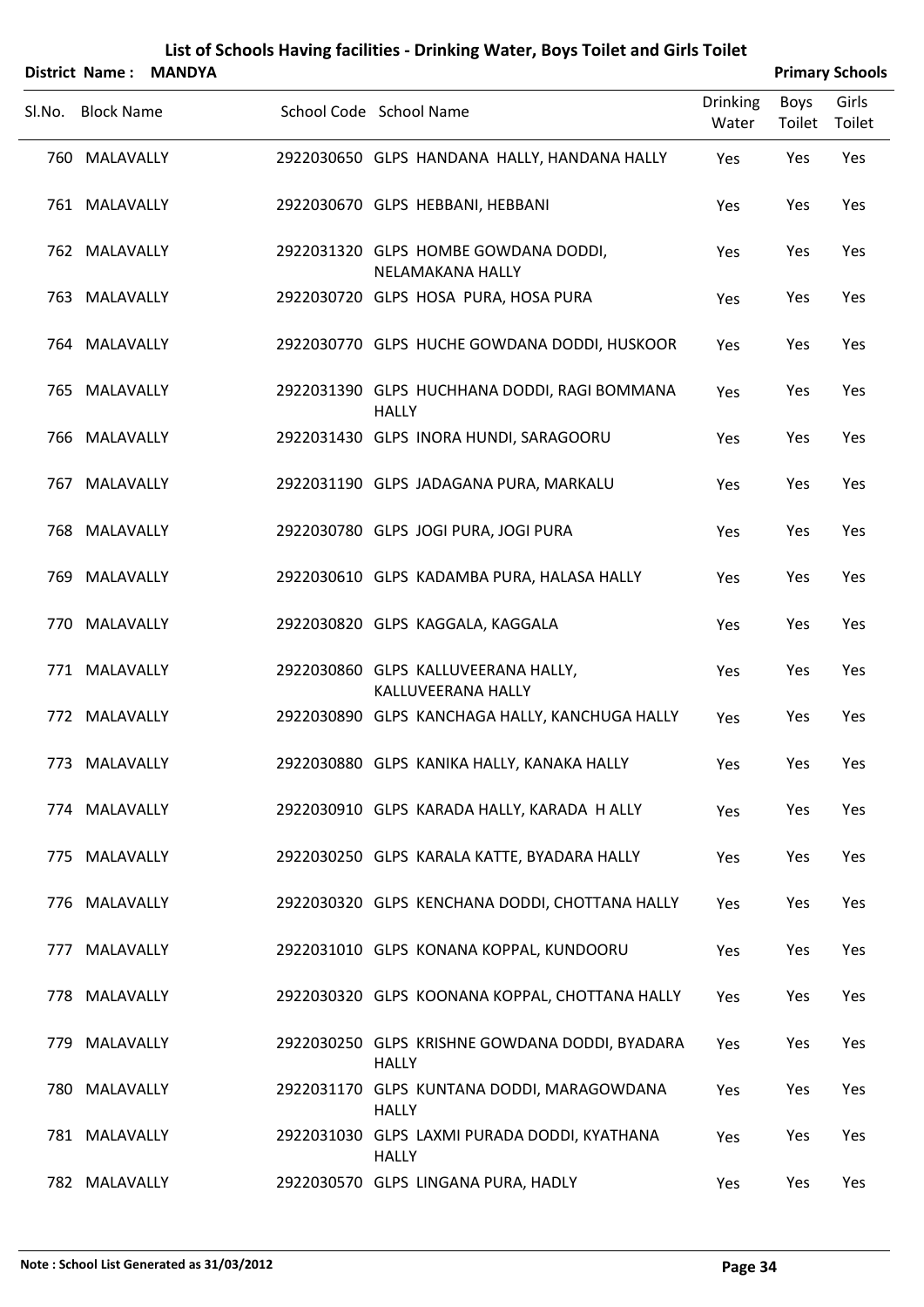# List of Schools Having facilities - Drinking Water, Boys Toilet and Girls Toilet

**District Name : MANDYA** | **Primary Schools**

| Sl.No. | Block Name | School Code | School Name | Drinking Water | Boys Toilet | Girls Toilet |
|---|---|---|---|---|---|---|
| 760 | MALAVALLY | 2922030650 | GLPS HANDANA HALLY, HANDANA HALLY | Yes | Yes | Yes |
| 761 | MALAVALLY | 2922030670 | GLPS HEBBANI, HEBBANI | Yes | Yes | Yes |
| 762 | MALAVALLY | 2922031320 | GLPS HOMBE GOWDANA DODDI, NELAMAKANA HALLY | Yes | Yes | Yes |
| 763 | MALAVALLY | 2922030720 | GLPS HOSA PURA, HOSA PURA | Yes | Yes | Yes |
| 764 | MALAVALLY | 2922030770 | GLPS HUCHE GOWDANA DODDI, HUSKOOR | Yes | Yes | Yes |
| 765 | MALAVALLY | 2922031390 | GLPS HUCHHANA DODDI, RAGI BOMMANA HALLY | Yes | Yes | Yes |
| 766 | MALAVALLY | 2922031430 | GLPS INORA HUNDI, SARAGOORU | Yes | Yes | Yes |
| 767 | MALAVALLY | 2922031190 | GLPS JADAGANA PURA, MARKALU | Yes | Yes | Yes |
| 768 | MALAVALLY | 2922030780 | GLPS JOGI PURA, JOGI PURA | Yes | Yes | Yes |
| 769 | MALAVALLY | 2922030610 | GLPS KADAMBA PURA, HALASA HALLY | Yes | Yes | Yes |
| 770 | MALAVALLY | 2922030820 | GLPS KAGGALA, KAGGALA | Yes | Yes | Yes |
| 771 | MALAVALLY | 2922030860 | GLPS KALLUVEERANA HALLY, KALLUVEERANA HALLY | Yes | Yes | Yes |
| 772 | MALAVALLY | 2922030890 | GLPS KANCHAGA HALLY, KANCHUGA HALLY | Yes | Yes | Yes |
| 773 | MALAVALLY | 2922030880 | GLPS KANIKA HALLY, KANAKA HALLY | Yes | Yes | Yes |
| 774 | MALAVALLY | 2922030910 | GLPS KARADA HALLY, KARADA H ALLY | Yes | Yes | Yes |
| 775 | MALAVALLY | 2922030250 | GLPS KARALA KATTE, BYADARA HALLY | Yes | Yes | Yes |
| 776 | MALAVALLY | 2922030320 | GLPS KENCHANA DODDI, CHOTTANA HALLY | Yes | Yes | Yes |
| 777 | MALAVALLY | 2922031010 | GLPS KONANA KOPPAL, KUNDOORU | Yes | Yes | Yes |
| 778 | MALAVALLY | 2922030320 | GLPS KOONANA KOPPAL, CHOTTANA HALLY | Yes | Yes | Yes |
| 779 | MALAVALLY | 2922030250 | GLPS KRISHNE GOWDANA DODDI, BYADARA HALLY | Yes | Yes | Yes |
| 780 | MALAVALLY | 2922031170 | GLPS KUNTANA DODDI, MARAGOWDANA HALLY | Yes | Yes | Yes |
| 781 | MALAVALLY | 2922031030 | GLPS LAXMI PURADA DODDI, KYATHANA HALLY | Yes | Yes | Yes |
| 782 | MALAVALLY | 2922030570 | GLPS LINGANA PURA, HADLY | Yes | Yes | Yes |

**Note : School List Generated as 31/03/2012**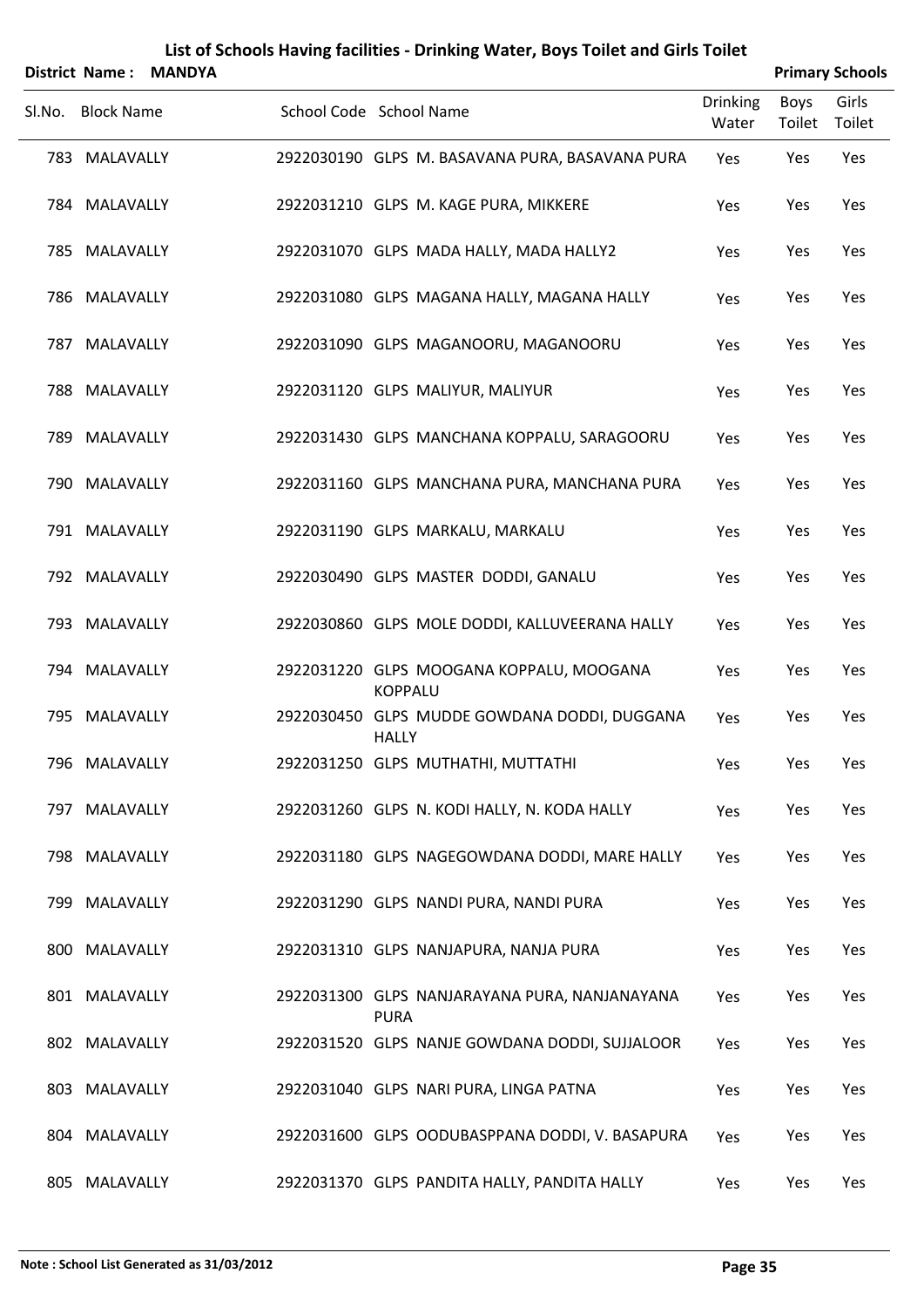# List of Schools Having facilities - Drinking Water, Boys Toilet and Girls Toilet

**District Name : MANDYA** **Primary Schools**

| Sl.No. | Block Name | School Code | School Name | Drinking Water | Boys Toilet | Girls Toilet |
|---|---|---|---|---|---|---|
| 783 | MALAVALLY | 2922030190 | GLPS M. BASAVANA PURA, BASAVANA PURA | Yes | Yes | Yes |
| 784 | MALAVALLY | 2922031210 | GLPS M. KAGE PURA, MIKKERE | Yes | Yes | Yes |
| 785 | MALAVALLY | 2922031070 | GLPS MADA HALLY, MADA HALLY2 | Yes | Yes | Yes |
| 786 | MALAVALLY | 2922031080 | GLPS MAGANA HALLY, MAGANA HALLY | Yes | Yes | Yes |
| 787 | MALAVALLY | 2922031090 | GLPS MAGANOORU, MAGANOORU | Yes | Yes | Yes |
| 788 | MALAVALLY | 2922031120 | GLPS MALIYUR, MALIYUR | Yes | Yes | Yes |
| 789 | MALAVALLY | 2922031430 | GLPS MANCHANA KOPPALU, SARAGOORU | Yes | Yes | Yes |
| 790 | MALAVALLY | 2922031160 | GLPS MANCHANA PURA, MANCHANA PURA | Yes | Yes | Yes |
| 791 | MALAVALLY | 2922031190 | GLPS MARKALU, MARKALU | Yes | Yes | Yes |
| 792 | MALAVALLY | 2922030490 | GLPS MASTER DODDI, GANALU | Yes | Yes | Yes |
| 793 | MALAVALLY | 2922030860 | GLPS MOLE DODDI, KALLUVEERANA HALLY | Yes | Yes | Yes |
| 794 | MALAVALLY | 2922031220 | GLPS MOOGANA KOPPALU, MOOGANA KOPPALU | Yes | Yes | Yes |
| 795 | MALAVALLY | 2922030450 | GLPS MUDDE GOWDANA DODDI, DUGGANA HALLY | Yes | Yes | Yes |
| 796 | MALAVALLY | 2922031250 | GLPS MUTHATHI, MUTTATHI | Yes | Yes | Yes |
| 797 | MALAVALLY | 2922031260 | GLPS N. KODI HALLY, N. KODA HALLY | Yes | Yes | Yes |
| 798 | MALAVALLY | 2922031180 | GLPS NAGEGOWDANA DODDI, MARE HALLY | Yes | Yes | Yes |
| 799 | MALAVALLY | 2922031290 | GLPS NANDI PURA, NANDI PURA | Yes | Yes | Yes |
| 800 | MALAVALLY | 2922031310 | GLPS NANJAPURA, NANJA PURA | Yes | Yes | Yes |
| 801 | MALAVALLY | 2922031300 | GLPS NANJARAYANA PURA, NANJANAYANA PURA | Yes | Yes | Yes |
| 802 | MALAVALLY | 2922031520 | GLPS NANJE GOWDANA DODDI, SUJJALOOR | Yes | Yes | Yes |
| 803 | MALAVALLY | 2922031040 | GLPS NARI PURA, LINGA PATNA | Yes | Yes | Yes |
| 804 | MALAVALLY | 2922031600 | GLPS OODUBASPPANA DODDI, V. BASAPURA | Yes | Yes | Yes |
| 805 | MALAVALLY | 2922031370 | GLPS PANDITA HALLY, PANDITA HALLY | Yes | Yes | Yes |

**Note : School List Generated as 31/03/2012**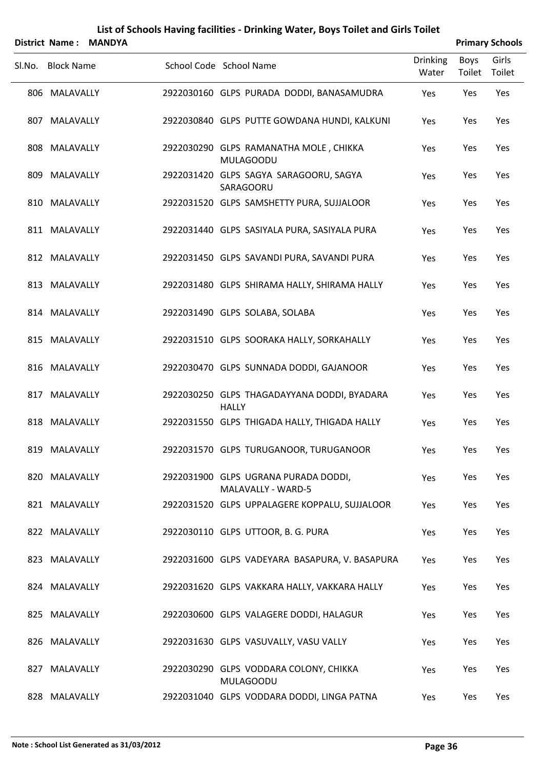# List of Schools Having facilities - Drinking Water, Boys Toilet and Girls Toilet

**District Name : MANDYA** **Primary Schools**

| Sl.No. | Block Name | School Code | School Name | Drinking Water | Boys Toilet | Girls Toilet |
|---|---|---|---|---|---|---|
| 806 | MALAVALLY | 2922030160 | GLPS PURADA DODDI, BANASAMUDRA | Yes | Yes | Yes |
| 807 | MALAVALLY | 2922030840 | GLPS PUTTE GOWDANA HUNDI, KALKUNI | Yes | Yes | Yes |
| 808 | MALAVALLY | 2922030290 | GLPS RAMANATHA MOLE , CHIKKA MULAGOODU | Yes | Yes | Yes |
| 809 | MALAVALLY | 2922031420 | GLPS SAGYA SARAGOORU, SAGYA SARAGOORU | Yes | Yes | Yes |
| 810 | MALAVALLY | 2922031520 | GLPS SAMSHETTY PURA, SUJJALOOR | Yes | Yes | Yes |
| 811 | MALAVALLY | 2922031440 | GLPS SASIYALA PURA, SASIYALA PURA | Yes | Yes | Yes |
| 812 | MALAVALLY | 2922031450 | GLPS SAVANDI PURA, SAVANDI PURA | Yes | Yes | Yes |
| 813 | MALAVALLY | 2922031480 | GLPS SHIRAMA HALLY, SHIRAMA HALLY | Yes | Yes | Yes |
| 814 | MALAVALLY | 2922031490 | GLPS SOLABA, SOLABA | Yes | Yes | Yes |
| 815 | MALAVALLY | 2922031510 | GLPS SOORAKA HALLY, SORKAHALLY | Yes | Yes | Yes |
| 816 | MALAVALLY | 2922030470 | GLPS SUNNADA DODDI, GAJANOOR | Yes | Yes | Yes |
| 817 | MALAVALLY | 2922030250 | GLPS THAGADAYYANA DODDI, BYADARA HALLY | Yes | Yes | Yes |
| 818 | MALAVALLY | 2922031550 | GLPS THIGADA HALLY, THIGADA HALLY | Yes | Yes | Yes |
| 819 | MALAVALLY | 2922031570 | GLPS TURUGANOOR, TURUGANOOR | Yes | Yes | Yes |
| 820 | MALAVALLY | 2922031900 | GLPS UGRANA PURADA DODDI, MALAVALLY - WARD-5 | Yes | Yes | Yes |
| 821 | MALAVALLY | 2922031520 | GLPS UPPALAGERE KOPPALU, SUJJALOOR | Yes | Yes | Yes |
| 822 | MALAVALLY | 2922030110 | GLPS UTTOOR, B. G. PURA | Yes | Yes | Yes |
| 823 | MALAVALLY | 2922031600 | GLPS VADEYARA BASAPURA, V. BASAPURA | Yes | Yes | Yes |
| 824 | MALAVALLY | 2922031620 | GLPS VAKKARA HALLY, VAKKARA HALLY | Yes | Yes | Yes |
| 825 | MALAVALLY | 2922030600 | GLPS VALAGERE DODDI, HALAGUR | Yes | Yes | Yes |
| 826 | MALAVALLY | 2922031630 | GLPS VASUVALLY, VASU VALLY | Yes | Yes | Yes |
| 827 | MALAVALLY | 2922030290 | GLPS VODDARA COLONY, CHIKKA MULAGOODU | Yes | Yes | Yes |
| 828 | MALAVALLY | 2922031040 | GLPS VODDARA DODDI, LINGA PATNA | Yes | Yes | Yes |

**Note : School List Generated as 31/03/2012**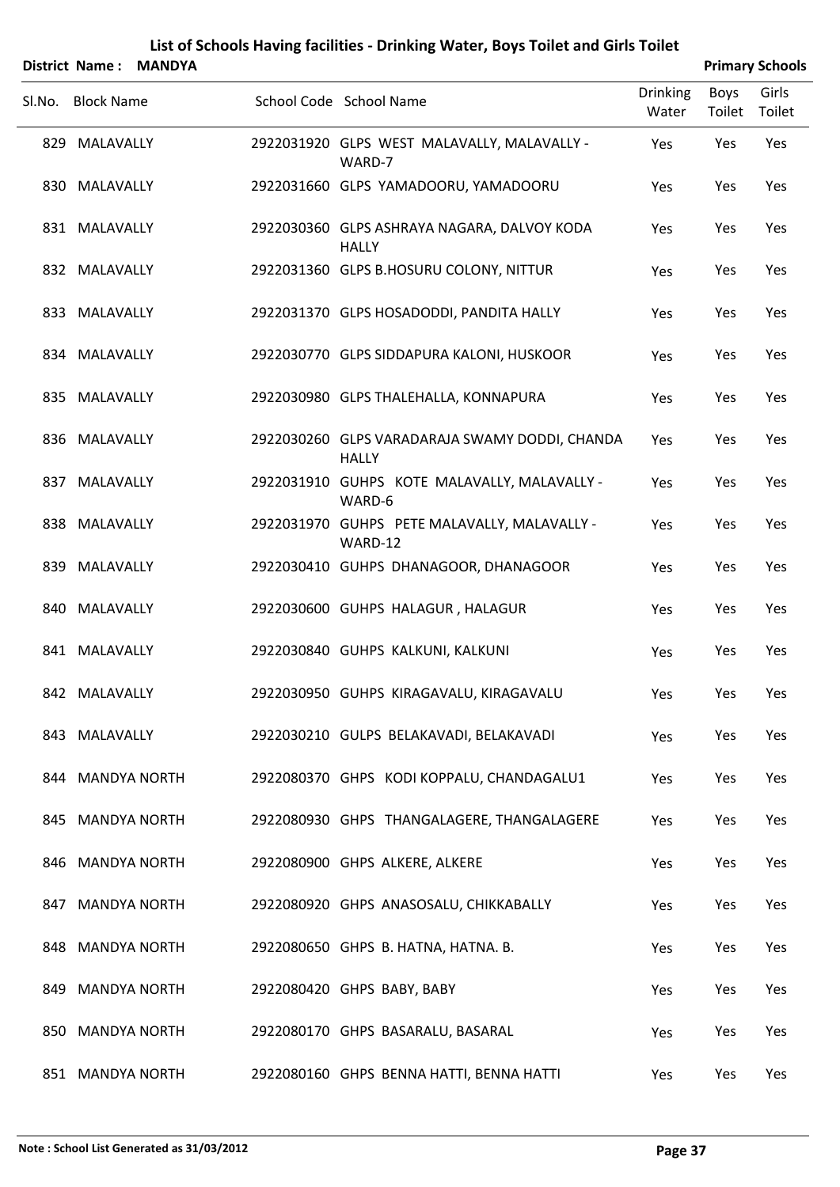# List of Schools Having facilities - Drinking Water, Boys Toilet and Girls Toilet

**District Name : MANDYA** **Primary Schools**

| Sl.No. | Block Name | School Code | School Name | Drinking Water | Boys Toilet | Girls Toilet |
|---|---|---|---|---|---|---|
| 829 | MALAVALLY | 2922031920 | GLPS WEST MALAVALLY, MALAVALLY - WARD-7 | Yes | Yes | Yes |
| 830 | MALAVALLY | 2922031660 | GLPS YAMADOORU, YAMADOORU | Yes | Yes | Yes |
| 831 | MALAVALLY | 2922030360 | GLPS ASHRAYA NAGARA, DALVOY KODA HALLY | Yes | Yes | Yes |
| 832 | MALAVALLY | 2922031360 | GLPS B.HOSURU COLONY, NITTUR | Yes | Yes | Yes |
| 833 | MALAVALLY | 2922031370 | GLPS HOSADODDI, PANDITA HALLY | Yes | Yes | Yes |
| 834 | MALAVALLY | 2922030770 | GLPS SIDDAPURA KALONI, HUSKOOR | Yes | Yes | Yes |
| 835 | MALAVALLY | 2922030980 | GLPS THALEHALLA, KONNAPURA | Yes | Yes | Yes |
| 836 | MALAVALLY | 2922030260 | GLPS VARADARAJA SWAMY DODDI, CHANDA HALLY | Yes | Yes | Yes |
| 837 | MALAVALLY | 2922031910 | GUHPS KOTE MALAVALLY, MALAVALLY - WARD-6 | Yes | Yes | Yes |
| 838 | MALAVALLY | 2922031970 | GUHPS PETE MALAVALLY, MALAVALLY - WARD-12 | Yes | Yes | Yes |
| 839 | MALAVALLY | 2922030410 | GUHPS DHANAGOOR, DHANAGOOR | Yes | Yes | Yes |
| 840 | MALAVALLY | 2922030600 | GUHPS HALAGUR , HALAGUR | Yes | Yes | Yes |
| 841 | MALAVALLY | 2922030840 | GUHPS KALKUNI, KALKUNI | Yes | Yes | Yes |
| 842 | MALAVALLY | 2922030950 | GUHPS KIRAGAVALU, KIRAGAVALU | Yes | Yes | Yes |
| 843 | MALAVALLY | 2922030210 | GULPS BELAKAVADI, BELAKAVADI | Yes | Yes | Yes |
| 844 | MANDYA NORTH | 2922080370 | GHPS KODI KOPPALU, CHANDAGALU1 | Yes | Yes | Yes |
| 845 | MANDYA NORTH | 2922080930 | GHPS THANGALAGERE, THANGALAGERE | Yes | Yes | Yes |
| 846 | MANDYA NORTH | 2922080900 | GHPS ALKERE, ALKERE | Yes | Yes | Yes |
| 847 | MANDYA NORTH | 2922080920 | GHPS ANASOSALU, CHIKKABALLY | Yes | Yes | Yes |
| 848 | MANDYA NORTH | 2922080650 | GHPS B. HATNA, HATNA. B. | Yes | Yes | Yes |
| 849 | MANDYA NORTH | 2922080420 | GHPS BABY, BABY | Yes | Yes | Yes |
| 850 | MANDYA NORTH | 2922080170 | GHPS BASARALU, BASARAL | Yes | Yes | Yes |
| 851 | MANDYA NORTH | 2922080160 | GHPS BENNA HATTI, BENNA HATTI | Yes | Yes | Yes |

**Note : School List Generated as 31/03/2012**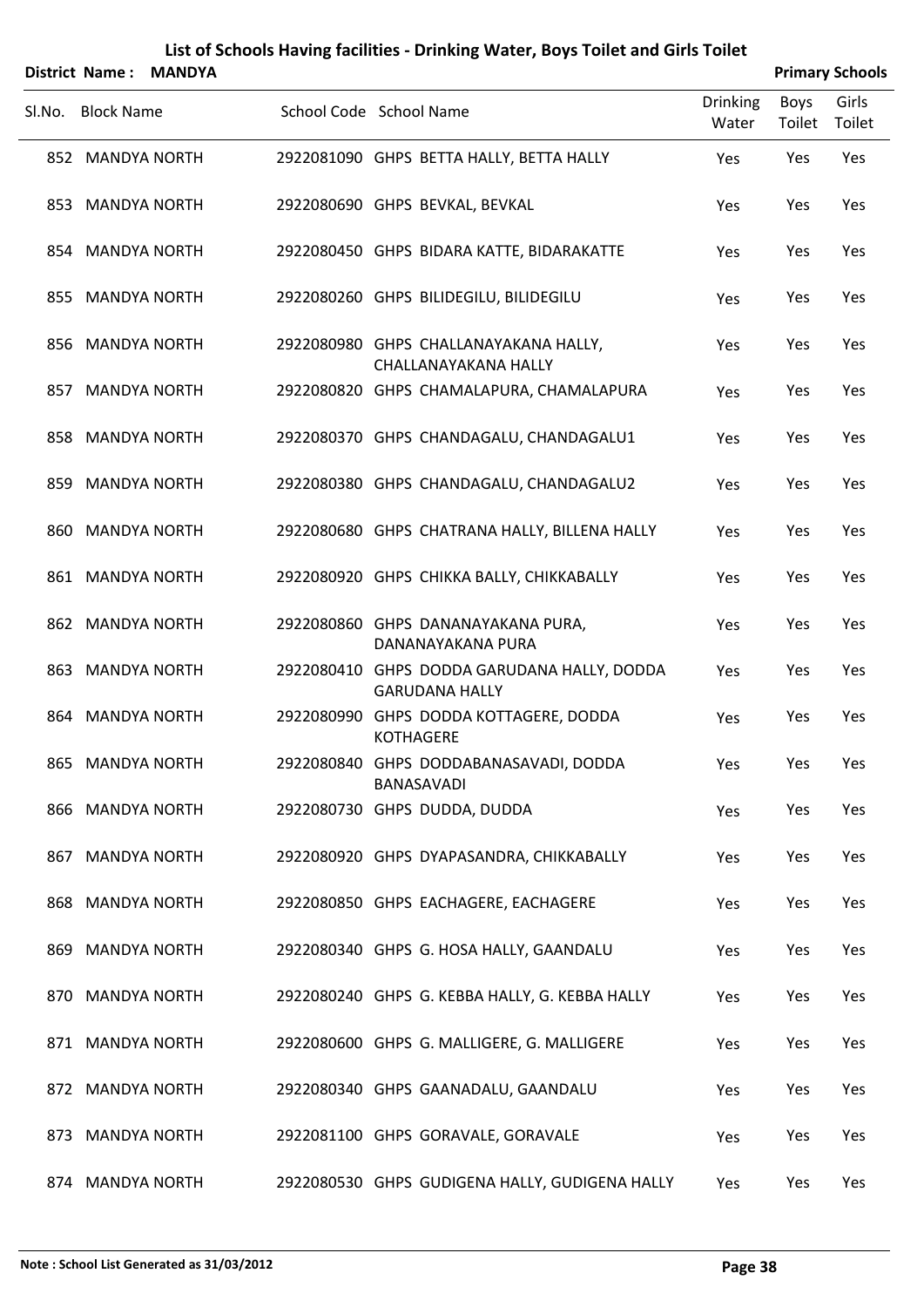# List of Schools Having facilities - Drinking Water, Boys Toilet and Girls Toilet

**District Name : MANDYA** **Primary Schools**

| Sl.No. | Block Name | School Code | School Name | Drinking Water | Boys Toilet | Girls Toilet |
|---|---|---|---|---|---|---|
| 852 | MANDYA NORTH | 2922081090 | GHPS BETTA HALLY, BETTA HALLY | Yes | Yes | Yes |
| 853 | MANDYA NORTH | 2922080690 | GHPS BEVKAL, BEVKAL | Yes | Yes | Yes |
| 854 | MANDYA NORTH | 2922080450 | GHPS BIDARA KATTE, BIDARAKATTE | Yes | Yes | Yes |
| 855 | MANDYA NORTH | 2922080260 | GHPS BILIDEGILU, BILIDEGILU | Yes | Yes | Yes |
| 856 | MANDYA NORTH | 2922080980 | GHPS CHALLANAYAKANA HALLY, CHALLANAYAKANA HALLY | Yes | Yes | Yes |
| 857 | MANDYA NORTH | 2922080820 | GHPS CHAMALAPURA, CHAMALAPURA | Yes | Yes | Yes |
| 858 | MANDYA NORTH | 2922080370 | GHPS CHANDAGALU, CHANDAGALU1 | Yes | Yes | Yes |
| 859 | MANDYA NORTH | 2922080380 | GHPS CHANDAGALU, CHANDAGALU2 | Yes | Yes | Yes |
| 860 | MANDYA NORTH | 2922080680 | GHPS CHATRANA HALLY, BILLENA HALLY | Yes | Yes | Yes |
| 861 | MANDYA NORTH | 2922080920 | GHPS CHIKKA BALLY, CHIKKABALLY | Yes | Yes | Yes |
| 862 | MANDYA NORTH | 2922080860 | GHPS DANANAYAKANA PURA, DANANAYAKANA PURA | Yes | Yes | Yes |
| 863 | MANDYA NORTH | 2922080410 | GHPS DODDA GARUDANA HALLY, DODDA GARUDANA HALLY | Yes | Yes | Yes |
| 864 | MANDYA NORTH | 2922080990 | GHPS DODDA KOTTAGERE, DODDA KOTHAGERE | Yes | Yes | Yes |
| 865 | MANDYA NORTH | 2922080840 | GHPS DODDABANASAVADI, DODDA BANASAVADI | Yes | Yes | Yes |
| 866 | MANDYA NORTH | 2922080730 | GHPS DUDDA, DUDDA | Yes | Yes | Yes |
| 867 | MANDYA NORTH | 2922080920 | GHPS DYAPASANDRA, CHIKKABALLY | Yes | Yes | Yes |
| 868 | MANDYA NORTH | 2922080850 | GHPS EACHAGERE, EACHAGERE | Yes | Yes | Yes |
| 869 | MANDYA NORTH | 2922080340 | GHPS G. HOSA HALLY, GAANDALU | Yes | Yes | Yes |
| 870 | MANDYA NORTH | 2922080240 | GHPS G. KEBBA HALLY, G. KEBBA HALLY | Yes | Yes | Yes |
| 871 | MANDYA NORTH | 2922080600 | GHPS G. MALLIGERE, G. MALLIGERE | Yes | Yes | Yes |
| 872 | MANDYA NORTH | 2922080340 | GHPS GAANADALU, GAANDALU | Yes | Yes | Yes |
| 873 | MANDYA NORTH | 2922081100 | GHPS GORAVALE, GORAVALE | Yes | Yes | Yes |
| 874 | MANDYA NORTH | 2922080530 | GHPS GUDIGENA HALLY, GUDIGENA HALLY | Yes | Yes | Yes |

**Note : School List Generated as 31/03/2012**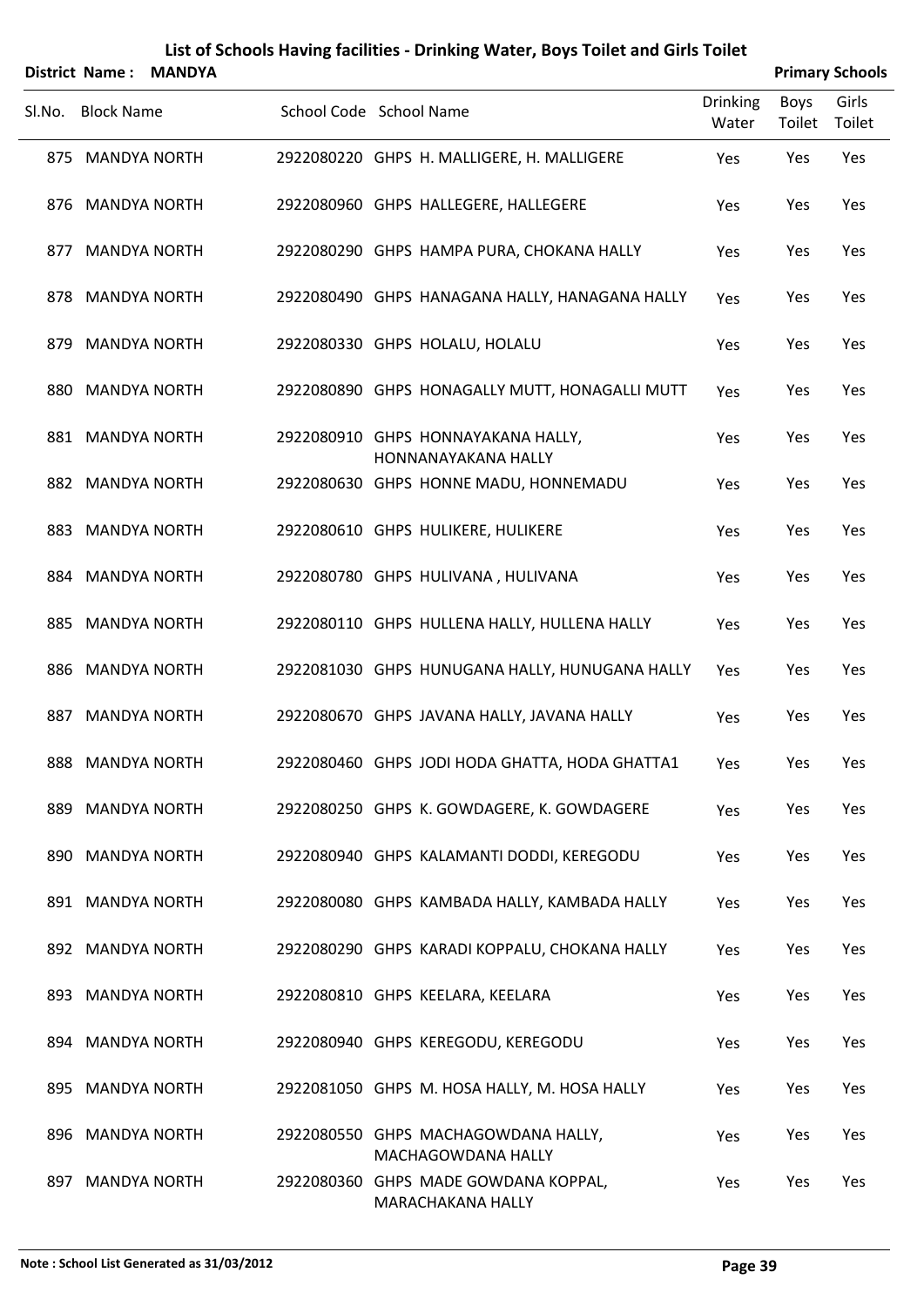# List of Schools Having facilities - Drinking Water, Boys Toilet and Girls Toilet

**District Name : MANDYA** **Primary Schools**

| Sl.No. | Block Name | School Code | School Name | Drinking Water | Boys Toilet | Girls Toilet |
|---|---|---|---|---|---|---|
| 875 | MANDYA NORTH | 2922080220 | GHPS H. MALLIGERE, H. MALLIGERE | Yes | Yes | Yes |
| 876 | MANDYA NORTH | 2922080960 | GHPS HALLEGERE, HALLEGERE | Yes | Yes | Yes |
| 877 | MANDYA NORTH | 2922080290 | GHPS HAMPA PURA, CHOKANA HALLY | Yes | Yes | Yes |
| 878 | MANDYA NORTH | 2922080490 | GHPS HANAGANA HALLY, HANAGANA HALLY | Yes | Yes | Yes |
| 879 | MANDYA NORTH | 2922080330 | GHPS HOLALU, HOLALU | Yes | Yes | Yes |
| 880 | MANDYA NORTH | 2922080890 | GHPS HONAGALLY MUTT, HONAGALLI MUTT | Yes | Yes | Yes |
| 881 | MANDYA NORTH | 2922080910 | GHPS HONNAYAKANA HALLY, HONNANAYAKANA HALLY | Yes | Yes | Yes |
| 882 | MANDYA NORTH | 2922080630 | GHPS HONNE MADU, HONNEMADU | Yes | Yes | Yes |
| 883 | MANDYA NORTH | 2922080610 | GHPS HULIKERE, HULIKERE | Yes | Yes | Yes |
| 884 | MANDYA NORTH | 2922080780 | GHPS HULIVANA , HULIVANA | Yes | Yes | Yes |
| 885 | MANDYA NORTH | 2922080110 | GHPS HULLENA HALLY, HULLENA HALLY | Yes | Yes | Yes |
| 886 | MANDYA NORTH | 2922081030 | GHPS HUNUGANA HALLY, HUNUGANA HALLY | Yes | Yes | Yes |
| 887 | MANDYA NORTH | 2922080670 | GHPS JAVANA HALLY, JAVANA HALLY | Yes | Yes | Yes |
| 888 | MANDYA NORTH | 2922080460 | GHPS JODI HODA GHATTA, HODA GHATTA1 | Yes | Yes | Yes |
| 889 | MANDYA NORTH | 2922080250 | GHPS K. GOWDAGERE, K. GOWDAGERE | Yes | Yes | Yes |
| 890 | MANDYA NORTH | 2922080940 | GHPS KALAMANTI DODDI, KEREGODU | Yes | Yes | Yes |
| 891 | MANDYA NORTH | 2922080080 | GHPS KAMBADA HALLY, KAMBADA HALLY | Yes | Yes | Yes |
| 892 | MANDYA NORTH | 2922080290 | GHPS KARADI KOPPALU, CHOKANA HALLY | Yes | Yes | Yes |
| 893 | MANDYA NORTH | 2922080810 | GHPS KEELARA, KEELARA | Yes | Yes | Yes |
| 894 | MANDYA NORTH | 2922080940 | GHPS KEREGODU, KEREGODU | Yes | Yes | Yes |
| 895 | MANDYA NORTH | 2922081050 | GHPS M. HOSA HALLY, M. HOSA HALLY | Yes | Yes | Yes |
| 896 | MANDYA NORTH | 2922080550 | GHPS MACHAGOWDANA HALLY, MACHAGOWDANA HALLY | Yes | Yes | Yes |
| 897 | MANDYA NORTH | 2922080360 | GHPS MADE GOWDANA KOPPAL, MARACHAKANA HALLY | Yes | Yes | Yes |

**Note : School List Generated as 31/03/2012**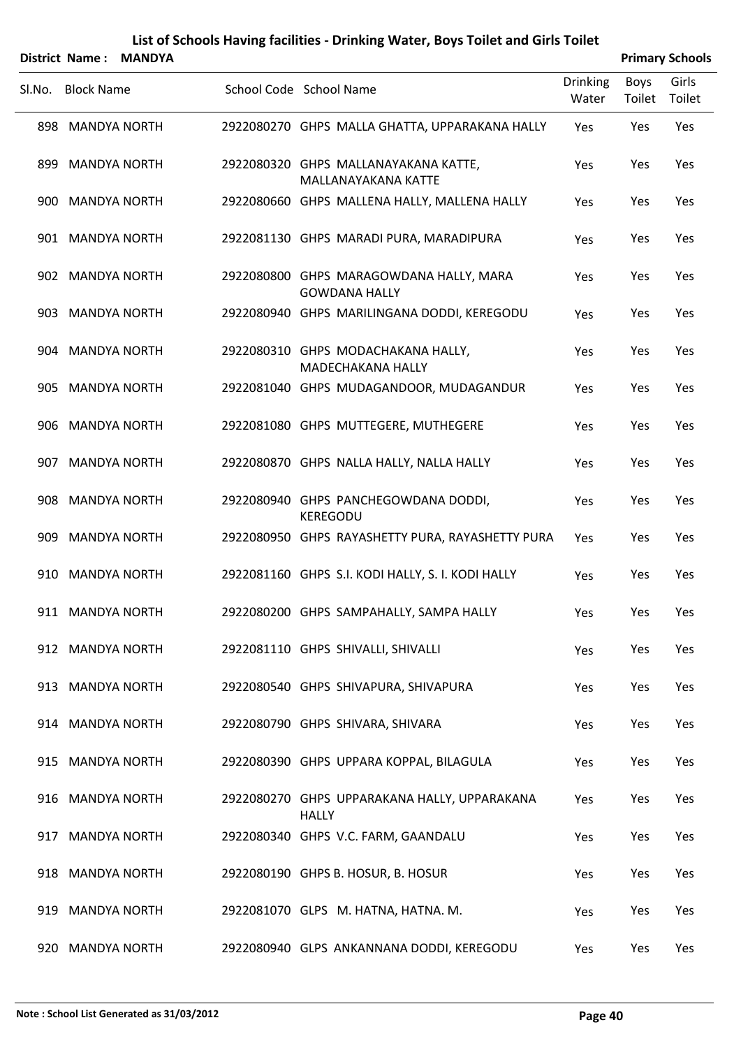# List of Schools Having facilities - Drinking Water, Boys Toilet and Girls Toilet

**District Name : MANDYA** **Primary Schools**

| Sl.No. | Block Name | School Code | School Name | Drinking Water | Boys Toilet | Girls Toilet |
|---|---|---|---|---|---|---|
| 898 | MANDYA NORTH | 2922080270 | GHPS MALLA GHATTA, UPPARAKANA HALLY | Yes | Yes | Yes |
| 899 | MANDYA NORTH | 2922080320 | GHPS MALLANAYAKANA KATTE, MALLANAYAKANA KATTE | Yes | Yes | Yes |
| 900 | MANDYA NORTH | 2922080660 | GHPS MALLENA HALLY, MALLENA HALLY | Yes | Yes | Yes |
| 901 | MANDYA NORTH | 2922081130 | GHPS MARADI PURA, MARADIPURA | Yes | Yes | Yes |
| 902 | MANDYA NORTH | 2922080800 | GHPS MARAGOWDANA HALLY, MARA GOWDANA HALLY | Yes | Yes | Yes |
| 903 | MANDYA NORTH | 2922080940 | GHPS MARILINGANA DODDI, KEREGODU | Yes | Yes | Yes |
| 904 | MANDYA NORTH | 2922080310 | GHPS MODACHAKANA HALLY, MADECHAKANA HALLY | Yes | Yes | Yes |
| 905 | MANDYA NORTH | 2922081040 | GHPS MUDAGANDOOR, MUDAGANDUR | Yes | Yes | Yes |
| 906 | MANDYA NORTH | 2922081080 | GHPS MUTTEGERE, MUTHEGERE | Yes | Yes | Yes |
| 907 | MANDYA NORTH | 2922080870 | GHPS NALLA HALLY, NALLA HALLY | Yes | Yes | Yes |
| 908 | MANDYA NORTH | 2922080940 | GHPS PANCHEGOWDANA DODDI, KEREGODU | Yes | Yes | Yes |
| 909 | MANDYA NORTH | 2922080950 | GHPS RAYASHETTY PURA, RAYASHETTY PURA | Yes | Yes | Yes |
| 910 | MANDYA NORTH | 2922081160 | GHPS S.I. KODI HALLY, S. I. KODI HALLY | Yes | Yes | Yes |
| 911 | MANDYA NORTH | 2922080200 | GHPS SAMPAHALLY, SAMPA HALLY | Yes | Yes | Yes |
| 912 | MANDYA NORTH | 2922081110 | GHPS SHIVALLI, SHIVALLI | Yes | Yes | Yes |
| 913 | MANDYA NORTH | 2922080540 | GHPS SHIVAPURA, SHIVAPURA | Yes | Yes | Yes |
| 914 | MANDYA NORTH | 2922080790 | GHPS SHIVARA, SHIVARA | Yes | Yes | Yes |
| 915 | MANDYA NORTH | 2922080390 | GHPS UPPARA KOPPAL, BILAGULA | Yes | Yes | Yes |
| 916 | MANDYA NORTH | 2922080270 | GHPS UPPARAKANA HALLY, UPPARAKANA HALLY | Yes | Yes | Yes |
| 917 | MANDYA NORTH | 2922080340 | GHPS V.C. FARM, GAANDALU | Yes | Yes | Yes |
| 918 | MANDYA NORTH | 2922080190 | GHPS B. HOSUR, B. HOSUR | Yes | Yes | Yes |
| 919 | MANDYA NORTH | 2922081070 | GLPS M. HATNA, HATNA. M. | Yes | Yes | Yes |
| 920 | MANDYA NORTH | 2922080940 | GLPS ANKANNANA DODDI, KEREGODU | Yes | Yes | Yes |

**Note : School List Generated as 31/03/2012**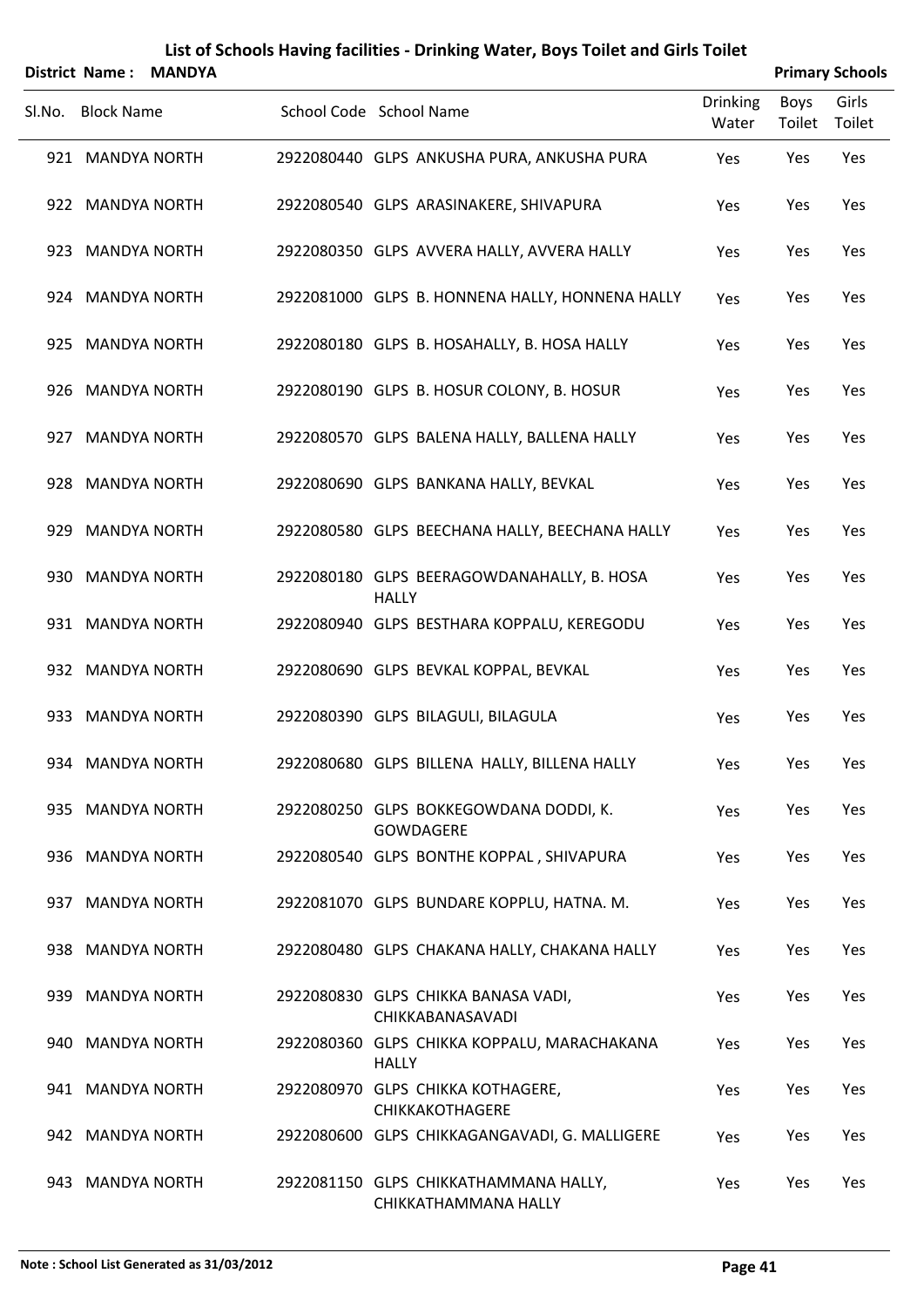# List of Schools Having facilities - Drinking Water, Boys Toilet and Girls Toilet

**District Name : MANDYA** **Primary Schools**

| Sl.No. | Block Name | School Code | School Name | Drinking Water | Boys Toilet | Girls Toilet |
|---|---|---|---|---|---|---|
| 921 | MANDYA NORTH | 2922080440 | GLPS ANKUSHA PURA, ANKUSHA PURA | Yes | Yes | Yes |
| 922 | MANDYA NORTH | 2922080540 | GLPS ARASINAKERE, SHIVAPURA | Yes | Yes | Yes |
| 923 | MANDYA NORTH | 2922080350 | GLPS AVVERA HALLY, AVVERA HALLY | Yes | Yes | Yes |
| 924 | MANDYA NORTH | 2922081000 | GLPS B. HONNENA HALLY, HONNENA HALLY | Yes | Yes | Yes |
| 925 | MANDYA NORTH | 2922080180 | GLPS B. HOSAHALLY, B. HOSA HALLY | Yes | Yes | Yes |
| 926 | MANDYA NORTH | 2922080190 | GLPS B. HOSUR COLONY, B. HOSUR | Yes | Yes | Yes |
| 927 | MANDYA NORTH | 2922080570 | GLPS BALENA HALLY, BALLENA HALLY | Yes | Yes | Yes |
| 928 | MANDYA NORTH | 2922080690 | GLPS BANKANA HALLY, BEVKAL | Yes | Yes | Yes |
| 929 | MANDYA NORTH | 2922080580 | GLPS BEECHANA HALLY, BEECHANA HALLY | Yes | Yes | Yes |
| 930 | MANDYA NORTH | 2922080180 | GLPS BEERAGOWDANAHALLY, B. HOSA HALLY | Yes | Yes | Yes |
| 931 | MANDYA NORTH | 2922080940 | GLPS BESTHARA KOPPALU, KEREGODU | Yes | Yes | Yes |
| 932 | MANDYA NORTH | 2922080690 | GLPS BEVKAL KOPPAL, BEVKAL | Yes | Yes | Yes |
| 933 | MANDYA NORTH | 2922080390 | GLPS BILAGULI, BILAGULA | Yes | Yes | Yes |
| 934 | MANDYA NORTH | 2922080680 | GLPS BILLENA HALLY, BILLENA HALLY | Yes | Yes | Yes |
| 935 | MANDYA NORTH | 2922080250 | GLPS BOKKEGOWDANA DODDI, K. GOWDAGERE | Yes | Yes | Yes |
| 936 | MANDYA NORTH | 2922080540 | GLPS BONTHE KOPPAL , SHIVAPURA | Yes | Yes | Yes |
| 937 | MANDYA NORTH | 2922081070 | GLPS BUNDARE KOPPLU, HATNA. M. | Yes | Yes | Yes |
| 938 | MANDYA NORTH | 2922080480 | GLPS CHAKANA HALLY, CHAKANA HALLY | Yes | Yes | Yes |
| 939 | MANDYA NORTH | 2922080830 | GLPS CHIKKA BANASA VADI, CHIKKABANASAVADI | Yes | Yes | Yes |
| 940 | MANDYA NORTH | 2922080360 | GLPS CHIKKA KOPPALU, MARACHAKANA HALLY | Yes | Yes | Yes |
| 941 | MANDYA NORTH | 2922080970 | GLPS CHIKKA KOTHAGERE, CHIKKAKOTHAGERE | Yes | Yes | Yes |
| 942 | MANDYA NORTH | 2922080600 | GLPS CHIKKAGANGAVADI, G. MALLIGERE | Yes | Yes | Yes |
| 943 | MANDYA NORTH | 2922081150 | GLPS CHIKKATHAMMANA HALLY, CHIKKATHAMMANA HALLY | Yes | Yes | Yes |

**Note : School List Generated as 31/03/2012**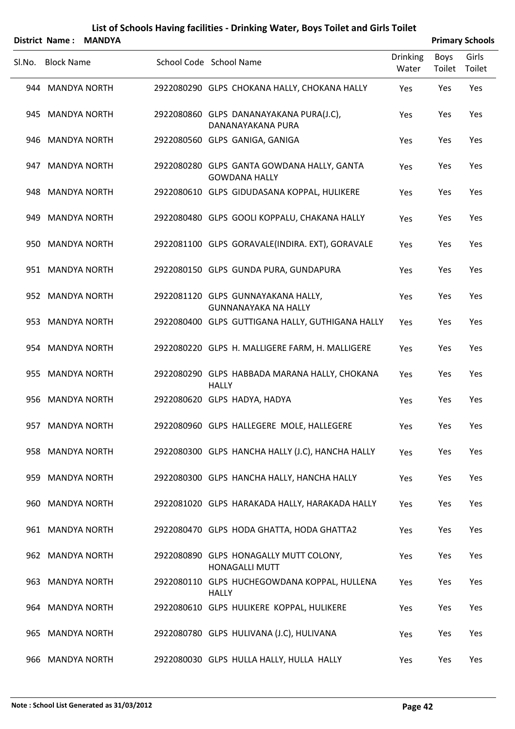# List of Schools Having facilities - Drinking Water, Boys Toilet and Girls Toilet

**District Name : MANDYA** | **Primary Schools**

| Sl.No. | Block Name | School Code | School Name | Drinking Water | Boys Toilet | Girls Toilet |
|---|---|---|---|---|---|---|
| 944 | MANDYA NORTH | 2922080290 | GLPS CHOKANA HALLY, CHOKANA HALLY | Yes | Yes | Yes |
| 945 | MANDYA NORTH | 2922080860 | GLPS DANANAYAKANA PURA(J.C), DANANAYAKANA PURA | Yes | Yes | Yes |
| 946 | MANDYA NORTH | 2922080560 | GLPS GANIGA, GANIGA | Yes | Yes | Yes |
| 947 | MANDYA NORTH | 2922080280 | GLPS GANTA GOWDANA HALLY, GANTA GOWDANA HALLY | Yes | Yes | Yes |
| 948 | MANDYA NORTH | 2922080610 | GLPS GIDUDASANA KOPPAL, HULIKERE | Yes | Yes | Yes |
| 949 | MANDYA NORTH | 2922080480 | GLPS GOOLI KOPPALU, CHAKANA HALLY | Yes | Yes | Yes |
| 950 | MANDYA NORTH | 2922081100 | GLPS GORAVALE(INDIRA. EXT), GORAVALE | Yes | Yes | Yes |
| 951 | MANDYA NORTH | 2922080150 | GLPS GUNDA PURA, GUNDAPURA | Yes | Yes | Yes |
| 952 | MANDYA NORTH | 2922081120 | GLPS GUNNAYAKANA HALLY, GUNNANAYAKA NA HALLY | Yes | Yes | Yes |
| 953 | MANDYA NORTH | 2922080400 | GLPS GUTTIGANA HALLY, GUTHIGANA HALLY | Yes | Yes | Yes |
| 954 | MANDYA NORTH | 2922080220 | GLPS H. MALLIGERE FARM, H. MALLIGERE | Yes | Yes | Yes |
| 955 | MANDYA NORTH | 2922080290 | GLPS HABBADA MARANA HALLY, CHOKANA HALLY | Yes | Yes | Yes |
| 956 | MANDYA NORTH | 2922080620 | GLPS HADYA, HADYA | Yes | Yes | Yes |
| 957 | MANDYA NORTH | 2922080960 | GLPS HALLEGERE MOLE, HALLEGERE | Yes | Yes | Yes |
| 958 | MANDYA NORTH | 2922080300 | GLPS HANCHA HALLY (J.C), HANCHA HALLY | Yes | Yes | Yes |
| 959 | MANDYA NORTH | 2922080300 | GLPS HANCHA HALLY, HANCHA HALLY | Yes | Yes | Yes |
| 960 | MANDYA NORTH | 2922081020 | GLPS HARAKADA HALLY, HARAKADA HALLY | Yes | Yes | Yes |
| 961 | MANDYA NORTH | 2922080470 | GLPS HODA GHATTA, HODA GHATTA2 | Yes | Yes | Yes |
| 962 | MANDYA NORTH | 2922080890 | GLPS HONAGALLY MUTT COLONY, HONAGALLI MUTT | Yes | Yes | Yes |
| 963 | MANDYA NORTH | 2922080110 | GLPS HUCHEGOWDANA KOPPAL, HULLENA HALLY | Yes | Yes | Yes |
| 964 | MANDYA NORTH | 2922080610 | GLPS HULIKERE KOPPAL, HULIKERE | Yes | Yes | Yes |
| 965 | MANDYA NORTH | 2922080780 | GLPS HULIVANA (J.C), HULIVANA | Yes | Yes | Yes |
| 966 | MANDYA NORTH | 2922080030 | GLPS HULLA HALLY, HULLA HALLY | Yes | Yes | Yes |

**Note : School List Generated as 31/03/2012**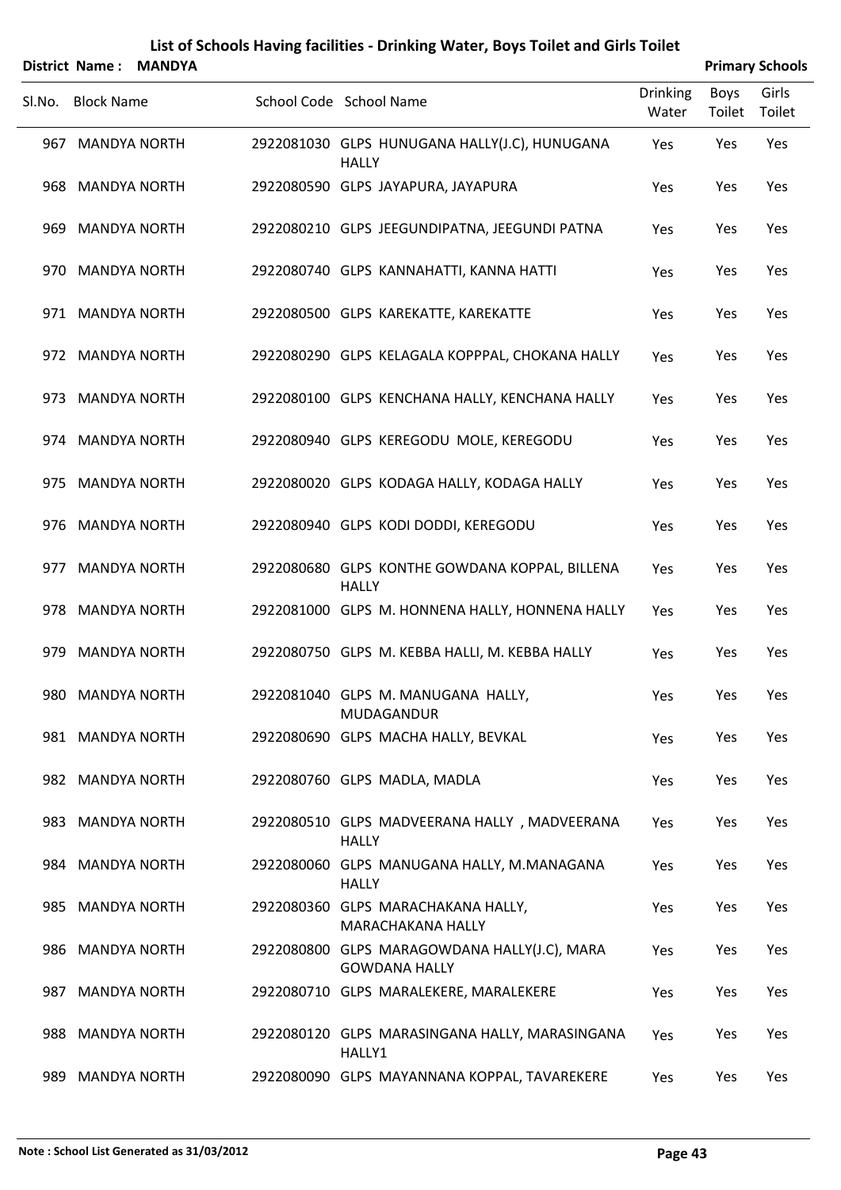# List of Schools Having facilities - Drinking Water, Boys Toilet and Girls Toilet

**District Name : MANDYA** **Primary Schools**

| Sl.No. | Block Name | School Code | School Name | Drinking Water | Boys Toilet | Girls Toilet |
|---|---|---|---|---|---|---|
| 967 | MANDYA NORTH | 2922081030 | GLPS HUNUGANA HALLY(J.C), HUNUGANA HALLY | Yes | Yes | Yes |
| 968 | MANDYA NORTH | 2922080590 | GLPS JAYAPURA, JAYAPURA | Yes | Yes | Yes |
| 969 | MANDYA NORTH | 2922080210 | GLPS JEEGUNDIPATNA, JEEGUNDI PATNA | Yes | Yes | Yes |
| 970 | MANDYA NORTH | 2922080740 | GLPS KANNAHATTI, KANNA HATTI | Yes | Yes | Yes |
| 971 | MANDYA NORTH | 2922080500 | GLPS KAREKATTE, KAREKATTE | Yes | Yes | Yes |
| 972 | MANDYA NORTH | 2922080290 | GLPS KELAGALA KOPPPAL, CHOKANA HALLY | Yes | Yes | Yes |
| 973 | MANDYA NORTH | 2922080100 | GLPS KENCHANA HALLY, KENCHANA HALLY | Yes | Yes | Yes |
| 974 | MANDYA NORTH | 2922080940 | GLPS KEREGODU MOLE, KEREGODU | Yes | Yes | Yes |
| 975 | MANDYA NORTH | 2922080020 | GLPS KODAGA HALLY, KODAGA HALLY | Yes | Yes | Yes |
| 976 | MANDYA NORTH | 2922080940 | GLPS KODI DODDI, KEREGODU | Yes | Yes | Yes |
| 977 | MANDYA NORTH | 2922080680 | GLPS KONTHE GOWDANA KOPPAL, BILLENA HALLY | Yes | Yes | Yes |
| 978 | MANDYA NORTH | 2922081000 | GLPS M. HONNENA HALLY, HONNENA HALLY | Yes | Yes | Yes |
| 979 | MANDYA NORTH | 2922080750 | GLPS M. KEBBA HALLI, M. KEBBA HALLY | Yes | Yes | Yes |
| 980 | MANDYA NORTH | 2922081040 | GLPS M. MANUGANA HALLY, MUDAGANDUR | Yes | Yes | Yes |
| 981 | MANDYA NORTH | 2922080690 | GLPS MACHA HALLY, BEVKAL | Yes | Yes | Yes |
| 982 | MANDYA NORTH | 2922080760 | GLPS MADLA, MADLA | Yes | Yes | Yes |
| 983 | MANDYA NORTH | 2922080510 | GLPS MADVEERANA HALLY , MADVEERANA HALLY | Yes | Yes | Yes |
| 984 | MANDYA NORTH | 2922080060 | GLPS MANUGANA HALLY, M.MANAGANA HALLY | Yes | Yes | Yes |
| 985 | MANDYA NORTH | 2922080360 | GLPS MARACHAKANA HALLY, MARACHAKANA HALLY | Yes | Yes | Yes |
| 986 | MANDYA NORTH | 2922080800 | GLPS MARAGOWDANA HALLY(J.C), MARA GOWDANA HALLY | Yes | Yes | Yes |
| 987 | MANDYA NORTH | 2922080710 | GLPS MARALEKERE, MARALEKERE | Yes | Yes | Yes |
| 988 | MANDYA NORTH | 2922080120 | GLPS MARASINGANA HALLY, MARASINGANA HALLY1 | Yes | Yes | Yes |
| 989 | MANDYA NORTH | 2922080090 | GLPS MAYANNANA KOPPAL, TAVAREKERE | Yes | Yes | Yes |

**Note : School List Generated as 31/03/2012**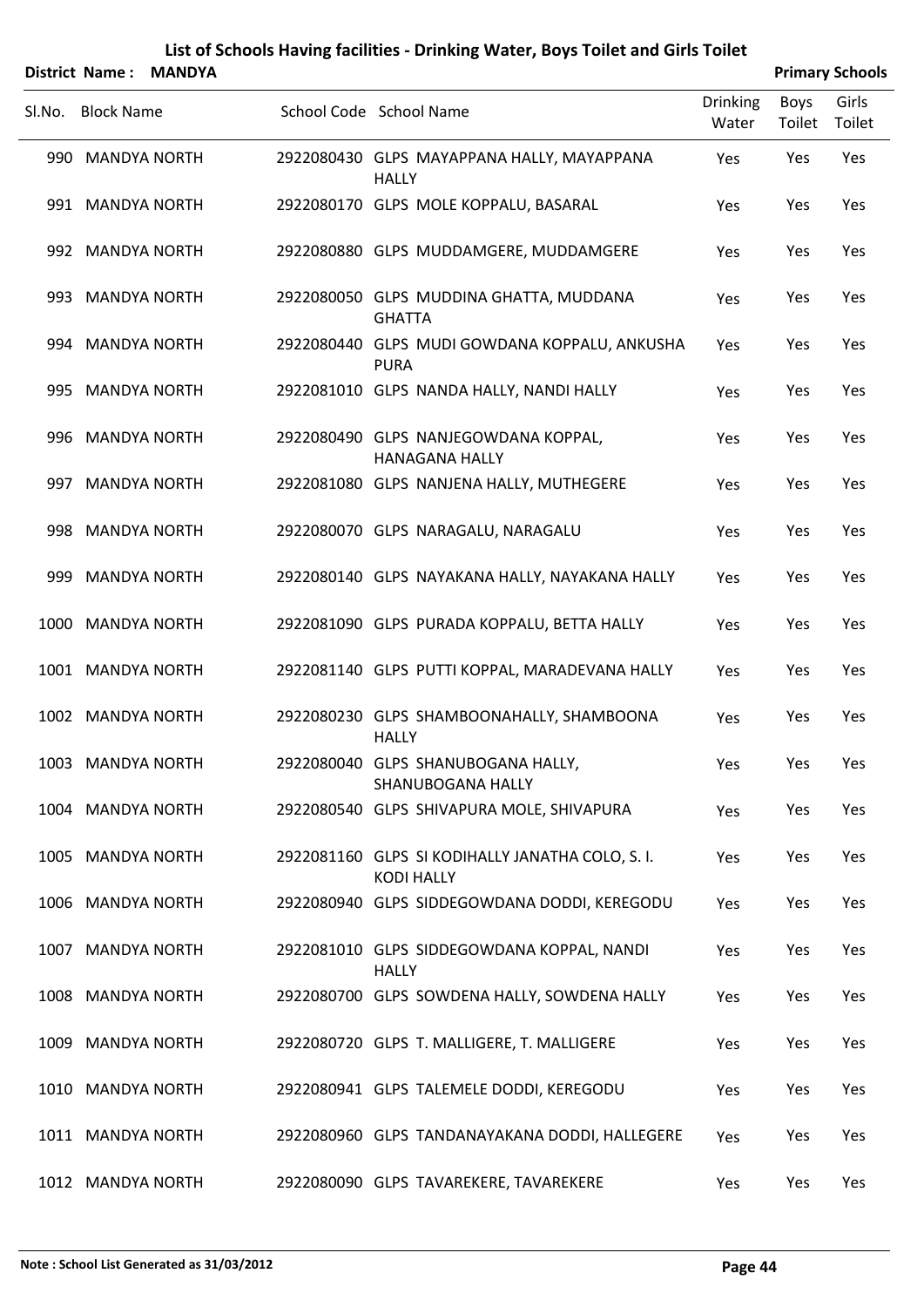# List of Schools Having facilities - Drinking Water, Boys Toilet and Girls Toilet

**District Name : MANDYA** **Primary Schools**

| Sl.No. | Block Name | School Code | School Name | Drinking Water | Boys Toilet | Girls Toilet |
|---|---|---|---|---|---|---|
| 990 | MANDYA NORTH | 2922080430 | GLPS MAYAPPANA HALLY, MAYAPPANA HALLY | Yes | Yes | Yes |
| 991 | MANDYA NORTH | 2922080170 | GLPS MOLE KOPPALU, BASARAL | Yes | Yes | Yes |
| 992 | MANDYA NORTH | 2922080880 | GLPS MUDDAMGERE, MUDDAMGERE | Yes | Yes | Yes |
| 993 | MANDYA NORTH | 2922080050 | GLPS MUDDINA GHATTA, MUDDANA GHATTA | Yes | Yes | Yes |
| 994 | MANDYA NORTH | 2922080440 | GLPS MUDI GOWDANA KOPPALU, ANKUSHA PURA | Yes | Yes | Yes |
| 995 | MANDYA NORTH | 2922081010 | GLPS NANDA HALLY, NANDI HALLY | Yes | Yes | Yes |
| 996 | MANDYA NORTH | 2922080490 | GLPS NANJEGOWDANA KOPPAL, HANAGANA HALLY | Yes | Yes | Yes |
| 997 | MANDYA NORTH | 2922081080 | GLPS NANJENA HALLY, MUTHEGERE | Yes | Yes | Yes |
| 998 | MANDYA NORTH | 2922080070 | GLPS NARAGALU, NARAGALU | Yes | Yes | Yes |
| 999 | MANDYA NORTH | 2922080140 | GLPS NAYAKANA HALLY, NAYAKANA HALLY | Yes | Yes | Yes |
| 1000 | MANDYA NORTH | 2922081090 | GLPS PURADA KOPPALU, BETTA HALLY | Yes | Yes | Yes |
| 1001 | MANDYA NORTH | 2922081140 | GLPS PUTTI KOPPAL, MARADEVANA HALLY | Yes | Yes | Yes |
| 1002 | MANDYA NORTH | 2922080230 | GLPS SHAMBOONAHALLY, SHAMBOONA HALLY | Yes | Yes | Yes |
| 1003 | MANDYA NORTH | 2922080040 | GLPS SHANUBOGANA HALLY, SHANUBOGANA HALLY | Yes | Yes | Yes |
| 1004 | MANDYA NORTH | 2922080540 | GLPS SHIVAPURA MOLE, SHIVAPURA | Yes | Yes | Yes |
| 1005 | MANDYA NORTH | 2922081160 | GLPS SI KODIHALLY JANATHA COLO, S. I. KODI HALLY | Yes | Yes | Yes |
| 1006 | MANDYA NORTH | 2922080940 | GLPS SIDDEGOWDANA DODDI, KEREGODU | Yes | Yes | Yes |
| 1007 | MANDYA NORTH | 2922081010 | GLPS SIDDEGOWDANA KOPPAL, NANDI HALLY | Yes | Yes | Yes |
| 1008 | MANDYA NORTH | 2922080700 | GLPS SOWDENA HALLY, SOWDENA HALLY | Yes | Yes | Yes |
| 1009 | MANDYA NORTH | 2922080720 | GLPS T. MALLIGERE, T. MALLIGERE | Yes | Yes | Yes |
| 1010 | MANDYA NORTH | 2922080941 | GLPS TALEMELE DODDI, KEREGODU | Yes | Yes | Yes |
| 1011 | MANDYA NORTH | 2922080960 | GLPS TANDANAYAKANA DODDI, HALLEGERE | Yes | Yes | Yes |
| 1012 | MANDYA NORTH | 2922080090 | GLPS TAVAREKERE, TAVAREKERE | Yes | Yes | Yes |

**Note : School List Generated as 31/03/2012**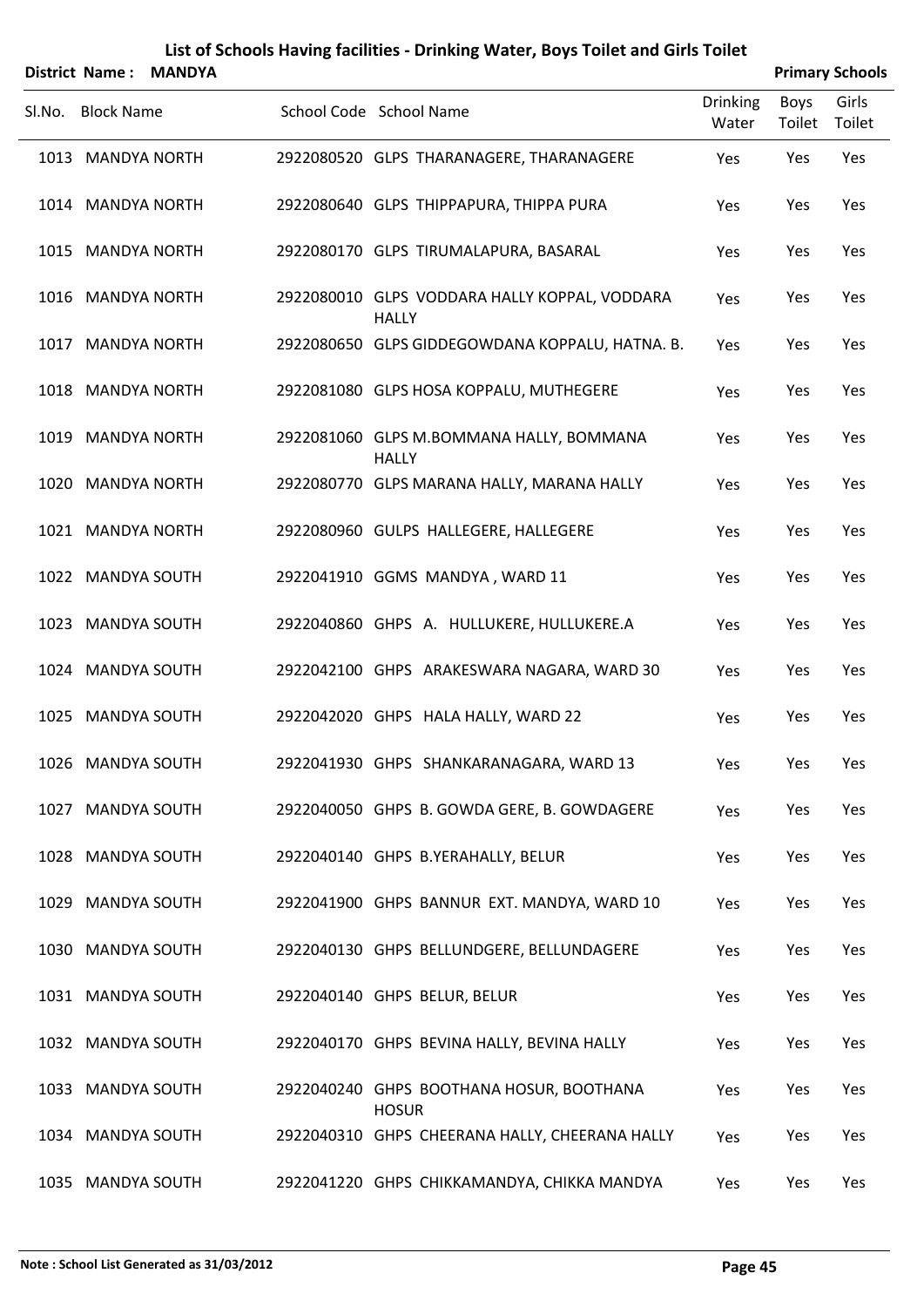# List of Schools Having facilities - Drinking Water, Boys Toilet and Girls Toilet

**District Name : MANDYA** **Primary Schools**

| Sl.No. | Block Name | School Code | School Name | Drinking Water | Boys Toilet | Girls Toilet |
|---|---|---|---|---|---|---|
| 1013 | MANDYA NORTH | 2922080520 | GLPS THARANAGERE, THARANAGERE | Yes | Yes | Yes |
| 1014 | MANDYA NORTH | 2922080640 | GLPS THIPPAPURA, THIPPA PURA | Yes | Yes | Yes |
| 1015 | MANDYA NORTH | 2922080170 | GLPS TIRUMALAPURA, BASARAL | Yes | Yes | Yes |
| 1016 | MANDYA NORTH | 2922080010 | GLPS VODDARA HALLY KOPPAL, VODDARA HALLY | Yes | Yes | Yes |
| 1017 | MANDYA NORTH | 2922080650 | GLPS GIDDEGOWDANA KOPPALU, HATNA. B. | Yes | Yes | Yes |
| 1018 | MANDYA NORTH | 2922081080 | GLPS HOSA KOPPALU, MUTHEGERE | Yes | Yes | Yes |
| 1019 | MANDYA NORTH | 2922081060 | GLPS M.BOMMANA HALLY, BOMMANA HALLY | Yes | Yes | Yes |
| 1020 | MANDYA NORTH | 2922080770 | GLPS MARANA HALLY, MARANA HALLY | Yes | Yes | Yes |
| 1021 | MANDYA NORTH | 2922080960 | GULPS HALLEGERE, HALLEGERE | Yes | Yes | Yes |
| 1022 | MANDYA SOUTH | 2922041910 | GGMS MANDYA , WARD 11 | Yes | Yes | Yes |
| 1023 | MANDYA SOUTH | 2922040860 | GHPS A. HULLUKERE, HULLUKERE.A | Yes | Yes | Yes |
| 1024 | MANDYA SOUTH | 2922042100 | GHPS ARAKESWARA NAGARA, WARD 30 | Yes | Yes | Yes |
| 1025 | MANDYA SOUTH | 2922042020 | GHPS HALA HALLY, WARD 22 | Yes | Yes | Yes |
| 1026 | MANDYA SOUTH | 2922041930 | GHPS SHANKARANAGARA, WARD 13 | Yes | Yes | Yes |
| 1027 | MANDYA SOUTH | 2922040050 | GHPS B. GOWDA GERE, B. GOWDAGERE | Yes | Yes | Yes |
| 1028 | MANDYA SOUTH | 2922040140 | GHPS B.YERAHALLY, BELUR | Yes | Yes | Yes |
| 1029 | MANDYA SOUTH | 2922041900 | GHPS BANNUR EXT. MANDYA, WARD 10 | Yes | Yes | Yes |
| 1030 | MANDYA SOUTH | 2922040130 | GHPS BELLUNDGERE, BELLUNDAGERE | Yes | Yes | Yes |
| 1031 | MANDYA SOUTH | 2922040140 | GHPS BELUR, BELUR | Yes | Yes | Yes |
| 1032 | MANDYA SOUTH | 2922040170 | GHPS BEVINA HALLY, BEVINA HALLY | Yes | Yes | Yes |
| 1033 | MANDYA SOUTH | 2922040240 | GHPS BOOTHANA HOSUR, BOOTHANA HOSUR | Yes | Yes | Yes |
| 1034 | MANDYA SOUTH | 2922040310 | GHPS CHEERANA HALLY, CHEERANA HALLY | Yes | Yes | Yes |
| 1035 | MANDYA SOUTH | 2922041220 | GHPS CHIKKAMANDYA, CHIKKA MANDYA | Yes | Yes | Yes |

**Note : School List Generated as 31/03/2012**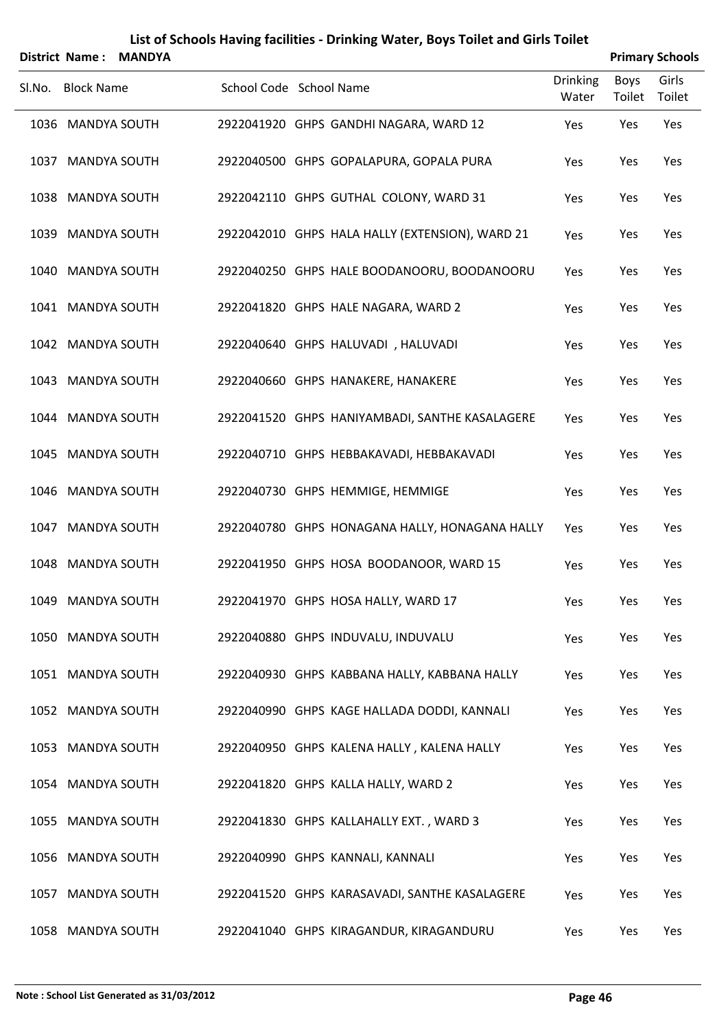# List of Schools Having facilities - Drinking Water, Boys Toilet and Girls Toilet

**District Name : MANDYA** **Primary Schools**

| Sl.No. | Block Name | School Code | School Name | Drinking Water | Boys Toilet | Girls Toilet |
|---|---|---|---|---|---|---|
| 1036 | MANDYA SOUTH | 2922041920 | GHPS GANDHI NAGARA, WARD 12 | Yes | Yes | Yes |
| 1037 | MANDYA SOUTH | 2922040500 | GHPS GOPALAPURA, GOPALA PURA | Yes | Yes | Yes |
| 1038 | MANDYA SOUTH | 2922042110 | GHPS GUTHAL COLONY, WARD 31 | Yes | Yes | Yes |
| 1039 | MANDYA SOUTH | 2922042010 | GHPS HALA HALLY (EXTENSION), WARD 21 | Yes | Yes | Yes |
| 1040 | MANDYA SOUTH | 2922040250 | GHPS HALE BOODANOORU, BOODANOORU | Yes | Yes | Yes |
| 1041 | MANDYA SOUTH | 2922041820 | GHPS HALE NAGARA, WARD 2 | Yes | Yes | Yes |
| 1042 | MANDYA SOUTH | 2922040640 | GHPS HALUVADI , HALUVADI | Yes | Yes | Yes |
| 1043 | MANDYA SOUTH | 2922040660 | GHPS HANAKERE, HANAKERE | Yes | Yes | Yes |
| 1044 | MANDYA SOUTH | 2922041520 | GHPS HANIYAMBADI, SANTHE KASALAGERE | Yes | Yes | Yes |
| 1045 | MANDYA SOUTH | 2922040710 | GHPS HEBBAKAVADI, HEBBAKAVADI | Yes | Yes | Yes |
| 1046 | MANDYA SOUTH | 2922040730 | GHPS HEMMIGE, HEMMIGE | Yes | Yes | Yes |
| 1047 | MANDYA SOUTH | 2922040780 | GHPS HONAGANA HALLY, HONAGANA HALLY | Yes | Yes | Yes |
| 1048 | MANDYA SOUTH | 2922041950 | GHPS HOSA BOODANOOR, WARD 15 | Yes | Yes | Yes |
| 1049 | MANDYA SOUTH | 2922041970 | GHPS HOSA HALLY, WARD 17 | Yes | Yes | Yes |
| 1050 | MANDYA SOUTH | 2922040880 | GHPS INDUVALU, INDUVALU | Yes | Yes | Yes |
| 1051 | MANDYA SOUTH | 2922040930 | GHPS KABBANA HALLY, KABBANA HALLY | Yes | Yes | Yes |
| 1052 | MANDYA SOUTH | 2922040990 | GHPS KAGE HALLADA DODDI, KANNALI | Yes | Yes | Yes |
| 1053 | MANDYA SOUTH | 2922040950 | GHPS KALENA HALLY , KALENA HALLY | Yes | Yes | Yes |
| 1054 | MANDYA SOUTH | 2922041820 | GHPS KALLA HALLY, WARD 2 | Yes | Yes | Yes |
| 1055 | MANDYA SOUTH | 2922041830 | GHPS KALLAHALLY EXT. , WARD 3 | Yes | Yes | Yes |
| 1056 | MANDYA SOUTH | 2922040990 | GHPS KANNALI, KANNALI | Yes | Yes | Yes |
| 1057 | MANDYA SOUTH | 2922041520 | GHPS KARASAVADI, SANTHE KASALAGERE | Yes | Yes | Yes |
| 1058 | MANDYA SOUTH | 2922041040 | GHPS KIRAGANDUR, KIRAGANDURU | Yes | Yes | Yes |

**Note : School List Generated as 31/03/2012**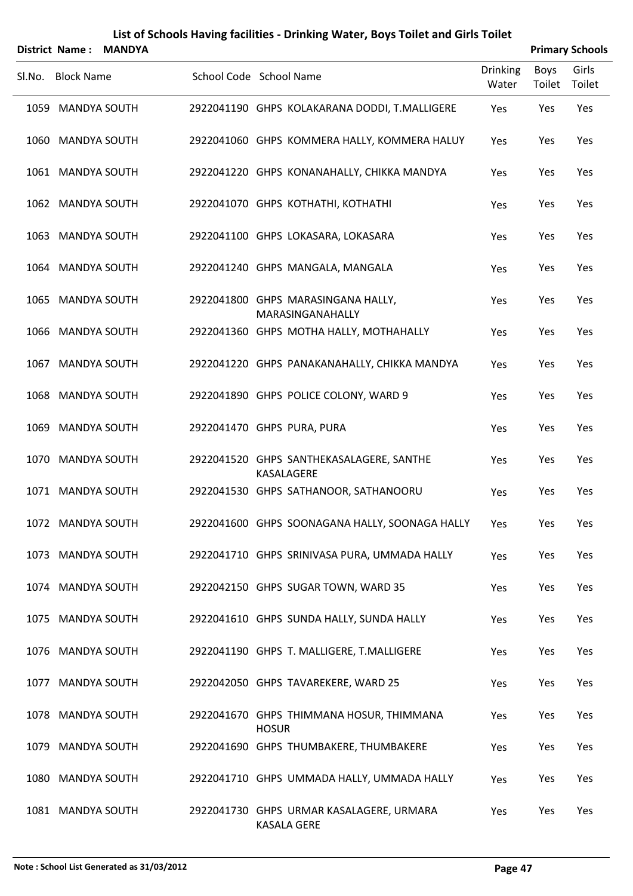# List of Schools Having facilities - Drinking Water, Boys Toilet and Girls Toilet

**District Name : MANDYA** **Primary Schools**

| Sl.No. | Block Name | School Code | School Name | Drinking Water | Boys Toilet | Girls Toilet |
|---|---|---|---|---|---|---|
| 1059 | MANDYA SOUTH | 2922041190 | GHPS KOLAKARANA DODDI, T.MALLIGERE | Yes | Yes | Yes |
| 1060 | MANDYA SOUTH | 2922041060 | GHPS KOMMERA HALLY, KOMMERA HALUY | Yes | Yes | Yes |
| 1061 | MANDYA SOUTH | 2922041220 | GHPS KONANAHALLY, CHIKKA MANDYA | Yes | Yes | Yes |
| 1062 | MANDYA SOUTH | 2922041070 | GHPS KOTHATHI, KOTHATHI | Yes | Yes | Yes |
| 1063 | MANDYA SOUTH | 2922041100 | GHPS LOKASARA, LOKASARA | Yes | Yes | Yes |
| 1064 | MANDYA SOUTH | 2922041240 | GHPS MANGALA, MANGALA | Yes | Yes | Yes |
| 1065 | MANDYA SOUTH | 2922041800 | GHPS MARASINGANA HALLY, MARASINGANAHALLY | Yes | Yes | Yes |
| 1066 | MANDYA SOUTH | 2922041360 | GHPS MOTHA HALLY, MOTHAHALLY | Yes | Yes | Yes |
| 1067 | MANDYA SOUTH | 2922041220 | GHPS PANAKANAHALLY, CHIKKA MANDYA | Yes | Yes | Yes |
| 1068 | MANDYA SOUTH | 2922041890 | GHPS POLICE COLONY, WARD 9 | Yes | Yes | Yes |
| 1069 | MANDYA SOUTH | 2922041470 | GHPS PURA, PURA | Yes | Yes | Yes |
| 1070 | MANDYA SOUTH | 2922041520 | GHPS SANTHEKASALAGERE, SANTHE KASALAGERE | Yes | Yes | Yes |
| 1071 | MANDYA SOUTH | 2922041530 | GHPS SATHANOOR, SATHANOORU | Yes | Yes | Yes |
| 1072 | MANDYA SOUTH | 2922041600 | GHPS SOONAGANA HALLY, SOONAGA HALLY | Yes | Yes | Yes |
| 1073 | MANDYA SOUTH | 2922041710 | GHPS SRINIVASA PURA, UMMADA HALLY | Yes | Yes | Yes |
| 1074 | MANDYA SOUTH | 2922042150 | GHPS SUGAR TOWN, WARD 35 | Yes | Yes | Yes |
| 1075 | MANDYA SOUTH | 2922041610 | GHPS SUNDA HALLY, SUNDA HALLY | Yes | Yes | Yes |
| 1076 | MANDYA SOUTH | 2922041190 | GHPS T. MALLIGERE, T.MALLIGERE | Yes | Yes | Yes |
| 1077 | MANDYA SOUTH | 2922042050 | GHPS TAVAREKERE, WARD 25 | Yes | Yes | Yes |
| 1078 | MANDYA SOUTH | 2922041670 | GHPS THIMMANA HOSUR, THIMMANA HOSUR | Yes | Yes | Yes |
| 1079 | MANDYA SOUTH | 2922041690 | GHPS THUMBAKERE, THUMBAKERE | Yes | Yes | Yes |
| 1080 | MANDYA SOUTH | 2922041710 | GHPS UMMADA HALLY, UMMADA HALLY | Yes | Yes | Yes |
| 1081 | MANDYA SOUTH | 2922041730 | GHPS URMAR KASALAGERE, URMARA KASALA GERE | Yes | Yes | Yes |

**Note : School List Generated as 31/03/2012**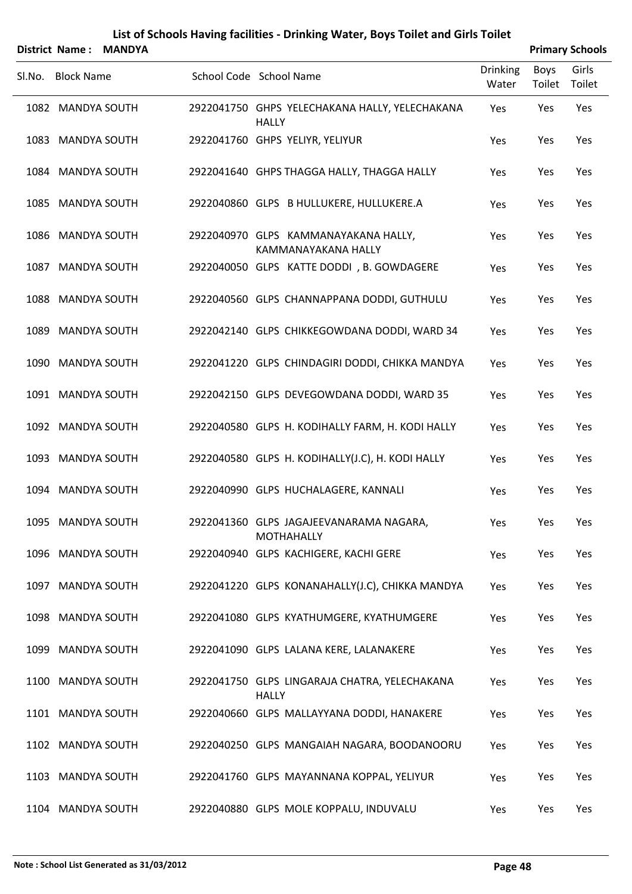# List of Schools Having facilities - Drinking Water, Boys Toilet and Girls Toilet

**District Name : MANDYA** | **Primary Schools**

| Sl.No. | Block Name | School Code | School Name | Drinking Water | Boys Toilet | Girls Toilet |
|---|---|---|---|---|---|---|
| 1082 | MANDYA SOUTH | 2922041750 | GHPS YELECHAKANA HALLY, YELECHAKANA HALLY | Yes | Yes | Yes |
| 1083 | MANDYA SOUTH | 2922041760 | GHPS YELIYR, YELIYUR | Yes | Yes | Yes |
| 1084 | MANDYA SOUTH | 2922041640 | GHPS THAGGA HALLY, THAGGA HALLY | Yes | Yes | Yes |
| 1085 | MANDYA SOUTH | 2922040860 | GLPS B HULLUKERE, HULLUKERE.A | Yes | Yes | Yes |
| 1086 | MANDYA SOUTH | 2922040970 | GLPS KAMMANAYAKANA HALLY, KAMMANAYAKANA HALLY | Yes | Yes | Yes |
| 1087 | MANDYA SOUTH | 2922040050 | GLPS KATTE DODDI , B. GOWDAGERE | Yes | Yes | Yes |
| 1088 | MANDYA SOUTH | 2922040560 | GLPS CHANNAPPANA DODDI, GUTHULU | Yes | Yes | Yes |
| 1089 | MANDYA SOUTH | 2922042140 | GLPS CHIKKEGOWDANA DODDI, WARD 34 | Yes | Yes | Yes |
| 1090 | MANDYA SOUTH | 2922041220 | GLPS CHINDAGIRI DODDI, CHIKKA MANDYA | Yes | Yes | Yes |
| 1091 | MANDYA SOUTH | 2922042150 | GLPS DEVEGOWDANA DODDI, WARD 35 | Yes | Yes | Yes |
| 1092 | MANDYA SOUTH | 2922040580 | GLPS H. KODIHALLY FARM, H. KODI HALLY | Yes | Yes | Yes |
| 1093 | MANDYA SOUTH | 2922040580 | GLPS H. KODIHALLY(J.C), H. KODI HALLY | Yes | Yes | Yes |
| 1094 | MANDYA SOUTH | 2922040990 | GLPS HUCHALAGERE, KANNALI | Yes | Yes | Yes |
| 1095 | MANDYA SOUTH | 2922041360 | GLPS JAGAJEEVANARAMA NAGARA, MOTHAHALLY | Yes | Yes | Yes |
| 1096 | MANDYA SOUTH | 2922040940 | GLPS KACHIGERE, KACHI GERE | Yes | Yes | Yes |
| 1097 | MANDYA SOUTH | 2922041220 | GLPS KONANAHALLY(J.C), CHIKKA MANDYA | Yes | Yes | Yes |
| 1098 | MANDYA SOUTH | 2922041080 | GLPS KYATHUMGERE, KYATHUMGERE | Yes | Yes | Yes |
| 1099 | MANDYA SOUTH | 2922041090 | GLPS LALANA KERE, LALANAKERE | Yes | Yes | Yes |
| 1100 | MANDYA SOUTH | 2922041750 | GLPS LINGARAJA CHATRA, YELECHAKANA HALLY | Yes | Yes | Yes |
| 1101 | MANDYA SOUTH | 2922040660 | GLPS MALLAYYANA DODDI, HANAKERE | Yes | Yes | Yes |
| 1102 | MANDYA SOUTH | 2922040250 | GLPS MANGAIAH NAGARA, BOODANOORU | Yes | Yes | Yes |
| 1103 | MANDYA SOUTH | 2922041760 | GLPS MAYANNANA KOPPAL, YELIYUR | Yes | Yes | Yes |
| 1104 | MANDYA SOUTH | 2922040880 | GLPS MOLE KOPPALU, INDUVALU | Yes | Yes | Yes |

**Note : School List Generated as 31/03/2012**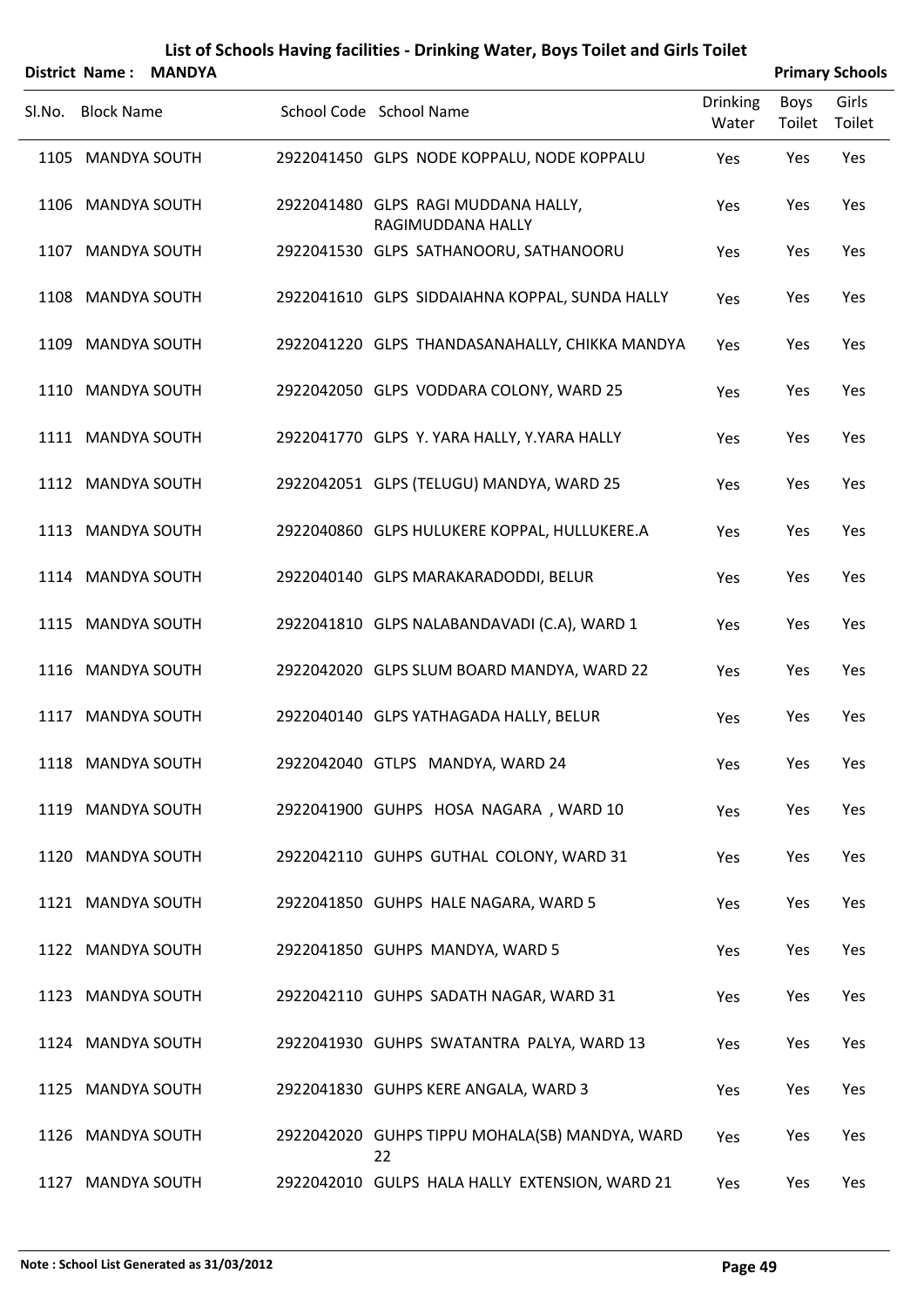# List of Schools Having facilities - Drinking Water, Boys Toilet and Girls Toilet

**District Name : MANDYA** **Primary Schools**

| Sl.No. | Block Name | School Code | School Name | Drinking Water | Boys Toilet | Girls Toilet |
|---|---|---|---|---|---|---|
| 1105 | MANDYA SOUTH | 2922041450 | GLPS NODE KOPPALU, NODE KOPPALU | Yes | Yes | Yes |
| 1106 | MANDYA SOUTH | 2922041480 | GLPS RAGI MUDDANA HALLY, RAGIMUDDANA HALLY | Yes | Yes | Yes |
| 1107 | MANDYA SOUTH | 2922041530 | GLPS SATHANOORU, SATHANOORU | Yes | Yes | Yes |
| 1108 | MANDYA SOUTH | 2922041610 | GLPS SIDDAIAHNA KOPPAL, SUNDA HALLY | Yes | Yes | Yes |
| 1109 | MANDYA SOUTH | 2922041220 | GLPS THANDASANAHALLY, CHIKKA MANDYA | Yes | Yes | Yes |
| 1110 | MANDYA SOUTH | 2922042050 | GLPS VODDARA COLONY, WARD 25 | Yes | Yes | Yes |
| 1111 | MANDYA SOUTH | 2922041770 | GLPS Y. YARA HALLY, Y.YARA HALLY | Yes | Yes | Yes |
| 1112 | MANDYA SOUTH | 2922042051 | GLPS (TELUGU) MANDYA, WARD 25 | Yes | Yes | Yes |
| 1113 | MANDYA SOUTH | 2922040860 | GLPS HULUKERE KOPPAL, HULLUKERE.A | Yes | Yes | Yes |
| 1114 | MANDYA SOUTH | 2922040140 | GLPS MARAKARADODDI, BELUR | Yes | Yes | Yes |
| 1115 | MANDYA SOUTH | 2922041810 | GLPS NALABANDAVADI (C.A), WARD 1 | Yes | Yes | Yes |
| 1116 | MANDYA SOUTH | 2922042020 | GLPS SLUM BOARD MANDYA, WARD 22 | Yes | Yes | Yes |
| 1117 | MANDYA SOUTH | 2922040140 | GLPS YATHAGADA HALLY, BELUR | Yes | Yes | Yes |
| 1118 | MANDYA SOUTH | 2922042040 | GTLPS MANDYA, WARD 24 | Yes | Yes | Yes |
| 1119 | MANDYA SOUTH | 2922041900 | GUHPS HOSA NAGARA , WARD 10 | Yes | Yes | Yes |
| 1120 | MANDYA SOUTH | 2922042110 | GUHPS GUTHAL COLONY, WARD 31 | Yes | Yes | Yes |
| 1121 | MANDYA SOUTH | 2922041850 | GUHPS HALE NAGARA, WARD 5 | Yes | Yes | Yes |
| 1122 | MANDYA SOUTH | 2922041850 | GUHPS MANDYA, WARD 5 | Yes | Yes | Yes |
| 1123 | MANDYA SOUTH | 2922042110 | GUHPS SADATH NAGAR, WARD 31 | Yes | Yes | Yes |
| 1124 | MANDYA SOUTH | 2922041930 | GUHPS SWATANTRA PALYA, WARD 13 | Yes | Yes | Yes |
| 1125 | MANDYA SOUTH | 2922041830 | GUHPS KERE ANGALA, WARD 3 | Yes | Yes | Yes |
| 1126 | MANDYA SOUTH | 2922042020 | GUHPS TIPPU MOHALA(SB) MANDYA, WARD 22 | Yes | Yes | Yes |
| 1127 | MANDYA SOUTH | 2922042010 | GULPS HALA HALLY EXTENSION, WARD 21 | Yes | Yes | Yes |

**Note : School List Generated as 31/03/2012**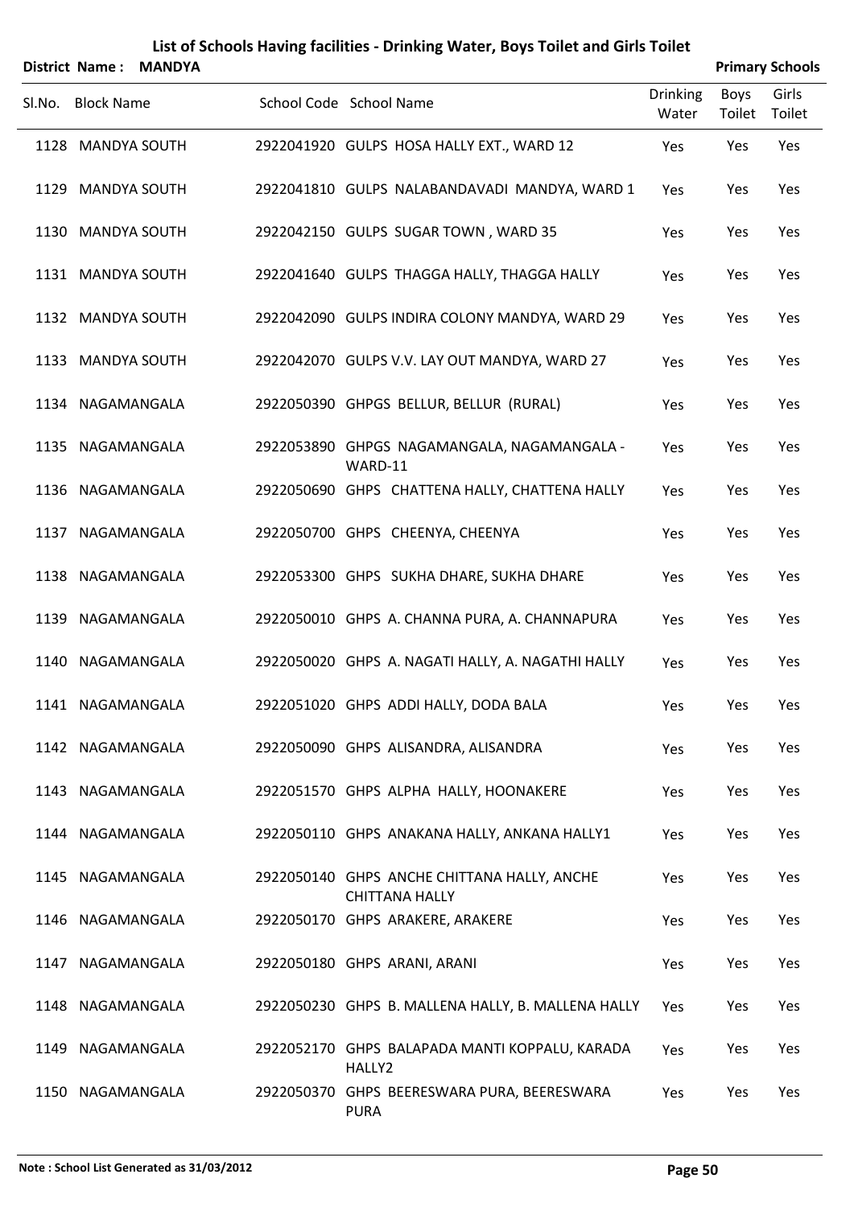# List of Schools Having facilities - Drinking Water, Boys Toilet and Girls Toilet

**District Name : MANDYA** **Primary Schools**

| Sl.No. | Block Name | School Code | School Name | Drinking Water | Boys Toilet | Girls Toilet |
|---|---|---|---|---|---|---|
| 1128 | MANDYA SOUTH | 2922041920 | GULPS HOSA HALLY EXT., WARD 12 | Yes | Yes | Yes |
| 1129 | MANDYA SOUTH | 2922041810 | GULPS NALABANDAVADI MANDYA, WARD 1 | Yes | Yes | Yes |
| 1130 | MANDYA SOUTH | 2922042150 | GULPS SUGAR TOWN , WARD 35 | Yes | Yes | Yes |
| 1131 | MANDYA SOUTH | 2922041640 | GULPS THAGGA HALLY, THAGGA HALLY | Yes | Yes | Yes |
| 1132 | MANDYA SOUTH | 2922042090 | GULPS INDIRA COLONY MANDYA, WARD 29 | Yes | Yes | Yes |
| 1133 | MANDYA SOUTH | 2922042070 | GULPS V.V. LAY OUT MANDYA, WARD 27 | Yes | Yes | Yes |
| 1134 | NAGAMANGALA | 2922050390 | GHPGS BELLUR, BELLUR (RURAL) | Yes | Yes | Yes |
| 1135 | NAGAMANGALA | 2922053890 | GHPGS NAGAMANGALA, NAGAMANGALA - WARD-11 | Yes | Yes | Yes |
| 1136 | NAGAMANGALA | 2922050690 | GHPS CHATTENA HALLY, CHATTENA HALLY | Yes | Yes | Yes |
| 1137 | NAGAMANGALA | 2922050700 | GHPS CHEENYA, CHEENYA | Yes | Yes | Yes |
| 1138 | NAGAMANGALA | 2922053300 | GHPS SUKHA DHARE, SUKHA DHARE | Yes | Yes | Yes |
| 1139 | NAGAMANGALA | 2922050010 | GHPS A. CHANNA PURA, A. CHANNAPURA | Yes | Yes | Yes |
| 1140 | NAGAMANGALA | 2922050020 | GHPS A. NAGATI HALLY, A. NAGATHI HALLY | Yes | Yes | Yes |
| 1141 | NAGAMANGALA | 2922051020 | GHPS ADDI HALLY, DODA BALA | Yes | Yes | Yes |
| 1142 | NAGAMANGALA | 2922050090 | GHPS ALISANDRA, ALISANDRA | Yes | Yes | Yes |
| 1143 | NAGAMANGALA | 2922051570 | GHPS ALPHA HALLY, HOONAKERE | Yes | Yes | Yes |
| 1144 | NAGAMANGALA | 2922050110 | GHPS ANAKANA HALLY, ANKANA HALLY1 | Yes | Yes | Yes |
| 1145 | NAGAMANGALA | 2922050140 | GHPS ANCHE CHITTANA HALLY, ANCHE CHITTANA HALLY | Yes | Yes | Yes |
| 1146 | NAGAMANGALA | 2922050170 | GHPS ARAKERE, ARAKERE | Yes | Yes | Yes |
| 1147 | NAGAMANGALA | 2922050180 | GHPS ARANI, ARANI | Yes | Yes | Yes |
| 1148 | NAGAMANGALA | 2922050230 | GHPS B. MALLENA HALLY, B. MALLENA HALLY | Yes | Yes | Yes |
| 1149 | NAGAMANGALA | 2922052170 | GHPS BALAPADA MANTI KOPPALU, KARADA HALLY2 | Yes | Yes | Yes |
| 1150 | NAGAMANGALA | 2922050370 | GHPS BEERESWARA PURA, BEERESWARA PURA | Yes | Yes | Yes |

Note : School List Generated as 31/03/2012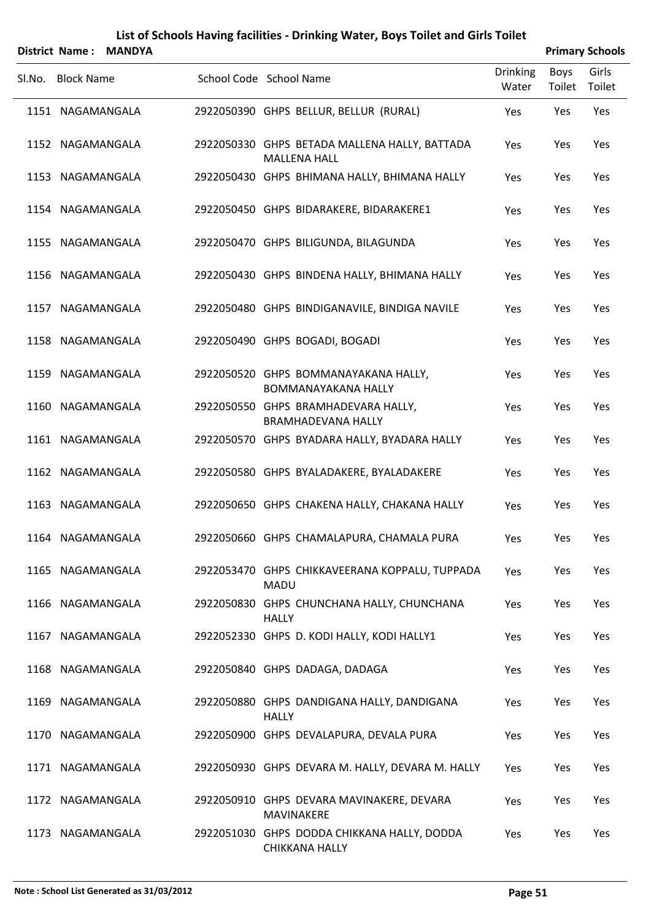# List of Schools Having facilities - Drinking Water, Boys Toilet and Girls Toilet

**District Name : MANDYA** **Primary Schools**

| Sl.No. | Block Name | School Code | School Name | Drinking Water | Boys Toilet | Girls Toilet |
|---|---|---|---|---|---|---|
| 1151 | NAGAMANGALA | 2922050390 | GHPS BELLUR, BELLUR (RURAL) | Yes | Yes | Yes |
| 1152 | NAGAMANGALA | 2922050330 | GHPS BETADA MALLENA HALLY, BATTADA MALLENA HALL | Yes | Yes | Yes |
| 1153 | NAGAMANGALA | 2922050430 | GHPS BHIMANA HALLY, BHIMANA HALLY | Yes | Yes | Yes |
| 1154 | NAGAMANGALA | 2922050450 | GHPS BIDARAKERE, BIDARAKERE1 | Yes | Yes | Yes |
| 1155 | NAGAMANGALA | 2922050470 | GHPS BILIGUNDA, BILAGUNDA | Yes | Yes | Yes |
| 1156 | NAGAMANGALA | 2922050430 | GHPS BINDENA HALLY, BHIMANA HALLY | Yes | Yes | Yes |
| 1157 | NAGAMANGALA | 2922050480 | GHPS BINDIGANAVILE, BINDIGA NAVILE | Yes | Yes | Yes |
| 1158 | NAGAMANGALA | 2922050490 | GHPS BOGADI, BOGADI | Yes | Yes | Yes |
| 1159 | NAGAMANGALA | 2922050520 | GHPS BOMMANAYAKANA HALLY, BOMMANAYAKANA HALLY | Yes | Yes | Yes |
| 1160 | NAGAMANGALA | 2922050550 | GHPS BRAMHADEVARA HALLY, BRAMHADEVANA HALLY | Yes | Yes | Yes |
| 1161 | NAGAMANGALA | 2922050570 | GHPS BYADARA HALLY, BYADARA HALLY | Yes | Yes | Yes |
| 1162 | NAGAMANGALA | 2922050580 | GHPS BYALADAKERE, BYALADAKERE | Yes | Yes | Yes |
| 1163 | NAGAMANGALA | 2922050650 | GHPS CHAKENA HALLY, CHAKANA HALLY | Yes | Yes | Yes |
| 1164 | NAGAMANGALA | 2922050660 | GHPS CHAMALAPURA, CHAMALA PURA | Yes | Yes | Yes |
| 1165 | NAGAMANGALA | 2922053470 | GHPS CHIKKAVEERANA KOPPALU, TUPPADA MADU | Yes | Yes | Yes |
| 1166 | NAGAMANGALA | 2922050830 | GHPS CHUNCHANA HALLY, CHUNCHANA HALLY | Yes | Yes | Yes |
| 1167 | NAGAMANGALA | 2922052330 | GHPS D. KODI HALLY, KODI HALLY1 | Yes | Yes | Yes |
| 1168 | NAGAMANGALA | 2922050840 | GHPS DADAGA, DADAGA | Yes | Yes | Yes |
| 1169 | NAGAMANGALA | 2922050880 | GHPS DANDIGANA HALLY, DANDIGANA HALLY | Yes | Yes | Yes |
| 1170 | NAGAMANGALA | 2922050900 | GHPS DEVALAPURA, DEVALA PURA | Yes | Yes | Yes |
| 1171 | NAGAMANGALA | 2922050930 | GHPS DEVARA M. HALLY, DEVARA M. HALLY | Yes | Yes | Yes |
| 1172 | NAGAMANGALA | 2922050910 | GHPS DEVARA MAVINAKERE, DEVARA MAVINAKERE | Yes | Yes | Yes |
| 1173 | NAGAMANGALA | 2922051030 | GHPS DODDA CHIKKANA HALLY, DODDA CHIKKANA HALLY | Yes | Yes | Yes |

Note : School List Generated as 31/03/2012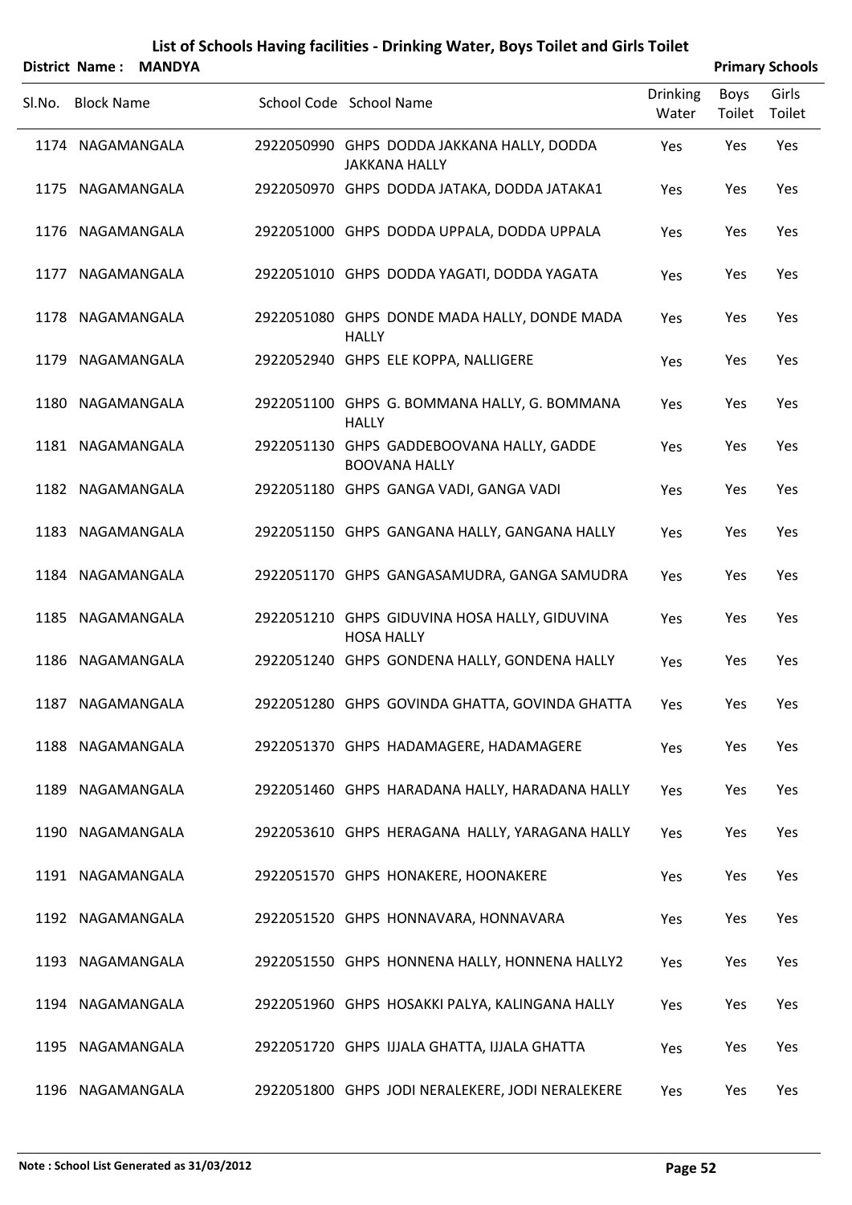# List of Schools Having facilities - Drinking Water, Boys Toilet and Girls Toilet

**District Name : MANDYA** **Primary Schools**

| Sl.No. | Block Name | School Code | School Name | Drinking Water | Boys Toilet | Girls Toilet |
|---|---|---|---|---|---|---|
| 1174 | NAGAMANGALA | 2922050990 | GHPS DODDA JAKKANA HALLY, DODDA JAKKANA HALLY | Yes | Yes | Yes |
| 1175 | NAGAMANGALA | 2922050970 | GHPS DODDA JATAKA, DODDA JATAKA1 | Yes | Yes | Yes |
| 1176 | NAGAMANGALA | 2922051000 | GHPS DODDA UPPALA, DODDA UPPALA | Yes | Yes | Yes |
| 1177 | NAGAMANGALA | 2922051010 | GHPS DODDA YAGATI, DODDA YAGATA | Yes | Yes | Yes |
| 1178 | NAGAMANGALA | 2922051080 | GHPS DONDE MADA HALLY, DONDE MADA HALLY | Yes | Yes | Yes |
| 1179 | NAGAMANGALA | 2922052940 | GHPS ELE KOPPA, NALLIGERE | Yes | Yes | Yes |
| 1180 | NAGAMANGALA | 2922051100 | GHPS G. BOMMANA HALLY, G. BOMMANA HALLY | Yes | Yes | Yes |
| 1181 | NAGAMANGALA | 2922051130 | GHPS GADDEBOOVANA HALLY, GADDE BOOVANA HALLY | Yes | Yes | Yes |
| 1182 | NAGAMANGALA | 2922051180 | GHPS GANGA VADI, GANGA VADI | Yes | Yes | Yes |
| 1183 | NAGAMANGALA | 2922051150 | GHPS GANGANA HALLY, GANGANA HALLY | Yes | Yes | Yes |
| 1184 | NAGAMANGALA | 2922051170 | GHPS GANGASAMUDRA, GANGA SAMUDRA | Yes | Yes | Yes |
| 1185 | NAGAMANGALA | 2922051210 | GHPS GIDUVINA HOSA HALLY, GIDUVINA HOSA HALLY | Yes | Yes | Yes |
| 1186 | NAGAMANGALA | 2922051240 | GHPS GONDENA HALLY, GONDENA HALLY | Yes | Yes | Yes |
| 1187 | NAGAMANGALA | 2922051280 | GHPS GOVINDA GHATTA, GOVINDA GHATTA | Yes | Yes | Yes |
| 1188 | NAGAMANGALA | 2922051370 | GHPS HADAMAGERE, HADAMAGERE | Yes | Yes | Yes |
| 1189 | NAGAMANGALA | 2922051460 | GHPS HARADANA HALLY, HARADANA HALLY | Yes | Yes | Yes |
| 1190 | NAGAMANGALA | 2922053610 | GHPS HERAGANA HALLY, YARAGANA HALLY | Yes | Yes | Yes |
| 1191 | NAGAMANGALA | 2922051570 | GHPS HONAKERE, HOONAKERE | Yes | Yes | Yes |
| 1192 | NAGAMANGALA | 2922051520 | GHPS HONNAVARA, HONNAVARA | Yes | Yes | Yes |
| 1193 | NAGAMANGALA | 2922051550 | GHPS HONNENA HALLY, HONNENA HALLY2 | Yes | Yes | Yes |
| 1194 | NAGAMANGALA | 2922051960 | GHPS HOSAKKI PALYA, KALINGANA HALLY | Yes | Yes | Yes |
| 1195 | NAGAMANGALA | 2922051720 | GHPS IJJALA GHATTA, IJJALA GHATTA | Yes | Yes | Yes |
| 1196 | NAGAMANGALA | 2922051800 | GHPS JODI NERALEKERE, JODI NERALEKERE | Yes | Yes | Yes |

**Note : School List Generated as 31/03/2012**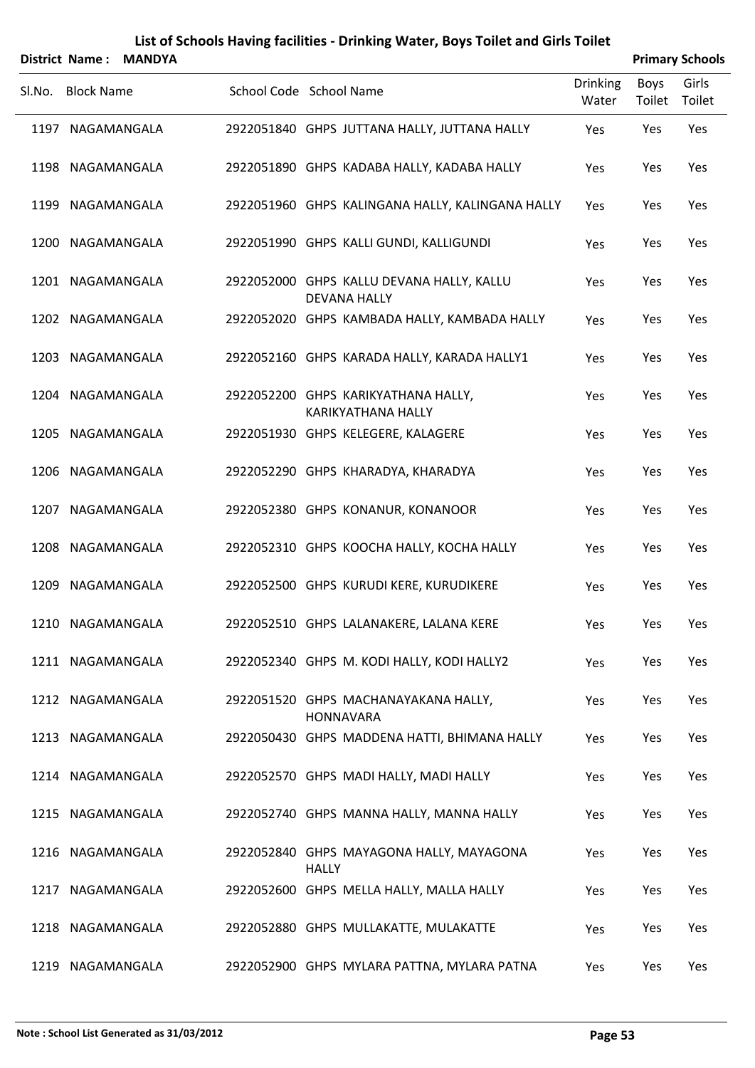# List of Schools Having facilities - Drinking Water, Boys Toilet and Girls Toilet

**District Name : MANDYA** **Primary Schools**

| Sl.No. | Block Name | School Code | School Name | Drinking Water | Boys Toilet | Girls Toilet |
|---|---|---|---|---|---|---|
| 1197 | NAGAMANGALA | 2922051840 | GHPS JUTTANA HALLY, JUTTANA HALLY | Yes | Yes | Yes |
| 1198 | NAGAMANGALA | 2922051890 | GHPS KADABA HALLY, KADABA HALLY | Yes | Yes | Yes |
| 1199 | NAGAMANGALA | 2922051960 | GHPS KALINGANA HALLY, KALINGANA HALLY | Yes | Yes | Yes |
| 1200 | NAGAMANGALA | 2922051990 | GHPS KALLI GUNDI, KALLIGUNDI | Yes | Yes | Yes |
| 1201 | NAGAMANGALA | 2922052000 | GHPS KALLU DEVANA HALLY, KALLU DEVANA HALLY | Yes | Yes | Yes |
| 1202 | NAGAMANGALA | 2922052020 | GHPS KAMBADA HALLY, KAMBADA HALLY | Yes | Yes | Yes |
| 1203 | NAGAMANGALA | 2922052160 | GHPS KARADA HALLY, KARADA HALLY1 | Yes | Yes | Yes |
| 1204 | NAGAMANGALA | 2922052200 | GHPS KARIKYATHANA HALLY, KARIKYATHANA HALLY | Yes | Yes | Yes |
| 1205 | NAGAMANGALA | 2922051930 | GHPS KELEGERE, KALAGERE | Yes | Yes | Yes |
| 1206 | NAGAMANGALA | 2922052290 | GHPS KHARADYA, KHARADYA | Yes | Yes | Yes |
| 1207 | NAGAMANGALA | 2922052380 | GHPS KONANUR, KONANOOR | Yes | Yes | Yes |
| 1208 | NAGAMANGALA | 2922052310 | GHPS KOOCHA HALLY, KOCHA HALLY | Yes | Yes | Yes |
| 1209 | NAGAMANGALA | 2922052500 | GHPS KURUDI KERE, KURUDIKERE | Yes | Yes | Yes |
| 1210 | NAGAMANGALA | 2922052510 | GHPS LALANAKERE, LALANA KERE | Yes | Yes | Yes |
| 1211 | NAGAMANGALA | 2922052340 | GHPS M. KODI HALLY, KODI HALLY2 | Yes | Yes | Yes |
| 1212 | NAGAMANGALA | 2922051520 | GHPS MACHANAYAKANA HALLY, HONNAVARA | Yes | Yes | Yes |
| 1213 | NAGAMANGALA | 2922050430 | GHPS MADDENA HATTI, BHIMANA HALLY | Yes | Yes | Yes |
| 1214 | NAGAMANGALA | 2922052570 | GHPS MADI HALLY, MADI HALLY | Yes | Yes | Yes |
| 1215 | NAGAMANGALA | 2922052740 | GHPS MANNA HALLY, MANNA HALLY | Yes | Yes | Yes |
| 1216 | NAGAMANGALA | 2922052840 | GHPS MAYAGONA HALLY, MAYAGONA HALLY | Yes | Yes | Yes |
| 1217 | NAGAMANGALA | 2922052600 | GHPS MELLA HALLY, MALLA HALLY | Yes | Yes | Yes |
| 1218 | NAGAMANGALA | 2922052880 | GHPS MULLAKATTE, MULAKATTE | Yes | Yes | Yes |
| 1219 | NAGAMANGALA | 2922052900 | GHPS MYLARA PATTNA, MYLARA PATNA | Yes | Yes | Yes |

**Note : School List Generated as 31/03/2012**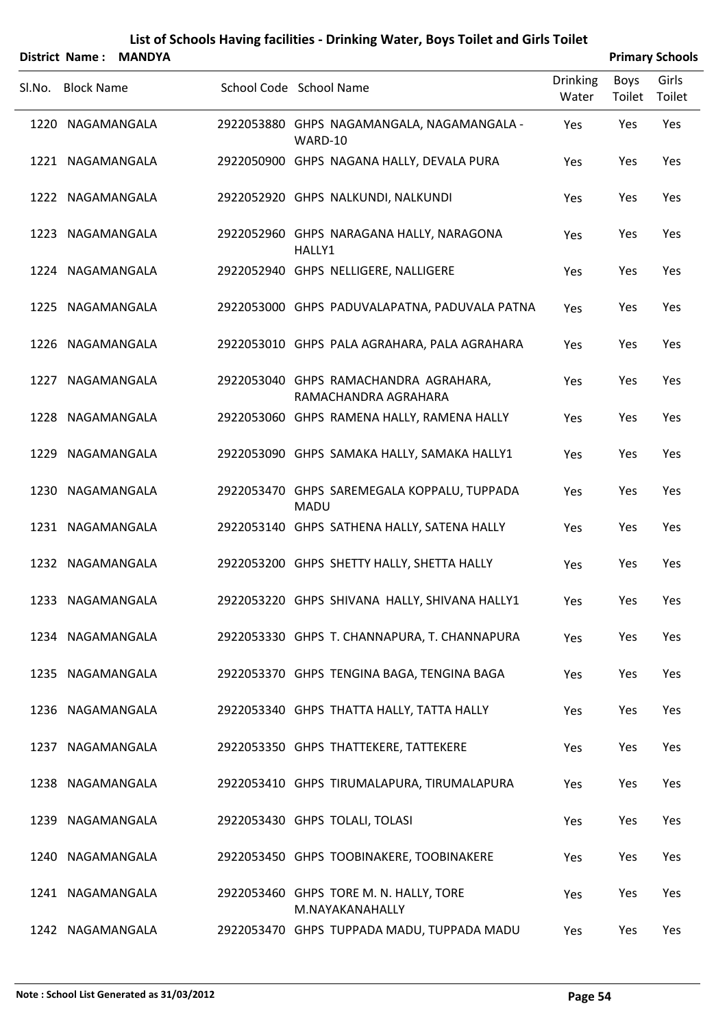# List of Schools Having facilities - Drinking Water, Boys Toilet and Girls Toilet

**District Name : MANDYA** **Primary Schools**

| Sl.No. | Block Name | School Code | School Name | Drinking Water | Boys Toilet | Girls Toilet |
|---|---|---|---|---|---|---|
| 1220 | NAGAMANGALA | 2922053880 | GHPS NAGAMANGALA, NAGAMANGALA - WARD-10 | Yes | Yes | Yes |
| 1221 | NAGAMANGALA | 2922050900 | GHPS NAGANA HALLY, DEVALA PURA | Yes | Yes | Yes |
| 1222 | NAGAMANGALA | 2922052920 | GHPS NALKUNDI, NALKUNDI | Yes | Yes | Yes |
| 1223 | NAGAMANGALA | 2922052960 | GHPS NARAGANA HALLY, NARAGONA HALLY1 | Yes | Yes | Yes |
| 1224 | NAGAMANGALA | 2922052940 | GHPS NELLIGERE, NALLIGERE | Yes | Yes | Yes |
| 1225 | NAGAMANGALA | 2922053000 | GHPS PADUVALAPATNA, PADUVALA PATNA | Yes | Yes | Yes |
| 1226 | NAGAMANGALA | 2922053010 | GHPS PALA AGRAHARA, PALA AGRAHARA | Yes | Yes | Yes |
| 1227 | NAGAMANGALA | 2922053040 | GHPS RAMACHANDRA AGRAHARA, RAMACHANDRA AGRAHARA | Yes | Yes | Yes |
| 1228 | NAGAMANGALA | 2922053060 | GHPS RAMENA HALLY, RAMENA HALLY | Yes | Yes | Yes |
| 1229 | NAGAMANGALA | 2922053090 | GHPS SAMAKA HALLY, SAMAKA HALLY1 | Yes | Yes | Yes |
| 1230 | NAGAMANGALA | 2922053470 | GHPS SAREMEGALA KOPPALU, TUPPADA MADU | Yes | Yes | Yes |
| 1231 | NAGAMANGALA | 2922053140 | GHPS SATHENA HALLY, SATENA HALLY | Yes | Yes | Yes |
| 1232 | NAGAMANGALA | 2922053200 | GHPS SHETTY HALLY, SHETTA HALLY | Yes | Yes | Yes |
| 1233 | NAGAMANGALA | 2922053220 | GHPS SHIVANA HALLY, SHIVANA HALLY1 | Yes | Yes | Yes |
| 1234 | NAGAMANGALA | 2922053330 | GHPS T. CHANNAPURA, T. CHANNAPURA | Yes | Yes | Yes |
| 1235 | NAGAMANGALA | 2922053370 | GHPS TENGINA BAGA, TENGINA BAGA | Yes | Yes | Yes |
| 1236 | NAGAMANGALA | 2922053340 | GHPS THATTA HALLY, TATTA HALLY | Yes | Yes | Yes |
| 1237 | NAGAMANGALA | 2922053350 | GHPS THATTEKERE, TATTEKERE | Yes | Yes | Yes |
| 1238 | NAGAMANGALA | 2922053410 | GHPS TIRUMALAPURA, TIRUMALAPURA | Yes | Yes | Yes |
| 1239 | NAGAMANGALA | 2922053430 | GHPS TOLALI, TOLASI | Yes | Yes | Yes |
| 1240 | NAGAMANGALA | 2922053450 | GHPS TOOBINAKERE, TOOBINAKERE | Yes | Yes | Yes |
| 1241 | NAGAMANGALA | 2922053460 | GHPS TORE M. N. HALLY, TORE M.NAYAKANAHALLY | Yes | Yes | Yes |
| 1242 | NAGAMANGALA | 2922053470 | GHPS TUPPADA MADU, TUPPADA MADU | Yes | Yes | Yes |

**Note : School List Generated as 31/03/2012**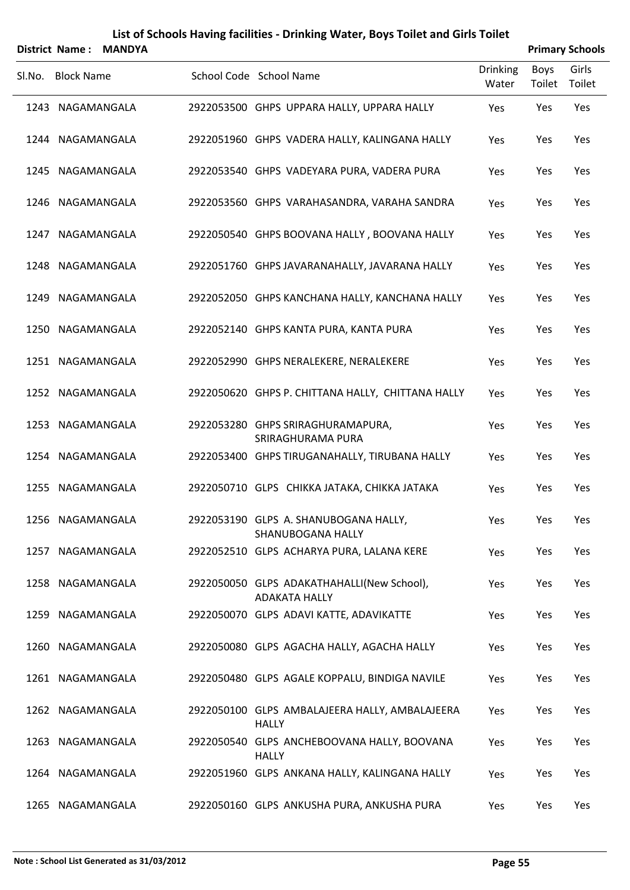# List of Schools Having facilities - Drinking Water, Boys Toilet and Girls Toilet

**District Name : MANDYA** | **Primary Schools**

| Sl.No. | Block Name | School Code | School Name | Drinking Water | Boys Toilet | Girls Toilet |
|---|---|---|---|---|---|---|
| 1243 | NAGAMANGALA | 2922053500 | GHPS UPPARA HALLY, UPPARA HALLY | Yes | Yes | Yes |
| 1244 | NAGAMANGALA | 2922051960 | GHPS VADERA HALLY, KALINGANA HALLY | Yes | Yes | Yes |
| 1245 | NAGAMANGALA | 2922053540 | GHPS VADEYARA PURA, VADERA PURA | Yes | Yes | Yes |
| 1246 | NAGAMANGALA | 2922053560 | GHPS VARAHASANDRA, VARAHA SANDRA | Yes | Yes | Yes |
| 1247 | NAGAMANGALA | 2922050540 | GHPS BOOVANA HALLY , BOOVANA HALLY | Yes | Yes | Yes |
| 1248 | NAGAMANGALA | 2922051760 | GHPS JAVARANAHALLY, JAVARANA HALLY | Yes | Yes | Yes |
| 1249 | NAGAMANGALA | 2922052050 | GHPS KANCHANA HALLY, KANCHANA HALLY | Yes | Yes | Yes |
| 1250 | NAGAMANGALA | 2922052140 | GHPS KANTA PURA, KANTA PURA | Yes | Yes | Yes |
| 1251 | NAGAMANGALA | 2922052990 | GHPS NERALEKERE, NERALEKERE | Yes | Yes | Yes |
| 1252 | NAGAMANGALA | 2922050620 | GHPS P. CHITTANA HALLY, CHITTANA HALLY | Yes | Yes | Yes |
| 1253 | NAGAMANGALA | 2922053280 | GHPS SRIRAGHURAMAPURA, SRIRAGHURAMA PURA | Yes | Yes | Yes |
| 1254 | NAGAMANGALA | 2922053400 | GHPS TIRUGANAHALLY, TIRUBANA HALLY | Yes | Yes | Yes |
| 1255 | NAGAMANGALA | 2922050710 | GLPS CHIKKA JATAKA, CHIKKA JATAKA | Yes | Yes | Yes |
| 1256 | NAGAMANGALA | 2922053190 | GLPS A. SHANUBOGANA HALLY, SHANUBOGANA HALLY | Yes | Yes | Yes |
| 1257 | NAGAMANGALA | 2922052510 | GLPS ACHARYA PURA, LALANA KERE | Yes | Yes | Yes |
| 1258 | NAGAMANGALA | 2922050050 | GLPS ADAKATHAHALLI(New School), ADAKATA HALLY | Yes | Yes | Yes |
| 1259 | NAGAMANGALA | 2922050070 | GLPS ADAVI KATTE, ADAVIKATTE | Yes | Yes | Yes |
| 1260 | NAGAMANGALA | 2922050080 | GLPS AGACHA HALLY, AGACHA HALLY | Yes | Yes | Yes |
| 1261 | NAGAMANGALA | 2922050480 | GLPS AGALE KOPPALU, BINDIGA NAVILE | Yes | Yes | Yes |
| 1262 | NAGAMANGALA | 2922050100 | GLPS AMBALAJEERA HALLY, AMBALAJEERA HALLY | Yes | Yes | Yes |
| 1263 | NAGAMANGALA | 2922050540 | GLPS ANCHEBOOVANA HALLY, BOOVANA HALLY | Yes | Yes | Yes |
| 1264 | NAGAMANGALA | 2922051960 | GLPS ANKANA HALLY, KALINGANA HALLY | Yes | Yes | Yes |
| 1265 | NAGAMANGALA | 2922050160 | GLPS ANKUSHA PURA, ANKUSHA PURA | Yes | Yes | Yes |

Note : School List Generated as 31/03/2012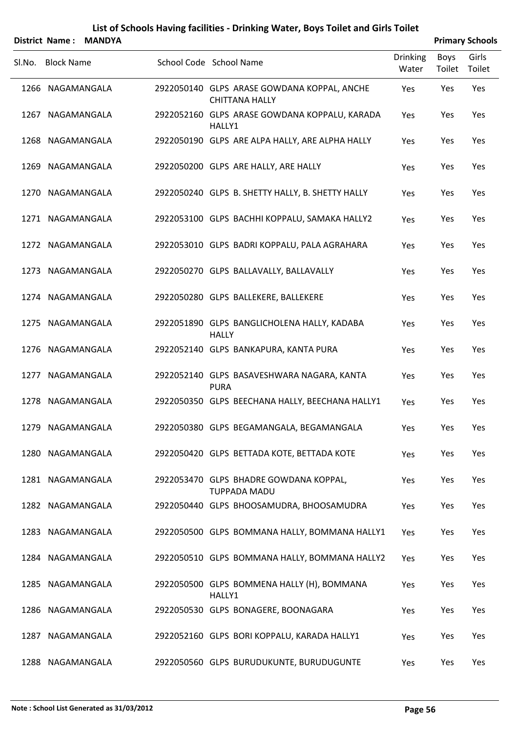# List of Schools Having facilities - Drinking Water, Boys Toilet and Girls Toilet

**District Name : MANDYA** **Primary Schools**

| Sl.No. | Block Name | School Code | School Name | Drinking Water | Boys Toilet | Girls Toilet |
|---|---|---|---|---|---|---|
| 1266 | NAGAMANGALA | 2922050140 | GLPS ARASE GOWDANA KOPPAL, ANCHE CHITTANA HALLY | Yes | Yes | Yes |
| 1267 | NAGAMANGALA | 2922052160 | GLPS ARASE GOWDANA KOPPALU, KARADA HALLY1 | Yes | Yes | Yes |
| 1268 | NAGAMANGALA | 2922050190 | GLPS ARE ALPA HALLY, ARE ALPHA HALLY | Yes | Yes | Yes |
| 1269 | NAGAMANGALA | 2922050200 | GLPS ARE HALLY, ARE HALLY | Yes | Yes | Yes |
| 1270 | NAGAMANGALA | 2922050240 | GLPS B. SHETTY HALLY, B. SHETTY HALLY | Yes | Yes | Yes |
| 1271 | NAGAMANGALA | 2922053100 | GLPS BACHHI KOPPALU, SAMAKA HALLY2 | Yes | Yes | Yes |
| 1272 | NAGAMANGALA | 2922053010 | GLPS BADRI KOPPALU, PALA AGRAHARA | Yes | Yes | Yes |
| 1273 | NAGAMANGALA | 2922050270 | GLPS BALLAVALLY, BALLAVALLY | Yes | Yes | Yes |
| 1274 | NAGAMANGALA | 2922050280 | GLPS BALLEKERE, BALLEKERE | Yes | Yes | Yes |
| 1275 | NAGAMANGALA | 2922051890 | GLPS BANGLICHOLENA HALLY, KADABA HALLY | Yes | Yes | Yes |
| 1276 | NAGAMANGALA | 2922052140 | GLPS BANKAPURA, KANTA PURA | Yes | Yes | Yes |
| 1277 | NAGAMANGALA | 2922052140 | GLPS BASAVESHWARA NAGARA, KANTA PURA | Yes | Yes | Yes |
| 1278 | NAGAMANGALA | 2922050350 | GLPS BEECHANA HALLY, BEECHANA HALLY1 | Yes | Yes | Yes |
| 1279 | NAGAMANGALA | 2922050380 | GLPS BEGAMANGALA, BEGAMANGALA | Yes | Yes | Yes |
| 1280 | NAGAMANGALA | 2922050420 | GLPS BETTADA KOTE, BETTADA KOTE | Yes | Yes | Yes |
| 1281 | NAGAMANGALA | 2922053470 | GLPS BHADRE GOWDANA KOPPAL, TUPPADA MADU | Yes | Yes | Yes |
| 1282 | NAGAMANGALA | 2922050440 | GLPS BHOOSAMUDRA, BHOOSAMUDRA | Yes | Yes | Yes |
| 1283 | NAGAMANGALA | 2922050500 | GLPS BOMMANA HALLY, BOMMANA HALLY1 | Yes | Yes | Yes |
| 1284 | NAGAMANGALA | 2922050510 | GLPS BOMMANA HALLY, BOMMANA HALLY2 | Yes | Yes | Yes |
| 1285 | NAGAMANGALA | 2922050500 | GLPS BOMMENA HALLY (H), BOMMANA HALLY1 | Yes | Yes | Yes |
| 1286 | NAGAMANGALA | 2922050530 | GLPS BONAGERE, BOONAGARA | Yes | Yes | Yes |
| 1287 | NAGAMANGALA | 2922052160 | GLPS BORI KOPPALU, KARADA HALLY1 | Yes | Yes | Yes |
| 1288 | NAGAMANGALA | 2922050560 | GLPS BURUDUKUNTE, BURUDUGUNTE | Yes | Yes | Yes |

**Note : School List Generated as 31/03/2012**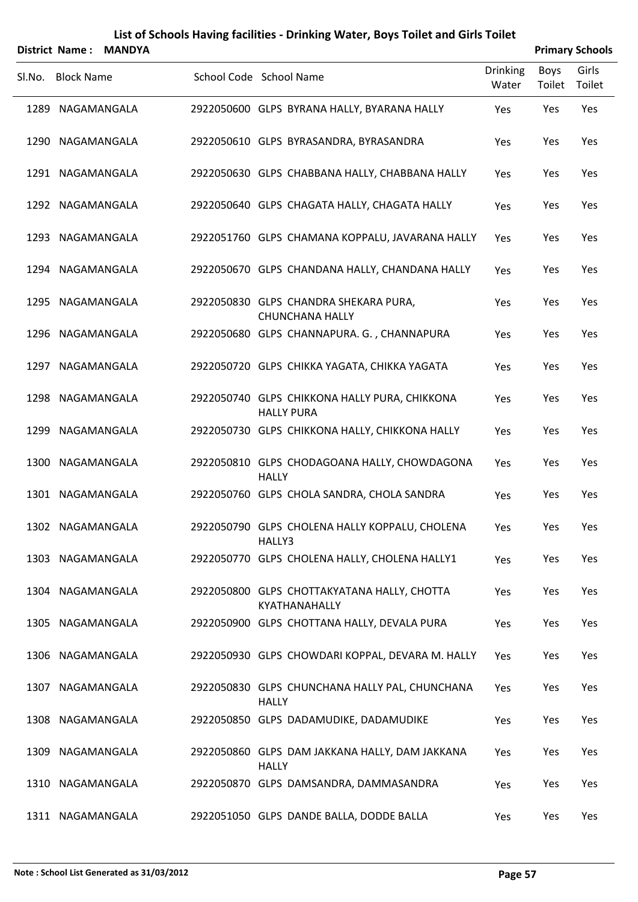# List of Schools Having facilities - Drinking Water, Boys Toilet and Girls Toilet

**District Name : MANDYA** **Primary Schools**

| Sl.No. | Block Name | School Code | School Name | Drinking Water | Boys Toilet | Girls Toilet |
|---|---|---|---|---|---|---|
| 1289 | NAGAMANGALA | 2922050600 | GLPS BYRANA HALLY, BYARANA HALLY | Yes | Yes | Yes |
| 1290 | NAGAMANGALA | 2922050610 | GLPS BYRASANDRA, BYRASANDRA | Yes | Yes | Yes |
| 1291 | NAGAMANGALA | 2922050630 | GLPS CHABBANA HALLY, CHABBANA HALLY | Yes | Yes | Yes |
| 1292 | NAGAMANGALA | 2922050640 | GLPS CHAGATA HALLY, CHAGATA HALLY | Yes | Yes | Yes |
| 1293 | NAGAMANGALA | 2922051760 | GLPS CHAMANA KOPPALU, JAVARANA HALLY | Yes | Yes | Yes |
| 1294 | NAGAMANGALA | 2922050670 | GLPS CHANDANA HALLY, CHANDANA HALLY | Yes | Yes | Yes |
| 1295 | NAGAMANGALA | 2922050830 | GLPS CHANDRA SHEKARA PURA, CHUNCHANA HALLY | Yes | Yes | Yes |
| 1296 | NAGAMANGALA | 2922050680 | GLPS CHANNAPURA. G. , CHANNAPURA | Yes | Yes | Yes |
| 1297 | NAGAMANGALA | 2922050720 | GLPS CHIKKA YAGATA, CHIKKA YAGATA | Yes | Yes | Yes |
| 1298 | NAGAMANGALA | 2922050740 | GLPS CHIKKONA HALLY PURA, CHIKKONA HALLY PURA | Yes | Yes | Yes |
| 1299 | NAGAMANGALA | 2922050730 | GLPS CHIKKONA HALLY, CHIKKONA HALLY | Yes | Yes | Yes |
| 1300 | NAGAMANGALA | 2922050810 | GLPS CHODAGOANA HALLY, CHOWDAGONA HALLY | Yes | Yes | Yes |
| 1301 | NAGAMANGALA | 2922050760 | GLPS CHOLA SANDRA, CHOLA SANDRA | Yes | Yes | Yes |
| 1302 | NAGAMANGALA | 2922050790 | GLPS CHOLENA HALLY KOPPALU, CHOLENA HALLY3 | Yes | Yes | Yes |
| 1303 | NAGAMANGALA | 2922050770 | GLPS CHOLENA HALLY, CHOLENA HALLY1 | Yes | Yes | Yes |
| 1304 | NAGAMANGALA | 2922050800 | GLPS CHOTTAKYATANA HALLY, CHOTTA KYATHANAHALLY | Yes | Yes | Yes |
| 1305 | NAGAMANGALA | 2922050900 | GLPS CHOTTANA HALLY, DEVALA PURA | Yes | Yes | Yes |
| 1306 | NAGAMANGALA | 2922050930 | GLPS CHOWDARI KOPPAL, DEVARA M. HALLY | Yes | Yes | Yes |
| 1307 | NAGAMANGALA | 2922050830 | GLPS CHUNCHANA HALLY PAL, CHUNCHANA HALLY | Yes | Yes | Yes |
| 1308 | NAGAMANGALA | 2922050850 | GLPS DADAMUDIKE, DADAMUDIKE | Yes | Yes | Yes |
| 1309 | NAGAMANGALA | 2922050860 | GLPS DAM JAKKANA HALLY, DAM JAKKANA HALLY | Yes | Yes | Yes |
| 1310 | NAGAMANGALA | 2922050870 | GLPS DAMSANDRA, DAMMASANDRA | Yes | Yes | Yes |
| 1311 | NAGAMANGALA | 2922051050 | GLPS DANDE BALLA, DODDE BALLA | Yes | Yes | Yes |

**Note : School List Generated as 31/03/2012**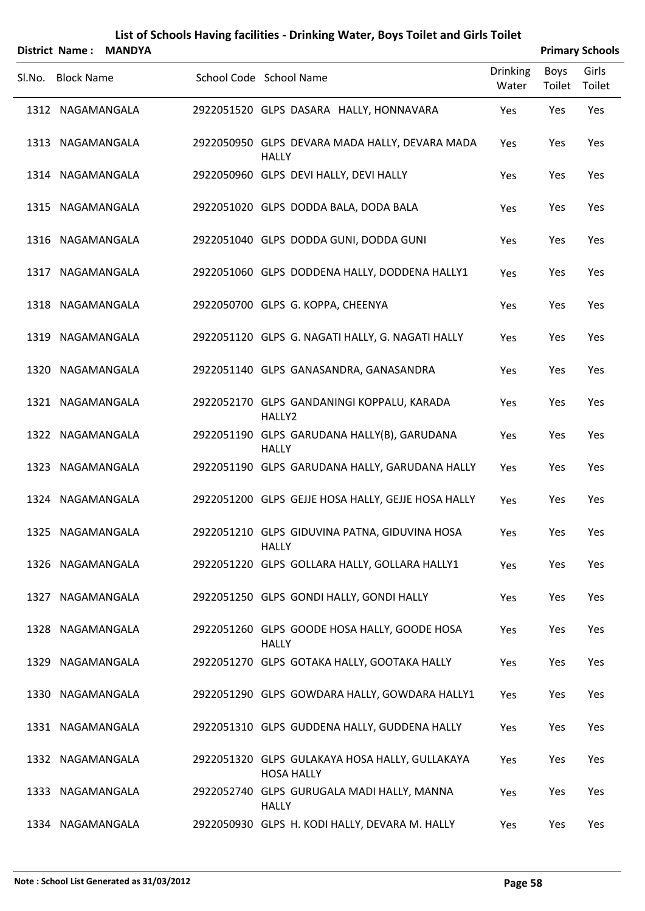# List of Schools Having facilities - Drinking Water, Boys Toilet and Girls Toilet

**District Name : MANDYA** **Primary Schools**

| Sl.No. | Block Name | School Code | School Name | Drinking Water | Boys Toilet | Girls Toilet |
|---|---|---|---|---|---|---|
| 1312 | NAGAMANGALA | 2922051520 | GLPS DASARA HALLY, HONNAVARA | Yes | Yes | Yes |
| 1313 | NAGAMANGALA | 2922050950 | GLPS DEVARA MADA HALLY, DEVARA MADA HALLY | Yes | Yes | Yes |
| 1314 | NAGAMANGALA | 2922050960 | GLPS DEVI HALLY, DEVI HALLY | Yes | Yes | Yes |
| 1315 | NAGAMANGALA | 2922051020 | GLPS DODDA BALA, DODA BALA | Yes | Yes | Yes |
| 1316 | NAGAMANGALA | 2922051040 | GLPS DODDA GUNI, DODDA GUNI | Yes | Yes | Yes |
| 1317 | NAGAMANGALA | 2922051060 | GLPS DODDENA HALLY, DODDENA HALLY1 | Yes | Yes | Yes |
| 1318 | NAGAMANGALA | 2922050700 | GLPS G. KOPPA, CHEENYA | Yes | Yes | Yes |
| 1319 | NAGAMANGALA | 2922051120 | GLPS G. NAGATI HALLY, G. NAGATI HALLY | Yes | Yes | Yes |
| 1320 | NAGAMANGALA | 2922051140 | GLPS GANASANDRA, GANASANDRA | Yes | Yes | Yes |
| 1321 | NAGAMANGALA | 2922052170 | GLPS GANDANINGI KOPPALU, KARADA HALLY2 | Yes | Yes | Yes |
| 1322 | NAGAMANGALA | 2922051190 | GLPS GARUDANA HALLY(B), GARUDANA HALLY | Yes | Yes | Yes |
| 1323 | NAGAMANGALA | 2922051190 | GLPS GARUDANA HALLY, GARUDANA HALLY | Yes | Yes | Yes |
| 1324 | NAGAMANGALA | 2922051200 | GLPS GEJJE HOSA HALLY, GEJJE HOSA HALLY | Yes | Yes | Yes |
| 1325 | NAGAMANGALA | 2922051210 | GLPS GIDUVINA PATNA, GIDUVINA HOSA HALLY | Yes | Yes | Yes |
| 1326 | NAGAMANGALA | 2922051220 | GLPS GOLLARA HALLY, GOLLARA HALLY1 | Yes | Yes | Yes |
| 1327 | NAGAMANGALA | 2922051250 | GLPS GONDI HALLY, GONDI HALLY | Yes | Yes | Yes |
| 1328 | NAGAMANGALA | 2922051260 | GLPS GOODE HOSA HALLY, GOODE HOSA HALLY | Yes | Yes | Yes |
| 1329 | NAGAMANGALA | 2922051270 | GLPS GOTAKA HALLY, GOOTAKA HALLY | Yes | Yes | Yes |
| 1330 | NAGAMANGALA | 2922051290 | GLPS GOWDARA HALLY, GOWDARA HALLY1 | Yes | Yes | Yes |
| 1331 | NAGAMANGALA | 2922051310 | GLPS GUDDENA HALLY, GUDDENA HALLY | Yes | Yes | Yes |
| 1332 | NAGAMANGALA | 2922051320 | GLPS GULAKAYA HOSA HALLY, GULLAKAYA HOSA HALLY | Yes | Yes | Yes |
| 1333 | NAGAMANGALA | 2922052740 | GLPS GURUGALA MADI HALLY, MANNA HALLY | Yes | Yes | Yes |
| 1334 | NAGAMANGALA | 2922050930 | GLPS H. KODI HALLY, DEVARA M. HALLY | Yes | Yes | Yes |

**Note : School List Generated as 31/03/2012**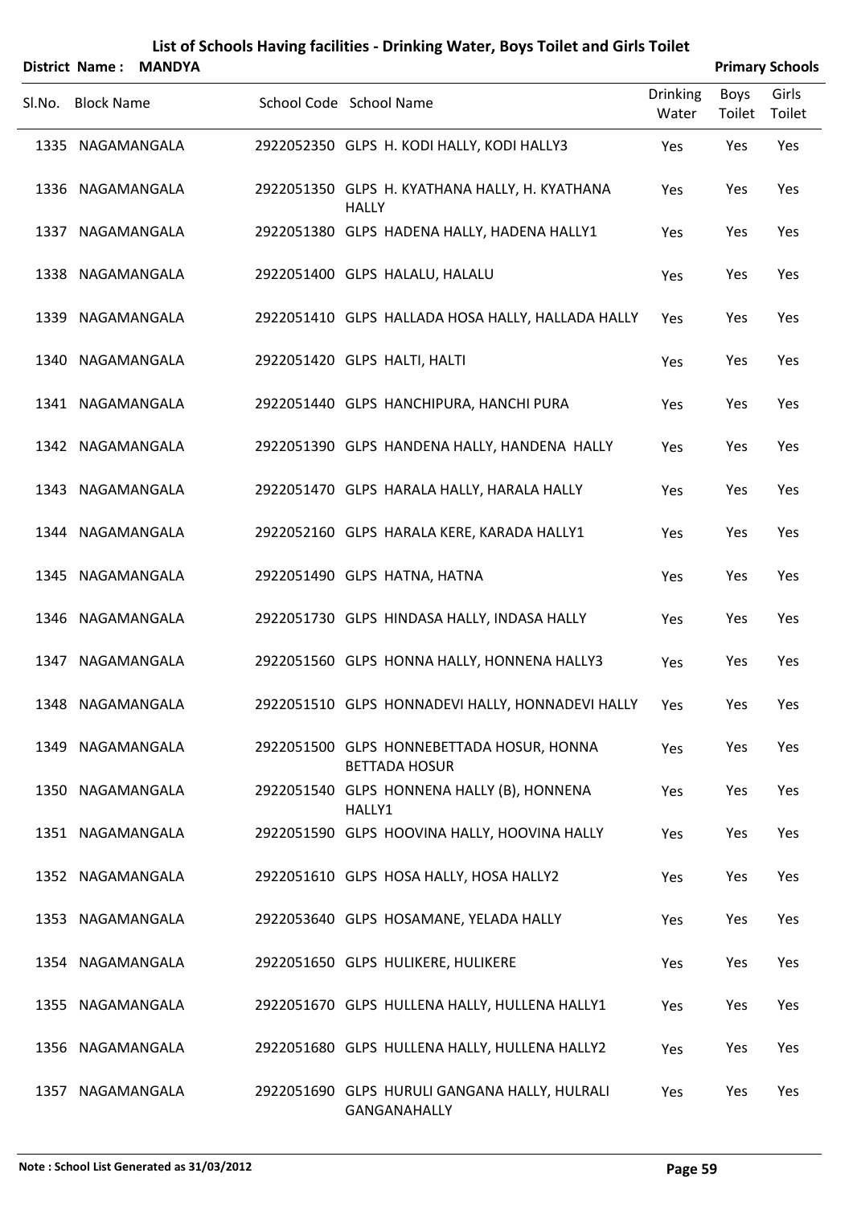# List of Schools Having facilities - Drinking Water, Boys Toilet and Girls Toilet

**District Name : MANDYA** **Primary Schools**

| Sl.No. | Block Name | School Code | School Name | Drinking Water | Boys Toilet | Girls Toilet |
|---|---|---|---|---|---|---|
| 1335 | NAGAMANGALA | 2922052350 | GLPS H. KODI HALLY, KODI HALLY3 | Yes | Yes | Yes |
| 1336 | NAGAMANGALA | 2922051350 | GLPS H. KYATHANA HALLY, H. KYATHANA HALLY | Yes | Yes | Yes |
| 1337 | NAGAMANGALA | 2922051380 | GLPS HADENA HALLY, HADENA HALLY1 | Yes | Yes | Yes |
| 1338 | NAGAMANGALA | 2922051400 | GLPS HALALU, HALALU | Yes | Yes | Yes |
| 1339 | NAGAMANGALA | 2922051410 | GLPS HALLADA HOSA HALLY, HALLADA HALLY | Yes | Yes | Yes |
| 1340 | NAGAMANGALA | 2922051420 | GLPS HALTI, HALTI | Yes | Yes | Yes |
| 1341 | NAGAMANGALA | 2922051440 | GLPS HANCHIPURA, HANCHI PURA | Yes | Yes | Yes |
| 1342 | NAGAMANGALA | 2922051390 | GLPS HANDENA HALLY, HANDENA HALLY | Yes | Yes | Yes |
| 1343 | NAGAMANGALA | 2922051470 | GLPS HARALA HALLY, HARALA HALLY | Yes | Yes | Yes |
| 1344 | NAGAMANGALA | 2922052160 | GLPS HARALA KERE, KARADA HALLY1 | Yes | Yes | Yes |
| 1345 | NAGAMANGALA | 2922051490 | GLPS HATNA, HATNA | Yes | Yes | Yes |
| 1346 | NAGAMANGALA | 2922051730 | GLPS HINDASA HALLY, INDASA HALLY | Yes | Yes | Yes |
| 1347 | NAGAMANGALA | 2922051560 | GLPS HONNA HALLY, HONNENA HALLY3 | Yes | Yes | Yes |
| 1348 | NAGAMANGALA | 2922051510 | GLPS HONNADEVI HALLY, HONNADEVI HALLY | Yes | Yes | Yes |
| 1349 | NAGAMANGALA | 2922051500 | GLPS HONNEBETTADA HOSUR, HONNA BETTADA HOSUR | Yes | Yes | Yes |
| 1350 | NAGAMANGALA | 2922051540 | GLPS HONNENA HALLY (B), HONNENA HALLY1 | Yes | Yes | Yes |
| 1351 | NAGAMANGALA | 2922051590 | GLPS HOOVINA HALLY, HOOVINA HALLY | Yes | Yes | Yes |
| 1352 | NAGAMANGALA | 2922051610 | GLPS HOSA HALLY, HOSA HALLY2 | Yes | Yes | Yes |
| 1353 | NAGAMANGALA | 2922053640 | GLPS HOSAMANE, YELADA HALLY | Yes | Yes | Yes |
| 1354 | NAGAMANGALA | 2922051650 | GLPS HULIKERE, HULIKERE | Yes | Yes | Yes |
| 1355 | NAGAMANGALA | 2922051670 | GLPS HULLENA HALLY, HULLENA HALLY1 | Yes | Yes | Yes |
| 1356 | NAGAMANGALA | 2922051680 | GLPS HULLENA HALLY, HULLENA HALLY2 | Yes | Yes | Yes |
| 1357 | NAGAMANGALA | 2922051690 | GLPS HURULI GANGANA HALLY, HULRALI GANGANAHALLY | Yes | Yes | Yes |

**Note : School List Generated as 31/03/2012**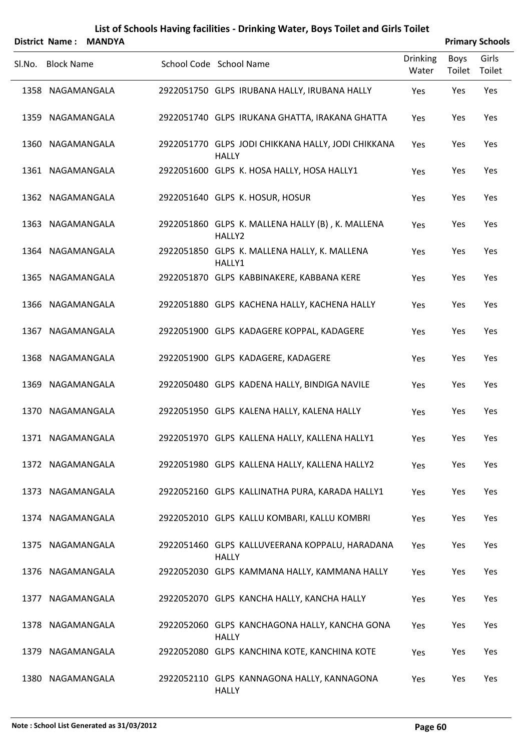# List of Schools Having facilities - Drinking Water, Boys Toilet and Girls Toilet

**District Name : MANDYA** **Primary Schools**

| Sl.No. | Block Name | School Code | School Name | Drinking Water | Boys Toilet | Girls Toilet |
|---|---|---|---|---|---|---|
| 1358 | NAGAMANGALA | 2922051750 | GLPS IRUBANA HALLY, IRUBANA HALLY | Yes | Yes | Yes |
| 1359 | NAGAMANGALA | 2922051740 | GLPS IRUKANA GHATTA, IRAKANA GHATTA | Yes | Yes | Yes |
| 1360 | NAGAMANGALA | 2922051770 | GLPS JODI CHIKKANA HALLY, JODI CHIKKANA HALLY | Yes | Yes | Yes |
| 1361 | NAGAMANGALA | 2922051600 | GLPS K. HOSA HALLY, HOSA HALLY1 | Yes | Yes | Yes |
| 1362 | NAGAMANGALA | 2922051640 | GLPS K. HOSUR, HOSUR | Yes | Yes | Yes |
| 1363 | NAGAMANGALA | 2922051860 | GLPS K. MALLENA HALLY (B) , K. MALLENA HALLY2 | Yes | Yes | Yes |
| 1364 | NAGAMANGALA | 2922051850 | GLPS K. MALLENA HALLY, K. MALLENA HALLY1 | Yes | Yes | Yes |
| 1365 | NAGAMANGALA | 2922051870 | GLPS KABBINAKERE, KABBANA KERE | Yes | Yes | Yes |
| 1366 | NAGAMANGALA | 2922051880 | GLPS KACHENA HALLY, KACHENA HALLY | Yes | Yes | Yes |
| 1367 | NAGAMANGALA | 2922051900 | GLPS KADAGERE KOPPAL, KADAGERE | Yes | Yes | Yes |
| 1368 | NAGAMANGALA | 2922051900 | GLPS KADAGERE, KADAGERE | Yes | Yes | Yes |
| 1369 | NAGAMANGALA | 2922050480 | GLPS KADENA HALLY, BINDIGA NAVILE | Yes | Yes | Yes |
| 1370 | NAGAMANGALA | 2922051950 | GLPS KALENA HALLY, KALENA HALLY | Yes | Yes | Yes |
| 1371 | NAGAMANGALA | 2922051970 | GLPS KALLENA HALLY, KALLENA HALLY1 | Yes | Yes | Yes |
| 1372 | NAGAMANGALA | 2922051980 | GLPS KALLENA HALLY, KALLENA HALLY2 | Yes | Yes | Yes |
| 1373 | NAGAMANGALA | 2922052160 | GLPS KALLINATHA PURA, KARADA HALLY1 | Yes | Yes | Yes |
| 1374 | NAGAMANGALA | 2922052010 | GLPS KALLU KOMBARI, KALLU KOMBRI | Yes | Yes | Yes |
| 1375 | NAGAMANGALA | 2922051460 | GLPS KALLUVEERANA KOPPALU, HARADANA HALLY | Yes | Yes | Yes |
| 1376 | NAGAMANGALA | 2922052030 | GLPS KAMMANA HALLY, KAMMANA HALLY | Yes | Yes | Yes |
| 1377 | NAGAMANGALA | 2922052070 | GLPS KANCHA HALLY, KANCHA HALLY | Yes | Yes | Yes |
| 1378 | NAGAMANGALA | 2922052060 | GLPS KANCHAGONA HALLY, KANCHA GONA HALLY | Yes | Yes | Yes |
| 1379 | NAGAMANGALA | 2922052080 | GLPS KANCHINA KOTE, KANCHINA KOTE | Yes | Yes | Yes |
| 1380 | NAGAMANGALA | 2922052110 | GLPS KANNAGONA HALLY, KANNAGONA HALLY | Yes | Yes | Yes |

**Note : School List Generated as 31/03/2012**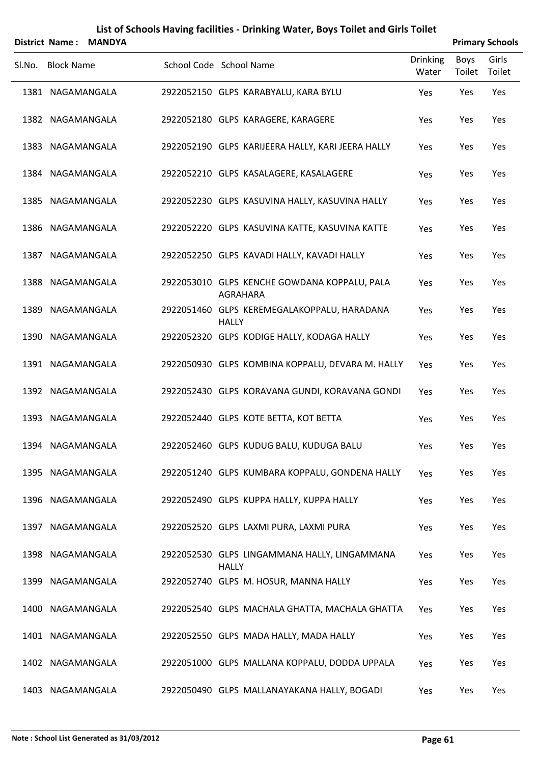# List of Schools Having facilities - Drinking Water, Boys Toilet and Girls Toilet

**District Name : MANDYA** **Primary Schools**

| Sl.No. | Block Name | School Code | School Name | Drinking Water | Boys Toilet | Girls Toilet |
|---|---|---|---|---|---|---|
| 1381 | NAGAMANGALA | 2922052150 | GLPS KARABYALU, KARA BYLU | Yes | Yes | Yes |
| 1382 | NAGAMANGALA | 2922052180 | GLPS KARAGERE, KARAGERE | Yes | Yes | Yes |
| 1383 | NAGAMANGALA | 2922052190 | GLPS KARIJEERA HALLY, KARI JEERA HALLY | Yes | Yes | Yes |
| 1384 | NAGAMANGALA | 2922052210 | GLPS KASALAGERE, KASALAGERE | Yes | Yes | Yes |
| 1385 | NAGAMANGALA | 2922052230 | GLPS KASUVINA HALLY, KASUVINA HALLY | Yes | Yes | Yes |
| 1386 | NAGAMANGALA | 2922052220 | GLPS KASUVINA KATTE, KASUVINA KATTE | Yes | Yes | Yes |
| 1387 | NAGAMANGALA | 2922052250 | GLPS KAVADI HALLY, KAVADI HALLY | Yes | Yes | Yes |
| 1388 | NAGAMANGALA | 2922053010 | GLPS KENCHE GOWDANA KOPPALU, PALA AGRAHARA | Yes | Yes | Yes |
| 1389 | NAGAMANGALA | 2922051460 | GLPS KEREMEGALAKOPPALU, HARADANA HALLY | Yes | Yes | Yes |
| 1390 | NAGAMANGALA | 2922052320 | GLPS KODIGE HALLY, KODAGA HALLY | Yes | Yes | Yes |
| 1391 | NAGAMANGALA | 2922050930 | GLPS KOMBINA KOPPALU, DEVARA M. HALLY | Yes | Yes | Yes |
| 1392 | NAGAMANGALA | 2922052430 | GLPS KORAVANA GUNDI, KORAVANA GONDI | Yes | Yes | Yes |
| 1393 | NAGAMANGALA | 2922052440 | GLPS KOTE BETTA, KOT BETTA | Yes | Yes | Yes |
| 1394 | NAGAMANGALA | 2922052460 | GLPS KUDUG BALU, KUDUGA BALU | Yes | Yes | Yes |
| 1395 | NAGAMANGALA | 2922051240 | GLPS KUMBARA KOPPALU, GONDENA HALLY | Yes | Yes | Yes |
| 1396 | NAGAMANGALA | 2922052490 | GLPS KUPPA HALLY, KUPPA HALLY | Yes | Yes | Yes |
| 1397 | NAGAMANGALA | 2922052520 | GLPS LAXMI PURA, LAXMI PURA | Yes | Yes | Yes |
| 1398 | NAGAMANGALA | 2922052530 | GLPS LINGAMMANA HALLY, LINGAMMANA HALLY | Yes | Yes | Yes |
| 1399 | NAGAMANGALA | 2922052740 | GLPS M. HOSUR, MANNA HALLY | Yes | Yes | Yes |
| 1400 | NAGAMANGALA | 2922052540 | GLPS MACHALA GHATTA, MACHALA GHATTA | Yes | Yes | Yes |
| 1401 | NAGAMANGALA | 2922052550 | GLPS MADA HALLY, MADA HALLY | Yes | Yes | Yes |
| 1402 | NAGAMANGALA | 2922051000 | GLPS MALLANA KOPPALU, DODDA UPPALA | Yes | Yes | Yes |
| 1403 | NAGAMANGALA | 2922050490 | GLPS MALLANAYAKANA HALLY, BOGADI | Yes | Yes | Yes |

**Note : School List Generated as 31/03/2012**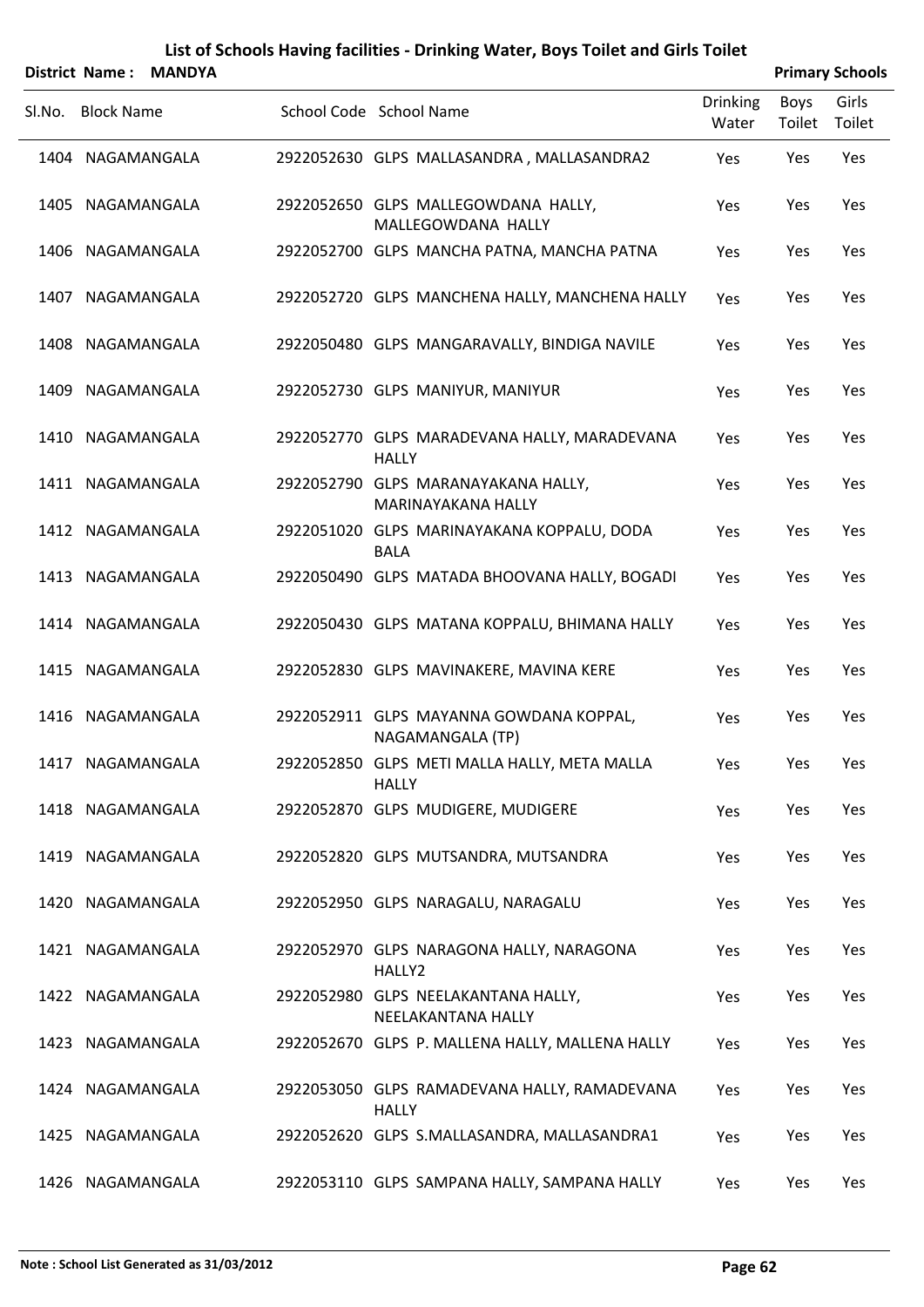# List of Schools Having facilities - Drinking Water, Boys Toilet and Girls Toilet

**District Name : MANDYA** **Primary Schools**

| Sl.No. | Block Name | School Code | School Name | Drinking Water | Boys Toilet | Girls Toilet |
|---|---|---|---|---|---|---|
| 1404 | NAGAMANGALA | 2922052630 | GLPS MALLASANDRA , MALLASANDRA2 | Yes | Yes | Yes |
| 1405 | NAGAMANGALA | 2922052650 | GLPS MALLEGOWDANA HALLY, MALLEGOWDANA HALLY | Yes | Yes | Yes |
| 1406 | NAGAMANGALA | 2922052700 | GLPS MANCHA PATNA, MANCHA PATNA | Yes | Yes | Yes |
| 1407 | NAGAMANGALA | 2922052720 | GLPS MANCHENA HALLY, MANCHENA HALLY | Yes | Yes | Yes |
| 1408 | NAGAMANGALA | 2922050480 | GLPS MANGARAVALLY, BINDIGA NAVILE | Yes | Yes | Yes |
| 1409 | NAGAMANGALA | 2922052730 | GLPS MANIYUR, MANIYUR | Yes | Yes | Yes |
| 1410 | NAGAMANGALA | 2922052770 | GLPS MARADEVANA HALLY, MARADEVANA HALLY | Yes | Yes | Yes |
| 1411 | NAGAMANGALA | 2922052790 | GLPS MARANAYAKANA HALLY, MARINAYAKANA HALLY | Yes | Yes | Yes |
| 1412 | NAGAMANGALA | 2922051020 | GLPS MARINAYAKANA KOPPALU, DODA BALA | Yes | Yes | Yes |
| 1413 | NAGAMANGALA | 2922050490 | GLPS MATADA BHOOVANA HALLY, BOGADI | Yes | Yes | Yes |
| 1414 | NAGAMANGALA | 2922050430 | GLPS MATANA KOPPALU, BHIMANA HALLY | Yes | Yes | Yes |
| 1415 | NAGAMANGALA | 2922052830 | GLPS MAVINAKERE, MAVINA KERE | Yes | Yes | Yes |
| 1416 | NAGAMANGALA | 2922052911 | GLPS MAYANNA GOWDANA KOPPAL, NAGAMANGALA (TP) | Yes | Yes | Yes |
| 1417 | NAGAMANGALA | 2922052850 | GLPS METI MALLA HALLY, META MALLA HALLY | Yes | Yes | Yes |
| 1418 | NAGAMANGALA | 2922052870 | GLPS MUDIGERE, MUDIGERE | Yes | Yes | Yes |
| 1419 | NAGAMANGALA | 2922052820 | GLPS MUTSANDRA, MUTSANDRA | Yes | Yes | Yes |
| 1420 | NAGAMANGALA | 2922052950 | GLPS NARAGALU, NARAGALU | Yes | Yes | Yes |
| 1421 | NAGAMANGALA | 2922052970 | GLPS NARAGONA HALLY, NARAGONA HALLY2 | Yes | Yes | Yes |
| 1422 | NAGAMANGALA | 2922052980 | GLPS NEELAKANTANA HALLY, NEELAKANTANA HALLY | Yes | Yes | Yes |
| 1423 | NAGAMANGALA | 2922052670 | GLPS P. MALLENA HALLY, MALLENA HALLY | Yes | Yes | Yes |
| 1424 | NAGAMANGALA | 2922053050 | GLPS RAMADEVANA HALLY, RAMADEVANA HALLY | Yes | Yes | Yes |
| 1425 | NAGAMANGALA | 2922052620 | GLPS S.MALLASANDRA, MALLASANDRA1 | Yes | Yes | Yes |
| 1426 | NAGAMANGALA | 2922053110 | GLPS SAMPANA HALLY, SAMPANA HALLY | Yes | Yes | Yes |

**Note : School List Generated as 31/03/2012**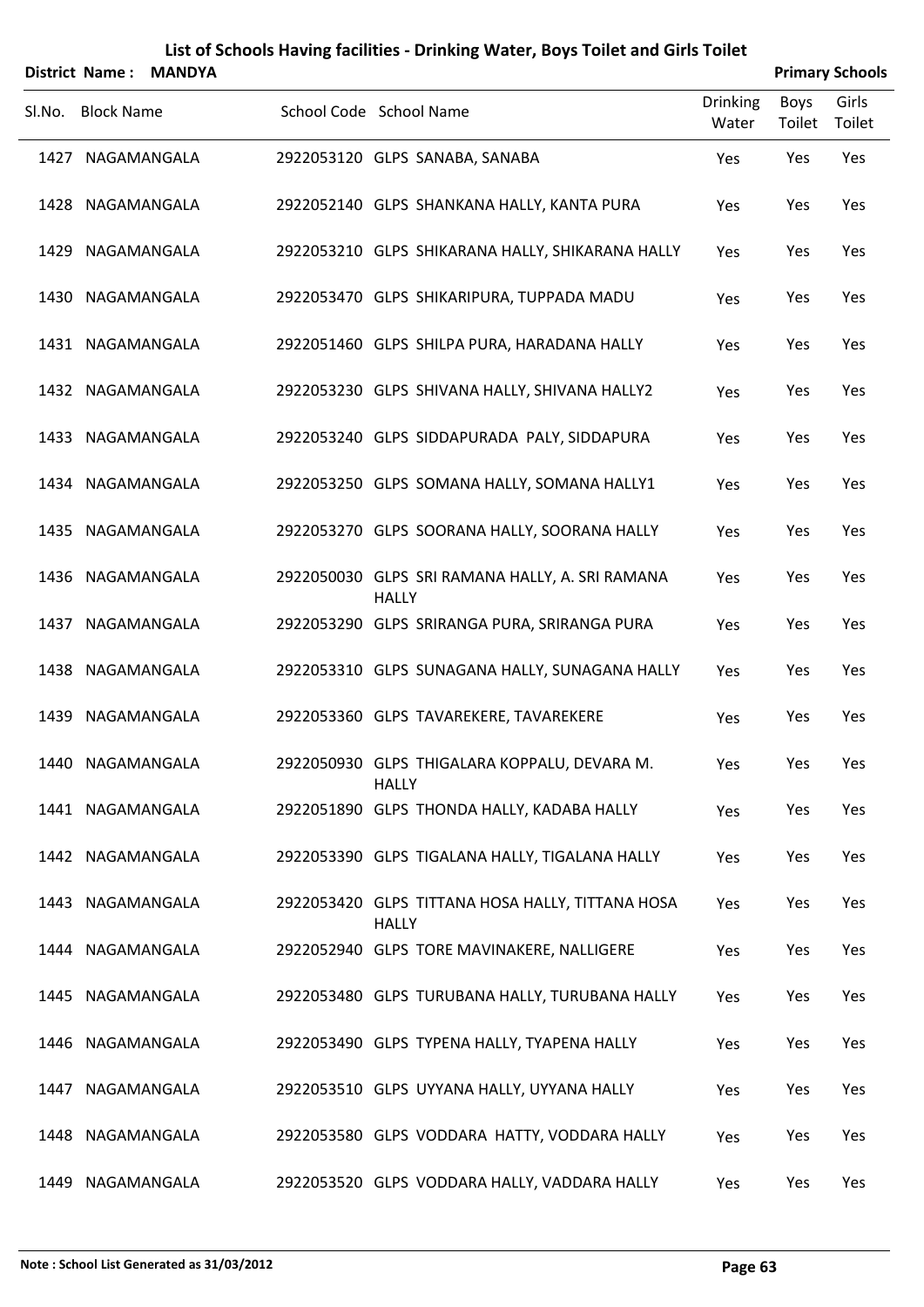# List of Schools Having facilities - Drinking Water, Boys Toilet and Girls Toilet

**District Name : MANDYA** **Primary Schools**

| Sl.No. | Block Name | School Code | School Name | Drinking Water | Boys Toilet | Girls Toilet |
|---|---|---|---|---|---|---|
| 1427 | NAGAMANGALA | 2922053120 | GLPS SANABA, SANABA | Yes | Yes | Yes |
| 1428 | NAGAMANGALA | 2922052140 | GLPS SHANKANA HALLY, KANTA PURA | Yes | Yes | Yes |
| 1429 | NAGAMANGALA | 2922053210 | GLPS SHIKARANA HALLY, SHIKARANA HALLY | Yes | Yes | Yes |
| 1430 | NAGAMANGALA | 2922053470 | GLPS SHIKARIPURA, TUPPADA MADU | Yes | Yes | Yes |
| 1431 | NAGAMANGALA | 2922051460 | GLPS SHILPA PURA, HARADANA HALLY | Yes | Yes | Yes |
| 1432 | NAGAMANGALA | 2922053230 | GLPS SHIVANA HALLY, SHIVANA HALLY2 | Yes | Yes | Yes |
| 1433 | NAGAMANGALA | 2922053240 | GLPS SIDDAPURADA PALY, SIDDAPURA | Yes | Yes | Yes |
| 1434 | NAGAMANGALA | 2922053250 | GLPS SOMANA HALLY, SOMANA HALLY1 | Yes | Yes | Yes |
| 1435 | NAGAMANGALA | 2922053270 | GLPS SOORANA HALLY, SOORANA HALLY | Yes | Yes | Yes |
| 1436 | NAGAMANGALA | 2922050030 | GLPS SRI RAMANA HALLY, A. SRI RAMANA HALLY | Yes | Yes | Yes |
| 1437 | NAGAMANGALA | 2922053290 | GLPS SRIRANGA PURA, SRIRANGA PURA | Yes | Yes | Yes |
| 1438 | NAGAMANGALA | 2922053310 | GLPS SUNAGANA HALLY, SUNAGANA HALLY | Yes | Yes | Yes |
| 1439 | NAGAMANGALA | 2922053360 | GLPS TAVAREKERE, TAVAREKERE | Yes | Yes | Yes |
| 1440 | NAGAMANGALA | 2922050930 | GLPS THIGALARA KOPPALU, DEVARA M. HALLY | Yes | Yes | Yes |
| 1441 | NAGAMANGALA | 2922051890 | GLPS THONDA HALLY, KADABA HALLY | Yes | Yes | Yes |
| 1442 | NAGAMANGALA | 2922053390 | GLPS TIGALANA HALLY, TIGALANA HALLY | Yes | Yes | Yes |
| 1443 | NAGAMANGALA | 2922053420 | GLPS TITTANA HOSA HALLY, TITTANA HOSA HALLY | Yes | Yes | Yes |
| 1444 | NAGAMANGALA | 2922052940 | GLPS TORE MAVINAKERE, NALLIGERE | Yes | Yes | Yes |
| 1445 | NAGAMANGALA | 2922053480 | GLPS TURUBANA HALLY, TURUBANA HALLY | Yes | Yes | Yes |
| 1446 | NAGAMANGALA | 2922053490 | GLPS TYPENA HALLY, TYAPENA HALLY | Yes | Yes | Yes |
| 1447 | NAGAMANGALA | 2922053510 | GLPS UYYANA HALLY, UYYANA HALLY | Yes | Yes | Yes |
| 1448 | NAGAMANGALA | 2922053580 | GLPS VODDARA HATTY, VODDARA HALLY | Yes | Yes | Yes |
| 1449 | NAGAMANGALA | 2922053520 | GLPS VODDARA HALLY, VADDARA HALLY | Yes | Yes | Yes |

**Note : School List Generated as 31/03/2012**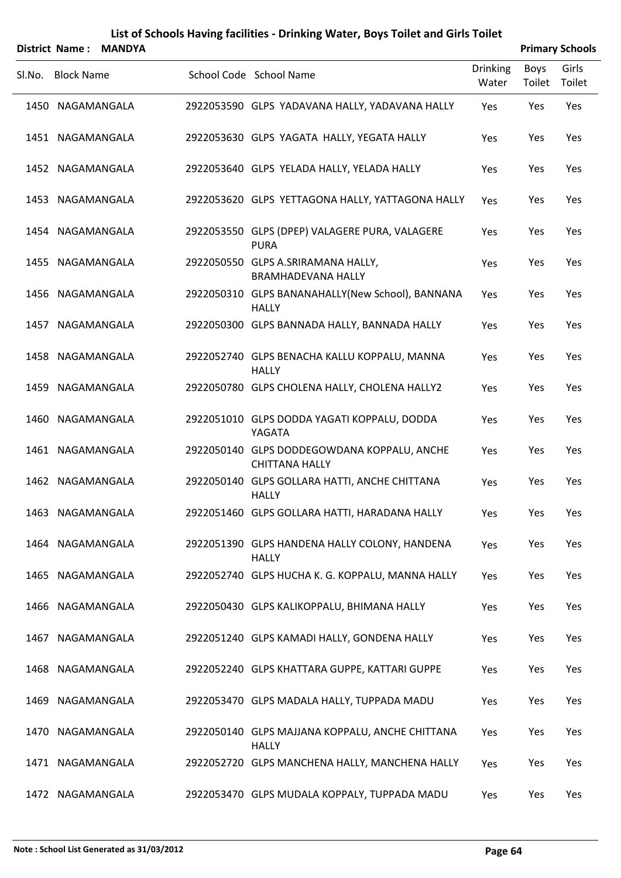# List of Schools Having facilities - Drinking Water, Boys Toilet and Girls Toilet

**District Name : MANDYA** **Primary Schools**

| Sl.No. | Block Name | School Code | School Name | Drinking Water | Boys Toilet | Girls Toilet |
|---|---|---|---|---|---|---|
| 1450 | NAGAMANGALA | 2922053590 | GLPS YADAVANA HALLY, YADAVANA HALLY | Yes | Yes | Yes |
| 1451 | NAGAMANGALA | 2922053630 | GLPS YAGATA HALLY, YEGATA HALLY | Yes | Yes | Yes |
| 1452 | NAGAMANGALA | 2922053640 | GLPS YELADA HALLY, YELADA HALLY | Yes | Yes | Yes |
| 1453 | NAGAMANGALA | 2922053620 | GLPS YETTAGONA HALLY, YATTAGONA HALLY | Yes | Yes | Yes |
| 1454 | NAGAMANGALA | 2922053550 | GLPS (DPEP) VALAGERE PURA, VALAGERE PURA | Yes | Yes | Yes |
| 1455 | NAGAMANGALA | 2922050550 | GLPS A.SRIRAMANA HALLY, BRAMHADEVANA HALLY | Yes | Yes | Yes |
| 1456 | NAGAMANGALA | 2922050310 | GLPS BANANAHALLY(New School), BANNANA HALLY | Yes | Yes | Yes |
| 1457 | NAGAMANGALA | 2922050300 | GLPS BANNADA HALLY, BANNADA HALLY | Yes | Yes | Yes |
| 1458 | NAGAMANGALA | 2922052740 | GLPS BENACHA KALLU KOPPALU, MANNA HALLY | Yes | Yes | Yes |
| 1459 | NAGAMANGALA | 2922050780 | GLPS CHOLENA HALLY, CHOLENA HALLY2 | Yes | Yes | Yes |
| 1460 | NAGAMANGALA | 2922051010 | GLPS DODDA YAGATI KOPPALU, DODDA YAGATA | Yes | Yes | Yes |
| 1461 | NAGAMANGALA | 2922050140 | GLPS DODDEGOWDANA KOPPALU, ANCHE CHITTANA HALLY | Yes | Yes | Yes |
| 1462 | NAGAMANGALA | 2922050140 | GLPS GOLLARA HATTI, ANCHE CHITTANA HALLY | Yes | Yes | Yes |
| 1463 | NAGAMANGALA | 2922051460 | GLPS GOLLARA HATTI, HARADANA HALLY | Yes | Yes | Yes |
| 1464 | NAGAMANGALA | 2922051390 | GLPS HANDENA HALLY COLONY, HANDENA HALLY | Yes | Yes | Yes |
| 1465 | NAGAMANGALA | 2922052740 | GLPS HUCHA K. G. KOPPALU, MANNA HALLY | Yes | Yes | Yes |
| 1466 | NAGAMANGALA | 2922050430 | GLPS KALIKOPPALU, BHIMANA HALLY | Yes | Yes | Yes |
| 1467 | NAGAMANGALA | 2922051240 | GLPS KAMADI HALLY, GONDENA HALLY | Yes | Yes | Yes |
| 1468 | NAGAMANGALA | 2922052240 | GLPS KHATTARA GUPPE, KATTARI GUPPE | Yes | Yes | Yes |
| 1469 | NAGAMANGALA | 2922053470 | GLPS MADALA HALLY, TUPPADA MADU | Yes | Yes | Yes |
| 1470 | NAGAMANGALA | 2922050140 | GLPS MAJJANA KOPPALU, ANCHE CHITTANA HALLY | Yes | Yes | Yes |
| 1471 | NAGAMANGALA | 2922052720 | GLPS MANCHENA HALLY, MANCHENA HALLY | Yes | Yes | Yes |
| 1472 | NAGAMANGALA | 2922053470 | GLPS MUDALA KOPPALY, TUPPADA MADU | Yes | Yes | Yes |

**Note : School List Generated as 31/03/2012**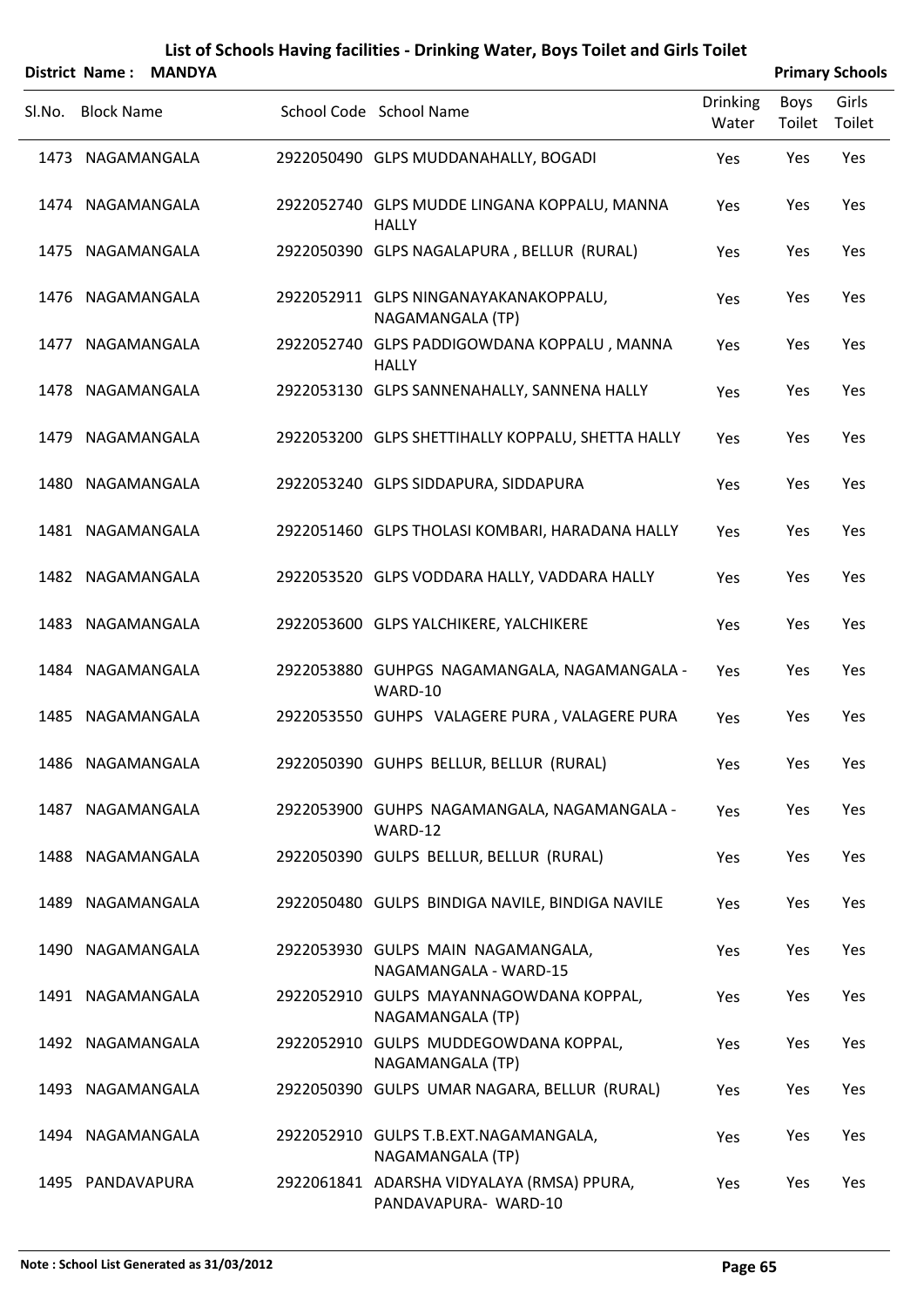# List of Schools Having facilities - Drinking Water, Boys Toilet and Girls Toilet

**District Name : MANDYA** | **Primary Schools**

| Sl.No. | Block Name | School Code | School Name | Drinking Water | Boys Toilet | Girls Toilet |
|---|---|---|---|---|---|---|
| 1473 | NAGAMANGALA | 2922050490 | GLPS MUDDANAHALLY, BOGADI | Yes | Yes | Yes |
| 1474 | NAGAMANGALA | 2922052740 | GLPS MUDDE LINGANA KOPPALU, MANNA HALLY | Yes | Yes | Yes |
| 1475 | NAGAMANGALA | 2922050390 | GLPS NAGALAPURA , BELLUR (RURAL) | Yes | Yes | Yes |
| 1476 | NAGAMANGALA | 2922052911 | GLPS NINGANAYAKANAKOPPALU, NAGAMANGALA (TP) | Yes | Yes | Yes |
| 1477 | NAGAMANGALA | 2922052740 | GLPS PADDIGOWDANA KOPPALU , MANNA HALLY | Yes | Yes | Yes |
| 1478 | NAGAMANGALA | 2922053130 | GLPS SANNENAHALLY, SANNENA HALLY | Yes | Yes | Yes |
| 1479 | NAGAMANGALA | 2922053200 | GLPS SHETTIHALLY KOPPALU, SHETTA HALLY | Yes | Yes | Yes |
| 1480 | NAGAMANGALA | 2922053240 | GLPS SIDDAPURA, SIDDAPURA | Yes | Yes | Yes |
| 1481 | NAGAMANGALA | 2922051460 | GLPS THOLASI KOMBARI, HARADANA HALLY | Yes | Yes | Yes |
| 1482 | NAGAMANGALA | 2922053520 | GLPS VODDARA HALLY, VADDARA HALLY | Yes | Yes | Yes |
| 1483 | NAGAMANGALA | 2922053600 | GLPS YALCHIKERE, YALCHIKERE | Yes | Yes | Yes |
| 1484 | NAGAMANGALA | 2922053880 | GUHPGS NAGAMANGALA, NAGAMANGALA - WARD-10 | Yes | Yes | Yes |
| 1485 | NAGAMANGALA | 2922053550 | GUHPS VALAGERE PURA , VALAGERE PURA | Yes | Yes | Yes |
| 1486 | NAGAMANGALA | 2922050390 | GUHPS BELLUR, BELLUR (RURAL) | Yes | Yes | Yes |
| 1487 | NAGAMANGALA | 2922053900 | GUHPS NAGAMANGALA, NAGAMANGALA - WARD-12 | Yes | Yes | Yes |
| 1488 | NAGAMANGALA | 2922050390 | GULPS BELLUR, BELLUR (RURAL) | Yes | Yes | Yes |
| 1489 | NAGAMANGALA | 2922050480 | GULPS BINDIGA NAVILE, BINDIGA NAVILE | Yes | Yes | Yes |
| 1490 | NAGAMANGALA | 2922053930 | GULPS MAIN NAGAMANGALA, NAGAMANGALA - WARD-15 | Yes | Yes | Yes |
| 1491 | NAGAMANGALA | 2922052910 | GULPS MAYANNAGOWDANA KOPPAL, NAGAMANGALA (TP) | Yes | Yes | Yes |
| 1492 | NAGAMANGALA | 2922052910 | GULPS MUDDEGOWDANA KOPPAL, NAGAMANGALA (TP) | Yes | Yes | Yes |
| 1493 | NAGAMANGALA | 2922050390 | GULPS UMAR NAGARA, BELLUR (RURAL) | Yes | Yes | Yes |
| 1494 | NAGAMANGALA | 2922052910 | GULPS T.B.EXT.NAGAMANGALA, NAGAMANGALA (TP) | Yes | Yes | Yes |
| 1495 | PANDAVAPURA | 2922061841 | ADARSHA VIDYALAYA (RMSA) PPURA, PANDAVAPURA- WARD-10 | Yes | Yes | Yes |

Note : School List Generated as 31/03/2012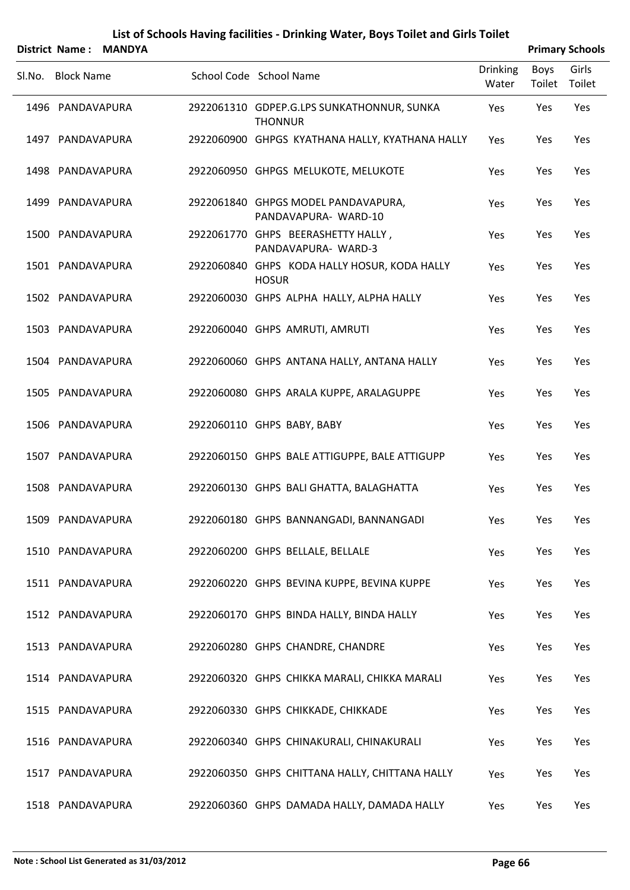# List of Schools Having facilities - Drinking Water, Boys Toilet and Girls Toilet

**District Name : MANDYA** **Primary Schools**

| Sl.No. | Block Name | School Code | School Name | Drinking Water | Boys Toilet | Girls Toilet |
|---|---|---|---|---|---|---|
| 1496 | PANDAVAPURA | 2922061310 | GDPEP.G.LPS SUNKATHONNUR, SUNKA THONNUR | Yes | Yes | Yes |
| 1497 | PANDAVAPURA | 2922060900 | GHPGS KYATHANA HALLY, KYATHANA HALLY | Yes | Yes | Yes |
| 1498 | PANDAVAPURA | 2922060950 | GHPGS MELUKOTE, MELUKOTE | Yes | Yes | Yes |
| 1499 | PANDAVAPURA | 2922061840 | GHPGS MODEL PANDAVAPURA, PANDAVAPURA- WARD-10 | Yes | Yes | Yes |
| 1500 | PANDAVAPURA | 2922061770 | GHPS BEERASHETTY HALLY , PANDAVAPURA- WARD-3 | Yes | Yes | Yes |
| 1501 | PANDAVAPURA | 2922060840 | GHPS KODA HALLY HOSUR, KODA HALLY HOSUR | Yes | Yes | Yes |
| 1502 | PANDAVAPURA | 2922060030 | GHPS ALPHA HALLY, ALPHA HALLY | Yes | Yes | Yes |
| 1503 | PANDAVAPURA | 2922060040 | GHPS AMRUTI, AMRUTI | Yes | Yes | Yes |
| 1504 | PANDAVAPURA | 2922060060 | GHPS ANTANA HALLY, ANTANA HALLY | Yes | Yes | Yes |
| 1505 | PANDAVAPURA | 2922060080 | GHPS ARALA KUPPE, ARALAGUPPE | Yes | Yes | Yes |
| 1506 | PANDAVAPURA | 2922060110 | GHPS BABY, BABY | Yes | Yes | Yes |
| 1507 | PANDAVAPURA | 2922060150 | GHPS BALE ATTIGUPPE, BALE ATTIGUPP | Yes | Yes | Yes |
| 1508 | PANDAVAPURA | 2922060130 | GHPS BALI GHATTA, BALAGHATTA | Yes | Yes | Yes |
| 1509 | PANDAVAPURA | 2922060180 | GHPS BANNANGADI, BANNANGADI | Yes | Yes | Yes |
| 1510 | PANDAVAPURA | 2922060200 | GHPS BELLALE, BELLALE | Yes | Yes | Yes |
| 1511 | PANDAVAPURA | 2922060220 | GHPS BEVINA KUPPE, BEVINA KUPPE | Yes | Yes | Yes |
| 1512 | PANDAVAPURA | 2922060170 | GHPS BINDA HALLY, BINDA HALLY | Yes | Yes | Yes |
| 1513 | PANDAVAPURA | 2922060280 | GHPS CHANDRE, CHANDRE | Yes | Yes | Yes |
| 1514 | PANDAVAPURA | 2922060320 | GHPS CHIKKA MARALI, CHIKKA MARALI | Yes | Yes | Yes |
| 1515 | PANDAVAPURA | 2922060330 | GHPS CHIKKADE, CHIKKADE | Yes | Yes | Yes |
| 1516 | PANDAVAPURA | 2922060340 | GHPS CHINAKURALI, CHINAKURALI | Yes | Yes | Yes |
| 1517 | PANDAVAPURA | 2922060350 | GHPS CHITTANA HALLY, CHITTANA HALLY | Yes | Yes | Yes |
| 1518 | PANDAVAPURA | 2922060360 | GHPS DAMADA HALLY, DAMADA HALLY | Yes | Yes | Yes |

**Note : School List Generated as 31/03/2012**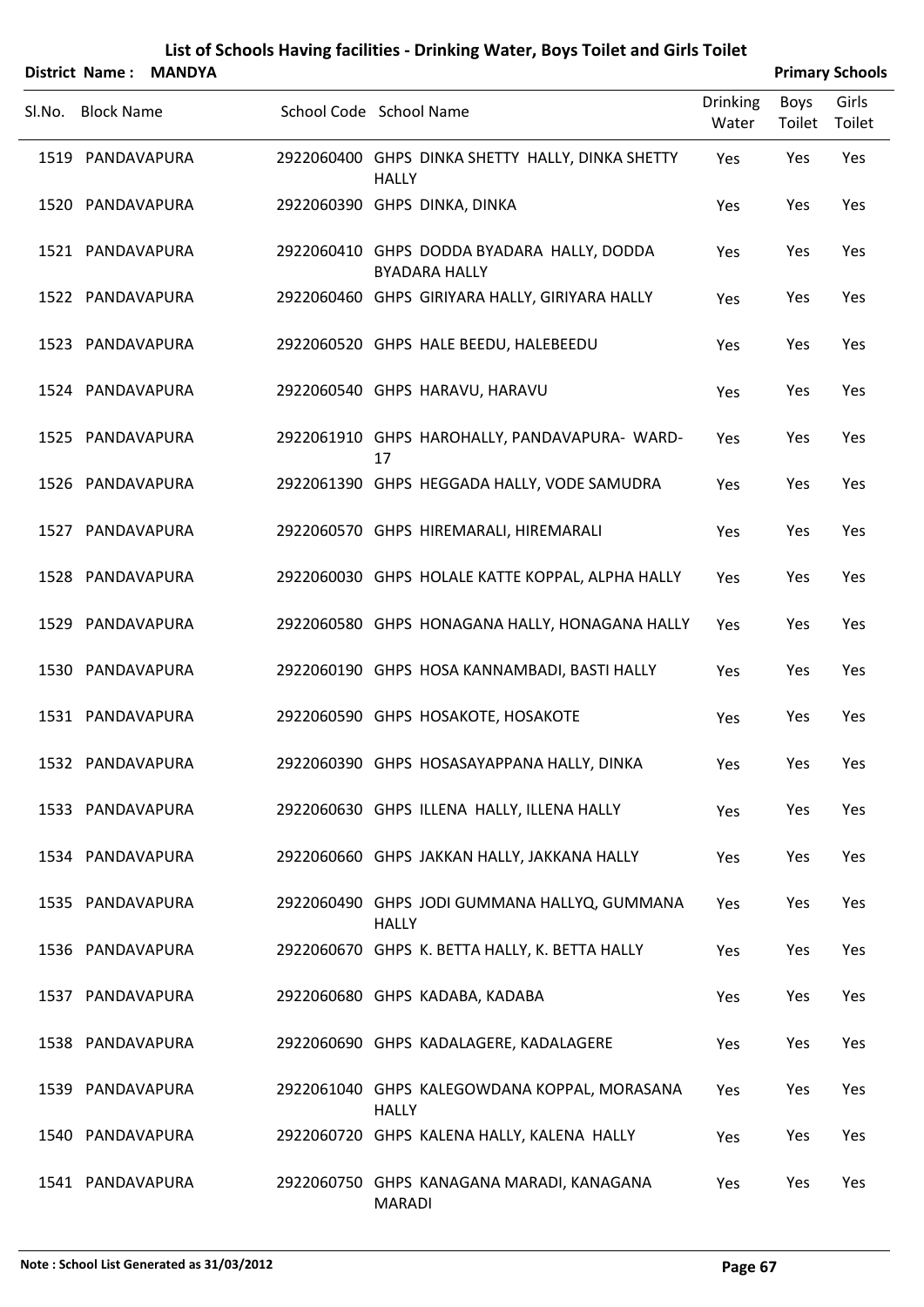# List of Schools Having facilities - Drinking Water, Boys Toilet and Girls Toilet

**District Name : MANDYA** **Primary Schools**

| Sl.No. | Block Name | School Code | School Name | Drinking Water | Boys Toilet | Girls Toilet |
|---|---|---|---|---|---|---|
| 1519 | PANDAVAPURA | 2922060400 | GHPS DINKA SHETTY HALLY, DINKA SHETTY HALLY | Yes | Yes | Yes |
| 1520 | PANDAVAPURA | 2922060390 | GHPS DINKA, DINKA | Yes | Yes | Yes |
| 1521 | PANDAVAPURA | 2922060410 | GHPS DODDA BYADARA HALLY, DODDA BYADARA HALLY | Yes | Yes | Yes |
| 1522 | PANDAVAPURA | 2922060460 | GHPS GIRIYARA HALLY, GIRIYARA HALLY | Yes | Yes | Yes |
| 1523 | PANDAVAPURA | 2922060520 | GHPS HALE BEEDU, HALEBEEDU | Yes | Yes | Yes |
| 1524 | PANDAVAPURA | 2922060540 | GHPS HARAVU, HARAVU | Yes | Yes | Yes |
| 1525 | PANDAVAPURA | 2922061910 | GHPS HAROHALLY, PANDAVAPURA- WARD-17 | Yes | Yes | Yes |
| 1526 | PANDAVAPURA | 2922061390 | GHPS HEGGADA HALLY, VODE SAMUDRA | Yes | Yes | Yes |
| 1527 | PANDAVAPURA | 2922060570 | GHPS HIREMARALI, HIREMARALI | Yes | Yes | Yes |
| 1528 | PANDAVAPURA | 2922060030 | GHPS HOLALE KATTE KOPPAL, ALPHA HALLY | Yes | Yes | Yes |
| 1529 | PANDAVAPURA | 2922060580 | GHPS HONAGANA HALLY, HONAGANA HALLY | Yes | Yes | Yes |
| 1530 | PANDAVAPURA | 2922060190 | GHPS HOSA KANNAMBADI, BASTI HALLY | Yes | Yes | Yes |
| 1531 | PANDAVAPURA | 2922060590 | GHPS HOSAKOTE, HOSAKOTE | Yes | Yes | Yes |
| 1532 | PANDAVAPURA | 2922060390 | GHPS HOSASAYAPPANA HALLY, DINKA | Yes | Yes | Yes |
| 1533 | PANDAVAPURA | 2922060630 | GHPS ILLENA HALLY, ILLENA HALLY | Yes | Yes | Yes |
| 1534 | PANDAVAPURA | 2922060660 | GHPS JAKKAN HALLY, JAKKANA HALLY | Yes | Yes | Yes |
| 1535 | PANDAVAPURA | 2922060490 | GHPS JODI GUMMANA HALLYQ, GUMMANA HALLY | Yes | Yes | Yes |
| 1536 | PANDAVAPURA | 2922060670 | GHPS K. BETTA HALLY, K. BETTA HALLY | Yes | Yes | Yes |
| 1537 | PANDAVAPURA | 2922060680 | GHPS KADABA, KADABA | Yes | Yes | Yes |
| 1538 | PANDAVAPURA | 2922060690 | GHPS KADALAGERE, KADALAGERE | Yes | Yes | Yes |
| 1539 | PANDAVAPURA | 2922061040 | GHPS KALEGOWDANA KOPPAL, MORASANA HALLY | Yes | Yes | Yes |
| 1540 | PANDAVAPURA | 2922060720 | GHPS KALENA HALLY, KALENA HALLY | Yes | Yes | Yes |
| 1541 | PANDAVAPURA | 2922060750 | GHPS KANAGANA MARADI, KANAGANA MARADI | Yes | Yes | Yes |

**Note : School List Generated as 31/03/2012**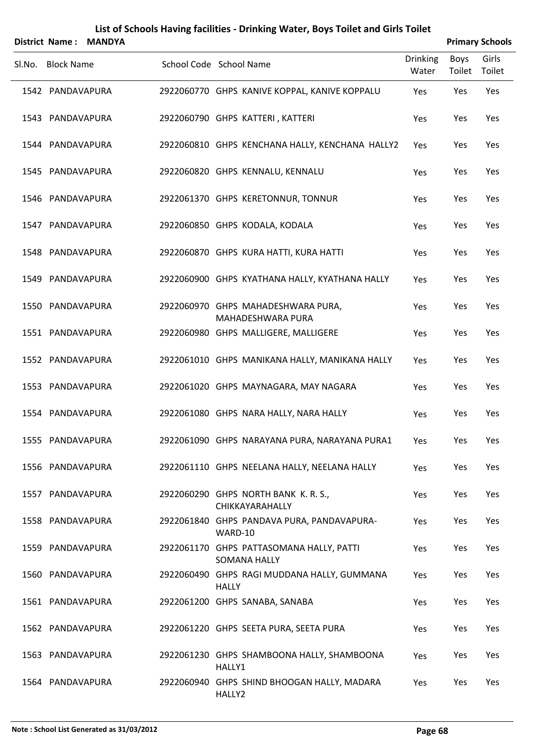# List of Schools Having facilities - Drinking Water, Boys Toilet and Girls Toilet

**District Name : MANDYA** **Primary Schools**

| Sl.No. | Block Name | School Code | School Name | Drinking Water | Boys Toilet | Girls Toilet |
|---|---|---|---|---|---|---|
| 1542 | PANDAVAPURA | 2922060770 | GHPS KANIVE KOPPAL, KANIVE KOPPALU | Yes | Yes | Yes |
| 1543 | PANDAVAPURA | 2922060790 | GHPS KATTERI , KATTERI | Yes | Yes | Yes |
| 1544 | PANDAVAPURA | 2922060810 | GHPS KENCHANA HALLY, KENCHANA HALLY2 | Yes | Yes | Yes |
| 1545 | PANDAVAPURA | 2922060820 | GHPS KENNALU, KENNALU | Yes | Yes | Yes |
| 1546 | PANDAVAPURA | 2922061370 | GHPS KERETONNUR, TONNUR | Yes | Yes | Yes |
| 1547 | PANDAVAPURA | 2922060850 | GHPS KODALA, KODALA | Yes | Yes | Yes |
| 1548 | PANDAVAPURA | 2922060870 | GHPS KURA HATTI, KURA HATTI | Yes | Yes | Yes |
| 1549 | PANDAVAPURA | 2922060900 | GHPS KYATHANA HALLY, KYATHANA HALLY | Yes | Yes | Yes |
| 1550 | PANDAVAPURA | 2922060970 | GHPS MAHADESHWARA PURA, MAHADESHWARA PURA | Yes | Yes | Yes |
| 1551 | PANDAVAPURA | 2922060980 | GHPS MALLIGERE, MALLIGERE | Yes | Yes | Yes |
| 1552 | PANDAVAPURA | 2922061010 | GHPS MANIKANA HALLY, MANIKANA HALLY | Yes | Yes | Yes |
| 1553 | PANDAVAPURA | 2922061020 | GHPS MAYNAGARA, MAY NAGARA | Yes | Yes | Yes |
| 1554 | PANDAVAPURA | 2922061080 | GHPS NARA HALLY, NARA HALLY | Yes | Yes | Yes |
| 1555 | PANDAVAPURA | 2922061090 | GHPS NARAYANA PURA, NARAYANA PURA1 | Yes | Yes | Yes |
| 1556 | PANDAVAPURA | 2922061110 | GHPS NEELANA HALLY, NEELANA HALLY | Yes | Yes | Yes |
| 1557 | PANDAVAPURA | 2922060290 | GHPS NORTH BANK K. R. S., CHIKKAYARAHALLY | Yes | Yes | Yes |
| 1558 | PANDAVAPURA | 2922061840 | GHPS PANDAVA PURA, PANDAVAPURA-WARD-10 | Yes | Yes | Yes |
| 1559 | PANDAVAPURA | 2922061170 | GHPS PATTASOMANA HALLY, PATTI SOMANA HALLY | Yes | Yes | Yes |
| 1560 | PANDAVAPURA | 2922060490 | GHPS RAGI MUDDANA HALLY, GUMMANA HALLY | Yes | Yes | Yes |
| 1561 | PANDAVAPURA | 2922061200 | GHPS SANABA, SANABA | Yes | Yes | Yes |
| 1562 | PANDAVAPURA | 2922061220 | GHPS SEETA PURA, SEETA PURA | Yes | Yes | Yes |
| 1563 | PANDAVAPURA | 2922061230 | GHPS SHAMBOONA HALLY, SHAMBOONA HALLY1 | Yes | Yes | Yes |
| 1564 | PANDAVAPURA | 2922060940 | GHPS SHIND BHOOGAN HALLY, MADARA HALLY2 | Yes | Yes | Yes |

**Note : School List Generated as 31/03/2012**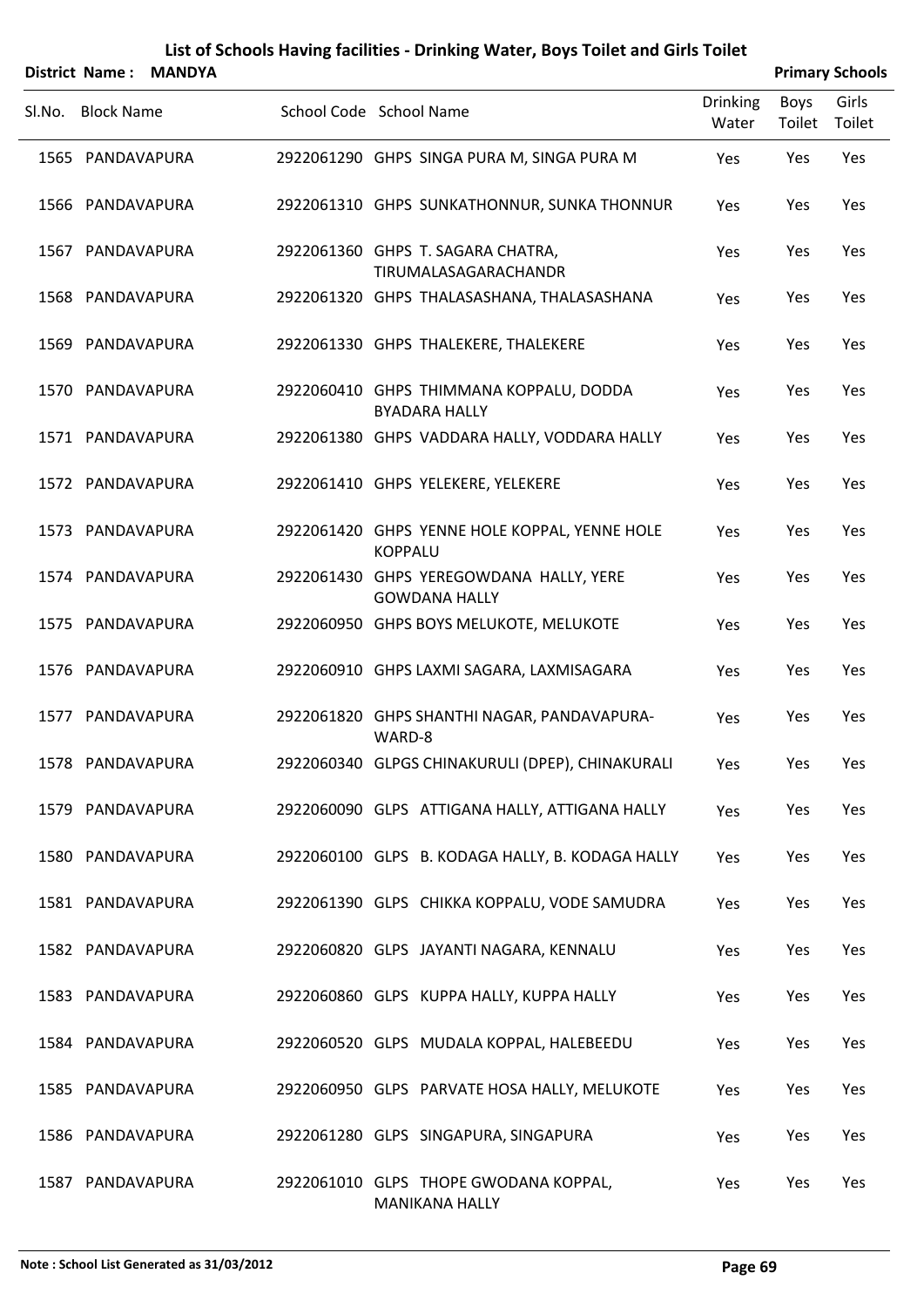# List of Schools Having facilities - Drinking Water, Boys Toilet and Girls Toilet

**District Name : MANDYA** **Primary Schools**

| Sl.No. | Block Name | School Code | School Name | Drinking Water | Boys Toilet | Girls Toilet |
|---|---|---|---|---|---|---|
| 1565 | PANDAVAPURA | 2922061290 | GHPS SINGA PURA M, SINGA PURA M | Yes | Yes | Yes |
| 1566 | PANDAVAPURA | 2922061310 | GHPS SUNKATHONNUR, SUNKA THONNUR | Yes | Yes | Yes |
| 1567 | PANDAVAPURA | 2922061360 | GHPS T. SAGARA CHATRA, TIRUMALASAGARACHANDR | Yes | Yes | Yes |
| 1568 | PANDAVAPURA | 2922061320 | GHPS THALASASHANA, THALASASHANA | Yes | Yes | Yes |
| 1569 | PANDAVAPURA | 2922061330 | GHPS THALEKERE, THALEKERE | Yes | Yes | Yes |
| 1570 | PANDAVAPURA | 2922060410 | GHPS THIMMANA KOPPALU, DODDA BYADARA HALLY | Yes | Yes | Yes |
| 1571 | PANDAVAPURA | 2922061380 | GHPS VADDARA HALLY, VODDARA HALLY | Yes | Yes | Yes |
| 1572 | PANDAVAPURA | 2922061410 | GHPS YELEKERE, YELEKERE | Yes | Yes | Yes |
| 1573 | PANDAVAPURA | 2922061420 | GHPS YENNE HOLE KOPPAL, YENNE HOLE KOPPALU | Yes | Yes | Yes |
| 1574 | PANDAVAPURA | 2922061430 | GHPS YEREGOWDANA HALLY, YERE GOWDANA HALLY | Yes | Yes | Yes |
| 1575 | PANDAVAPURA | 2922060950 | GHPS BOYS MELUKOTE, MELUKOTE | Yes | Yes | Yes |
| 1576 | PANDAVAPURA | 2922060910 | GHPS LAXMI SAGARA, LAXMISAGARA | Yes | Yes | Yes |
| 1577 | PANDAVAPURA | 2922061820 | GHPS SHANTHI NAGAR, PANDAVAPURA-WARD-8 | Yes | Yes | Yes |
| 1578 | PANDAVAPURA | 2922060340 | GLPGS CHINAKURULI (DPEP), CHINAKURALI | Yes | Yes | Yes |
| 1579 | PANDAVAPURA | 2922060090 | GLPS ATTIGANA HALLY, ATTIGANA HALLY | Yes | Yes | Yes |
| 1580 | PANDAVAPURA | 2922060100 | GLPS B. KODAGA HALLY, B. KODAGA HALLY | Yes | Yes | Yes |
| 1581 | PANDAVAPURA | 2922061390 | GLPS CHIKKA KOPPALU, VODE SAMUDRA | Yes | Yes | Yes |
| 1582 | PANDAVAPURA | 2922060820 | GLPS JAYANTI NAGARA, KENNALU | Yes | Yes | Yes |
| 1583 | PANDAVAPURA | 2922060860 | GLPS KUPPA HALLY, KUPPA HALLY | Yes | Yes | Yes |
| 1584 | PANDAVAPURA | 2922060520 | GLPS MUDALA KOPPAL, HALEBEEDU | Yes | Yes | Yes |
| 1585 | PANDAVAPURA | 2922060950 | GLPS PARVATE HOSA HALLY, MELUKOTE | Yes | Yes | Yes |
| 1586 | PANDAVAPURA | 2922061280 | GLPS SINGAPURA, SINGAPURA | Yes | Yes | Yes |
| 1587 | PANDAVAPURA | 2922061010 | GLPS THOPE GWODANA KOPPAL, MANIKANA HALLY | Yes | Yes | Yes |

**Note : School List Generated as 31/03/2012**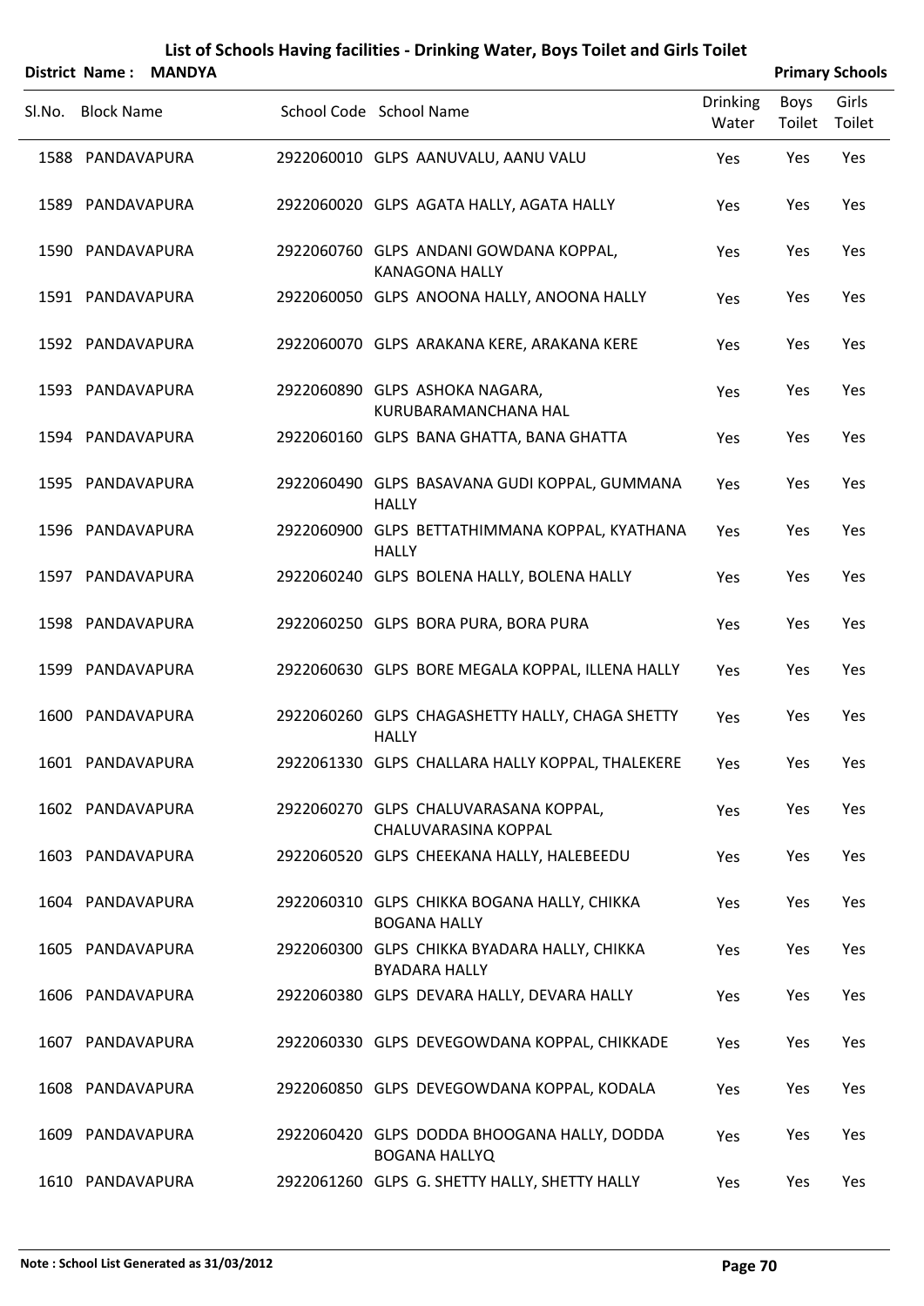# List of Schools Having facilities - Drinking Water, Boys Toilet and Girls Toilet

**District Name : MANDYA** **Primary Schools**

| Sl.No. | Block Name | School Code | School Name | Drinking Water | Boys Toilet | Girls Toilet |
|---|---|---|---|---|---|---|
| 1588 | PANDAVAPURA | 2922060010 | GLPS AANUVALU, AANU VALU | Yes | Yes | Yes |
| 1589 | PANDAVAPURA | 2922060020 | GLPS AGATA HALLY, AGATA HALLY | Yes | Yes | Yes |
| 1590 | PANDAVAPURA | 2922060760 | GLPS ANDANI GOWDANA KOPPAL, KANAGONA HALLY | Yes | Yes | Yes |
| 1591 | PANDAVAPURA | 2922060050 | GLPS ANOONA HALLY, ANOONA HALLY | Yes | Yes | Yes |
| 1592 | PANDAVAPURA | 2922060070 | GLPS ARAKANA KERE, ARAKANA KERE | Yes | Yes | Yes |
| 1593 | PANDAVAPURA | 2922060890 | GLPS ASHOKA NAGARA, KURUBARAMANCHANA HAL | Yes | Yes | Yes |
| 1594 | PANDAVAPURA | 2922060160 | GLPS BANA GHATTA, BANA GHATTA | Yes | Yes | Yes |
| 1595 | PANDAVAPURA | 2922060490 | GLPS BASAVANA GUDI KOPPAL, GUMMANA HALLY | Yes | Yes | Yes |
| 1596 | PANDAVAPURA | 2922060900 | GLPS BETTATHIMMANA KOPPAL, KYATHANA HALLY | Yes | Yes | Yes |
| 1597 | PANDAVAPURA | 2922060240 | GLPS BOLENA HALLY, BOLENA HALLY | Yes | Yes | Yes |
| 1598 | PANDAVAPURA | 2922060250 | GLPS BORA PURA, BORA PURA | Yes | Yes | Yes |
| 1599 | PANDAVAPURA | 2922060630 | GLPS BORE MEGALA KOPPAL, ILLENA HALLY | Yes | Yes | Yes |
| 1600 | PANDAVAPURA | 2922060260 | GLPS CHAGASHETTY HALLY, CHAGA SHETTY HALLY | Yes | Yes | Yes |
| 1601 | PANDAVAPURA | 2922061330 | GLPS CHALLARA HALLY KOPPAL, THALEKERE | Yes | Yes | Yes |
| 1602 | PANDAVAPURA | 2922060270 | GLPS CHALUVARASANA KOPPAL, CHALUVARASINA KOPPAL | Yes | Yes | Yes |
| 1603 | PANDAVAPURA | 2922060520 | GLPS CHEEKANA HALLY, HALEBEEDU | Yes | Yes | Yes |
| 1604 | PANDAVAPURA | 2922060310 | GLPS CHIKKA BOGANA HALLY, CHIKKA BOGANA HALLY | Yes | Yes | Yes |
| 1605 | PANDAVAPURA | 2922060300 | GLPS CHIKKA BYADARA HALLY, CHIKKA BYADARA HALLY | Yes | Yes | Yes |
| 1606 | PANDAVAPURA | 2922060380 | GLPS DEVARA HALLY, DEVARA HALLY | Yes | Yes | Yes |
| 1607 | PANDAVAPURA | 2922060330 | GLPS DEVEGOWDANA KOPPAL, CHIKKADE | Yes | Yes | Yes |
| 1608 | PANDAVAPURA | 2922060850 | GLPS DEVEGOWDANA KOPPAL, KODALA | Yes | Yes | Yes |
| 1609 | PANDAVAPURA | 2922060420 | GLPS DODDA BHOOGANA HALLY, DODDA BOGANA HALLYQ | Yes | Yes | Yes |
| 1610 | PANDAVAPURA | 2922061260 | GLPS G. SHETTY HALLY, SHETTY HALLY | Yes | Yes | Yes |

**Note : School List Generated as 31/03/2012**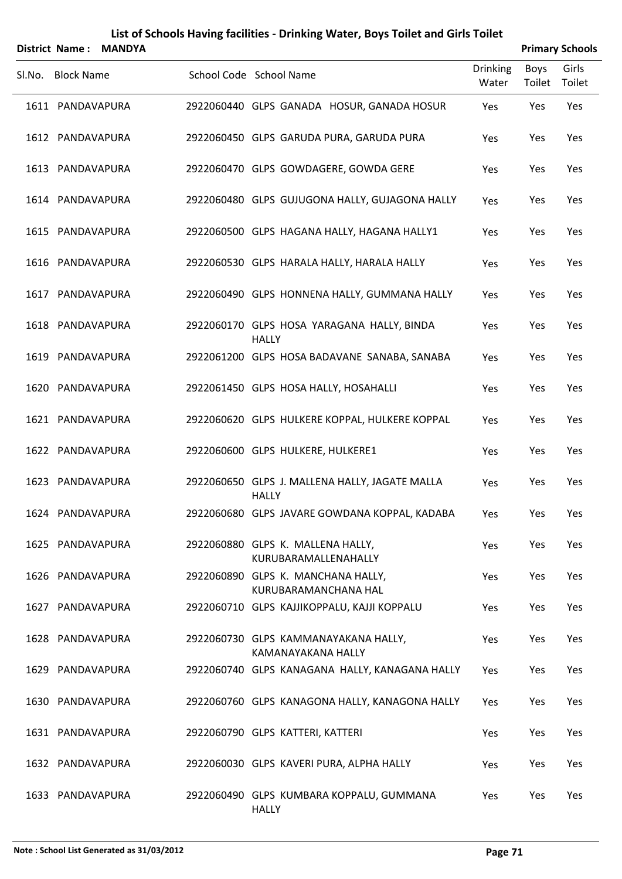# List of Schools Having facilities - Drinking Water, Boys Toilet and Girls Toilet

**District Name : MANDYA** | **Primary Schools**

| Sl.No. | Block Name | School Code | School Name | Drinking Water | Boys Toilet | Girls Toilet |
|---|---|---|---|---|---|---|
| 1611 | PANDAVAPURA | 2922060440 | GLPS GANADA HOSUR, GANADA HOSUR | Yes | Yes | Yes |
| 1612 | PANDAVAPURA | 2922060450 | GLPS GARUDA PURA, GARUDA PURA | Yes | Yes | Yes |
| 1613 | PANDAVAPURA | 2922060470 | GLPS GOWDAGERE, GOWDA GERE | Yes | Yes | Yes |
| 1614 | PANDAVAPURA | 2922060480 | GLPS GUJUGONA HALLY, GUJAGONA HALLY | Yes | Yes | Yes |
| 1615 | PANDAVAPURA | 2922060500 | GLPS HAGANA HALLY, HAGANA HALLY1 | Yes | Yes | Yes |
| 1616 | PANDAVAPURA | 2922060530 | GLPS HARALA HALLY, HARALA HALLY | Yes | Yes | Yes |
| 1617 | PANDAVAPURA | 2922060490 | GLPS HONNENA HALLY, GUMMANA HALLY | Yes | Yes | Yes |
| 1618 | PANDAVAPURA | 2922060170 | GLPS HOSA YARAGANA HALLY, BINDA HALLY | Yes | Yes | Yes |
| 1619 | PANDAVAPURA | 2922061200 | GLPS HOSA BADAVANE SANABA, SANABA | Yes | Yes | Yes |
| 1620 | PANDAVAPURA | 2922061450 | GLPS HOSA HALLY, HOSAHALLI | Yes | Yes | Yes |
| 1621 | PANDAVAPURA | 2922060620 | GLPS HULKERE KOPPAL, HULKERE KOPPAL | Yes | Yes | Yes |
| 1622 | PANDAVAPURA | 2922060600 | GLPS HULKERE, HULKERE1 | Yes | Yes | Yes |
| 1623 | PANDAVAPURA | 2922060650 | GLPS J. MALLENA HALLY, JAGATE MALLA HALLY | Yes | Yes | Yes |
| 1624 | PANDAVAPURA | 2922060680 | GLPS JAVARE GOWDANA KOPPAL, KADABA | Yes | Yes | Yes |
| 1625 | PANDAVAPURA | 2922060880 | GLPS K. MALLENA HALLY, KURUBARAMALLENAHALLY | Yes | Yes | Yes |
| 1626 | PANDAVAPURA | 2922060890 | GLPS K. MANCHANA HALLY, KURUBARAMANCHANA HAL | Yes | Yes | Yes |
| 1627 | PANDAVAPURA | 2922060710 | GLPS KAJJIKOPPALU, KAJJI KOPPALU | Yes | Yes | Yes |
| 1628 | PANDAVAPURA | 2922060730 | GLPS KAMMANAYAKANA HALLY, KAMANAYAKANA HALLY | Yes | Yes | Yes |
| 1629 | PANDAVAPURA | 2922060740 | GLPS KANAGANA HALLY, KANAGANA HALLY | Yes | Yes | Yes |
| 1630 | PANDAVAPURA | 2922060760 | GLPS KANAGONA HALLY, KANAGONA HALLY | Yes | Yes | Yes |
| 1631 | PANDAVAPURA | 2922060790 | GLPS KATTERI, KATTERI | Yes | Yes | Yes |
| 1632 | PANDAVAPURA | 2922060030 | GLPS KAVERI PURA, ALPHA HALLY | Yes | Yes | Yes |
| 1633 | PANDAVAPURA | 2922060490 | GLPS KUMBARA KOPPALU, GUMMANA HALLY | Yes | Yes | Yes |

**Note : School List Generated as 31/03/2012**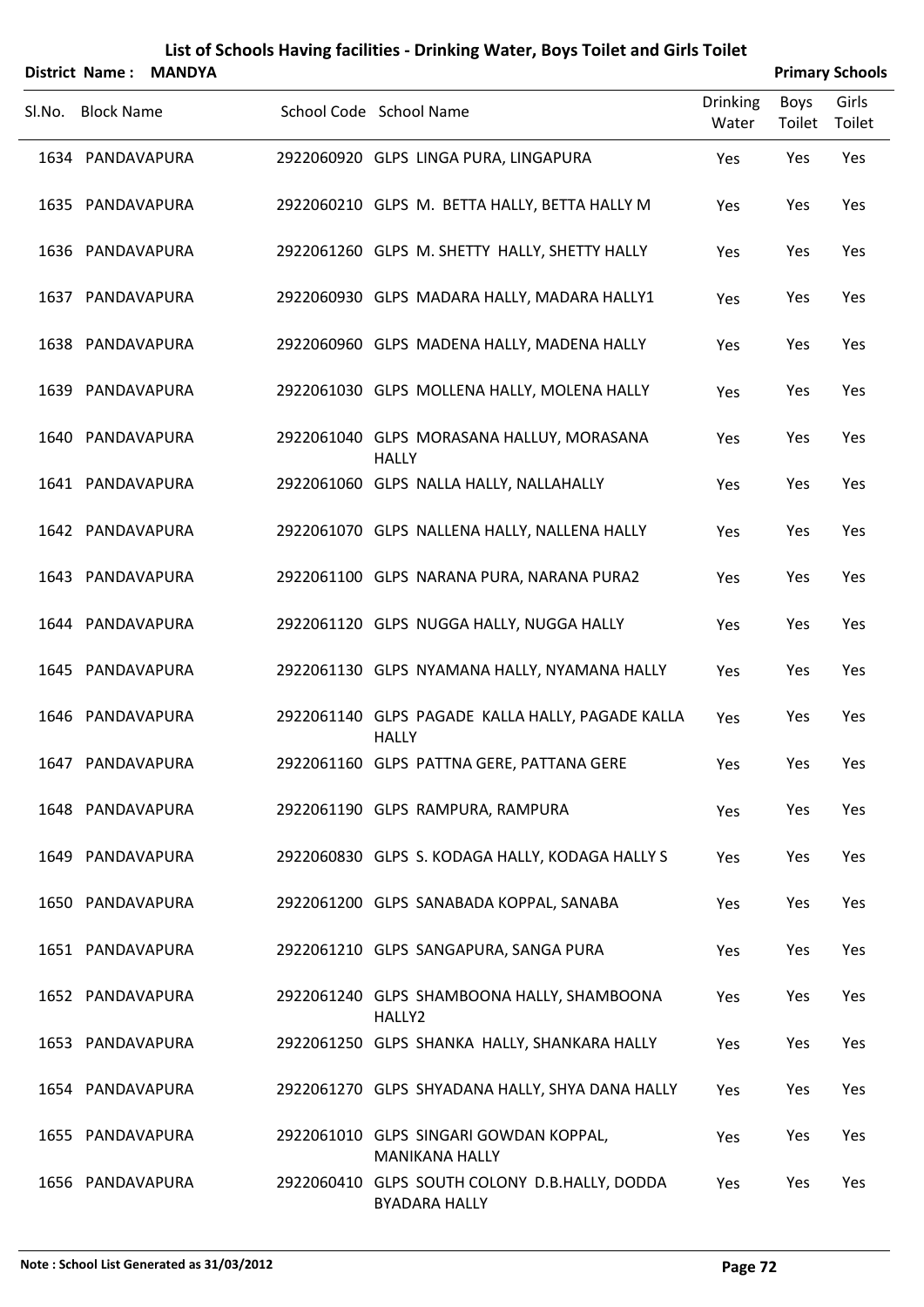# List of Schools Having facilities - Drinking Water, Boys Toilet and Girls Toilet

**District Name : MANDYA** **Primary Schools**

| Sl.No. | Block Name | School Code | School Name | Drinking Water | Boys Toilet | Girls Toilet |
|---|---|---|---|---|---|---|
| 1634 | PANDAVAPURA | 2922060920 | GLPS LINGA PURA, LINGAPURA | Yes | Yes | Yes |
| 1635 | PANDAVAPURA | 2922060210 | GLPS M. BETTA HALLY, BETTA HALLY M | Yes | Yes | Yes |
| 1636 | PANDAVAPURA | 2922061260 | GLPS M. SHETTY HALLY, SHETTY HALLY | Yes | Yes | Yes |
| 1637 | PANDAVAPURA | 2922060930 | GLPS MADARA HALLY, MADARA HALLY1 | Yes | Yes | Yes |
| 1638 | PANDAVAPURA | 2922060960 | GLPS MADENA HALLY, MADENA HALLY | Yes | Yes | Yes |
| 1639 | PANDAVAPURA | 2922061030 | GLPS MOLLENA HALLY, MOLENA HALLY | Yes | Yes | Yes |
| 1640 | PANDAVAPURA | 2922061040 | GLPS MORASANA HALLUY, MORASANA HALLY | Yes | Yes | Yes |
| 1641 | PANDAVAPURA | 2922061060 | GLPS NALLA HALLY, NALLAHALLY | Yes | Yes | Yes |
| 1642 | PANDAVAPURA | 2922061070 | GLPS NALLENA HALLY, NALLENA HALLY | Yes | Yes | Yes |
| 1643 | PANDAVAPURA | 2922061100 | GLPS NARANA PURA, NARANA PURA2 | Yes | Yes | Yes |
| 1644 | PANDAVAPURA | 2922061120 | GLPS NUGGA HALLY, NUGGA HALLY | Yes | Yes | Yes |
| 1645 | PANDAVAPURA | 2922061130 | GLPS NYAMANA HALLY, NYAMANA HALLY | Yes | Yes | Yes |
| 1646 | PANDAVAPURA | 2922061140 | GLPS PAGADE KALLA HALLY, PAGADE KALLA HALLY | Yes | Yes | Yes |
| 1647 | PANDAVAPURA | 2922061160 | GLPS PATTNA GERE, PATTANA GERE | Yes | Yes | Yes |
| 1648 | PANDAVAPURA | 2922061190 | GLPS RAMPURA, RAMPURA | Yes | Yes | Yes |
| 1649 | PANDAVAPURA | 2922060830 | GLPS S. KODAGA HALLY, KODAGA HALLY S | Yes | Yes | Yes |
| 1650 | PANDAVAPURA | 2922061200 | GLPS SANABADA KOPPAL, SANABA | Yes | Yes | Yes |
| 1651 | PANDAVAPURA | 2922061210 | GLPS SANGAPURA, SANGA PURA | Yes | Yes | Yes |
| 1652 | PANDAVAPURA | 2922061240 | GLPS SHAMBOONA HALLY, SHAMBOONA HALLY2 | Yes | Yes | Yes |
| 1653 | PANDAVAPURA | 2922061250 | GLPS SHANKA HALLY, SHANKARA HALLY | Yes | Yes | Yes |
| 1654 | PANDAVAPURA | 2922061270 | GLPS SHYADANA HALLY, SHYA DANA HALLY | Yes | Yes | Yes |
| 1655 | PANDAVAPURA | 2922061010 | GLPS SINGARI GOWDAN KOPPAL, MANIKANA HALLY | Yes | Yes | Yes |
| 1656 | PANDAVAPURA | 2922060410 | GLPS SOUTH COLONY D.B.HALLY, DODDA BYADARA HALLY | Yes | Yes | Yes |

**Note : School List Generated as 31/03/2012**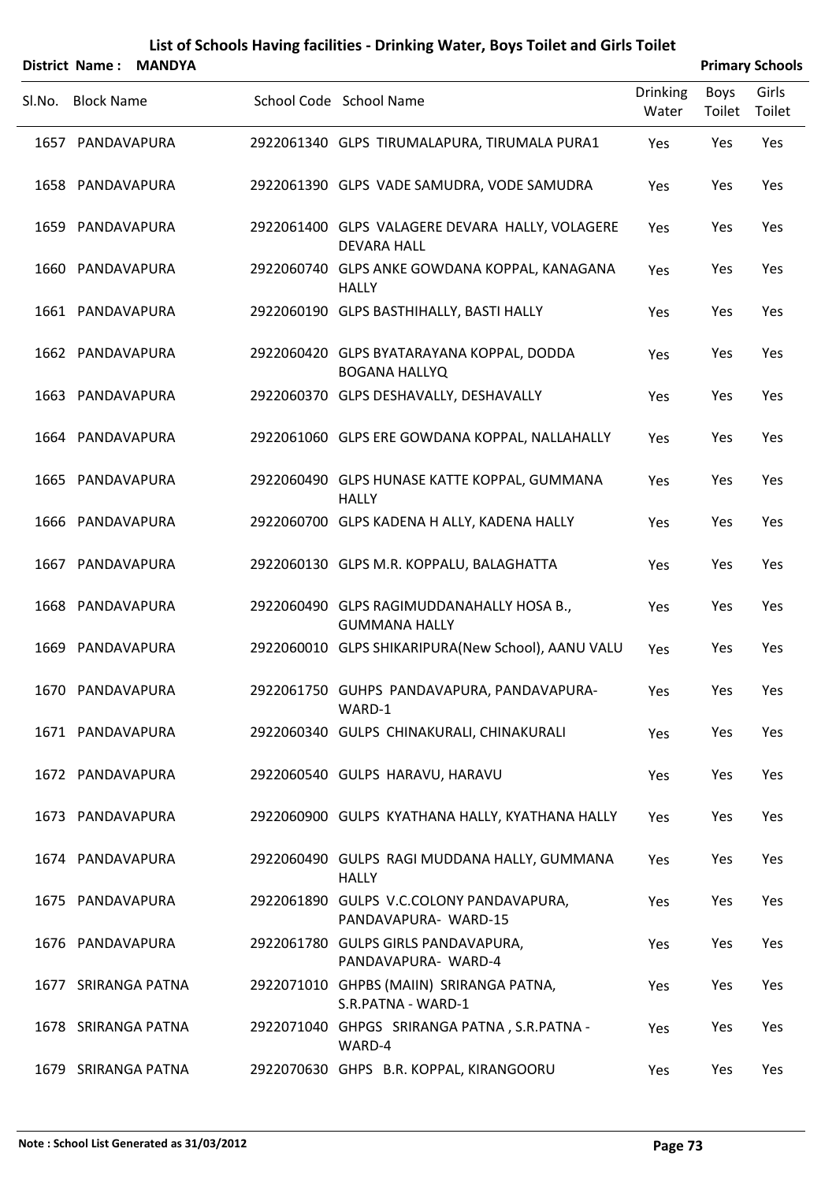# List of Schools Having facilities - Drinking Water, Boys Toilet and Girls Toilet

**District Name : MANDYA** **Primary Schools**

| Sl.No. | Block Name | School Code | School Name | Drinking Water | Boys Toilet | Girls Toilet |
|---|---|---|---|---|---|---|
| 1657 | PANDAVAPURA | 2922061340 | GLPS TIRUMALAPURA, TIRUMALA PURA1 | Yes | Yes | Yes |
| 1658 | PANDAVAPURA | 2922061390 | GLPS VADE SAMUDRA, VODE SAMUDRA | Yes | Yes | Yes |
| 1659 | PANDAVAPURA | 2922061400 | GLPS VALAGERE DEVARA HALLY, VOLAGERE DEVARA HALL | Yes | Yes | Yes |
| 1660 | PANDAVAPURA | 2922060740 | GLPS ANKE GOWDANA KOPPAL, KANAGANA HALLY | Yes | Yes | Yes |
| 1661 | PANDAVAPURA | 2922060190 | GLPS BASTHIHALLY, BASTI HALLY | Yes | Yes | Yes |
| 1662 | PANDAVAPURA | 2922060420 | GLPS BYATARAYANA KOPPAL, DODDA BOGANA HALLYQ | Yes | Yes | Yes |
| 1663 | PANDAVAPURA | 2922060370 | GLPS DESHAVALLY, DESHAVALLY | Yes | Yes | Yes |
| 1664 | PANDAVAPURA | 2922061060 | GLPS ERE GOWDANA KOPPAL, NALLAHALLY | Yes | Yes | Yes |
| 1665 | PANDAVAPURA | 2922060490 | GLPS HUNASE KATTE KOPPAL, GUMMANA HALLY | Yes | Yes | Yes |
| 1666 | PANDAVAPURA | 2922060700 | GLPS KADENA H ALLY, KADENA HALLY | Yes | Yes | Yes |
| 1667 | PANDAVAPURA | 2922060130 | GLPS M.R. KOPPALU, BALAGHATTA | Yes | Yes | Yes |
| 1668 | PANDAVAPURA | 2922060490 | GLPS RAGIMUDDANAHALLY HOSA B., GUMMANA HALLY | Yes | Yes | Yes |
| 1669 | PANDAVAPURA | 2922060010 | GLPS SHIKARIPURA(New School), AANU VALU | Yes | Yes | Yes |
| 1670 | PANDAVAPURA | 2922061750 | GUHPS PANDAVAPURA, PANDAVAPURA-WARD-1 | Yes | Yes | Yes |
| 1671 | PANDAVAPURA | 2922060340 | GULPS CHINAKURALI, CHINAKURALI | Yes | Yes | Yes |
| 1672 | PANDAVAPURA | 2922060540 | GULPS HARAVU, HARAVU | Yes | Yes | Yes |
| 1673 | PANDAVAPURA | 2922060900 | GULPS KYATHANA HALLY, KYATHANA HALLY | Yes | Yes | Yes |
| 1674 | PANDAVAPURA | 2922060490 | GULPS RAGI MUDDANA HALLY, GUMMANA HALLY | Yes | Yes | Yes |
| 1675 | PANDAVAPURA | 2922061890 | GULPS V.C.COLONY PANDAVAPURA, PANDAVAPURA- WARD-15 | Yes | Yes | Yes |
| 1676 | PANDAVAPURA | 2922061780 | GULPS GIRLS PANDAVAPURA, PANDAVAPURA- WARD-4 | Yes | Yes | Yes |
| 1677 | SRIRANGA PATNA | 2922071010 | GHPBS (MAIIN) SRIRANGA PATNA, S.R.PATNA - WARD-1 | Yes | Yes | Yes |
| 1678 | SRIRANGA PATNA | 2922071040 | GHPGS SRIRANGA PATNA , S.R.PATNA - WARD-4 | Yes | Yes | Yes |
| 1679 | SRIRANGA PATNA | 2922070630 | GHPS B.R. KOPPAL, KIRANGOORU | Yes | Yes | Yes |

Note : School List Generated as 31/03/2012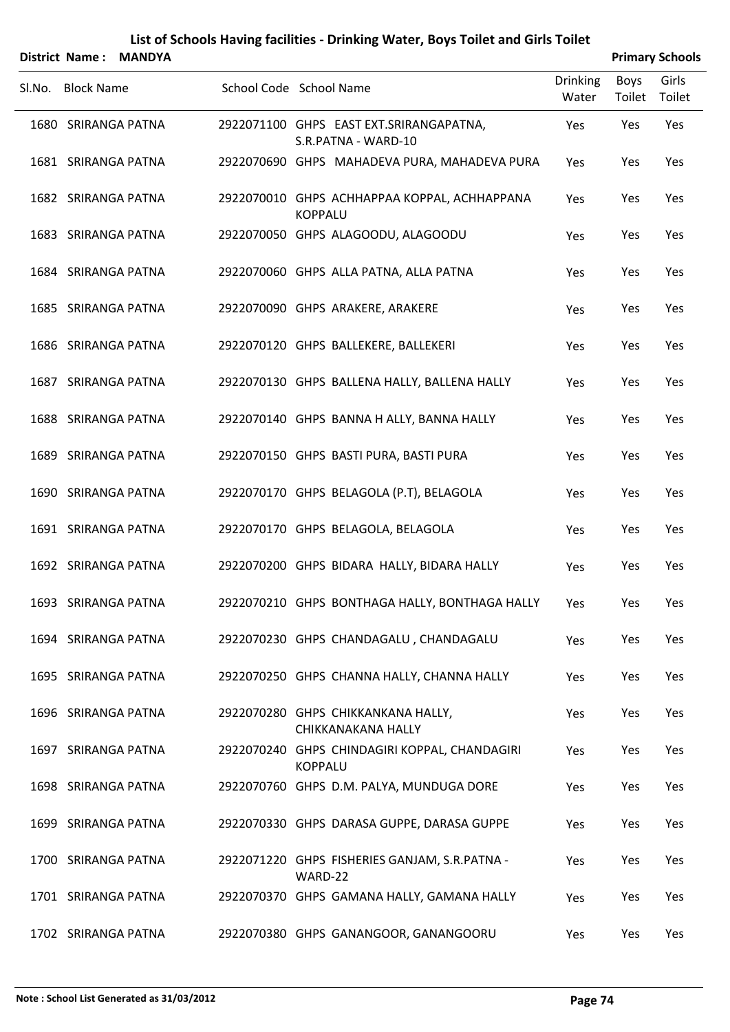# List of Schools Having facilities - Drinking Water, Boys Toilet and Girls Toilet

**District Name : MANDYA** | **Primary Schools**

| Sl.No. | Block Name | School Code | School Name | Drinking Water | Boys Toilet | Girls Toilet |
|---|---|---|---|---|---|---|
| 1680 | SRIRANGA PATNA | 2922071100 | GHPS EAST EXT.SRIRANGAPATNA, S.R.PATNA - WARD-10 | Yes | Yes | Yes |
| 1681 | SRIRANGA PATNA | 2922070690 | GHPS MAHADEVA PURA, MAHADEVA PURA | Yes | Yes | Yes |
| 1682 | SRIRANGA PATNA | 2922070010 | GHPS ACHHAPPAA KOPPAL, ACHHAPPANA KOPPALU | Yes | Yes | Yes |
| 1683 | SRIRANGA PATNA | 2922070050 | GHPS ALAGOODU, ALAGOODU | Yes | Yes | Yes |
| 1684 | SRIRANGA PATNA | 2922070060 | GHPS ALLA PATNA, ALLA PATNA | Yes | Yes | Yes |
| 1685 | SRIRANGA PATNA | 2922070090 | GHPS ARAKERE, ARAKERE | Yes | Yes | Yes |
| 1686 | SRIRANGA PATNA | 2922070120 | GHPS BALLEKERE, BALLEKERI | Yes | Yes | Yes |
| 1687 | SRIRANGA PATNA | 2922070130 | GHPS BALLENA HALLY, BALLENA HALLY | Yes | Yes | Yes |
| 1688 | SRIRANGA PATNA | 2922070140 | GHPS BANNA H ALLY, BANNA HALLY | Yes | Yes | Yes |
| 1689 | SRIRANGA PATNA | 2922070150 | GHPS BASTI PURA, BASTI PURA | Yes | Yes | Yes |
| 1690 | SRIRANGA PATNA | 2922070170 | GHPS BELAGOLA (P.T), BELAGOLA | Yes | Yes | Yes |
| 1691 | SRIRANGA PATNA | 2922070170 | GHPS BELAGOLA, BELAGOLA | Yes | Yes | Yes |
| 1692 | SRIRANGA PATNA | 2922070200 | GHPS BIDARA HALLY, BIDARA HALLY | Yes | Yes | Yes |
| 1693 | SRIRANGA PATNA | 2922070210 | GHPS BONTHAGA HALLY, BONTHAGA HALLY | Yes | Yes | Yes |
| 1694 | SRIRANGA PATNA | 2922070230 | GHPS CHANDAGALU , CHANDAGALU | Yes | Yes | Yes |
| 1695 | SRIRANGA PATNA | 2922070250 | GHPS CHANNA HALLY, CHANNA HALLY | Yes | Yes | Yes |
| 1696 | SRIRANGA PATNA | 2922070280 | GHPS CHIKKANKANA HALLY, CHIKKANAKANA HALLY | Yes | Yes | Yes |
| 1697 | SRIRANGA PATNA | 2922070240 | GHPS CHINDAGIRI KOPPAL, CHANDAGIRI KOPPALU | Yes | Yes | Yes |
| 1698 | SRIRANGA PATNA | 2922070760 | GHPS D.M. PALYA, MUNDUGA DORE | Yes | Yes | Yes |
| 1699 | SRIRANGA PATNA | 2922070330 | GHPS DARASA GUPPE, DARASA GUPPE | Yes | Yes | Yes |
| 1700 | SRIRANGA PATNA | 2922071220 | GHPS FISHERIES GANJAM, S.R.PATNA - WARD-22 | Yes | Yes | Yes |
| 1701 | SRIRANGA PATNA | 2922070370 | GHPS GAMANA HALLY, GAMANA HALLY | Yes | Yes | Yes |
| 1702 | SRIRANGA PATNA | 2922070380 | GHPS GANANGOOR, GANANGOORU | Yes | Yes | Yes |

**Note : School List Generated as 31/03/2012**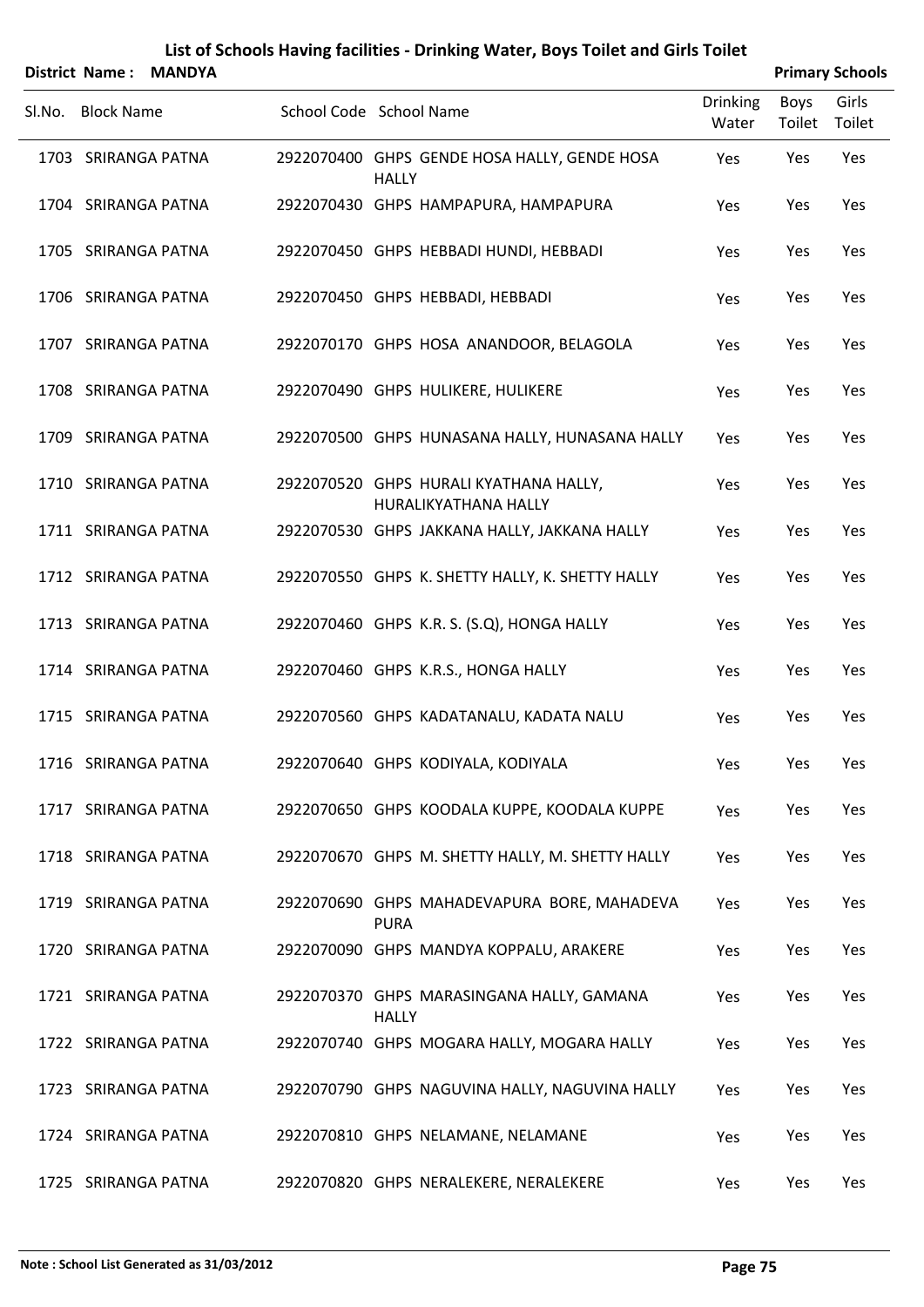# List of Schools Having facilities - Drinking Water, Boys Toilet and Girls Toilet

**District Name : MANDYA** **Primary Schools**

| Sl.No. | Block Name | School Code | School Name | Drinking Water | Boys Toilet | Girls Toilet |
|---|---|---|---|---|---|---|
| 1703 | SRIRANGA PATNA | 2922070400 | GHPS GENDE HOSA HALLY, GENDE HOSA HALLY | Yes | Yes | Yes |
| 1704 | SRIRANGA PATNA | 2922070430 | GHPS HAMPAPURA, HAMPAPURA | Yes | Yes | Yes |
| 1705 | SRIRANGA PATNA | 2922070450 | GHPS HEBBADI HUNDI, HEBBADI | Yes | Yes | Yes |
| 1706 | SRIRANGA PATNA | 2922070450 | GHPS HEBBADI, HEBBADI | Yes | Yes | Yes |
| 1707 | SRIRANGA PATNA | 2922070170 | GHPS HOSA ANANDOOR, BELAGOLA | Yes | Yes | Yes |
| 1708 | SRIRANGA PATNA | 2922070490 | GHPS HULIKERE, HULIKERE | Yes | Yes | Yes |
| 1709 | SRIRANGA PATNA | 2922070500 | GHPS HUNASANA HALLY, HUNASANA HALLY | Yes | Yes | Yes |
| 1710 | SRIRANGA PATNA | 2922070520 | GHPS HURALI KYATHANA HALLY, HURALIKYATHANA HALLY | Yes | Yes | Yes |
| 1711 | SRIRANGA PATNA | 2922070530 | GHPS JAKKANA HALLY, JAKKANA HALLY | Yes | Yes | Yes |
| 1712 | SRIRANGA PATNA | 2922070550 | GHPS K. SHETTY HALLY, K. SHETTY HALLY | Yes | Yes | Yes |
| 1713 | SRIRANGA PATNA | 2922070460 | GHPS K.R. S. (S.Q), HONGA HALLY | Yes | Yes | Yes |
| 1714 | SRIRANGA PATNA | 2922070460 | GHPS K.R.S., HONGA HALLY | Yes | Yes | Yes |
| 1715 | SRIRANGA PATNA | 2922070560 | GHPS KADATANALU, KADATA NALU | Yes | Yes | Yes |
| 1716 | SRIRANGA PATNA | 2922070640 | GHPS KODIYALA, KODIYALA | Yes | Yes | Yes |
| 1717 | SRIRANGA PATNA | 2922070650 | GHPS KOODALA KUPPE, KOODALA KUPPE | Yes | Yes | Yes |
| 1718 | SRIRANGA PATNA | 2922070670 | GHPS M. SHETTY HALLY, M. SHETTY HALLY | Yes | Yes | Yes |
| 1719 | SRIRANGA PATNA | 2922070690 | GHPS MAHADEVAPURA BORE, MAHADEVA PURA | Yes | Yes | Yes |
| 1720 | SRIRANGA PATNA | 2922070090 | GHPS MANDYA KOPPALU, ARAKERE | Yes | Yes | Yes |
| 1721 | SRIRANGA PATNA | 2922070370 | GHPS MARASINGANA HALLY, GAMANA HALLY | Yes | Yes | Yes |
| 1722 | SRIRANGA PATNA | 2922070740 | GHPS MOGARA HALLY, MOGARA HALLY | Yes | Yes | Yes |
| 1723 | SRIRANGA PATNA | 2922070790 | GHPS NAGUVINA HALLY, NAGUVINA HALLY | Yes | Yes | Yes |
| 1724 | SRIRANGA PATNA | 2922070810 | GHPS NELAMANE, NELAMANE | Yes | Yes | Yes |
| 1725 | SRIRANGA PATNA | 2922070820 | GHPS NERALEKERE, NERALEKERE | Yes | Yes | Yes |

**Note : School List Generated as 31/03/2012**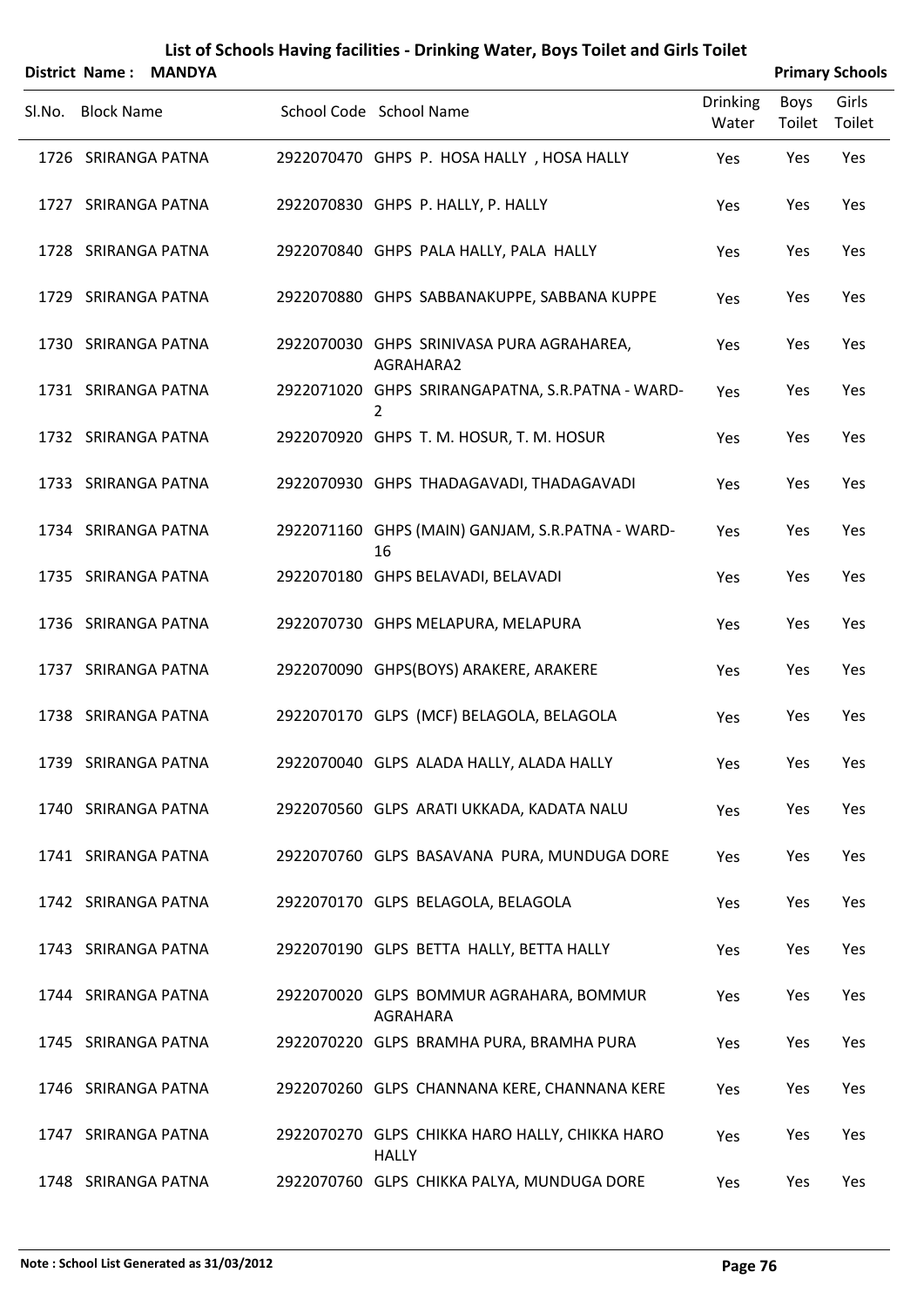# List of Schools Having facilities - Drinking Water, Boys Toilet and Girls Toilet

**District Name : MANDYA** | **Primary Schools**

| Sl.No. | Block Name | School Code | School Name | Drinking Water | Boys Toilet | Girls Toilet |
|---|---|---|---|---|---|---|
| 1726 | SRIRANGA PATNA | 2922070470 | GHPS P. HOSA HALLY , HOSA HALLY | Yes | Yes | Yes |
| 1727 | SRIRANGA PATNA | 2922070830 | GHPS P. HALLY, P. HALLY | Yes | Yes | Yes |
| 1728 | SRIRANGA PATNA | 2922070840 | GHPS PALA HALLY, PALA HALLY | Yes | Yes | Yes |
| 1729 | SRIRANGA PATNA | 2922070880 | GHPS SABBANAKUPPE, SABBANA KUPPE | Yes | Yes | Yes |
| 1730 | SRIRANGA PATNA | 2922070030 | GHPS SRINIVASA PURA AGRAHAREA, AGRAHARA2 | Yes | Yes | Yes |
| 1731 | SRIRANGA PATNA | 2922071020 | GHPS SRIRANGAPATNA, S.R.PATNA - WARD-2 | Yes | Yes | Yes |
| 1732 | SRIRANGA PATNA | 2922070920 | GHPS T. M. HOSUR, T. M. HOSUR | Yes | Yes | Yes |
| 1733 | SRIRANGA PATNA | 2922070930 | GHPS THADAGAVADI, THADAGAVADI | Yes | Yes | Yes |
| 1734 | SRIRANGA PATNA | 2922071160 | GHPS (MAIN) GANJAM, S.R.PATNA - WARD-16 | Yes | Yes | Yes |
| 1735 | SRIRANGA PATNA | 2922070180 | GHPS BELAVADI, BELAVADI | Yes | Yes | Yes |
| 1736 | SRIRANGA PATNA | 2922070730 | GHPS MELAPURA, MELAPURA | Yes | Yes | Yes |
| 1737 | SRIRANGA PATNA | 2922070090 | GHPS(BOYS) ARAKERE, ARAKERE | Yes | Yes | Yes |
| 1738 | SRIRANGA PATNA | 2922070170 | GLPS (MCF) BELAGOLA, BELAGOLA | Yes | Yes | Yes |
| 1739 | SRIRANGA PATNA | 2922070040 | GLPS ALADA HALLY, ALADA HALLY | Yes | Yes | Yes |
| 1740 | SRIRANGA PATNA | 2922070560 | GLPS ARATI UKKADA, KADATA NALU | Yes | Yes | Yes |
| 1741 | SRIRANGA PATNA | 2922070760 | GLPS BASAVANA PURA, MUNDUGA DORE | Yes | Yes | Yes |
| 1742 | SRIRANGA PATNA | 2922070170 | GLPS BELAGOLA, BELAGOLA | Yes | Yes | Yes |
| 1743 | SRIRANGA PATNA | 2922070190 | GLPS BETTA HALLY, BETTA HALLY | Yes | Yes | Yes |
| 1744 | SRIRANGA PATNA | 2922070020 | GLPS BOMMUR AGRAHARA, BOMMUR AGRAHARA | Yes | Yes | Yes |
| 1745 | SRIRANGA PATNA | 2922070220 | GLPS BRAMHA PURA, BRAMHA PURA | Yes | Yes | Yes |
| 1746 | SRIRANGA PATNA | 2922070260 | GLPS CHANNANA KERE, CHANNANA KERE | Yes | Yes | Yes |
| 1747 | SRIRANGA PATNA | 2922070270 | GLPS CHIKKA HARO HALLY, CHIKKA HARO HALLY | Yes | Yes | Yes |
| 1748 | SRIRANGA PATNA | 2922070760 | GLPS CHIKKA PALYA, MUNDUGA DORE | Yes | Yes | Yes |

Note : School List Generated as 31/03/2012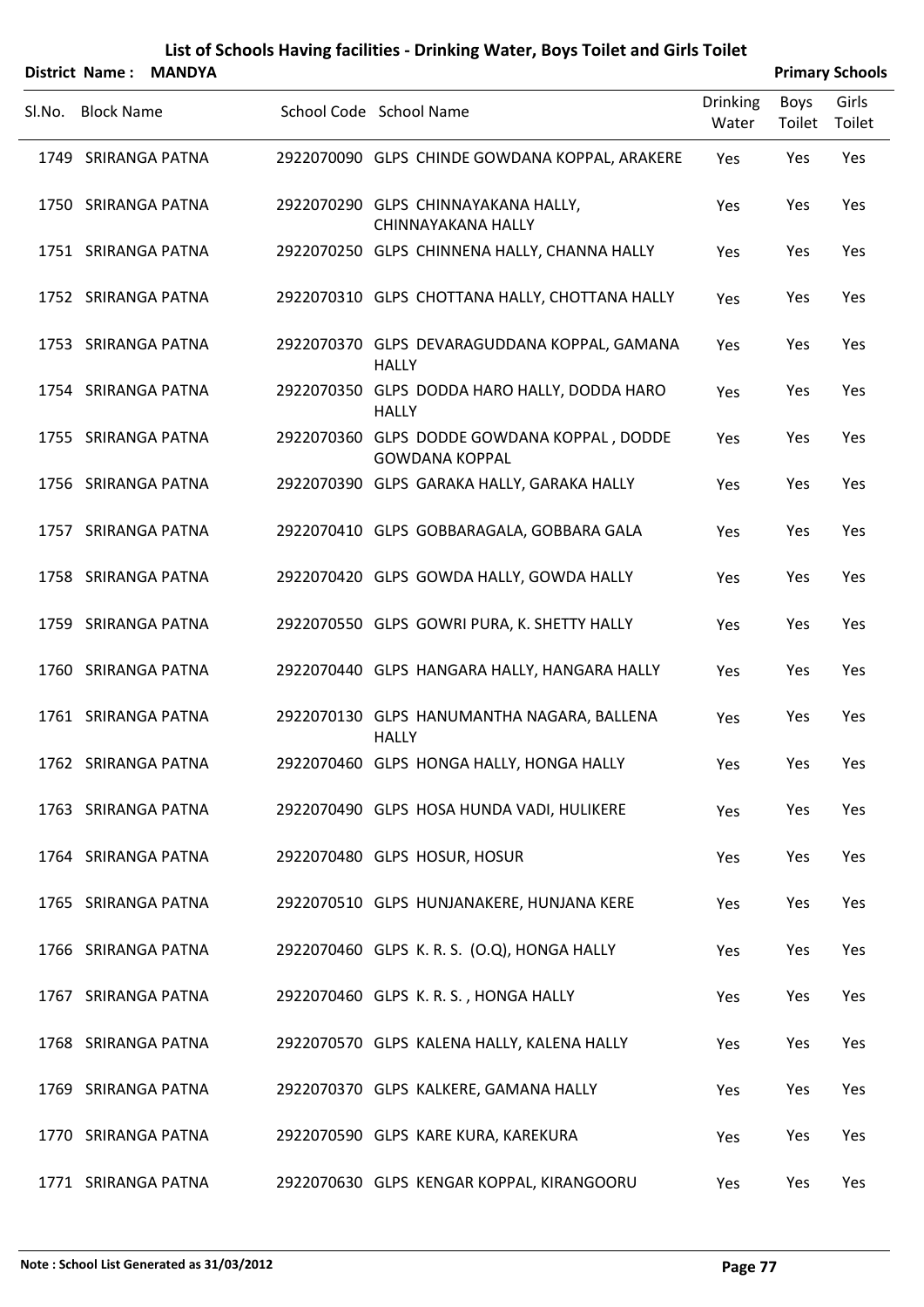# List of Schools Having facilities - Drinking Water, Boys Toilet and Girls Toilet

**District Name : MANDYA** | **Primary Schools**

| Sl.No. | Block Name | School Code | School Name | Drinking Water | Boys Toilet | Girls Toilet |
|---|---|---|---|---|---|---|
| 1749 | SRIRANGA PATNA | 2922070090 | GLPS CHINDE GOWDANA KOPPAL, ARAKERE | Yes | Yes | Yes |
| 1750 | SRIRANGA PATNA | 2922070290 | GLPS CHINNAYAKANA HALLY, CHINNAYAKANA HALLY | Yes | Yes | Yes |
| 1751 | SRIRANGA PATNA | 2922070250 | GLPS CHINNENA HALLY, CHANNA HALLY | Yes | Yes | Yes |
| 1752 | SRIRANGA PATNA | 2922070310 | GLPS CHOTTANA HALLY, CHOTTANA HALLY | Yes | Yes | Yes |
| 1753 | SRIRANGA PATNA | 2922070370 | GLPS DEVARAGUDDANA KOPPAL, GAMANA HALLY | Yes | Yes | Yes |
| 1754 | SRIRANGA PATNA | 2922070350 | GLPS DODDA HARO HALLY, DODDA HARO HALLY | Yes | Yes | Yes |
| 1755 | SRIRANGA PATNA | 2922070360 | GLPS DODDE GOWDANA KOPPAL , DODDE GOWDANA KOPPAL | Yes | Yes | Yes |
| 1756 | SRIRANGA PATNA | 2922070390 | GLPS GARAKA HALLY, GARAKA HALLY | Yes | Yes | Yes |
| 1757 | SRIRANGA PATNA | 2922070410 | GLPS GOBBARAGALA, GOBBARA GALA | Yes | Yes | Yes |
| 1758 | SRIRANGA PATNA | 2922070420 | GLPS GOWDA HALLY, GOWDA HALLY | Yes | Yes | Yes |
| 1759 | SRIRANGA PATNA | 2922070550 | GLPS GOWRI PURA, K. SHETTY HALLY | Yes | Yes | Yes |
| 1760 | SRIRANGA PATNA | 2922070440 | GLPS HANGARA HALLY, HANGARA HALLY | Yes | Yes | Yes |
| 1761 | SRIRANGA PATNA | 2922070130 | GLPS HANUMANTHA NAGARA, BALLENA HALLY | Yes | Yes | Yes |
| 1762 | SRIRANGA PATNA | 2922070460 | GLPS HONGA HALLY, HONGA HALLY | Yes | Yes | Yes |
| 1763 | SRIRANGA PATNA | 2922070490 | GLPS HOSA HUNDA VADI, HULIKERE | Yes | Yes | Yes |
| 1764 | SRIRANGA PATNA | 2922070480 | GLPS HOSUR, HOSUR | Yes | Yes | Yes |
| 1765 | SRIRANGA PATNA | 2922070510 | GLPS HUNJANAKERE, HUNJANA KERE | Yes | Yes | Yes |
| 1766 | SRIRANGA PATNA | 2922070460 | GLPS K. R. S. (O.Q), HONGA HALLY | Yes | Yes | Yes |
| 1767 | SRIRANGA PATNA | 2922070460 | GLPS K. R. S. , HONGA HALLY | Yes | Yes | Yes |
| 1768 | SRIRANGA PATNA | 2922070570 | GLPS KALENA HALLY, KALENA HALLY | Yes | Yes | Yes |
| 1769 | SRIRANGA PATNA | 2922070370 | GLPS KALKERE, GAMANA HALLY | Yes | Yes | Yes |
| 1770 | SRIRANGA PATNA | 2922070590 | GLPS KARE KURA, KAREKURA | Yes | Yes | Yes |
| 1771 | SRIRANGA PATNA | 2922070630 | GLPS KENGAR KOPPAL, KIRANGOORU | Yes | Yes | Yes |

**Note : School List Generated as 31/03/2012**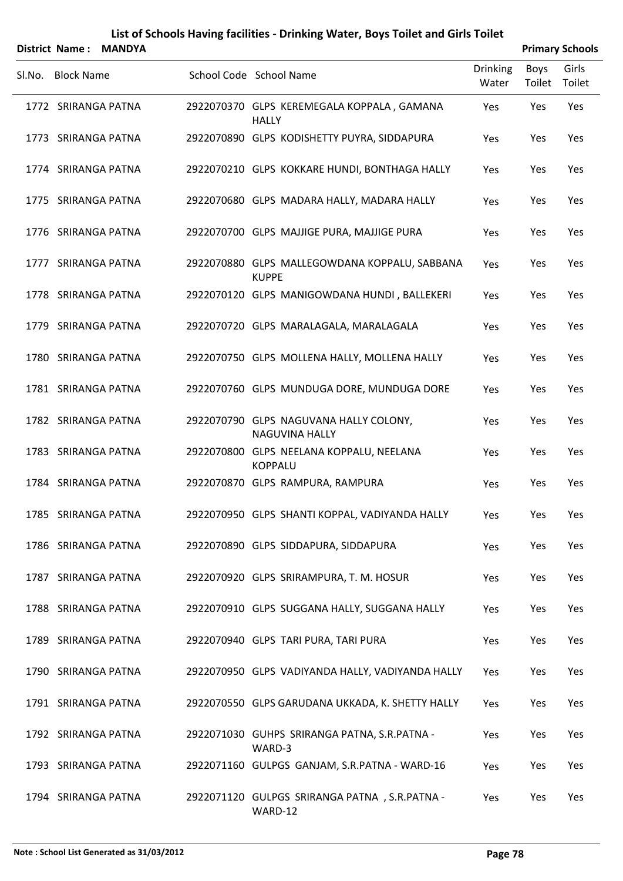# List of Schools Having facilities - Drinking Water, Boys Toilet and Girls Toilet

**District Name : MANDYA** **Primary Schools**

| Sl.No. | Block Name | School Code | School Name | Drinking Water | Boys Toilet | Girls Toilet |
|---|---|---|---|---|---|---|
| 1772 | SRIRANGA PATNA | 2922070370 | GLPS KEREMEGALA KOPPALA , GAMANA HALLY | Yes | Yes | Yes |
| 1773 | SRIRANGA PATNA | 2922070890 | GLPS KODISHETTY PUYRA, SIDDAPURA | Yes | Yes | Yes |
| 1774 | SRIRANGA PATNA | 2922070210 | GLPS KOKKARE HUNDI, BONTHAGA HALLY | Yes | Yes | Yes |
| 1775 | SRIRANGA PATNA | 2922070680 | GLPS MADARA HALLY, MADARA HALLY | Yes | Yes | Yes |
| 1776 | SRIRANGA PATNA | 2922070700 | GLPS MAJJIGE PURA, MAJJIGE PURA | Yes | Yes | Yes |
| 1777 | SRIRANGA PATNA | 2922070880 | GLPS MALLEGOWDANA KOPPALU, SABBANA KUPPE | Yes | Yes | Yes |
| 1778 | SRIRANGA PATNA | 2922070120 | GLPS MANIGOWDANA HUNDI , BALLEKERI | Yes | Yes | Yes |
| 1779 | SRIRANGA PATNA | 2922070720 | GLPS MARALAGALA, MARALAGALA | Yes | Yes | Yes |
| 1780 | SRIRANGA PATNA | 2922070750 | GLPS MOLLENA HALLY, MOLLENA HALLY | Yes | Yes | Yes |
| 1781 | SRIRANGA PATNA | 2922070760 | GLPS MUNDUGA DORE, MUNDUGA DORE | Yes | Yes | Yes |
| 1782 | SRIRANGA PATNA | 2922070790 | GLPS NAGUVANA HALLY COLONY, NAGUVINA HALLY | Yes | Yes | Yes |
| 1783 | SRIRANGA PATNA | 2922070800 | GLPS NEELANA KOPPALU, NEELANA KOPPALU | Yes | Yes | Yes |
| 1784 | SRIRANGA PATNA | 2922070870 | GLPS RAMPURA, RAMPURA | Yes | Yes | Yes |
| 1785 | SRIRANGA PATNA | 2922070950 | GLPS SHANTI KOPPAL, VADIYANDA HALLY | Yes | Yes | Yes |
| 1786 | SRIRANGA PATNA | 2922070890 | GLPS SIDDAPURA, SIDDAPURA | Yes | Yes | Yes |
| 1787 | SRIRANGA PATNA | 2922070920 | GLPS SRIRAMPURA, T. M. HOSUR | Yes | Yes | Yes |
| 1788 | SRIRANGA PATNA | 2922070910 | GLPS SUGGANA HALLY, SUGGANA HALLY | Yes | Yes | Yes |
| 1789 | SRIRANGA PATNA | 2922070940 | GLPS TARI PURA, TARI PURA | Yes | Yes | Yes |
| 1790 | SRIRANGA PATNA | 2922070950 | GLPS VADIYANDA HALLY, VADIYANDA HALLY | Yes | Yes | Yes |
| 1791 | SRIRANGA PATNA | 2922070550 | GLPS GARUDANA UKKADA, K. SHETTY HALLY | Yes | Yes | Yes |
| 1792 | SRIRANGA PATNA | 2922071030 | GUHPS SRIRANGA PATNA, S.R.PATNA - WARD-3 | Yes | Yes | Yes |
| 1793 | SRIRANGA PATNA | 2922071160 | GULPGS GANJAM, S.R.PATNA - WARD-16 | Yes | Yes | Yes |
| 1794 | SRIRANGA PATNA | 2922071120 | GULPGS SRIRANGA PATNA , S.R.PATNA - WARD-12 | Yes | Yes | Yes |

Note : School List Generated as 31/03/2012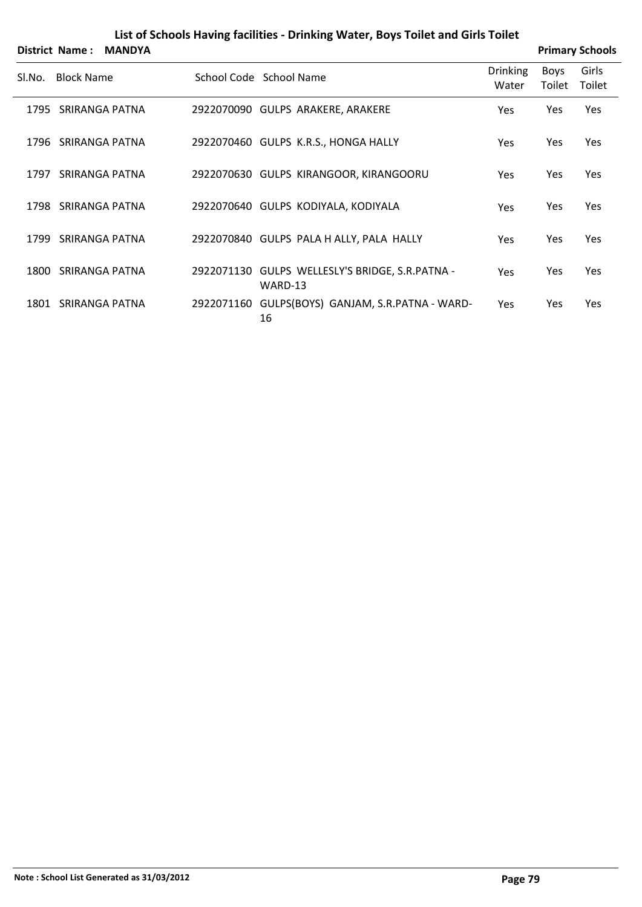# List of Schools Having facilities - Drinking Water, Boys Toilet and Girls Toilet

**District Name : MANDYA** **Primary Schools**

| Sl.No. | Block Name | School Code | School Name | Drinking Water | Boys Toilet | Girls Toilet |
|---|---|---|---|---|---|---|
| 1795 | SRIRANGA PATNA | 2922070090 | GULPS ARAKERE, ARAKERE | Yes | Yes | Yes |
| 1796 | SRIRANGA PATNA | 2922070460 | GULPS K.R.S., HONGA HALLY | Yes | Yes | Yes |
| 1797 | SRIRANGA PATNA | 2922070630 | GULPS KIRANGOOR, KIRANGOORU | Yes | Yes | Yes |
| 1798 | SRIRANGA PATNA | 2922070640 | GULPS KODIYALA, KODIYALA | Yes | Yes | Yes |
| 1799 | SRIRANGA PATNA | 2922070840 | GULPS PALA H ALLY, PALA HALLY | Yes | Yes | Yes |
| 1800 | SRIRANGA PATNA | 2922071130 | GULPS WELLESLY'S BRIDGE, S.R.PATNA - WARD-13 | Yes | Yes | Yes |
| 1801 | SRIRANGA PATNA | 2922071160 | GULPS(BOYS) GANJAM, S.R.PATNA - WARD-16 | Yes | Yes | Yes |

**Note : School List Generated as 31/03/2012**